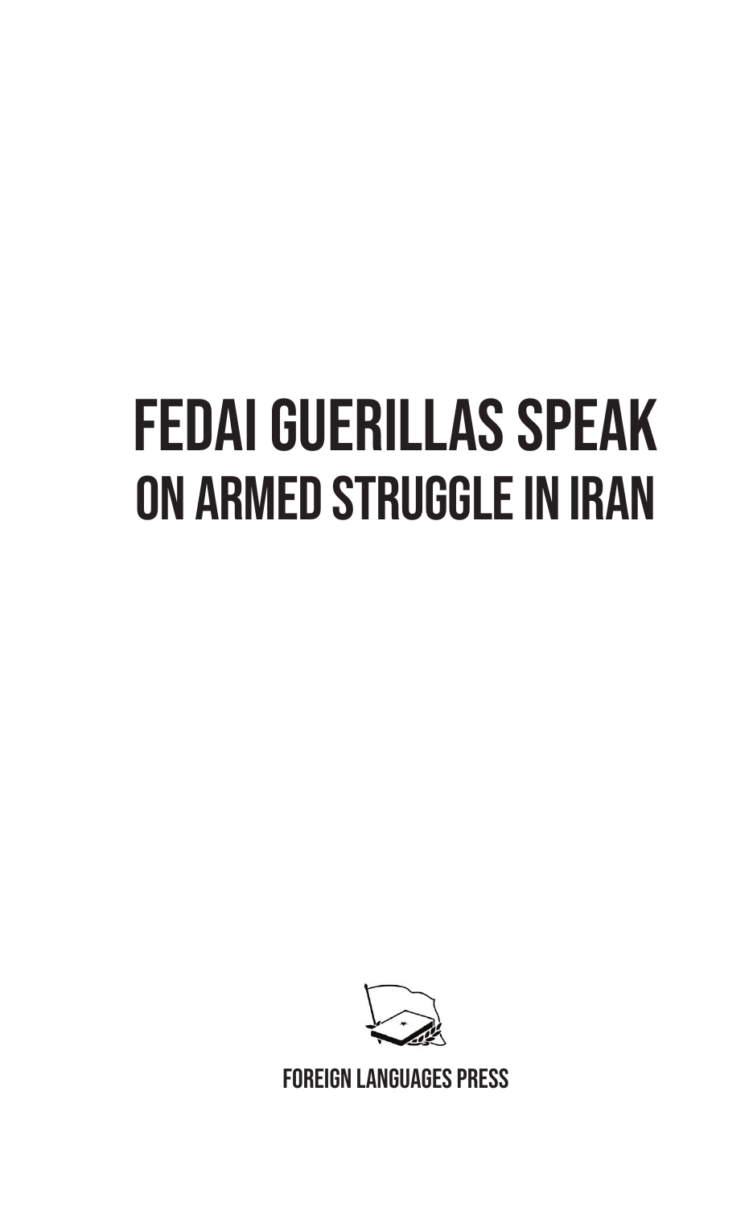# FEDAI GUERILLAS SPEAK
## ON ARMED STRUGGLE IN IRAN

FOREIGN LANGUAGES PRESS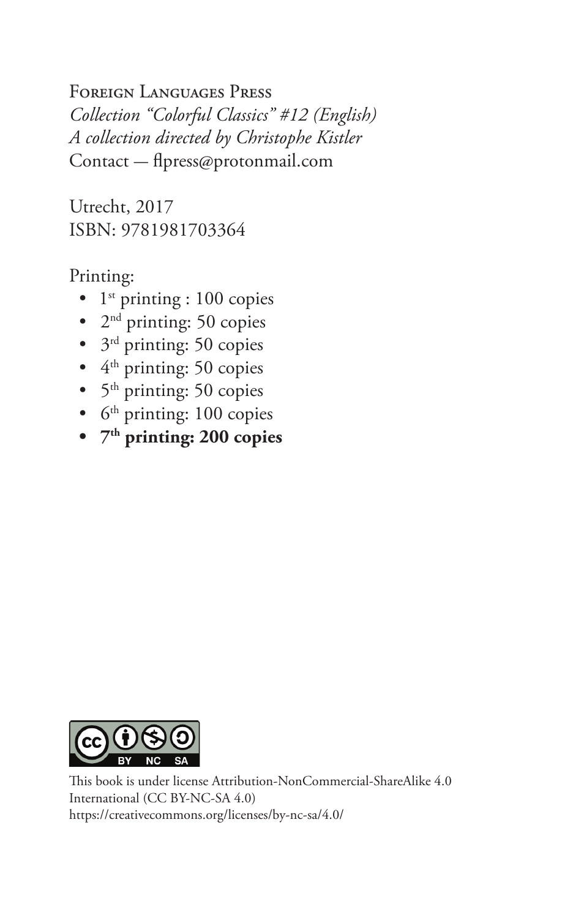Foreign Languages Press
*Collection "Colorful Classics" #12 (English)*
*A collection directed by Christophe Kistler*
Contact — flpress@protonmail.com

Utrecht, 2017
ISBN: 9781981703364

Printing:

- 1st printing : 100 copies
- 2nd printing: 50 copies
- 3rd printing: 50 copies
- 4th printing: 50 copies
- 5th printing: 50 copies
- 6th printing: 100 copies
- **7th printing: 200 copies**

This book is under license Attribution-NonCommercial-ShareAlike 4.0 International (CC BY-NC-SA 4.0)
https://creativecommons.org/licenses/by-nc-sa/4.0/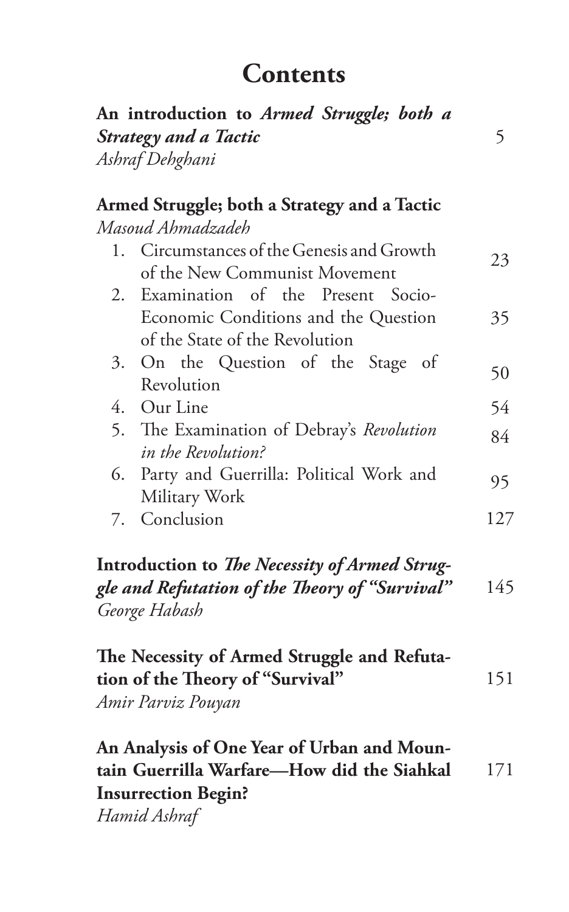# Contents

**An introduction to *Armed Struggle; both a Strategy and a Tactic*** 5
*Ashraf Dehghani*

**Armed Struggle; both a Strategy and a Tactic**
*Masoud Ahmadzadeh*

1. Circumstances of the Genesis and Growth of the New Communist Movement 23
2. Examination of the Present Socio-Economic Conditions and the Question of the State of the Revolution 35
3. On the Question of the Stage of Revolution 50
4. Our Line 54
5. The Examination of Debray's *Revolution in the Revolution?* 84
6. Party and Guerrilla: Political Work and Military Work 95
7. Conclusion 127

**Introduction to *The Necessity of Armed Struggle and Refutation of the Theory of "Survival"*** 145
*George Habash*

**The Necessity of Armed Struggle and Refutation of the Theory of "Survival"** 151
*Amir Parviz Pouyan*

**An Analysis of One Year of Urban and Mountain Guerrilla Warfare—How did the Siahkal Insurrection Begin?** 171
*Hamid Ashraf*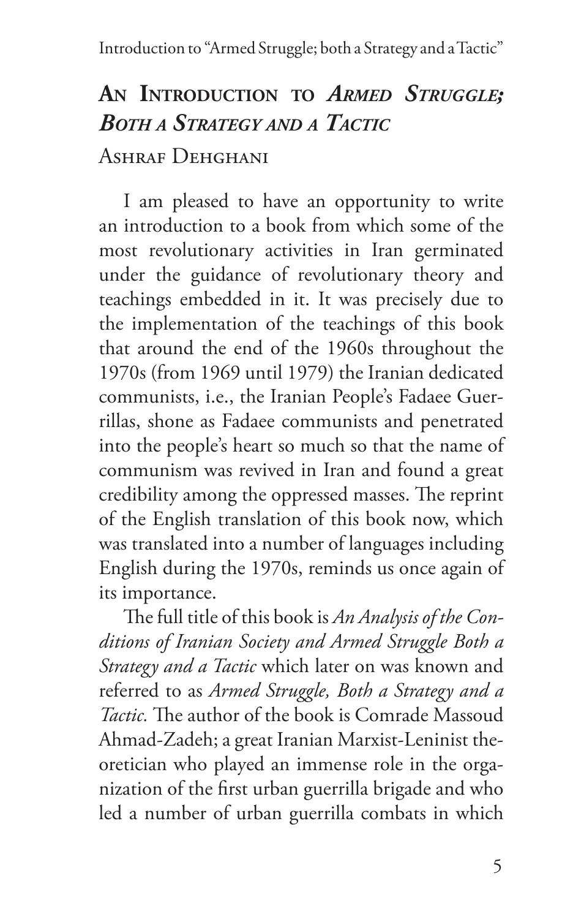## An Introduction to *Armed Struggle; Both a Strategy and a Tactic*

Ashraf Dehghani

I am pleased to have an opportunity to write an introduction to a book from which some of the most revolutionary activities in Iran germinated under the guidance of revolutionary theory and teachings embedded in it. It was precisely due to the implementation of the teachings of this book that around the end of the 1960s throughout the 1970s (from 1969 until 1979) the Iranian dedicated communists, i.e., the Iranian People's Fadaee Guerrillas, shone as Fadaee communists and penetrated into the people's heart so much so that the name of communism was revived in Iran and found a great credibility among the oppressed masses. The reprint of the English translation of this book now, which was translated into a number of languages including English during the 1970s, reminds us once again of its importance.

The full title of this book is *An Analysis of the Conditions of Iranian Society and Armed Struggle Both a Strategy and a Tactic* which later on was known and referred to as *Armed Struggle, Both a Strategy and a Tactic.* The author of the book is Comrade Massoud Ahmad-Zadeh; a great Iranian Marxist-Leninist theoretician who played an immense role in the organization of the first urban guerrilla brigade and who led a number of urban guerrilla combats in which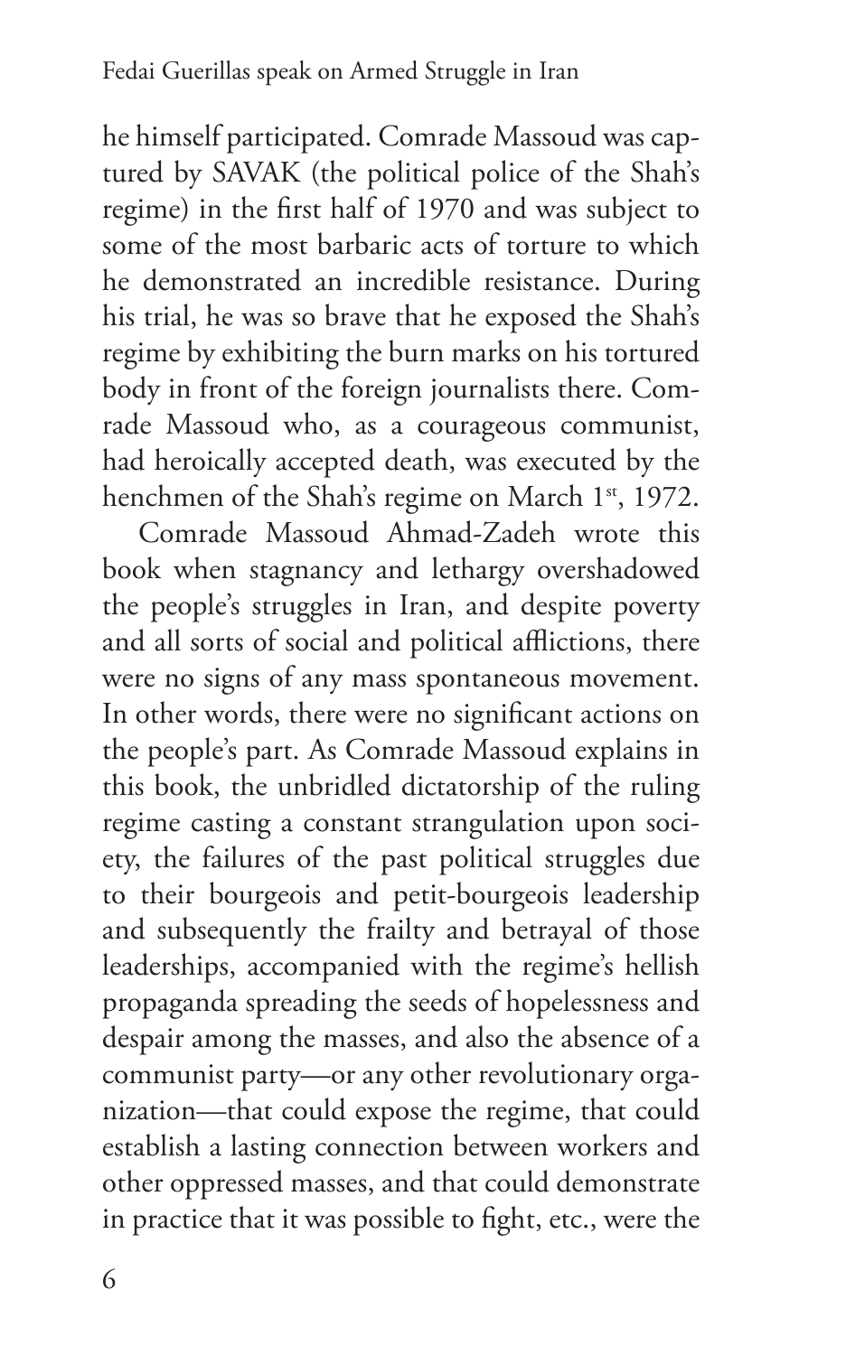he himself participated. Comrade Massoud was captured by SAVAK (the political police of the Shah's regime) in the first half of 1970 and was subject to some of the most barbaric acts of torture to which he demonstrated an incredible resistance. During his trial, he was so brave that he exposed the Shah's regime by exhibiting the burn marks on his tortured body in front of the foreign journalists there. Comrade Massoud who, as a courageous communist, had heroically accepted death, was executed by the henchmen of the Shah's regime on March 1st, 1972.

Comrade Massoud Ahmad-Zadeh wrote this book when stagnancy and lethargy overshadowed the people's struggles in Iran, and despite poverty and all sorts of social and political afflictions, there were no signs of any mass spontaneous movement. In other words, there were no significant actions on the people's part. As Comrade Massoud explains in this book, the unbridled dictatorship of the ruling regime casting a constant strangulation upon society, the failures of the past political struggles due to their bourgeois and petit-bourgeois leadership and subsequently the frailty and betrayal of those leaderships, accompanied with the regime's hellish propaganda spreading the seeds of hopelessness and despair among the masses, and also the absence of a communist party—or any other revolutionary organization—that could expose the regime, that could establish a lasting connection between workers and other oppressed masses, and that could demonstrate in practice that it was possible to fight, etc., were the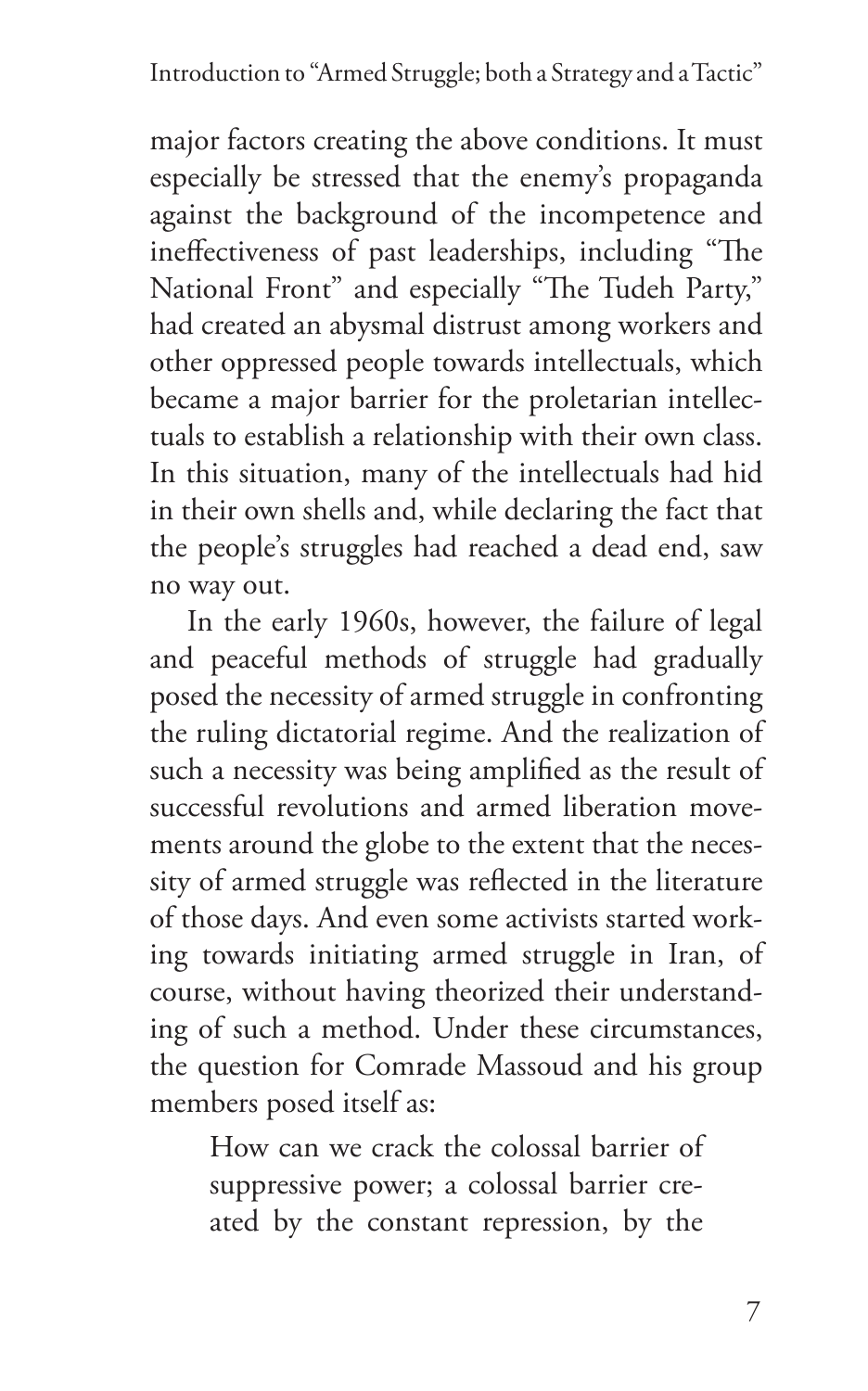major factors creating the above conditions. It must especially be stressed that the enemy's propaganda against the background of the incompetence and ineffectiveness of past leaderships, including "The National Front" and especially "The Tudeh Party," had created an abysmal distrust among workers and other oppressed people towards intellectuals, which became a major barrier for the proletarian intellectuals to establish a relationship with their own class. In this situation, many of the intellectuals had hid in their own shells and, while declaring the fact that the people's struggles had reached a dead end, saw no way out.

In the early 1960s, however, the failure of legal and peaceful methods of struggle had gradually posed the necessity of armed struggle in confronting the ruling dictatorial regime. And the realization of such a necessity was being amplified as the result of successful revolutions and armed liberation movements around the globe to the extent that the necessity of armed struggle was reflected in the literature of those days. And even some activists started working towards initiating armed struggle in Iran, of course, without having theorized their understanding of such a method. Under these circumstances, the question for Comrade Massoud and his group members posed itself as:

> How can we crack the colossal barrier of suppressive power; a colossal barrier created by the constant repression, by the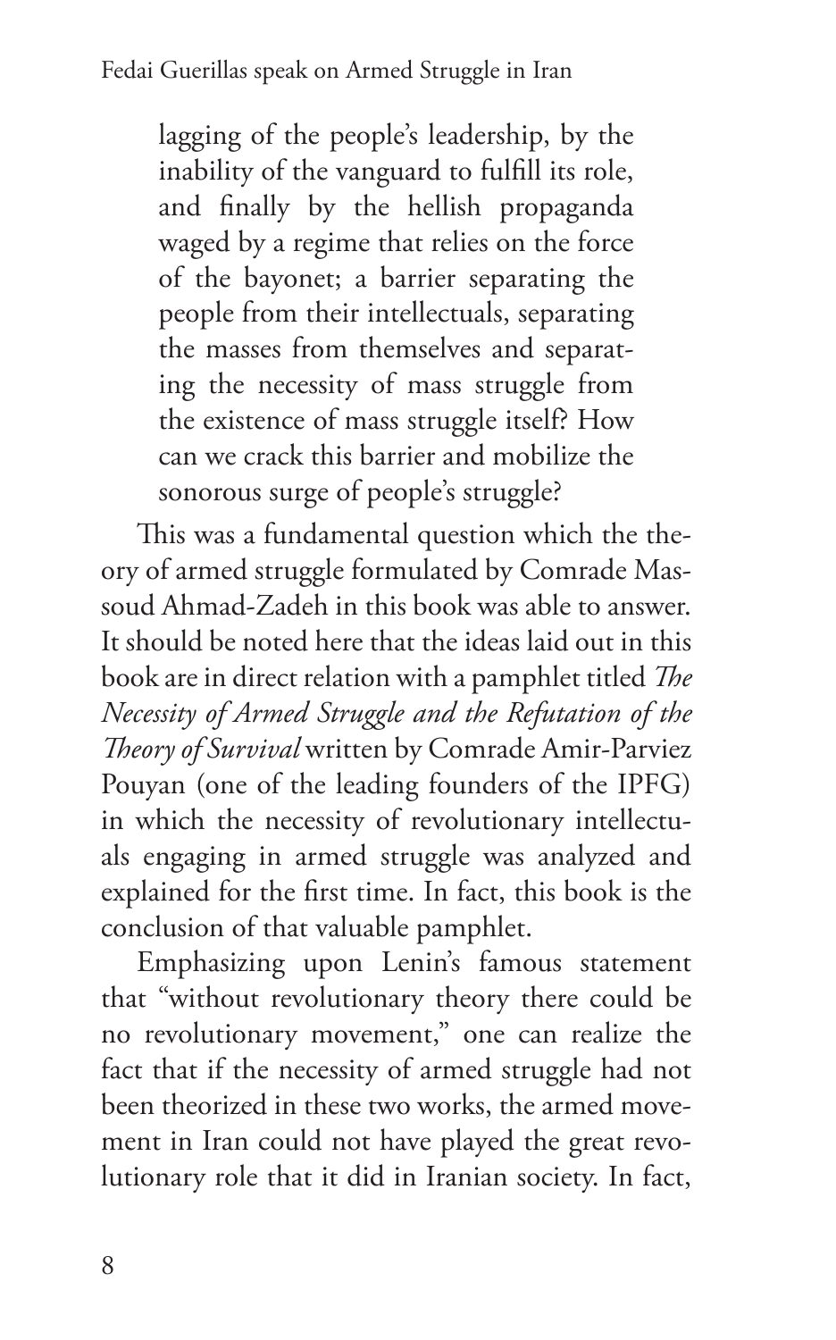> lagging of the people's leadership, by the inability of the vanguard to fulfill its role, and finally by the hellish propaganda waged by a regime that relies on the force of the bayonet; a barrier separating the people from their intellectuals, separating the masses from themselves and separating the necessity of mass struggle from the existence of mass struggle itself? How can we crack this barrier and mobilize the sonorous surge of people's struggle?

This was a fundamental question which the theory of armed struggle formulated by Comrade Massoud Ahmad-Zadeh in this book was able to answer. It should be noted here that the ideas laid out in this book are in direct relation with a pamphlet titled *The Necessity of Armed Struggle and the Refutation of the Theory of Survival* written by Comrade Amir-Parviez Pouyan (one of the leading founders of the IPFG) in which the necessity of revolutionary intellectuals engaging in armed struggle was analyzed and explained for the first time. In fact, this book is the conclusion of that valuable pamphlet.

Emphasizing upon Lenin's famous statement that "without revolutionary theory there could be no revolutionary movement," one can realize the fact that if the necessity of armed struggle had not been theorized in these two works, the armed movement in Iran could not have played the great revolutionary role that it did in Iranian society. In fact,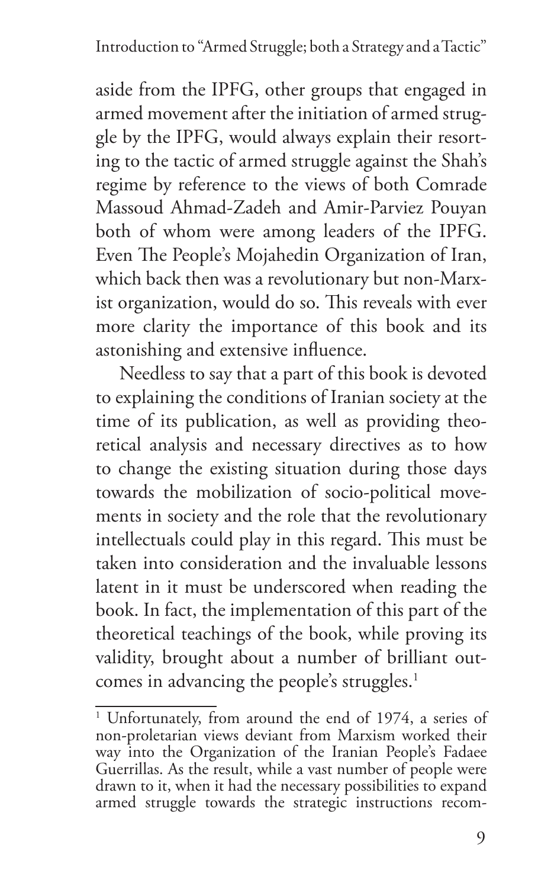aside from the IPFG, other groups that engaged in armed movement after the initiation of armed struggle by the IPFG, would always explain their resorting to the tactic of armed struggle against the Shah's regime by reference to the views of both Comrade Massoud Ahmad-Zadeh and Amir-Parviez Pouyan both of whom were among leaders of the IPFG. Even The People's Mojahedin Organization of Iran, which back then was a revolutionary but non-Marxist organization, would do so. This reveals with ever more clarity the importance of this book and its astonishing and extensive influence.

Needless to say that a part of this book is devoted to explaining the conditions of Iranian society at the time of its publication, as well as providing theoretical analysis and necessary directives as to how to change the existing situation during those days towards the mobilization of socio-political movements in society and the role that the revolutionary intellectuals could play in this regard. This must be taken into consideration and the invaluable lessons latent in it must be underscored when reading the book. In fact, the implementation of this part of the theoretical teachings of the book, while proving its validity, brought about a number of brilliant outcomes in advancing the people's struggles.[1]

---

[1] Unfortunately, from around the end of 1974, a series of non-proletarian views deviant from Marxism worked their way into the Organization of the Iranian People's Fadaee Guerrillas. As the result, while a vast number of people were drawn to it, when it had the necessary possibilities to expand armed struggle towards the strategic instructions recom-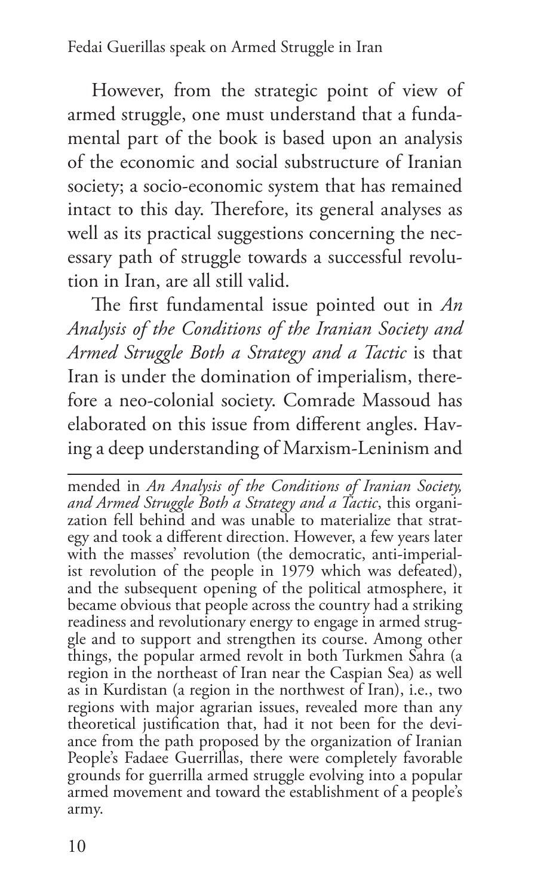However, from the strategic point of view of armed struggle, one must understand that a fundamental part of the book is based upon an analysis of the economic and social substructure of Iranian society; a socio-economic system that has remained intact to this day. Therefore, its general analyses as well as its practical suggestions concerning the necessary path of struggle towards a successful revolution in Iran, are all still valid.

The first fundamental issue pointed out in *An Analysis of the Conditions of the Iranian Society and Armed Struggle Both a Strategy and a Tactic* is that Iran is under the domination of imperialism, therefore a neo-colonial society. Comrade Massoud has elaborated on this issue from different angles. Having a deep understanding of Marxism-Leninism and

---

mended in *An Analysis of the Conditions of Iranian Society, and Armed Struggle Both a Strategy and a Tactic*, this organization fell behind and was unable to materialize that strategy and took a different direction. However, a few years later with the masses' revolution (the democratic, anti-imperialist revolution of the people in 1979 which was defeated), and the subsequent opening of the political atmosphere, it became obvious that people across the country had a striking readiness and revolutionary energy to engage in armed struggle and to support and strengthen its course. Among other things, the popular armed revolt in both Turkmen Sahra (a region in the northeast of Iran near the Caspian Sea) as well as in Kurdistan (a region in the northwest of Iran), i.e., two regions with major agrarian issues, revealed more than any theoretical justification that, had it not been for the deviance from the path proposed by the organization of Iranian People's Fadaee Guerrillas, there were completely favorable grounds for guerrilla armed struggle evolving into a popular armed movement and toward the establishment of a people's army.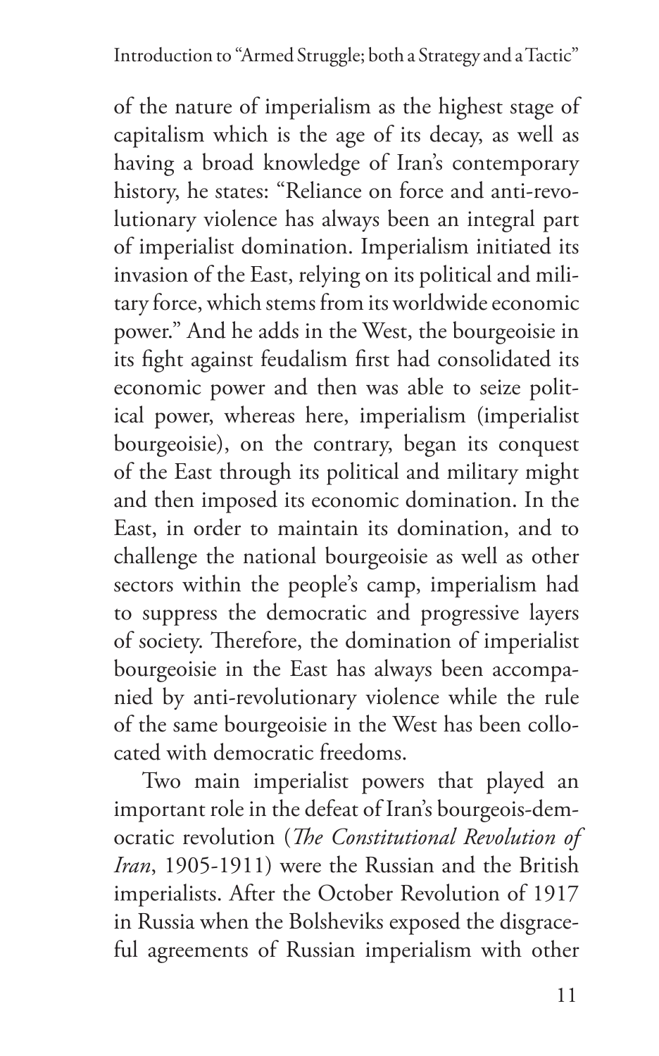of the nature of imperialism as the highest stage of capitalism which is the age of its decay, as well as having a broad knowledge of Iran's contemporary history, he states: "Reliance on force and anti-revolutionary violence has always been an integral part of imperialist domination. Imperialism initiated its invasion of the East, relying on its political and military force, which stems from its worldwide economic power." And he adds in the West, the bourgeoisie in its fight against feudalism first had consolidated its economic power and then was able to seize political power, whereas here, imperialism (imperialist bourgeoisie), on the contrary, began its conquest of the East through its political and military might and then imposed its economic domination. In the East, in order to maintain its domination, and to challenge the national bourgeoisie as well as other sectors within the people's camp, imperialism had to suppress the democratic and progressive layers of society. Therefore, the domination of imperialist bourgeoisie in the East has always been accompanied by anti-revolutionary violence while the rule of the same bourgeoisie in the West has been collocated with democratic freedoms.

Two main imperialist powers that played an important role in the defeat of Iran's bourgeois-democratic revolution (*The Constitutional Revolution of Iran*, 1905-1911) were the Russian and the British imperialists. After the October Revolution of 1917 in Russia when the Bolsheviks exposed the disgraceful agreements of Russian imperialism with other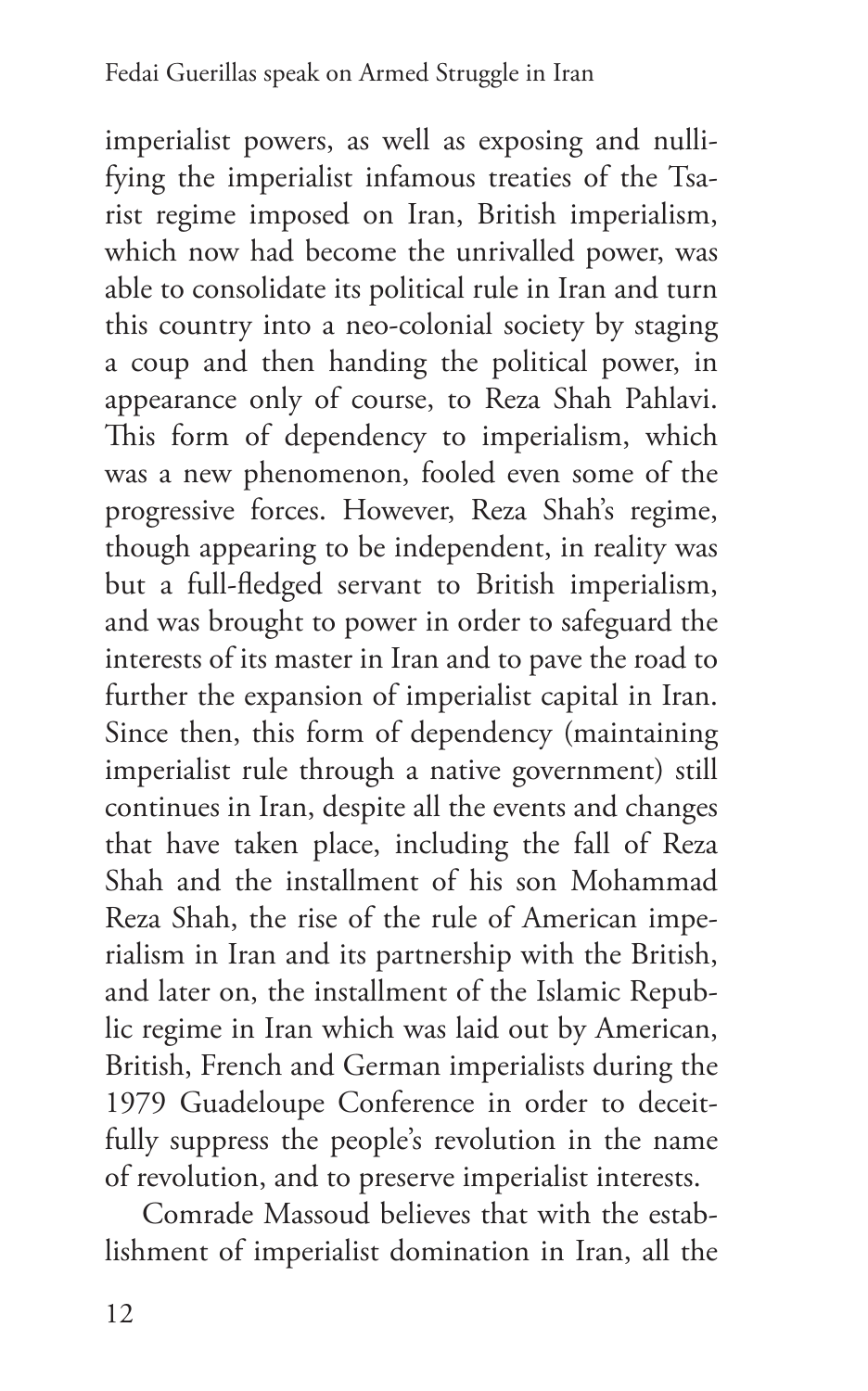imperialist powers, as well as exposing and nullifying the imperialist infamous treaties of the Tsarist regime imposed on Iran, British imperialism, which now had become the unrivalled power, was able to consolidate its political rule in Iran and turn this country into a neo-colonial society by staging a coup and then handing the political power, in appearance only of course, to Reza Shah Pahlavi. This form of dependency to imperialism, which was a new phenomenon, fooled even some of the progressive forces. However, Reza Shah's regime, though appearing to be independent, in reality was but a full-fledged servant to British imperialism, and was brought to power in order to safeguard the interests of its master in Iran and to pave the road to further the expansion of imperialist capital in Iran. Since then, this form of dependency (maintaining imperialist rule through a native government) still continues in Iran, despite all the events and changes that have taken place, including the fall of Reza Shah and the installment of his son Mohammad Reza Shah, the rise of the rule of American imperialism in Iran and its partnership with the British, and later on, the installment of the Islamic Republic regime in Iran which was laid out by American, British, French and German imperialists during the 1979 Guadeloupe Conference in order to deceitfully suppress the people's revolution in the name of revolution, and to preserve imperialist interests.

Comrade Massoud believes that with the establishment of imperialist domination in Iran, all the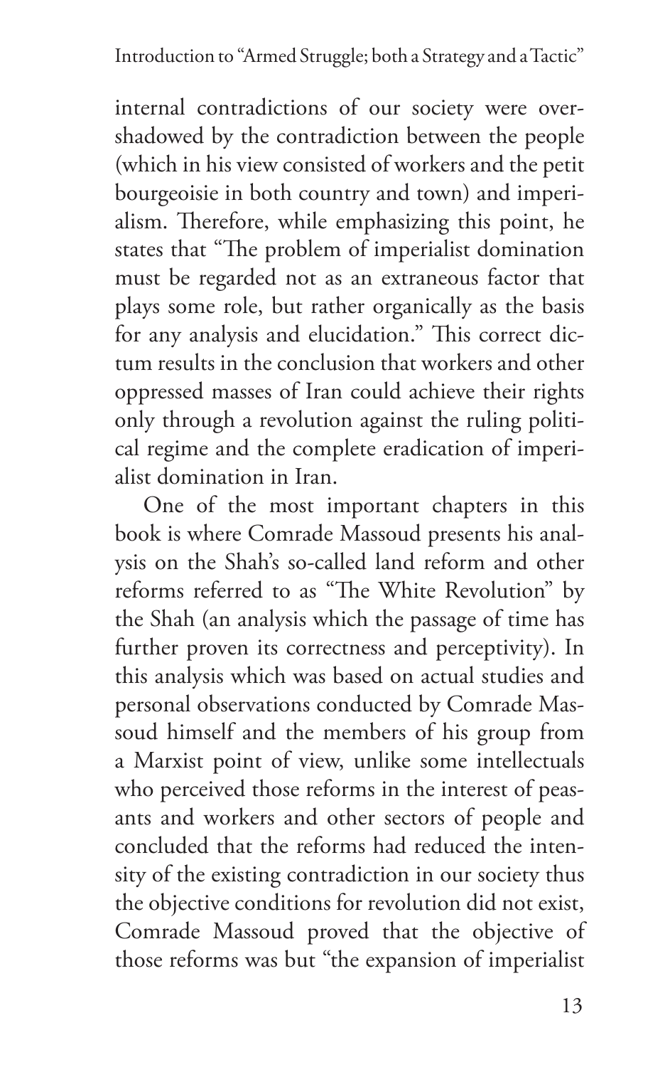internal contradictions of our society were overshadowed by the contradiction between the people (which in his view consisted of workers and the petit bourgeoisie in both country and town) and imperialism. Therefore, while emphasizing this point, he states that "The problem of imperialist domination must be regarded not as an extraneous factor that plays some role, but rather organically as the basis for any analysis and elucidation." This correct dictum results in the conclusion that workers and other oppressed masses of Iran could achieve their rights only through a revolution against the ruling political regime and the complete eradication of imperialist domination in Iran.

One of the most important chapters in this book is where Comrade Massoud presents his analysis on the Shah's so-called land reform and other reforms referred to as "The White Revolution" by the Shah (an analysis which the passage of time has further proven its correctness and perceptivity). In this analysis which was based on actual studies and personal observations conducted by Comrade Massoud himself and the members of his group from a Marxist point of view, unlike some intellectuals who perceived those reforms in the interest of peasants and workers and other sectors of people and concluded that the reforms had reduced the intensity of the existing contradiction in our society thus the objective conditions for revolution did not exist, Comrade Massoud proved that the objective of those reforms was but "the expansion of imperialist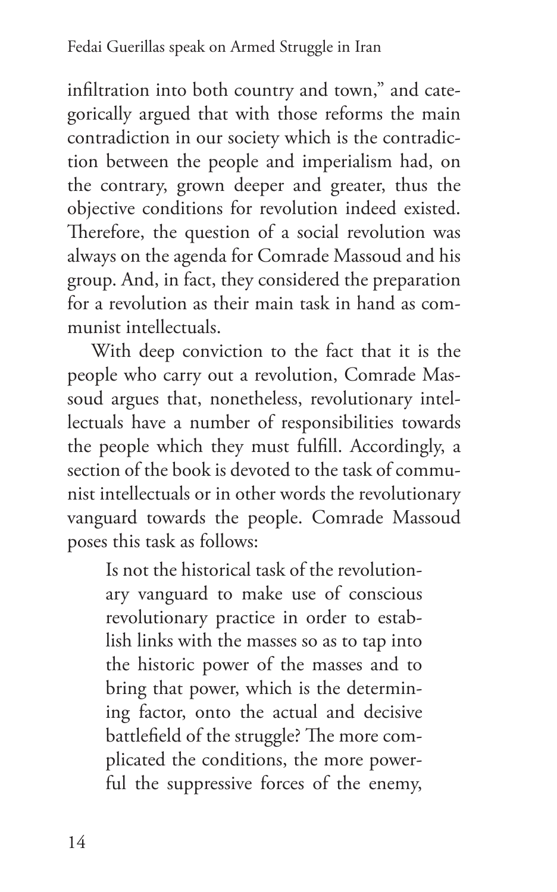infiltration into both country and town," and categorically argued that with those reforms the main contradiction in our society which is the contradiction between the people and imperialism had, on the contrary, grown deeper and greater, thus the objective conditions for revolution indeed existed. Therefore, the question of a social revolution was always on the agenda for Comrade Massoud and his group. And, in fact, they considered the preparation for a revolution as their main task in hand as communist intellectuals.

With deep conviction to the fact that it is the people who carry out a revolution, Comrade Massoud argues that, nonetheless, revolutionary intellectuals have a number of responsibilities towards the people which they must fulfill. Accordingly, a section of the book is devoted to the task of communist intellectuals or in other words the revolutionary vanguard towards the people. Comrade Massoud poses this task as follows:

> Is not the historical task of the revolutionary vanguard to make use of conscious revolutionary practice in order to establish links with the masses so as to tap into the historic power of the masses and to bring that power, which is the determining factor, onto the actual and decisive battlefield of the struggle? The more complicated the conditions, the more powerful the suppressive forces of the enemy,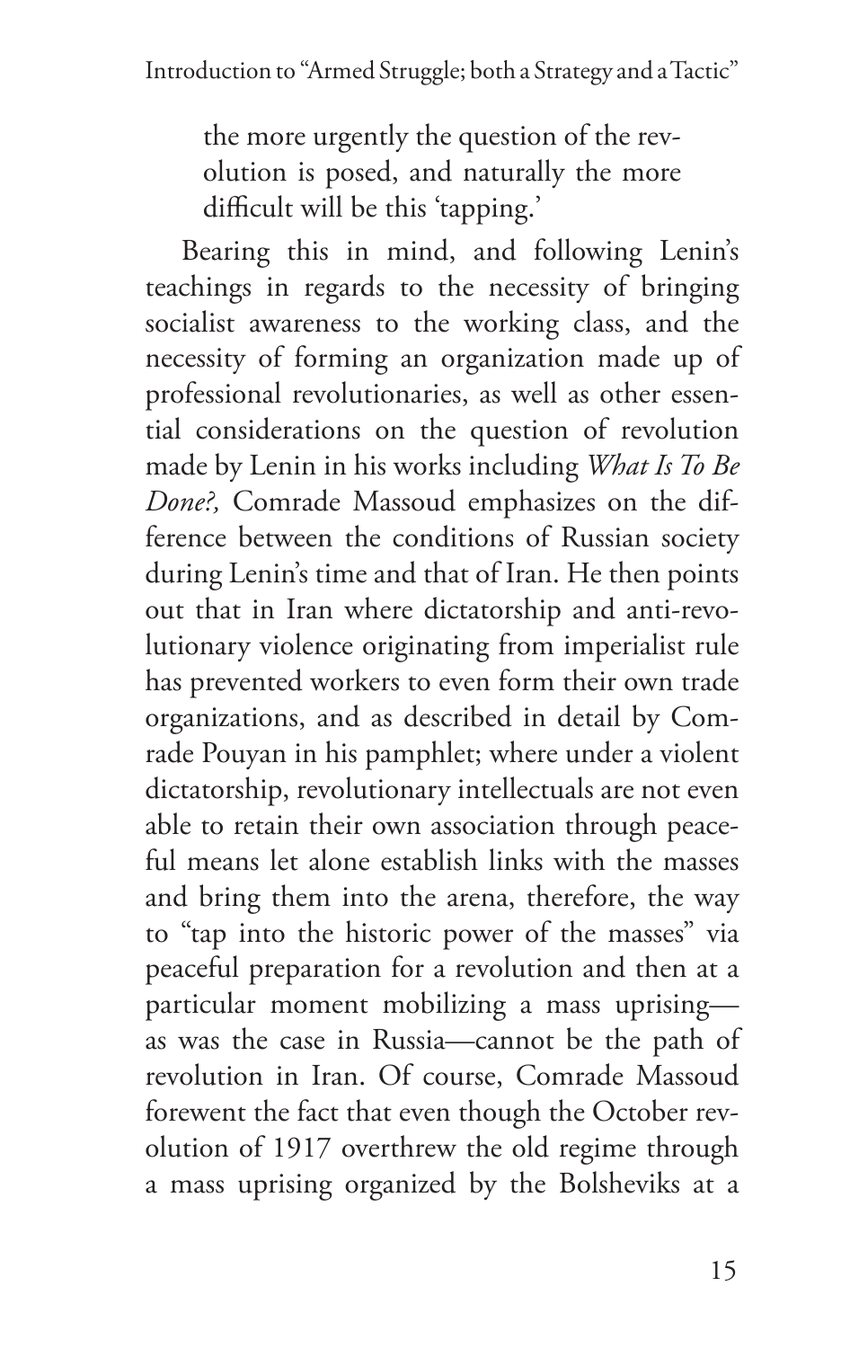> the more urgently the question of the revolution is posed, and naturally the more difficult will be this 'tapping.'

Bearing this in mind, and following Lenin's teachings in regards to the necessity of bringing socialist awareness to the working class, and the necessity of forming an organization made up of professional revolutionaries, as well as other essential considerations on the question of revolution made by Lenin in his works including *What Is To Be Done?,* Comrade Massoud emphasizes on the difference between the conditions of Russian society during Lenin's time and that of Iran. He then points out that in Iran where dictatorship and anti-revolutionary violence originating from imperialist rule has prevented workers to even form their own trade organizations, and as described in detail by Comrade Pouyan in his pamphlet; where under a violent dictatorship, revolutionary intellectuals are not even able to retain their own association through peaceful means let alone establish links with the masses and bring them into the arena, therefore, the way to "tap into the historic power of the masses" via peaceful preparation for a revolution and then at a particular moment mobilizing a mass uprising—as was the case in Russia—cannot be the path of revolution in Iran. Of course, Comrade Massoud forewent the fact that even though the October revolution of 1917 overthrew the old regime through a mass uprising organized by the Bolsheviks at a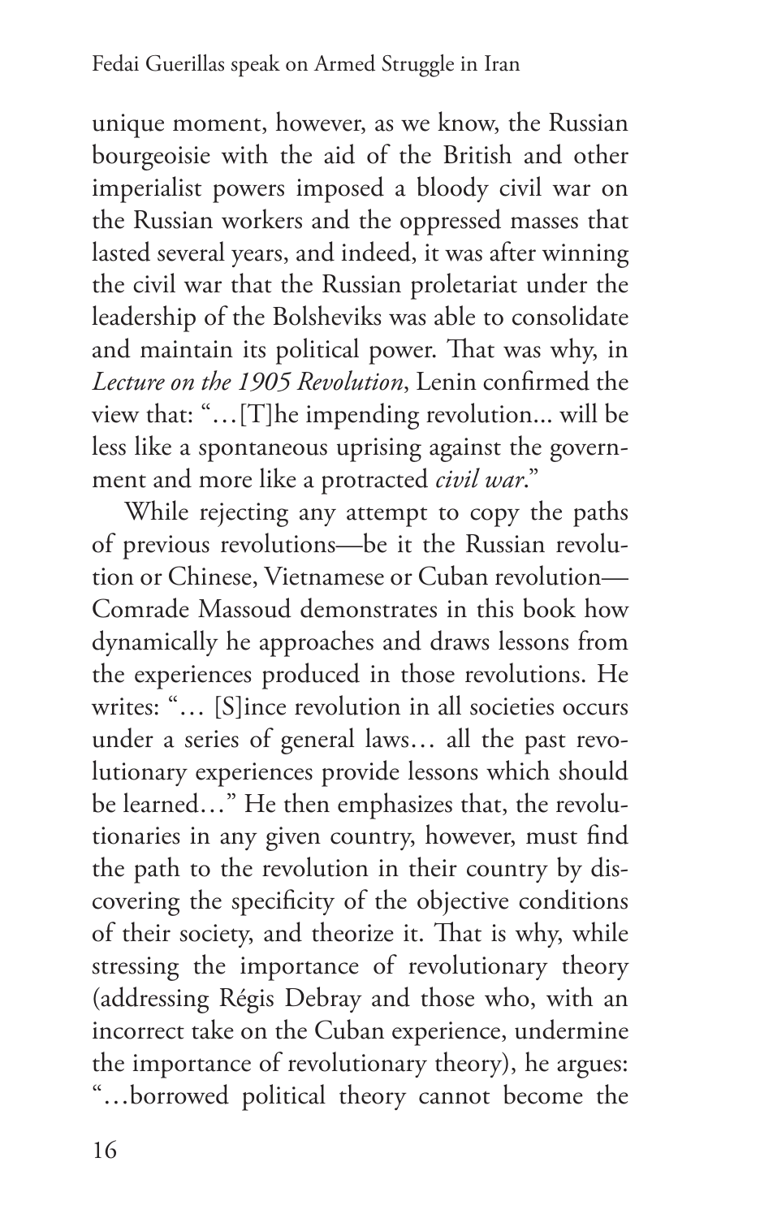unique moment, however, as we know, the Russian bourgeoisie with the aid of the British and other imperialist powers imposed a bloody civil war on the Russian workers and the oppressed masses that lasted several years, and indeed, it was after winning the civil war that the Russian proletariat under the leadership of the Bolsheviks was able to consolidate and maintain its political power. That was why, in *Lecture on the 1905 Revolution*, Lenin confirmed the view that: "…[T]he impending revolution... will be less like a spontaneous uprising against the government and more like a protracted *civil war*."

While rejecting any attempt to copy the paths of previous revolutions—be it the Russian revolution or Chinese, Vietnamese or Cuban revolution—Comrade Massoud demonstrates in this book how dynamically he approaches and draws lessons from the experiences produced in those revolutions. He writes: "… [S]ince revolution in all societies occurs under a series of general laws… all the past revolutionary experiences provide lessons which should be learned…" He then emphasizes that, the revolutionaries in any given country, however, must find the path to the revolution in their country by discovering the specificity of the objective conditions of their society, and theorize it. That is why, while stressing the importance of revolutionary theory (addressing Régis Debray and those who, with an incorrect take on the Cuban experience, undermine the importance of revolutionary theory), he argues: "…borrowed political theory cannot become the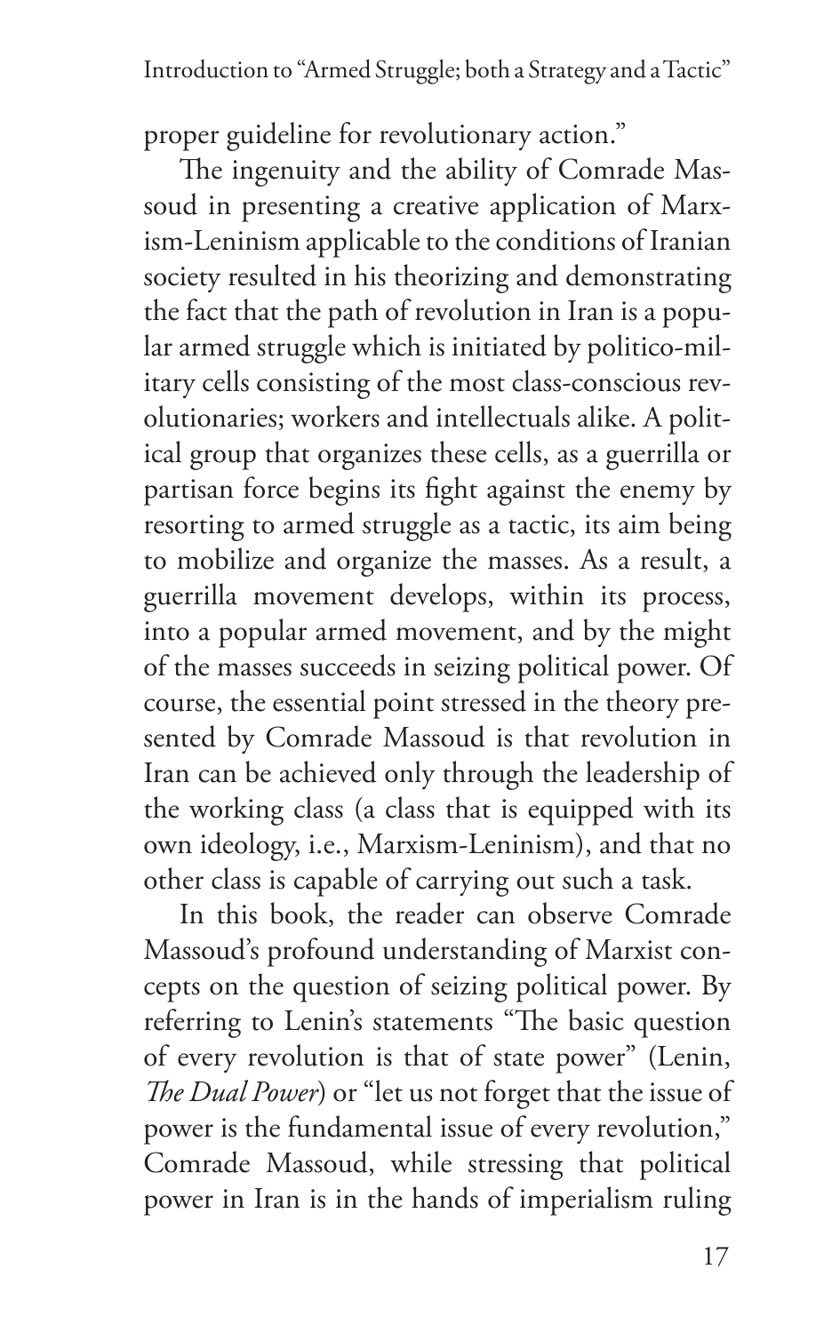proper guideline for revolutionary action."

The ingenuity and the ability of Comrade Massoud in presenting a creative application of Marxism-Leninism applicable to the conditions of Iranian society resulted in his theorizing and demonstrating the fact that the path of revolution in Iran is a popular armed struggle which is initiated by politico-military cells consisting of the most class-conscious revolutionaries; workers and intellectuals alike. A political group that organizes these cells, as a guerrilla or partisan force begins its fight against the enemy by resorting to armed struggle as a tactic, its aim being to mobilize and organize the masses. As a result, a guerrilla movement develops, within its process, into a popular armed movement, and by the might of the masses succeeds in seizing political power. Of course, the essential point stressed in the theory presented by Comrade Massoud is that revolution in Iran can be achieved only through the leadership of the working class (a class that is equipped with its own ideology, i.e., Marxism-Leninism), and that no other class is capable of carrying out such a task.

In this book, the reader can observe Comrade Massoud's profound understanding of Marxist concepts on the question of seizing political power. By referring to Lenin's statements "The basic question of every revolution is that of state power" (Lenin, *The Dual Power*) or "let us not forget that the issue of power is the fundamental issue of every revolution," Comrade Massoud, while stressing that political power in Iran is in the hands of imperialism ruling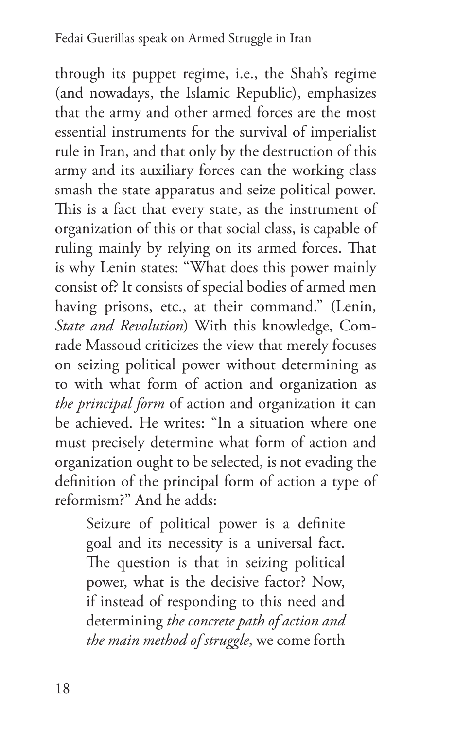through its puppet regime, i.e., the Shah's regime (and nowadays, the Islamic Republic), emphasizes that the army and other armed forces are the most essential instruments for the survival of imperialist rule in Iran, and that only by the destruction of this army and its auxiliary forces can the working class smash the state apparatus and seize political power. This is a fact that every state, as the instrument of organization of this or that social class, is capable of ruling mainly by relying on its armed forces. That is why Lenin states: "What does this power mainly consist of? It consists of special bodies of armed men having prisons, etc., at their command." (Lenin, *State and Revolution*) With this knowledge, Comrade Massoud criticizes the view that merely focuses on seizing political power without determining as to with what form of action and organization as *the principal form* of action and organization it can be achieved. He writes: "In a situation where one must precisely determine what form of action and organization ought to be selected, is not evading the definition of the principal form of action a type of reformism?" And he adds:

> Seizure of political power is a definite goal and its necessity is a universal fact. The question is that in seizing political power, what is the decisive factor? Now, if instead of responding to this need and determining *the concrete path of action and the main method of struggle*, we come forth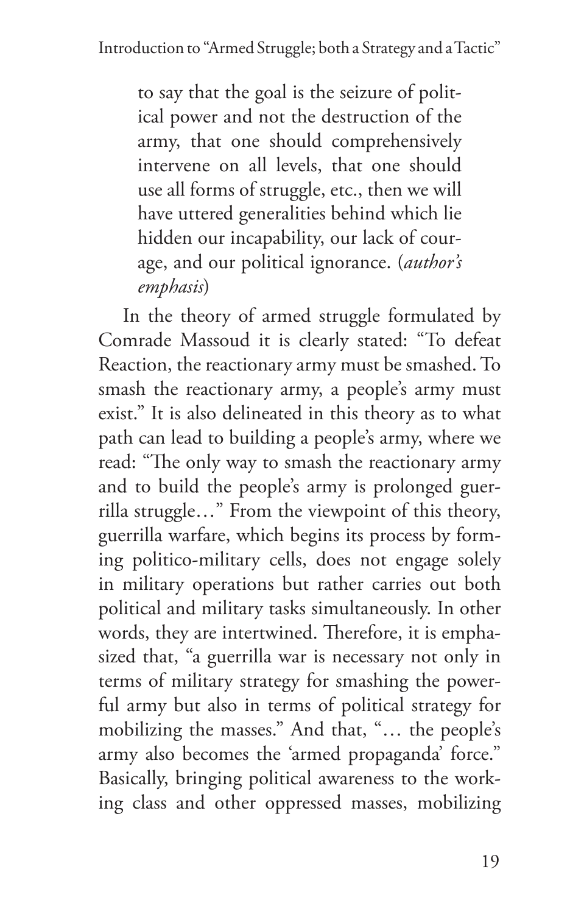to say that the goal is the seizure of political power and not the destruction of the army, that one should comprehensively intervene on all levels, that one should use all forms of struggle, etc., then we will have uttered generalities behind which lie hidden our incapability, our lack of courage, and our political ignorance. (*author's emphasis*)

In the theory of armed struggle formulated by Comrade Massoud it is clearly stated: "To defeat Reaction, the reactionary army must be smashed. To smash the reactionary army, a people's army must exist." It is also delineated in this theory as to what path can lead to building a people's army, where we read: "The only way to smash the reactionary army and to build the people's army is prolonged guerrilla struggle…" From the viewpoint of this theory, guerrilla warfare, which begins its process by forming politico-military cells, does not engage solely in military operations but rather carries out both political and military tasks simultaneously. In other words, they are intertwined. Therefore, it is emphasized that, "a guerrilla war is necessary not only in terms of military strategy for smashing the powerful army but also in terms of political strategy for mobilizing the masses." And that, "… the people's army also becomes the 'armed propaganda' force." Basically, bringing political awareness to the working class and other oppressed masses, mobilizing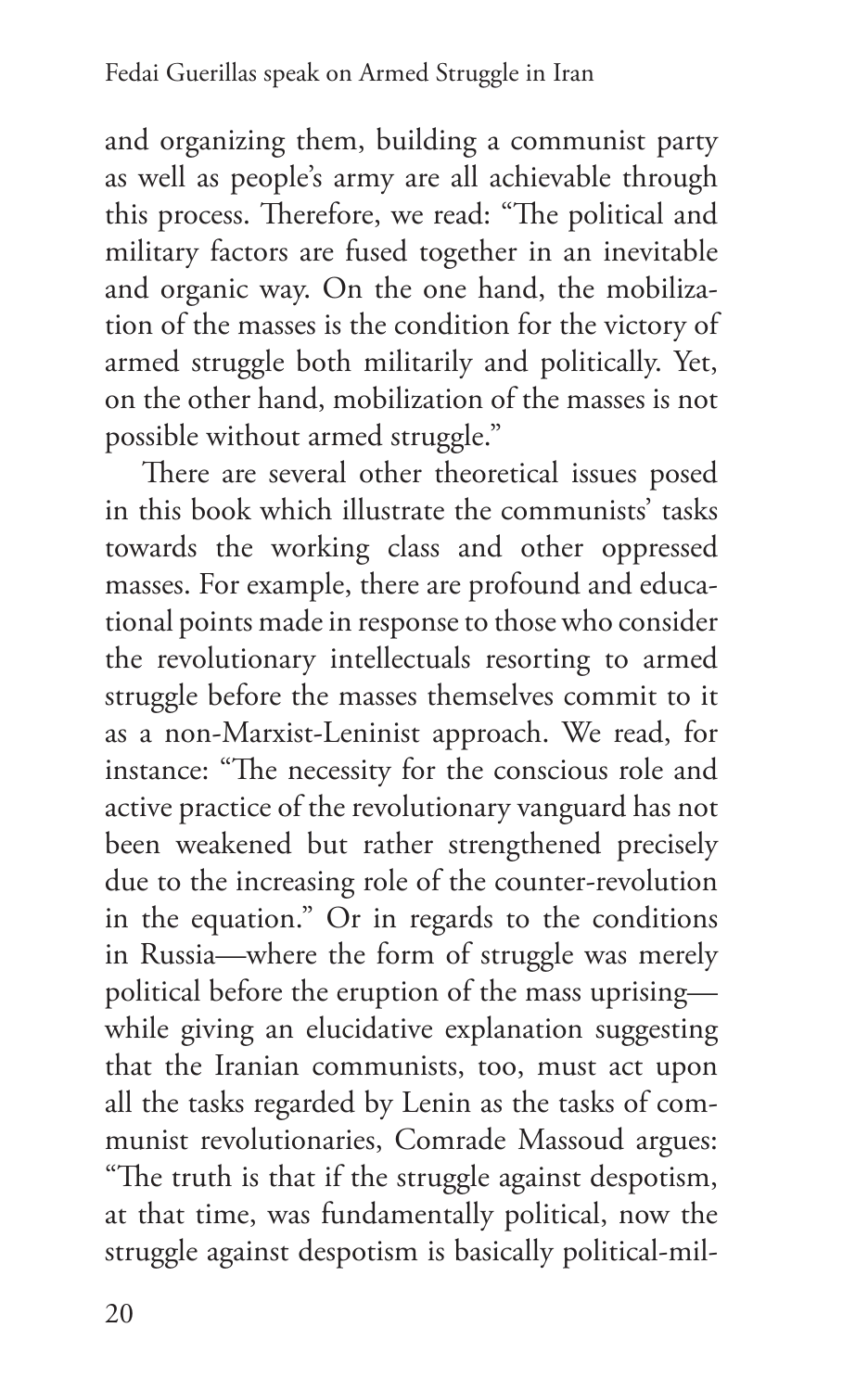and organizing them, building a communist party as well as people's army are all achievable through this process. Therefore, we read: "The political and military factors are fused together in an inevitable and organic way. On the one hand, the mobilization of the masses is the condition for the victory of armed struggle both militarily and politically. Yet, on the other hand, mobilization of the masses is not possible without armed struggle."

There are several other theoretical issues posed in this book which illustrate the communists' tasks towards the working class and other oppressed masses. For example, there are profound and educational points made in response to those who consider the revolutionary intellectuals resorting to armed struggle before the masses themselves commit to it as a non-Marxist-Leninist approach. We read, for instance: "The necessity for the conscious role and active practice of the revolutionary vanguard has not been weakened but rather strengthened precisely due to the increasing role of the counter-revolution in the equation." Or in regards to the conditions in Russia—where the form of struggle was merely political before the eruption of the mass uprising—while giving an elucidative explanation suggesting that the Iranian communists, too, must act upon all the tasks regarded by Lenin as the tasks of communist revolutionaries, Comrade Massoud argues: "The truth is that if the struggle against despotism, at that time, was fundamentally political, now the struggle against despotism is basically political-mil-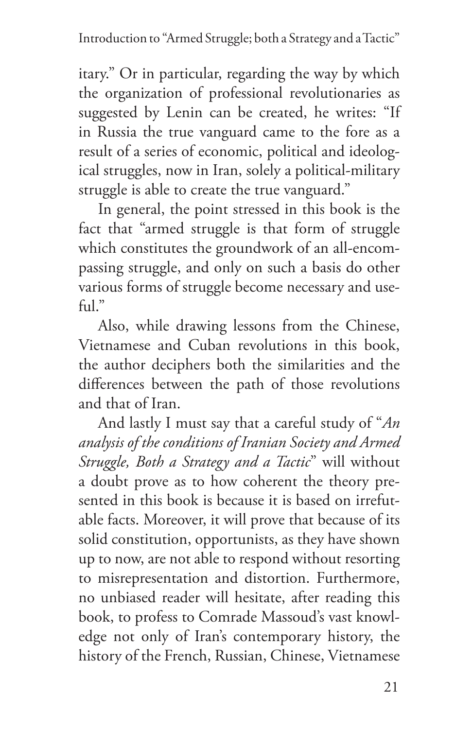itary." Or in particular, regarding the way by which the organization of professional revolutionaries as suggested by Lenin can be created, he writes: "If in Russia the true vanguard came to the fore as a result of a series of economic, political and ideological struggles, now in Iran, solely a political-military struggle is able to create the true vanguard."

In general, the point stressed in this book is the fact that "armed struggle is that form of struggle which constitutes the groundwork of an all-encompassing struggle, and only on such a basis do other various forms of struggle become necessary and useful."

Also, while drawing lessons from the Chinese, Vietnamese and Cuban revolutions in this book, the author deciphers both the similarities and the differences between the path of those revolutions and that of Iran.

And lastly I must say that a careful study of "*An analysis of the conditions of Iranian Society and Armed Struggle, Both a Strategy and a Tactic*" will without a doubt prove as to how coherent the theory presented in this book is because it is based on irrefutable facts. Moreover, it will prove that because of its solid constitution, opportunists, as they have shown up to now, are not able to respond without resorting to misrepresentation and distortion. Furthermore, no unbiased reader will hesitate, after reading this book, to profess to Comrade Massoud's vast knowledge not only of Iran's contemporary history, the history of the French, Russian, Chinese, Vietnamese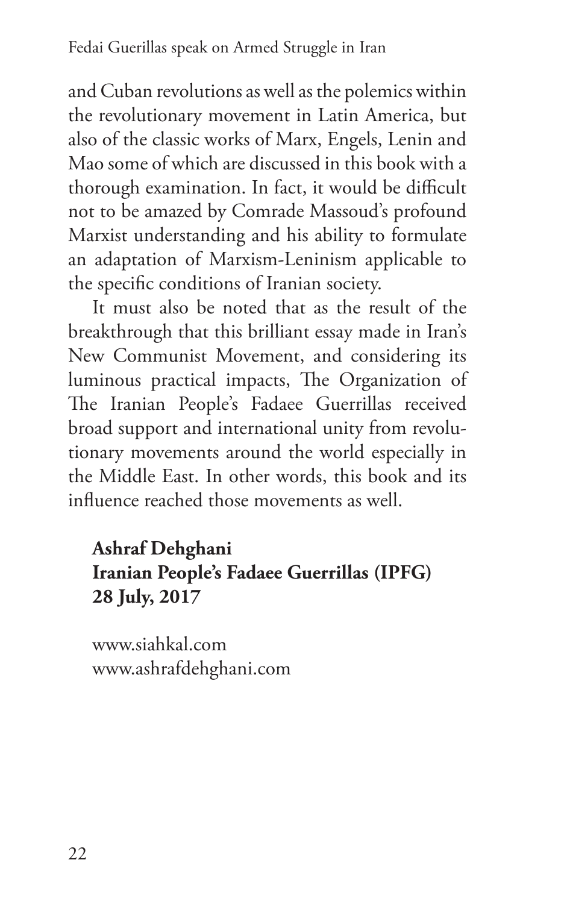and Cuban revolutions as well as the polemics within the revolutionary movement in Latin America, but also of the classic works of Marx, Engels, Lenin and Mao some of which are discussed in this book with a thorough examination. In fact, it would be difficult not to be amazed by Comrade Massoud's profound Marxist understanding and his ability to formulate an adaptation of Marxism-Leninism applicable to the specific conditions of Iranian society.

It must also be noted that as the result of the breakthrough that this brilliant essay made in Iran's New Communist Movement, and considering its luminous practical impacts, The Organization of The Iranian People's Fadaee Guerrillas received broad support and international unity from revolutionary movements around the world especially in the Middle East. In other words, this book and its influence reached those movements as well.

**Ashraf Dehghani**
**Iranian People's Fadaee Guerrillas (IPFG)**
**28 July, 2017**

www.siahkal.com
www.ashrafdehghani.com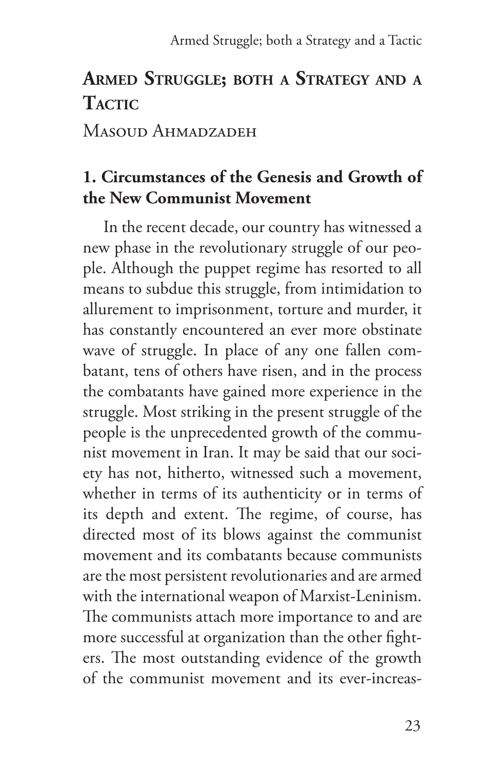# Armed Struggle; both a Strategy and a Tactic

Masoud Ahmadzadeh

## 1. Circumstances of the Genesis and Growth of the New Communist Movement

In the recent decade, our country has witnessed a new phase in the revolutionary struggle of our people. Although the puppet regime has resorted to all means to subdue this struggle, from intimidation to allurement to imprisonment, torture and murder, it has constantly encountered an ever more obstinate wave of struggle. In place of any one fallen combatant, tens of others have risen, and in the process the combatants have gained more experience in the struggle. Most striking in the present struggle of the people is the unprecedented growth of the communist movement in Iran. It may be said that our society has not, hitherto, witnessed such a movement, whether in terms of its authenticity or in terms of its depth and extent. The regime, of course, has directed most of its blows against the communist movement and its combatants because communists are the most persistent revolutionaries and are armed with the international weapon of Marxist-Leninism. The communists attach more importance to and are more successful at organization than the other fighters. The most outstanding evidence of the growth of the communist movement and its ever-increas-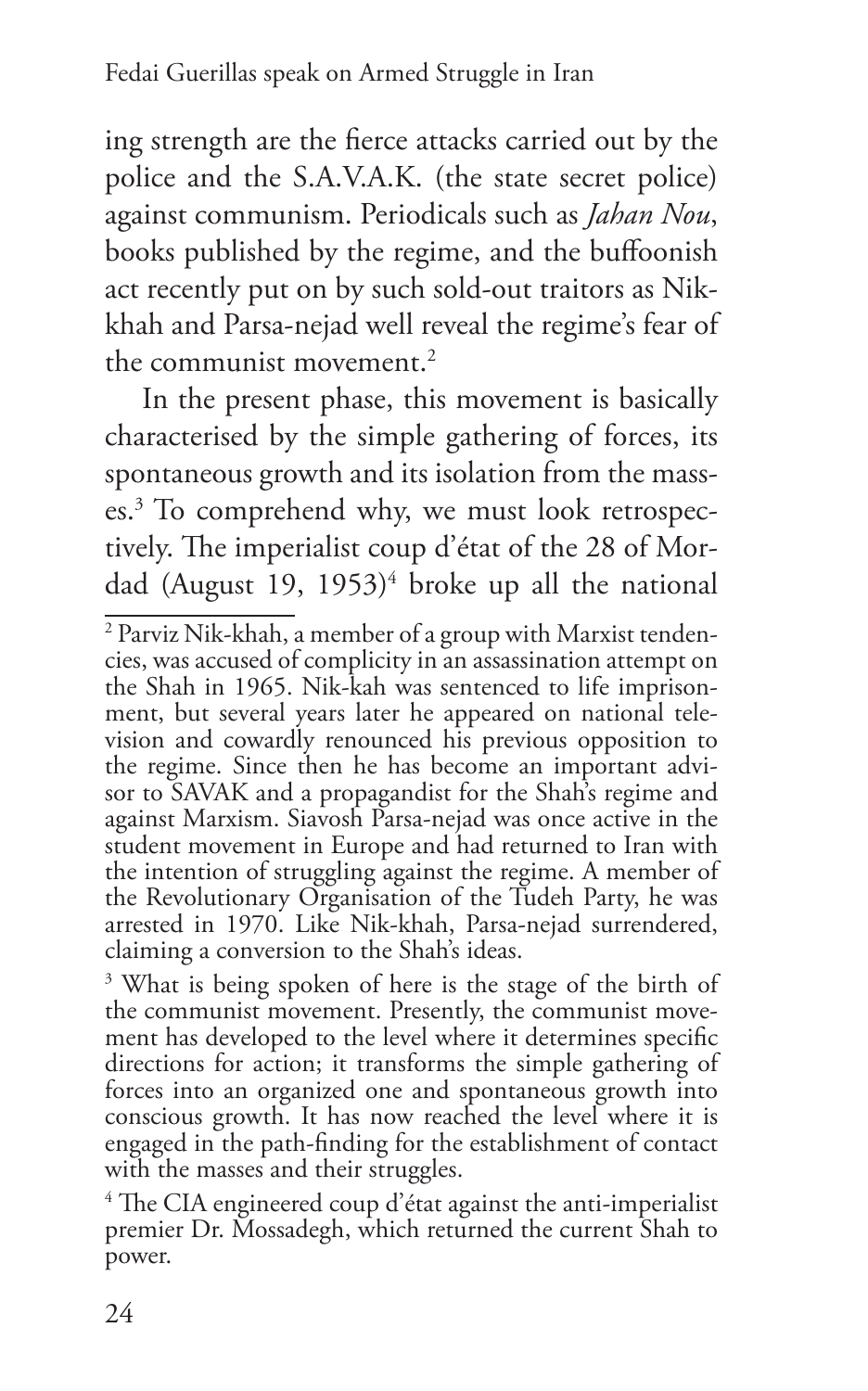ing strength are the fierce attacks carried out by the police and the S.A.V.A.K. (the state secret police) against communism. Periodicals such as *Jahan Nou*, books published by the regime, and the buffoonish act recently put on by such sold-out traitors as Nik-khah and Parsa-nejad well reveal the regime's fear of the communist movement.[2]

In the present phase, this movement is basically characterised by the simple gathering of forces, its spontaneous growth and its isolation from the masses.[3] To comprehend why, we must look retrospectively. The imperialist coup d'état of the 28 of Mordad (August 19, 1953)[4] broke up all the national

---

[2] Parviz Nik-khah, a member of a group with Marxist tendencies, was accused of complicity in an assassination attempt on the Shah in 1965. Nik-kah was sentenced to life imprisonment, but several years later he appeared on national television and cowardly renounced his previous opposition to the regime. Since then he has become an important advisor to SAVAK and a propagandist for the Shah's regime and against Marxism. Siavosh Parsa-nejad was once active in the student movement in Europe and had returned to Iran with the intention of struggling against the regime. A member of the Revolutionary Organisation of the Tudeh Party, he was arrested in 1970. Like Nik-khah, Parsa-nejad surrendered, claiming a conversion to the Shah's ideas.

[3] What is being spoken of here is the stage of the birth of the communist movement. Presently, the communist movement has developed to the level where it determines specific directions for action; it transforms the simple gathering of forces into an organized one and spontaneous growth into conscious growth. It has now reached the level where it is engaged in the path-finding for the establishment of contact with the masses and their struggles.

[4] The CIA engineered coup d'état against the anti-imperialist premier Dr. Mossadegh, which returned the current Shah to power.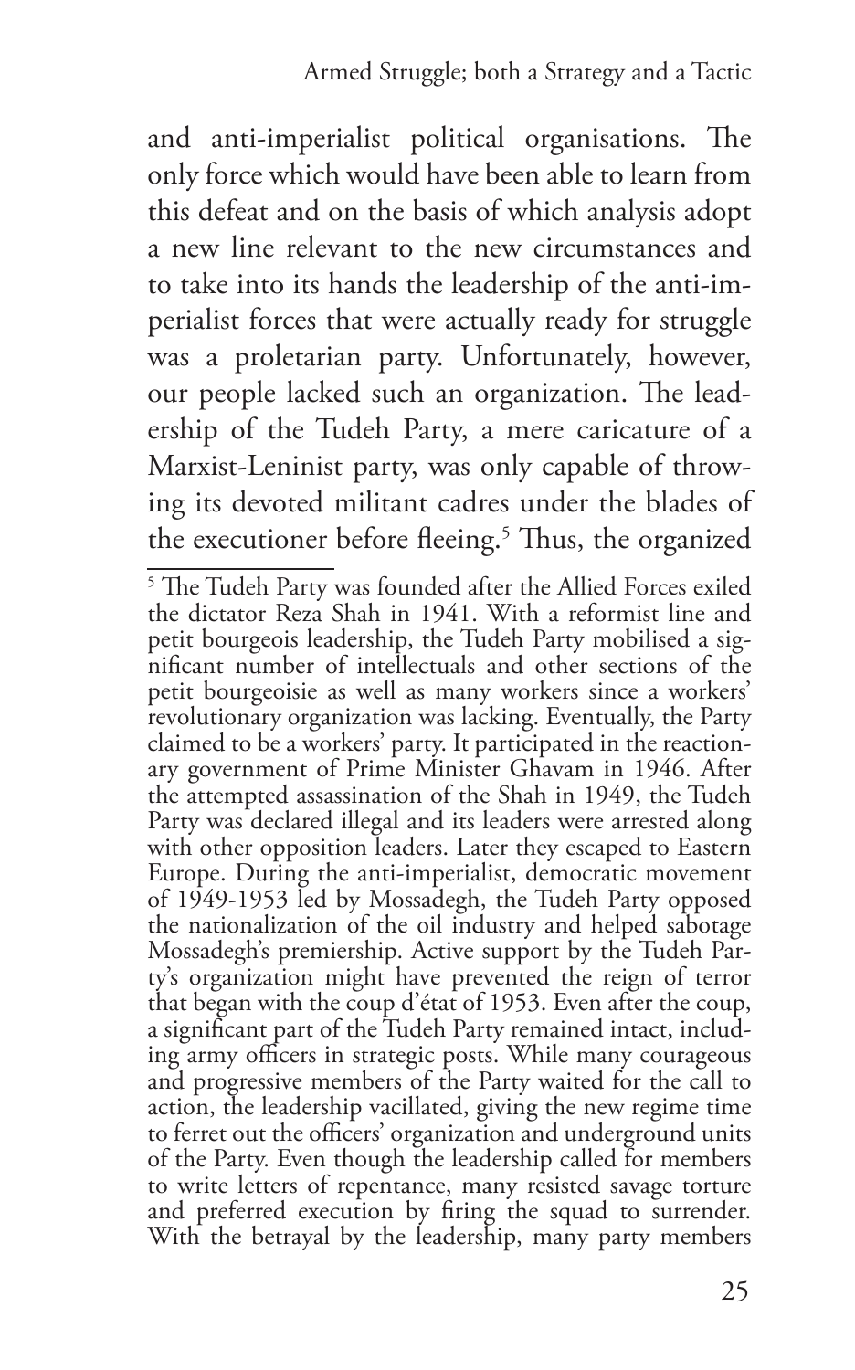and anti-imperialist political organisations. The only force which would have been able to learn from this defeat and on the basis of which analysis adopt a new line relevant to the new circumstances and to take into its hands the leadership of the anti-imperialist forces that were actually ready for struggle was a proletarian party. Unfortunately, however, our people lacked such an organization. The leadership of the Tudeh Party, a mere caricature of a Marxist-Leninist party, was only capable of throwing its devoted militant cadres under the blades of the executioner before fleeing.[5] Thus, the organized

[5] The Tudeh Party was founded after the Allied Forces exiled the dictator Reza Shah in 1941. With a reformist line and petit bourgeois leadership, the Tudeh Party mobilised a significant number of intellectuals and other sections of the petit bourgeoisie as well as many workers since a workers' revolutionary organization was lacking. Eventually, the Party claimed to be a workers' party. It participated in the reactionary government of Prime Minister Ghavam in 1946. After the attempted assassination of the Shah in 1949, the Tudeh Party was declared illegal and its leaders were arrested along with other opposition leaders. Later they escaped to Eastern Europe. During the anti-imperialist, democratic movement of 1949-1953 led by Mossadegh, the Tudeh Party opposed the nationalization of the oil industry and helped sabotage Mossadegh's premiership. Active support by the Tudeh Party's organization might have prevented the reign of terror that began with the coup d'état of 1953. Even after the coup, a significant part of the Tudeh Party remained intact, including army officers in strategic posts. While many courageous and progressive members of the Party waited for the call to action, the leadership vacillated, giving the new regime time to ferret out the officers' organization and underground units of the Party. Even though the leadership called for members to write letters of repentance, many resisted savage torture and preferred execution by firing the squad to surrender. With the betrayal by the leadership, many party members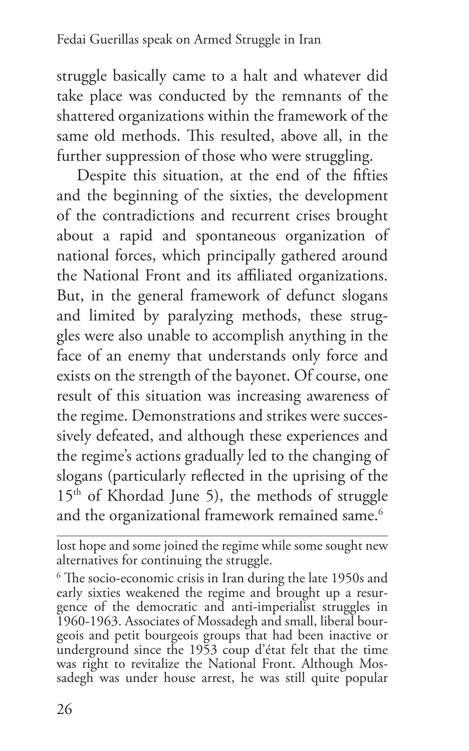struggle basically came to a halt and whatever did take place was conducted by the remnants of the shattered organizations within the framework of the same old methods. This resulted, above all, in the further suppression of those who were struggling.

Despite this situation, at the end of the fifties and the beginning of the sixties, the development of the contradictions and recurrent crises brought about a rapid and spontaneous organization of national forces, which principally gathered around the National Front and its affiliated organizations. But, in the general framework of defunct slogans and limited by paralyzing methods, these struggles were also unable to accomplish anything in the face of an enemy that understands only force and exists on the strength of the bayonet. Of course, one result of this situation was increasing awareness of the regime. Demonstrations and strikes were successively defeated, and although these experiences and the regime's actions gradually led to the changing of slogans (particularly reflected in the uprising of the 15th of Khordad June 5), the methods of struggle and the organizational framework remained same.[6]

---

lost hope and some joined the regime while some sought new alternatives for continuing the struggle.

[6] The socio-economic crisis in Iran during the late 1950s and early sixties weakened the regime and brought up a resurgence of the democratic and anti-imperialist struggles in 1960-1963. Associates of Mossadegh and small, liberal bourgeois and petit bourgeois groups that had been inactive or underground since the 1953 coup d'état felt that the time was right to revitalize the National Front. Although Mossadegh was under house arrest, he was still quite popular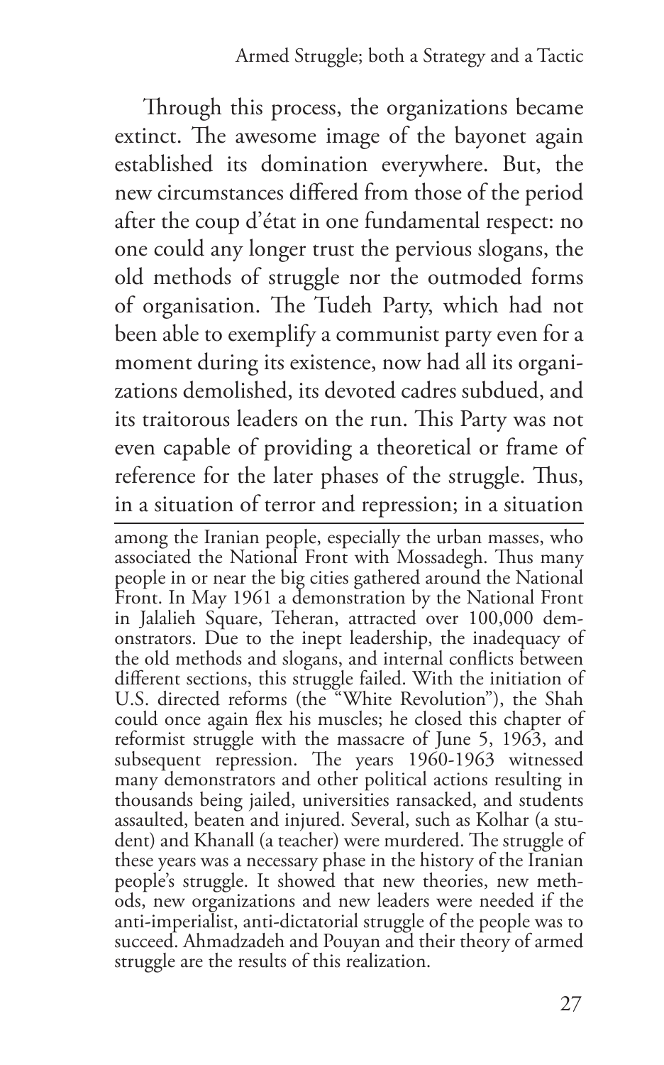Through this process, the organizations became extinct. The awesome image of the bayonet again established its domination everywhere. But, the new circumstances differed from those of the period after the coup d'état in one fundamental respect: no one could any longer trust the pervious slogans, the old methods of struggle nor the outmoded forms of organisation. The Tudeh Party, which had not been able to exemplify a communist party even for a moment during its existence, now had all its organizations demolished, its devoted cadres subdued, and its traitorous leaders on the run. This Party was not even capable of providing a theoretical or frame of reference for the later phases of the struggle. Thus, in a situation of terror and repression; in a situation

---

among the Iranian people, especially the urban masses, who associated the National Front with Mossadegh. Thus many people in or near the big cities gathered around the National Front. In May 1961 a demonstration by the National Front in Jalalieh Square, Teheran, attracted over 100,000 demonstrators. Due to the inept leadership, the inadequacy of the old methods and slogans, and internal conflicts between different sections, this struggle failed. With the initiation of U.S. directed reforms (the "White Revolution"), the Shah could once again flex his muscles; he closed this chapter of reformist struggle with the massacre of June 5, 1963, and subsequent repression. The years 1960-1963 witnessed many demonstrators and other political actions resulting in thousands being jailed, universities ransacked, and students assaulted, beaten and injured. Several, such as Kolhar (a student) and Khanall (a teacher) were murdered. The struggle of these years was a necessary phase in the history of the Iranian people's struggle. It showed that new theories, new methods, new organizations and new leaders were needed if the anti-imperialist, anti-dictatorial struggle of the people was to succeed. Ahmadzadeh and Pouyan and their theory of armed struggle are the results of this realization.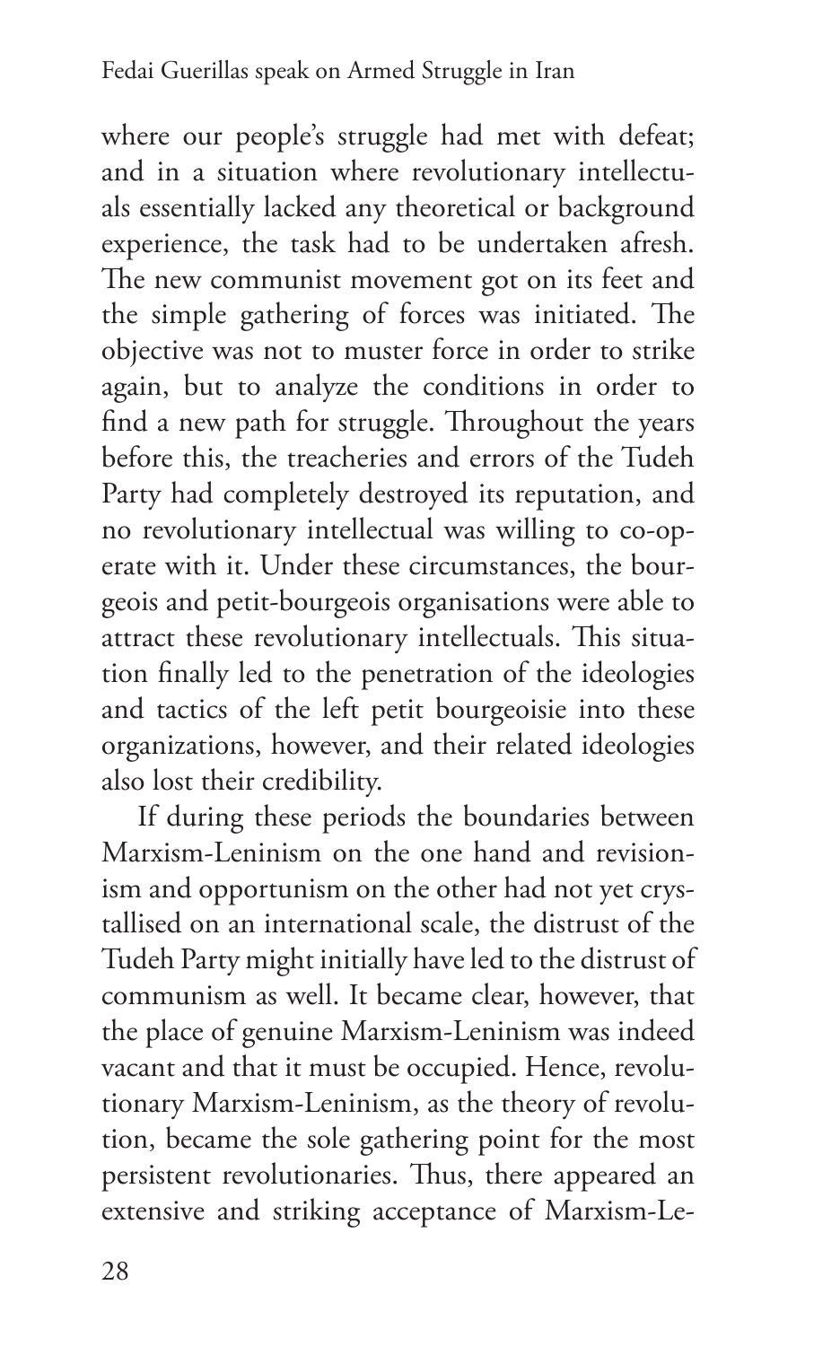where our people's struggle had met with defeat; and in a situation where revolutionary intellectuals essentially lacked any theoretical or background experience, the task had to be undertaken afresh. The new communist movement got on its feet and the simple gathering of forces was initiated. The objective was not to muster force in order to strike again, but to analyze the conditions in order to find a new path for struggle. Throughout the years before this, the treacheries and errors of the Tudeh Party had completely destroyed its reputation, and no revolutionary intellectual was willing to co-operate with it. Under these circumstances, the bourgeois and petit-bourgeois organisations were able to attract these revolutionary intellectuals. This situation finally led to the penetration of the ideologies and tactics of the left petit bourgeoisie into these organizations, however, and their related ideologies also lost their credibility.

If during these periods the boundaries between Marxism-Leninism on the one hand and revisionism and opportunism on the other had not yet crystallised on an international scale, the distrust of the Tudeh Party might initially have led to the distrust of communism as well. It became clear, however, that the place of genuine Marxism-Leninism was indeed vacant and that it must be occupied. Hence, revolutionary Marxism-Leninism, as the theory of revolution, became the sole gathering point for the most persistent revolutionaries. Thus, there appeared an extensive and striking acceptance of Marxism-Le-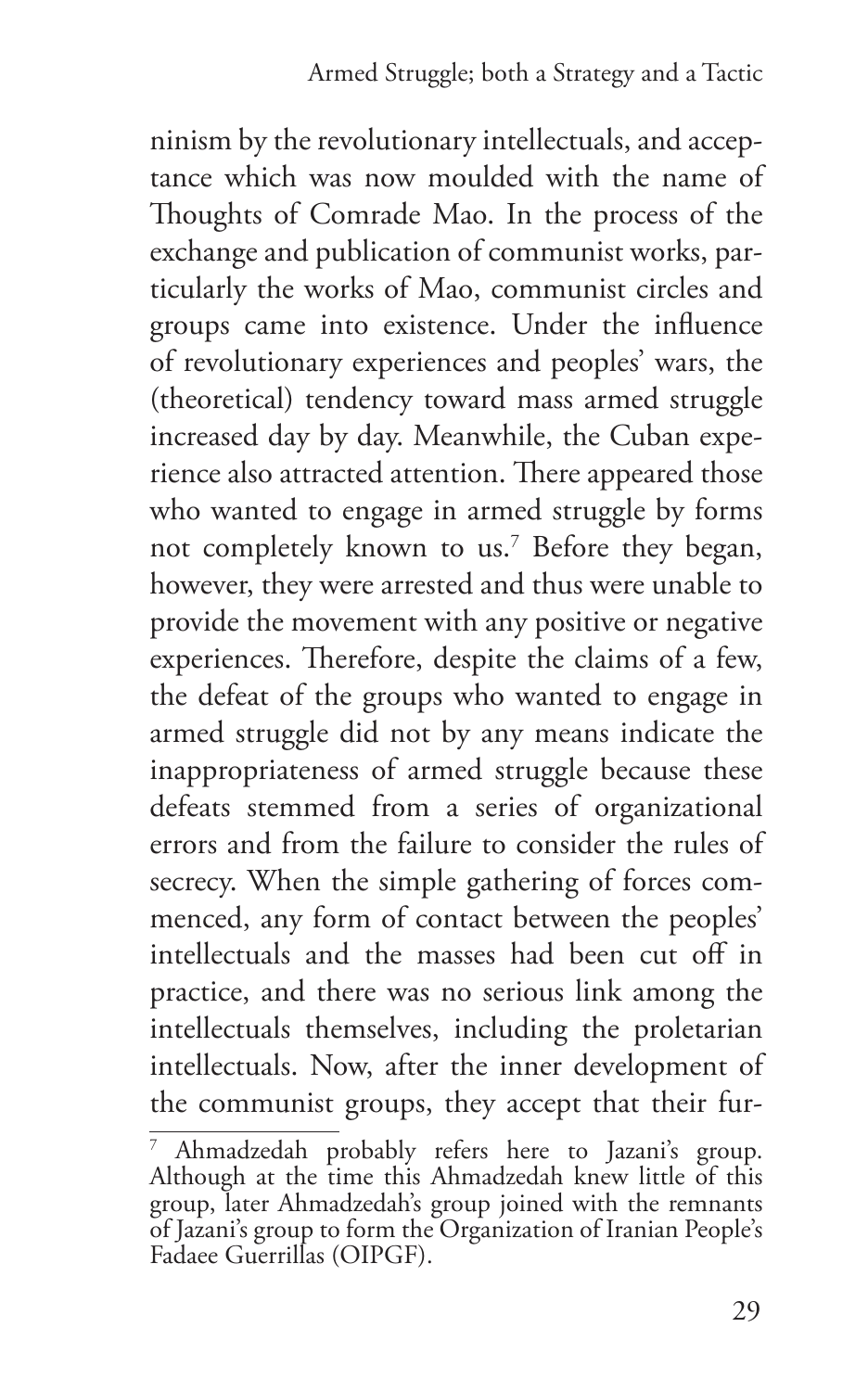ninism by the revolutionary intellectuals, and acceptance which was now moulded with the name of Thoughts of Comrade Mao. In the process of the exchange and publication of communist works, particularly the works of Mao, communist circles and groups came into existence. Under the influence of revolutionary experiences and peoples' wars, the (theoretical) tendency toward mass armed struggle increased day by day. Meanwhile, the Cuban experience also attracted attention. There appeared those who wanted to engage in armed struggle by forms not completely known to us.[7] Before they began, however, they were arrested and thus were unable to provide the movement with any positive or negative experiences. Therefore, despite the claims of a few, the defeat of the groups who wanted to engage in armed struggle did not by any means indicate the inappropriateness of armed struggle because these defeats stemmed from a series of organizational errors and from the failure to consider the rules of secrecy. When the simple gathering of forces commenced, any form of contact between the peoples' intellectuals and the masses had been cut off in practice, and there was no serious link among the intellectuals themselves, including the proletarian intellectuals. Now, after the inner development of the communist groups, they accept that their fur-

---

[7] Ahmadzedah probably refers here to Jazani's group. Although at the time this Ahmadzedah knew little of this group, later Ahmadzedah's group joined with the remnants of Jazani's group to form the Organization of Iranian People's Fadaee Guerrillas (OIPGF).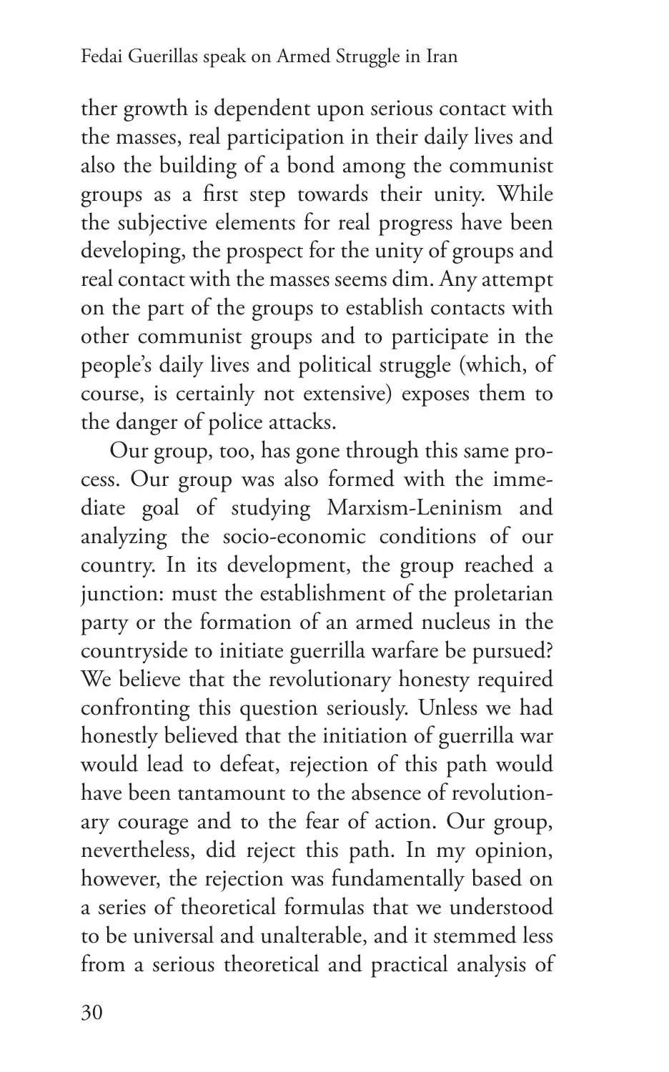ther growth is dependent upon serious contact with the masses, real participation in their daily lives and also the building of a bond among the communist groups as a first step towards their unity. While the subjective elements for real progress have been developing, the prospect for the unity of groups and real contact with the masses seems dim. Any attempt on the part of the groups to establish contacts with other communist groups and to participate in the people's daily lives and political struggle (which, of course, is certainly not extensive) exposes them to the danger of police attacks.

Our group, too, has gone through this same process. Our group was also formed with the immediate goal of studying Marxism-Leninism and analyzing the socio-economic conditions of our country. In its development, the group reached a junction: must the establishment of the proletarian party or the formation of an armed nucleus in the countryside to initiate guerrilla warfare be pursued? We believe that the revolutionary honesty required confronting this question seriously. Unless we had honestly believed that the initiation of guerrilla war would lead to defeat, rejection of this path would have been tantamount to the absence of revolutionary courage and to the fear of action. Our group, nevertheless, did reject this path. In my opinion, however, the rejection was fundamentally based on a series of theoretical formulas that we understood to be universal and unalterable, and it stemmed less from a serious theoretical and practical analysis of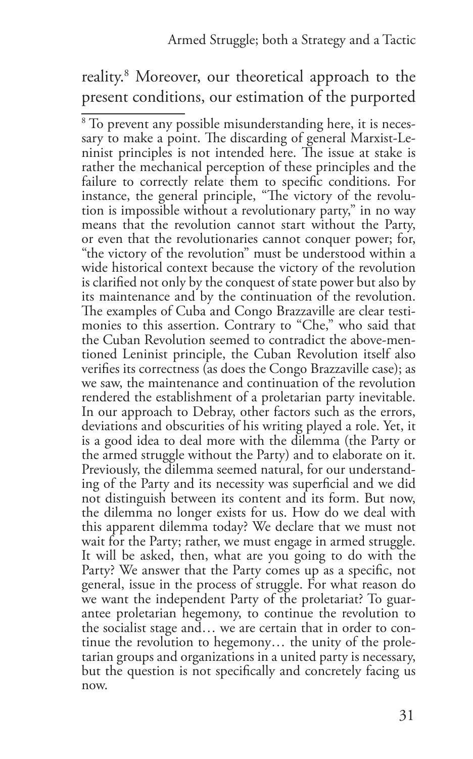reality.[8] Moreover, our theoretical approach to the present conditions, our estimation of the purported

[8] To prevent any possible misunderstanding here, it is necessary to make a point. The discarding of general Marxist-Leninist principles is not intended here. The issue at stake is rather the mechanical perception of these principles and the failure to correctly relate them to specific conditions. For instance, the general principle, "The victory of the revolution is impossible without a revolutionary party," in no way means that the revolution cannot start without the Party, or even that the revolutionaries cannot conquer power; for, "the victory of the revolution" must be understood within a wide historical context because the victory of the revolution is clarified not only by the conquest of state power but also by its maintenance and by the continuation of the revolution. The examples of Cuba and Congo Brazzaville are clear testimonies to this assertion. Contrary to "Che," who said that the Cuban Revolution seemed to contradict the above-mentioned Leninist principle, the Cuban Revolution itself also verifies its correctness (as does the Congo Brazzaville case); as we saw, the maintenance and continuation of the revolution rendered the establishment of a proletarian party inevitable. In our approach to Debray, other factors such as the errors, deviations and obscurities of his writing played a role. Yet, it is a good idea to deal more with the dilemma (the Party or the armed struggle without the Party) and to elaborate on it. Previously, the dilemma seemed natural, for our understanding of the Party and its necessity was superficial and we did not distinguish between its content and its form. But now, the dilemma no longer exists for us. How do we deal with this apparent dilemma today? We declare that we must not wait for the Party; rather, we must engage in armed struggle. It will be asked, then, what are you going to do with the Party? We answer that the Party comes up as a specific, not general, issue in the process of struggle. For what reason do we want the independent Party of the proletariat? To guarantee proletarian hegemony, to continue the revolution to the socialist stage and… we are certain that in order to continue the revolution to hegemony… the unity of the proletarian groups and organizations in a united party is necessary, but the question is not specifically and concretely facing us now.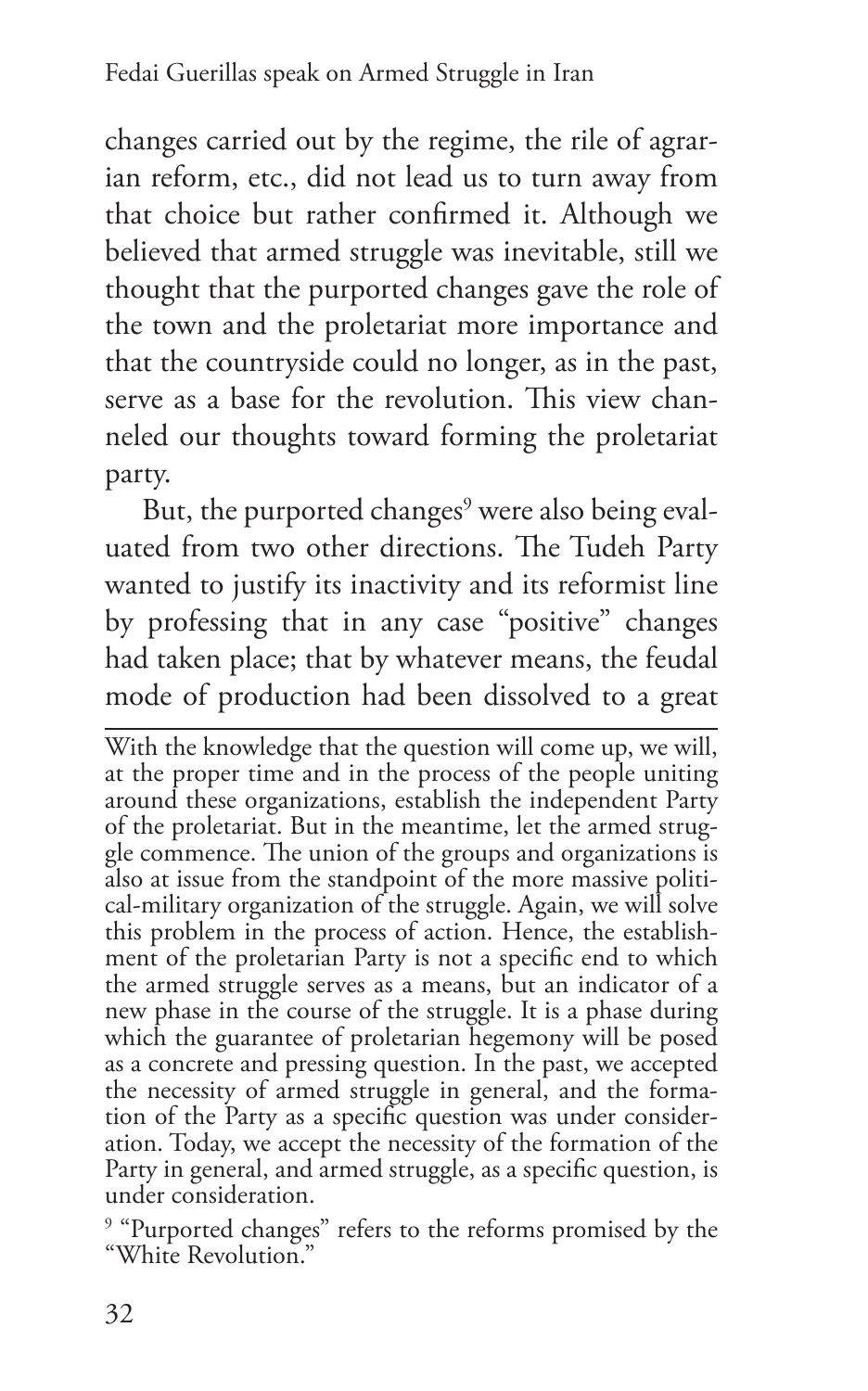changes carried out by the regime, the rile of agrarian reform, etc., did not lead us to turn away from that choice but rather confirmed it. Although we believed that armed struggle was inevitable, still we thought that the purported changes gave the role of the town and the proletariat more importance and that the countryside could no longer, as in the past, serve as a base for the revolution. This view channeled our thoughts toward forming the proletariat party.

But, the purported changes[9] were also being evaluated from two other directions. The Tudeh Party wanted to justify its inactivity and its reformist line by professing that in any case "positive" changes had taken place; that by whatever means, the feudal mode of production had been dissolved to a great

---

With the knowledge that the question will come up, we will, at the proper time and in the process of the people uniting around these organizations, establish the independent Party of the proletariat. But in the meantime, let the armed struggle commence. The union of the groups and organizations is also at issue from the standpoint of the more massive political-military organization of the struggle. Again, we will solve this problem in the process of action. Hence, the establishment of the proletarian Party is not a specific end to which the armed struggle serves as a means, but an indicator of a new phase in the course of the struggle. It is a phase during which the guarantee of proletarian hegemony will be posed as a concrete and pressing question. In the past, we accepted the necessity of armed struggle in general, and the formation of the Party as a specific question was under consideration. Today, we accept the necessity of the formation of the Party in general, and armed struggle, as a specific question, is under consideration.

[9] "Purported changes" refers to the reforms promised by the "White Revolution."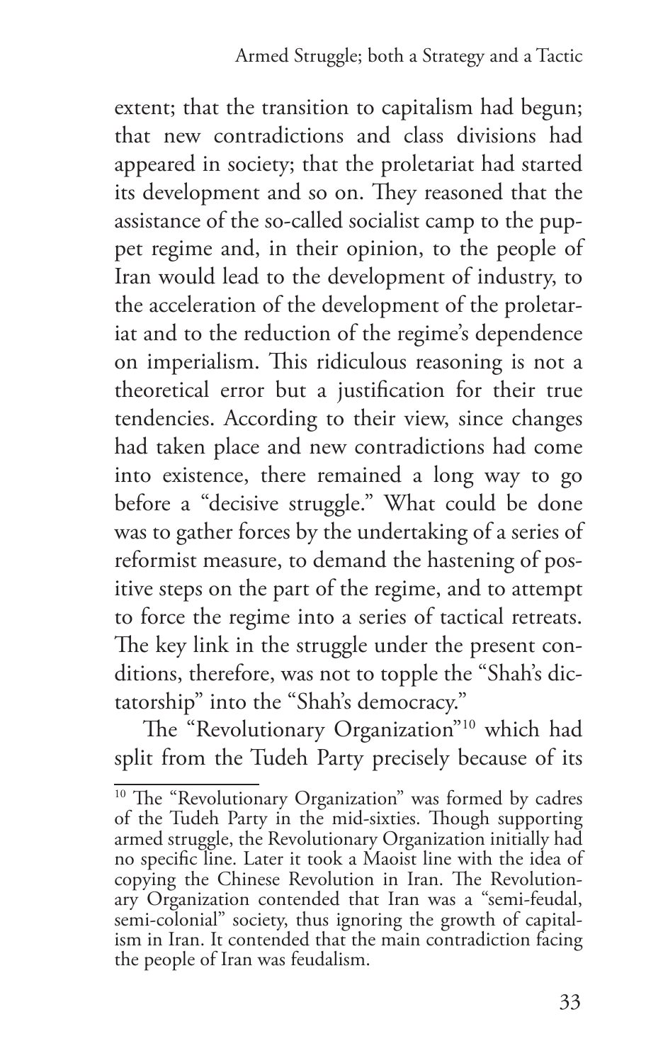extent; that the transition to capitalism had begun; that new contradictions and class divisions had appeared in society; that the proletariat had started its development and so on. They reasoned that the assistance of the so-called socialist camp to the puppet regime and, in their opinion, to the people of Iran would lead to the development of industry, to the acceleration of the development of the proletariat and to the reduction of the regime's dependence on imperialism. This ridiculous reasoning is not a theoretical error but a justification for their true tendencies. According to their view, since changes had taken place and new contradictions had come into existence, there remained a long way to go before a "decisive struggle." What could be done was to gather forces by the undertaking of a series of reformist measure, to demand the hastening of positive steps on the part of the regime, and to attempt to force the regime into a series of tactical retreats. The key link in the struggle under the present conditions, therefore, was not to topple the "Shah's dictatorship" into the "Shah's democracy."

The "Revolutionary Organization"[10] which had split from the Tudeh Party precisely because of its

---

[10] The "Revolutionary Organization" was formed by cadres of the Tudeh Party in the mid-sixties. Though supporting armed struggle, the Revolutionary Organization initially had no specific line. Later it took a Maoist line with the idea of copying the Chinese Revolution in Iran. The Revolutionary Organization contended that Iran was a "semi-feudal, semi-colonial" society, thus ignoring the growth of capitalism in Iran. It contended that the main contradiction facing the people of Iran was feudalism.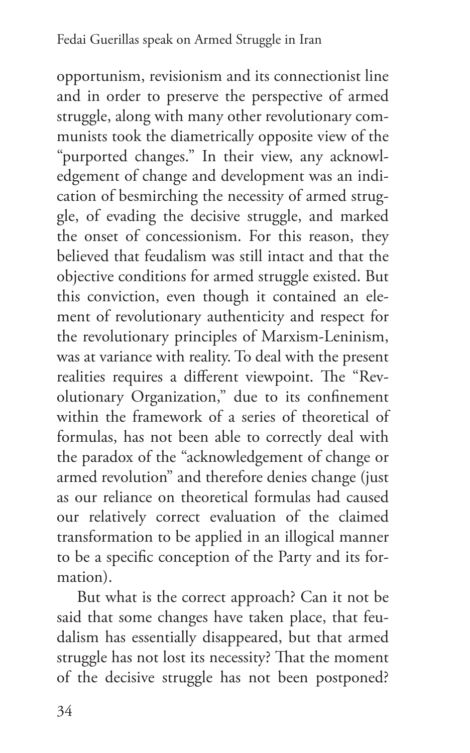opportunism, revisionism and its connectionist line and in order to preserve the perspective of armed struggle, along with many other revolutionary communists took the diametrically opposite view of the "purported changes." In their view, any acknowledgement of change and development was an indication of besmirching the necessity of armed struggle, of evading the decisive struggle, and marked the onset of concessionism. For this reason, they believed that feudalism was still intact and that the objective conditions for armed struggle existed. But this conviction, even though it contained an element of revolutionary authenticity and respect for the revolutionary principles of Marxism-Leninism, was at variance with reality. To deal with the present realities requires a different viewpoint. The "Revolutionary Organization," due to its confinement within the framework of a series of theoretical of formulas, has not been able to correctly deal with the paradox of the "acknowledgement of change or armed revolution" and therefore denies change (just as our reliance on theoretical formulas had caused our relatively correct evaluation of the claimed transformation to be applied in an illogical manner to be a specific conception of the Party and its formation).

But what is the correct approach? Can it not be said that some changes have taken place, that feudalism has essentially disappeared, but that armed struggle has not lost its necessity? That the moment of the decisive struggle has not been postponed?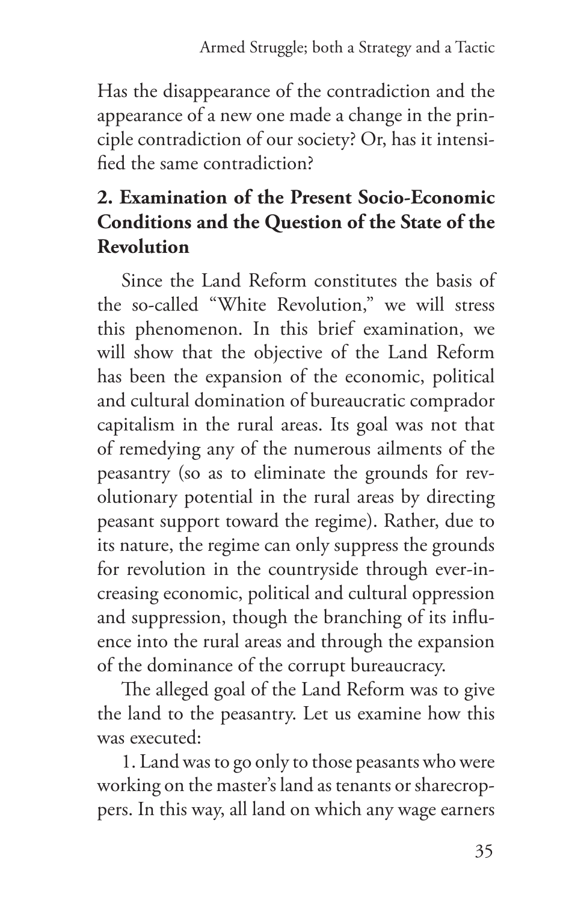Has the disappearance of the contradiction and the appearance of a new one made a change in the principle contradiction of our society? Or, has it intensified the same contradiction?

## 2. Examination of the Present Socio-Economic Conditions and the Question of the State of the Revolution

Since the Land Reform constitutes the basis of the so-called "White Revolution," we will stress this phenomenon. In this brief examination, we will show that the objective of the Land Reform has been the expansion of the economic, political and cultural domination of bureaucratic comprador capitalism in the rural areas. Its goal was not that of remedying any of the numerous ailments of the peasantry (so as to eliminate the grounds for revolutionary potential in the rural areas by directing peasant support toward the regime). Rather, due to its nature, the regime can only suppress the grounds for revolution in the countryside through ever-increasing economic, political and cultural oppression and suppression, though the branching of its influence into the rural areas and through the expansion of the dominance of the corrupt bureaucracy.

The alleged goal of the Land Reform was to give the land to the peasantry. Let us examine how this was executed:

1. Land was to go only to those peasants who were working on the master's land as tenants or sharecroppers. In this way, all land on which any wage earners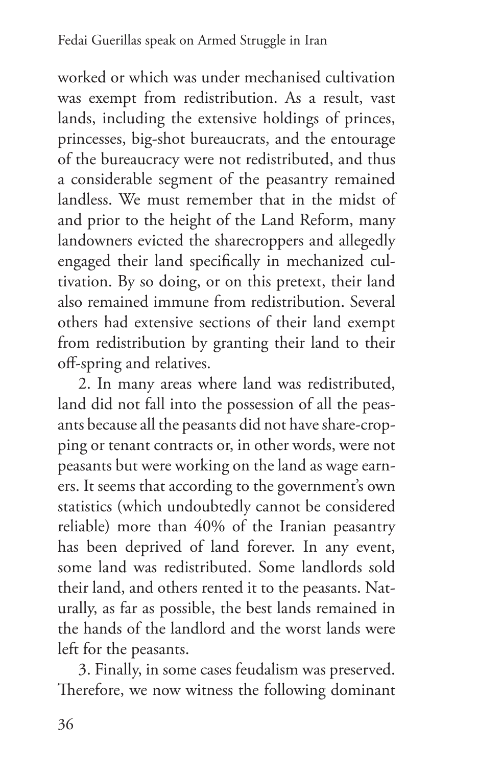worked or which was under mechanised cultivation was exempt from redistribution. As a result, vast lands, including the extensive holdings of princes, princesses, big-shot bureaucrats, and the entourage of the bureaucracy were not redistributed, and thus a considerable segment of the peasantry remained landless. We must remember that in the midst of and prior to the height of the Land Reform, many landowners evicted the sharecroppers and allegedly engaged their land specifically in mechanized cultivation. By so doing, or on this pretext, their land also remained immune from redistribution. Several others had extensive sections of their land exempt from redistribution by granting their land to their off-spring and relatives.

2. In many areas where land was redistributed, land did not fall into the possession of all the peasants because all the peasants did not have share-cropping or tenant contracts or, in other words, were not peasants but were working on the land as wage earners. It seems that according to the government's own statistics (which undoubtedly cannot be considered reliable) more than 40% of the Iranian peasantry has been deprived of land forever. In any event, some land was redistributed. Some landlords sold their land, and others rented it to the peasants. Naturally, as far as possible, the best lands remained in the hands of the landlord and the worst lands were left for the peasants.

3. Finally, in some cases feudalism was preserved. Therefore, we now witness the following dominant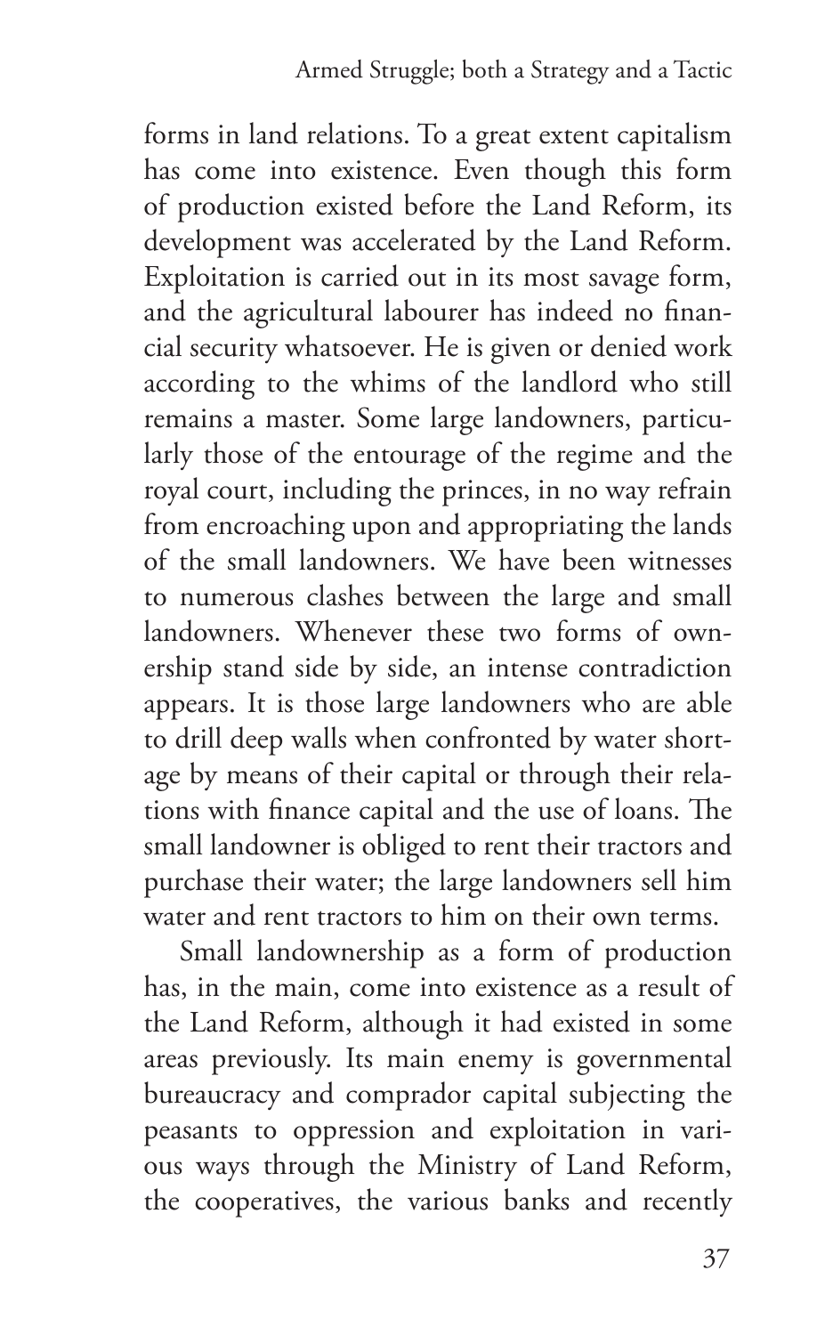forms in land relations. To a great extent capitalism has come into existence. Even though this form of production existed before the Land Reform, its development was accelerated by the Land Reform. Exploitation is carried out in its most savage form, and the agricultural labourer has indeed no financial security whatsoever. He is given or denied work according to the whims of the landlord who still remains a master. Some large landowners, particularly those of the entourage of the regime and the royal court, including the princes, in no way refrain from encroaching upon and appropriating the lands of the small landowners. We have been witnesses to numerous clashes between the large and small landowners. Whenever these two forms of ownership stand side by side, an intense contradiction appears. It is those large landowners who are able to drill deep walls when confronted by water shortage by means of their capital or through their relations with finance capital and the use of loans. The small landowner is obliged to rent their tractors and purchase their water; the large landowners sell him water and rent tractors to him on their own terms.

Small landownership as a form of production has, in the main, come into existence as a result of the Land Reform, although it had existed in some areas previously. Its main enemy is governmental bureaucracy and comprador capital subjecting the peasants to oppression and exploitation in various ways through the Ministry of Land Reform, the cooperatives, the various banks and recently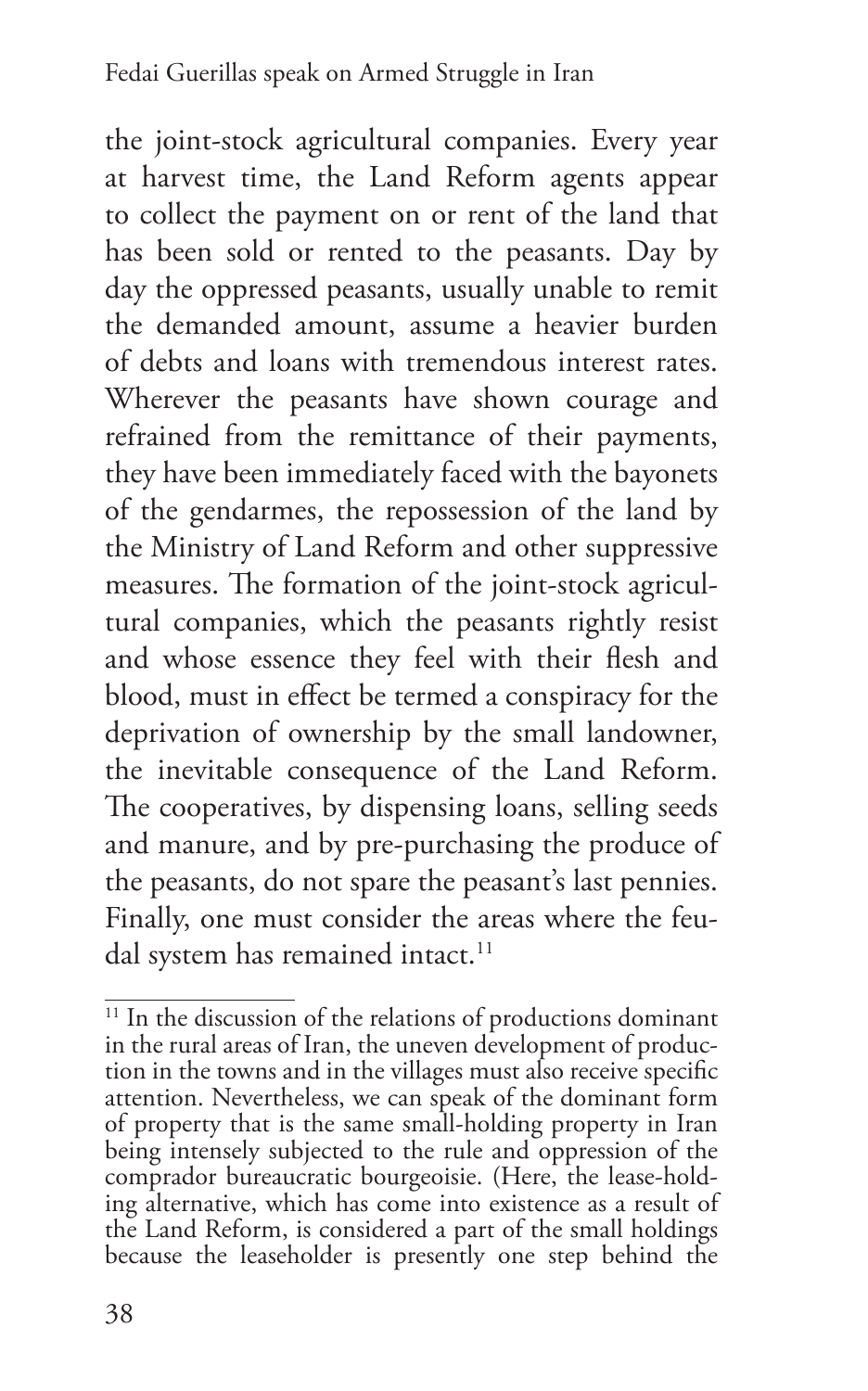the joint-stock agricultural companies. Every year at harvest time, the Land Reform agents appear to collect the payment on or rent of the land that has been sold or rented to the peasants. Day by day the oppressed peasants, usually unable to remit the demanded amount, assume a heavier burden of debts and loans with tremendous interest rates. Wherever the peasants have shown courage and refrained from the remittance of their payments, they have been immediately faced with the bayonets of the gendarmes, the repossession of the land by the Ministry of Land Reform and other suppressive measures. The formation of the joint-stock agricultural companies, which the peasants rightly resist and whose essence they feel with their flesh and blood, must in effect be termed a conspiracy for the deprivation of ownership by the small landowner, the inevitable consequence of the Land Reform. The cooperatives, by dispensing loans, selling seeds and manure, and by pre-purchasing the produce of the peasants, do not spare the peasant's last pennies. Finally, one must consider the areas where the feudal system has remained intact.[11]

---

[11] In the discussion of the relations of productions dominant in the rural areas of Iran, the uneven development of production in the towns and in the villages must also receive specific attention. Nevertheless, we can speak of the dominant form of property that is the same small-holding property in Iran being intensely subjected to the rule and oppression of the comprador bureaucratic bourgeoisie. (Here, the lease-holding alternative, which has come into existence as a result of the Land Reform, is considered a part of the small holdings because the leaseholder is presently one step behind the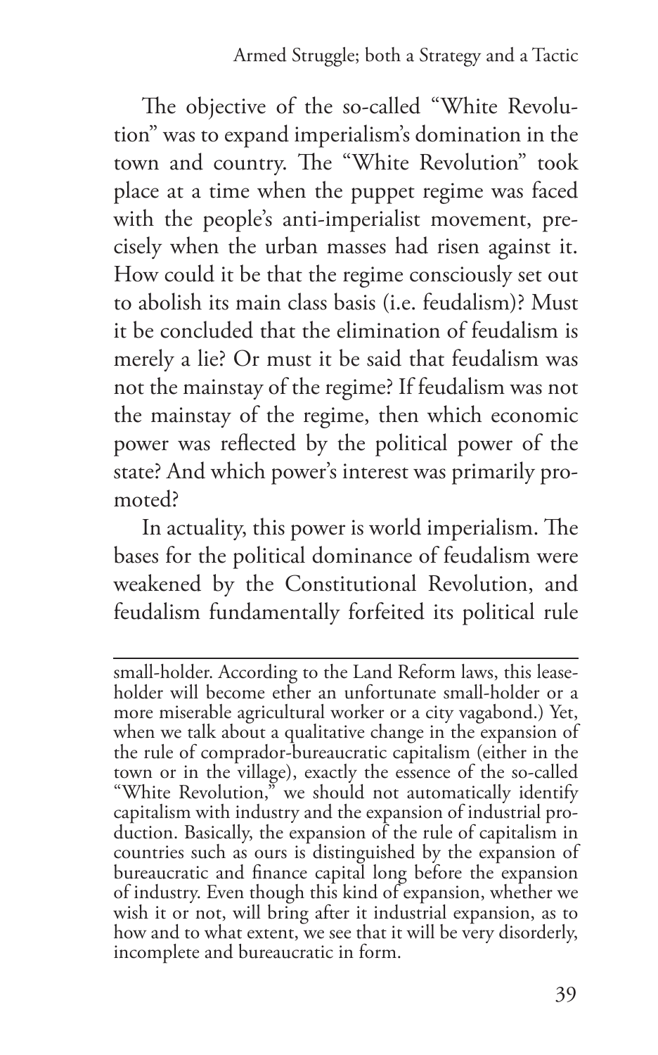The objective of the so-called "White Revolution" was to expand imperialism's domination in the town and country. The "White Revolution" took place at a time when the puppet regime was faced with the people's anti-imperialist movement, precisely when the urban masses had risen against it. How could it be that the regime consciously set out to abolish its main class basis (i.e. feudalism)? Must it be concluded that the elimination of feudalism is merely a lie? Or must it be said that feudalism was not the mainstay of the regime? If feudalism was not the mainstay of the regime, then which economic power was reflected by the political power of the state? And which power's interest was primarily promoted?

In actuality, this power is world imperialism. The bases for the political dominance of feudalism were weakened by the Constitutional Revolution, and feudalism fundamentally forfeited its political rule

---

small-holder. According to the Land Reform laws, this lease-holder will become ether an unfortunate small-holder or a more miserable agricultural worker or a city vagabond.) Yet, when we talk about a qualitative change in the expansion of the rule of comprador-bureaucratic capitalism (either in the town or in the village), exactly the essence of the so-called "White Revolution," we should not automatically identify capitalism with industry and the expansion of industrial production. Basically, the expansion of the rule of capitalism in countries such as ours is distinguished by the expansion of bureaucratic and finance capital long before the expansion of industry. Even though this kind of expansion, whether we wish it or not, will bring after it industrial expansion, as to how and to what extent, we see that it will be very disorderly, incomplete and bureaucratic in form.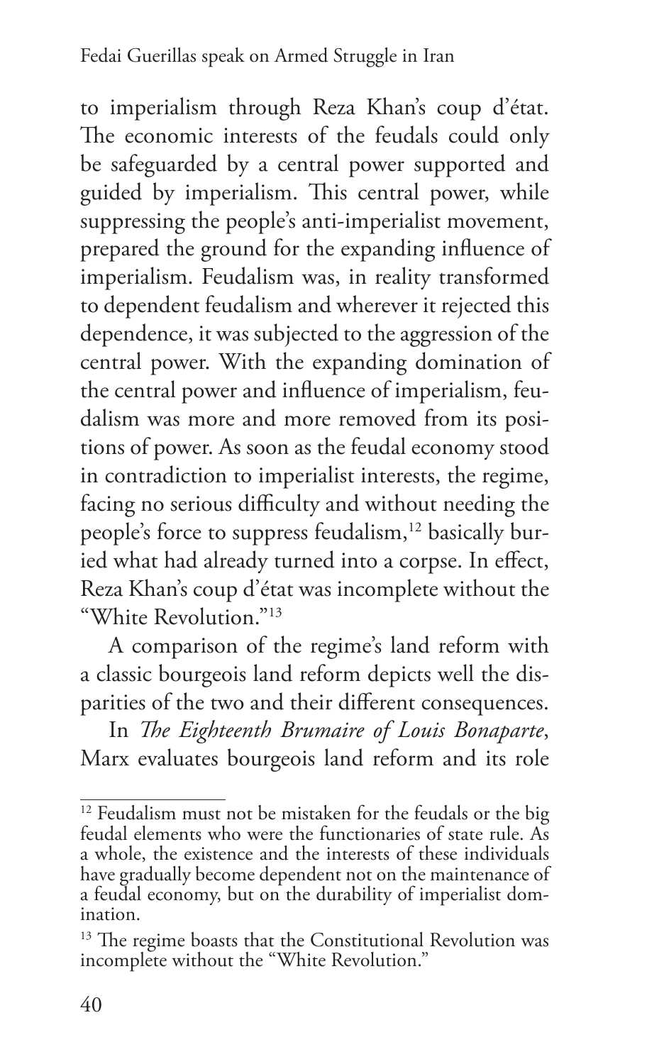to imperialism through Reza Khan's coup d'état. The economic interests of the feudals could only be safeguarded by a central power supported and guided by imperialism. This central power, while suppressing the people's anti-imperialist movement, prepared the ground for the expanding influence of imperialism. Feudalism was, in reality transformed to dependent feudalism and wherever it rejected this dependence, it was subjected to the aggression of the central power. With the expanding domination of the central power and influence of imperialism, feudalism was more and more removed from its positions of power. As soon as the feudal economy stood in contradiction to imperialist interests, the regime, facing no serious difficulty and without needing the people's force to suppress feudalism,[12] basically buried what had already turned into a corpse. In effect, Reza Khan's coup d'état was incomplete without the "White Revolution."[13]

A comparison of the regime's land reform with a classic bourgeois land reform depicts well the disparities of the two and their different consequences.

In *The Eighteenth Brumaire of Louis Bonaparte*, Marx evaluates bourgeois land reform and its role

---

[12] Feudalism must not be mistaken for the feudals or the big feudal elements who were the functionaries of state rule. As a whole, the existence and the interests of these individuals have gradually become dependent not on the maintenance of a feudal economy, but on the durability of imperialist domination.

[13] The regime boasts that the Constitutional Revolution was incomplete without the "White Revolution."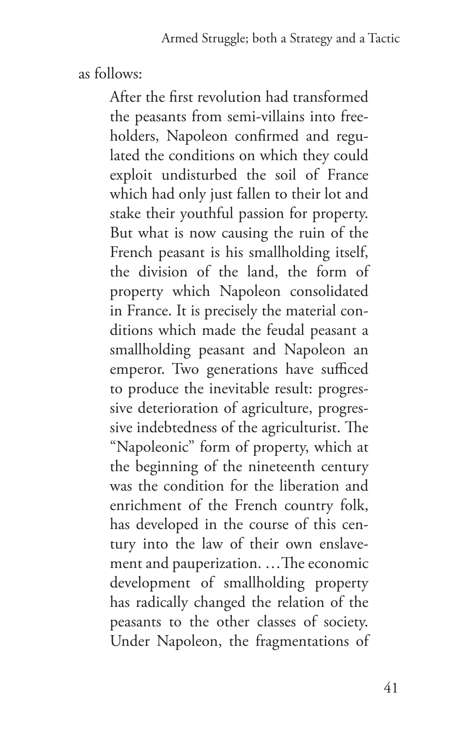as follows:

> After the first revolution had transformed the peasants from semi-villains into freeholders, Napoleon confirmed and regulated the conditions on which they could exploit undisturbed the soil of France which had only just fallen to their lot and stake their youthful passion for property. But what is now causing the ruin of the French peasant is his smallholding itself, the division of the land, the form of property which Napoleon consolidated in France. It is precisely the material conditions which made the feudal peasant a smallholding peasant and Napoleon an emperor. Two generations have sufficed to produce the inevitable result: progressive deterioration of agriculture, progressive indebtedness of the agriculturist. The "Napoleonic" form of property, which at the beginning of the nineteenth century was the condition for the liberation and enrichment of the French country folk, has developed in the course of this century into the law of their own enslavement and pauperization. …The economic development of smallholding property has radically changed the relation of the peasants to the other classes of society. Under Napoleon, the fragmentations of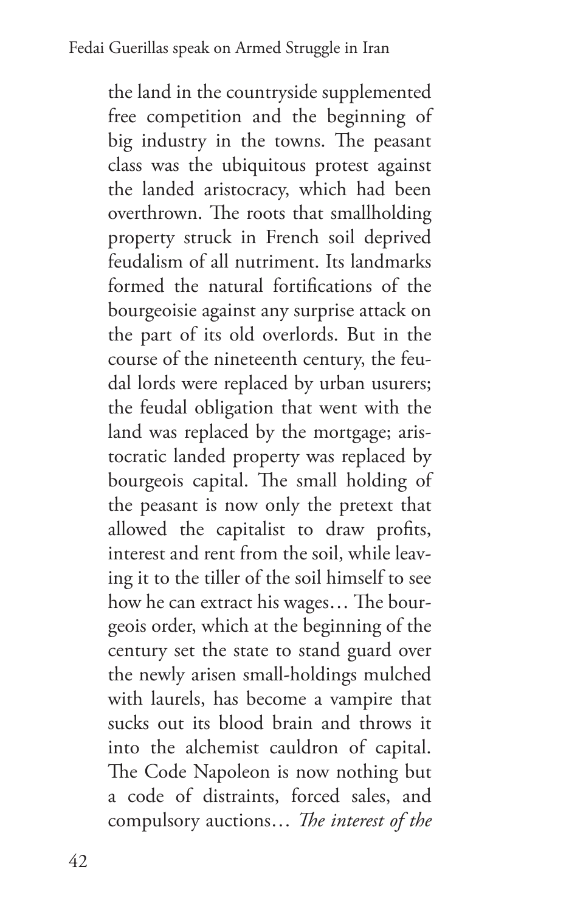the land in the countryside supplemented free competition and the beginning of big industry in the towns. The peasant class was the ubiquitous protest against the landed aristocracy, which had been overthrown. The roots that smallholding property struck in French soil deprived feudalism of all nutriment. Its landmarks formed the natural fortifications of the bourgeoisie against any surprise attack on the part of its old overlords. But in the course of the nineteenth century, the feudal lords were replaced by urban usurers; the feudal obligation that went with the land was replaced by the mortgage; aristocratic landed property was replaced by bourgeois capital. The small holding of the peasant is now only the pretext that allowed the capitalist to draw profits, interest and rent from the soil, while leaving it to the tiller of the soil himself to see how he can extract his wages… The bourgeois order, which at the beginning of the century set the state to stand guard over the newly arisen small-holdings mulched with laurels, has become a vampire that sucks out its blood brain and throws it into the alchemist cauldron of capital. The Code Napoleon is now nothing but a code of distraints, forced sales, and compulsory auctions… *The interest of the*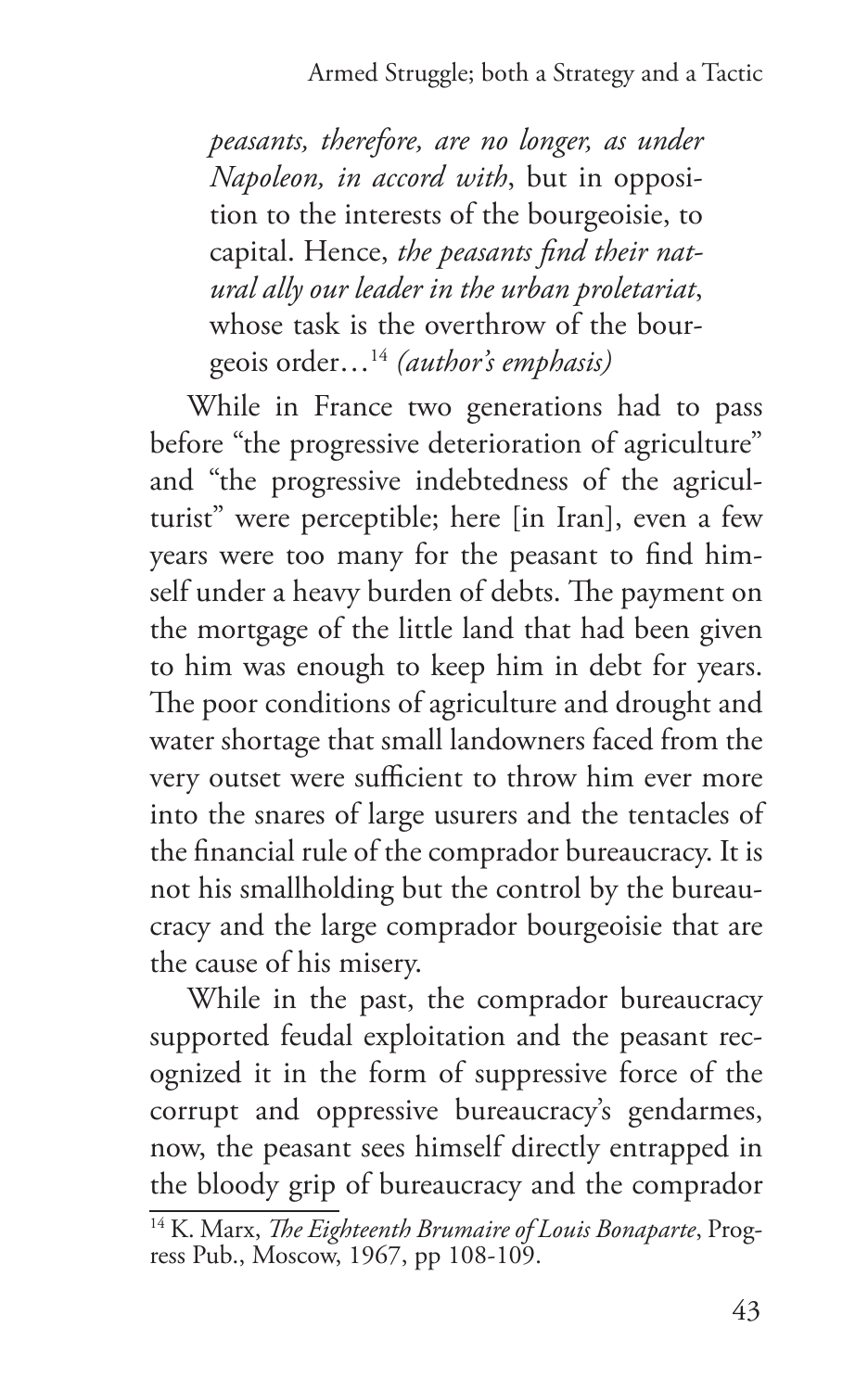*peasants, therefore, are no longer, as under Napoleon, in accord with*, but in opposition to the interests of the bourgeoisie, to capital. Hence, *the peasants find their natural ally our leader in the urban proletariat*, whose task is the overthrow of the bourgeois order…[14] *(author's emphasis)*

While in France two generations had to pass before "the progressive deterioration of agriculture" and "the progressive indebtedness of the agriculturist" were perceptible; here [in Iran], even a few years were too many for the peasant to find himself under a heavy burden of debts. The payment on the mortgage of the little land that had been given to him was enough to keep him in debt for years. The poor conditions of agriculture and drought and water shortage that small landowners faced from the very outset were sufficient to throw him ever more into the snares of large usurers and the tentacles of the financial rule of the comprador bureaucracy. It is not his smallholding but the control by the bureaucracy and the large comprador bourgeoisie that are the cause of his misery.

While in the past, the comprador bureaucracy supported feudal exploitation and the peasant recognized it in the form of suppressive force of the corrupt and oppressive bureaucracy's gendarmes, now, the peasant sees himself directly entrapped in the bloody grip of bureaucracy and the comprador

[14] K. Marx, *The Eighteenth Brumaire of Louis Bonaparte*, Progress Pub., Moscow, 1967, pp 108-109.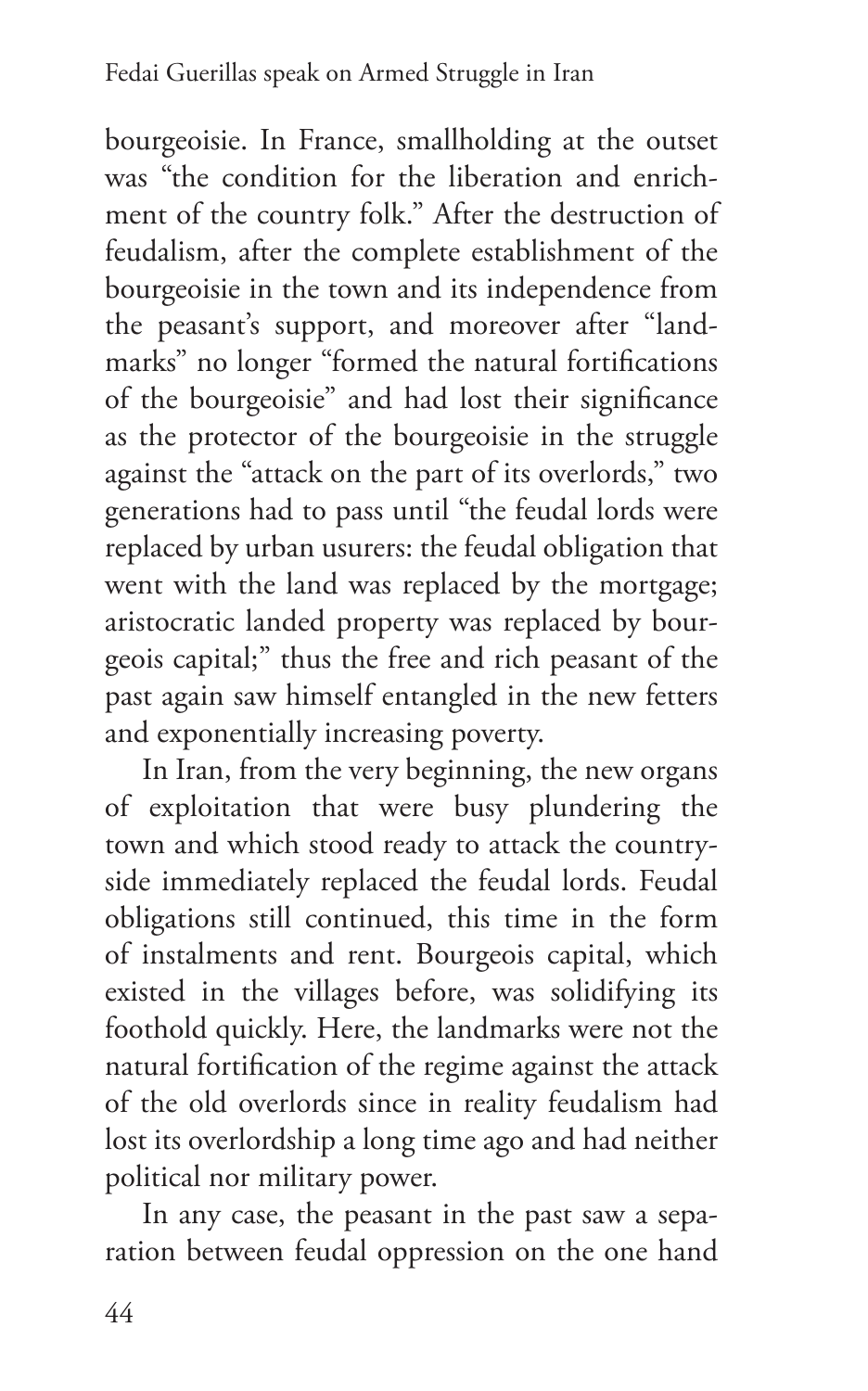bourgeoisie. In France, smallholding at the outset was "the condition for the liberation and enrichment of the country folk." After the destruction of feudalism, after the complete establishment of the bourgeoisie in the town and its independence from the peasant's support, and moreover after "landmarks" no longer "formed the natural fortifications of the bourgeoisie" and had lost their significance as the protector of the bourgeoisie in the struggle against the "attack on the part of its overlords," two generations had to pass until "the feudal lords were replaced by urban usurers: the feudal obligation that went with the land was replaced by the mortgage; aristocratic landed property was replaced by bourgeois capital;" thus the free and rich peasant of the past again saw himself entangled in the new fetters and exponentially increasing poverty.

In Iran, from the very beginning, the new organs of exploitation that were busy plundering the town and which stood ready to attack the countryside immediately replaced the feudal lords. Feudal obligations still continued, this time in the form of instalments and rent. Bourgeois capital, which existed in the villages before, was solidifying its foothold quickly. Here, the landmarks were not the natural fortification of the regime against the attack of the old overlords since in reality feudalism had lost its overlordship a long time ago and had neither political nor military power.

In any case, the peasant in the past saw a separation between feudal oppression on the one hand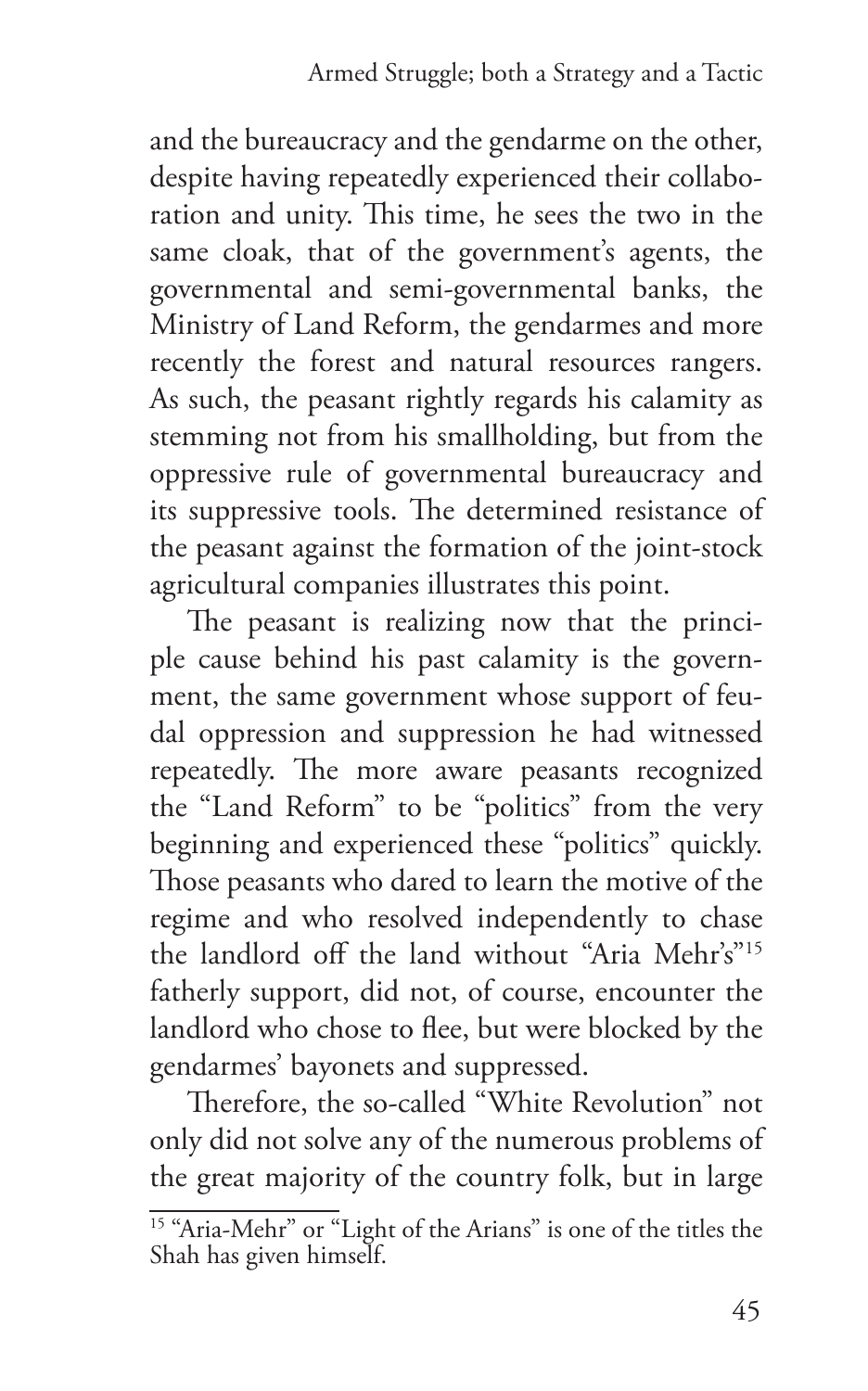and the bureaucracy and the gendarme on the other, despite having repeatedly experienced their collaboration and unity. This time, he sees the two in the same cloak, that of the government's agents, the governmental and semi-governmental banks, the Ministry of Land Reform, the gendarmes and more recently the forest and natural resources rangers. As such, the peasant rightly regards his calamity as stemming not from his smallholding, but from the oppressive rule of governmental bureaucracy and its suppressive tools. The determined resistance of the peasant against the formation of the joint-stock agricultural companies illustrates this point.

The peasant is realizing now that the principle cause behind his past calamity is the government, the same government whose support of feudal oppression and suppression he had witnessed repeatedly. The more aware peasants recognized the "Land Reform" to be "politics" from the very beginning and experienced these "politics" quickly. Those peasants who dared to learn the motive of the regime and who resolved independently to chase the landlord off the land without "Aria Mehr's"[15] fatherly support, did not, of course, encounter the landlord who chose to flee, but were blocked by the gendarmes' bayonets and suppressed.

Therefore, the so-called "White Revolution" not only did not solve any of the numerous problems of the great majority of the country folk, but in large

[15] "Aria-Mehr" or "Light of the Arians" is one of the titles the Shah has given himself.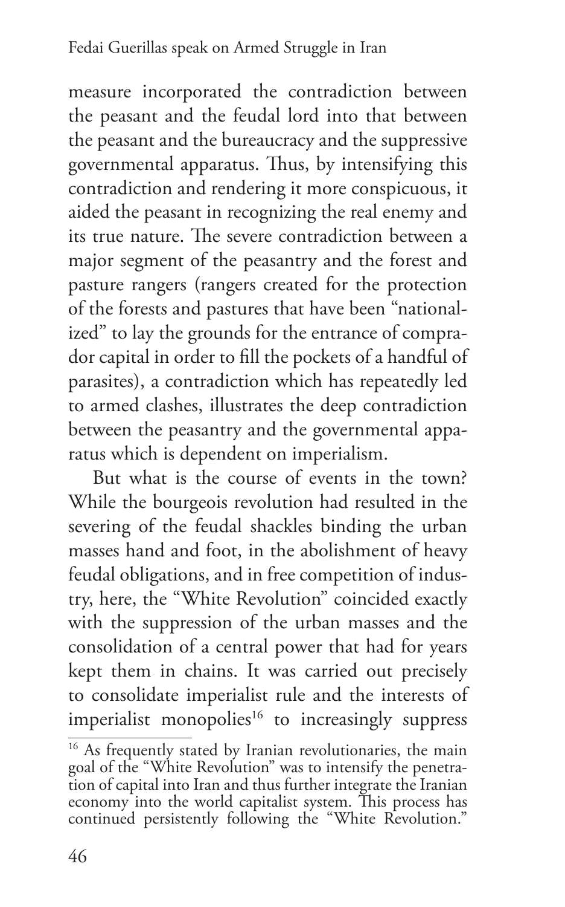measure incorporated the contradiction between the peasant and the feudal lord into that between the peasant and the bureaucracy and the suppressive governmental apparatus. Thus, by intensifying this contradiction and rendering it more conspicuous, it aided the peasant in recognizing the real enemy and its true nature. The severe contradiction between a major segment of the peasantry and the forest and pasture rangers (rangers created for the protection of the forests and pastures that have been "nationalized" to lay the grounds for the entrance of comprador capital in order to fill the pockets of a handful of parasites), a contradiction which has repeatedly led to armed clashes, illustrates the deep contradiction between the peasantry and the governmental apparatus which is dependent on imperialism.

But what is the course of events in the town? While the bourgeois revolution had resulted in the severing of the feudal shackles binding the urban masses hand and foot, in the abolishment of heavy feudal obligations, and in free competition of industry, here, the "White Revolution" coincided exactly with the suppression of the urban masses and the consolidation of a central power that had for years kept them in chains. It was carried out precisely to consolidate imperialist rule and the interests of imperialist monopolies[16] to increasingly suppress

[16] As frequently stated by Iranian revolutionaries, the main goal of the "White Revolution" was to intensify the penetration of capital into Iran and thus further integrate the Iranian economy into the world capitalist system. This process has continued persistently following the "White Revolution."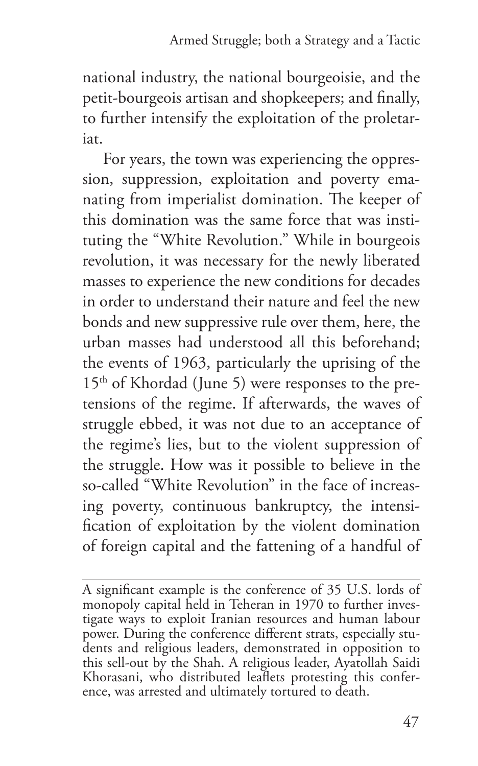national industry, the national bourgeoisie, and the petit-bourgeois artisan and shopkeepers; and finally, to further intensify the exploitation of the proletariat.

For years, the town was experiencing the oppression, suppression, exploitation and poverty emanating from imperialist domination. The keeper of this domination was the same force that was instituting the "White Revolution." While in bourgeois revolution, it was necessary for the newly liberated masses to experience the new conditions for decades in order to understand their nature and feel the new bonds and new suppressive rule over them, here, the urban masses had understood all this beforehand; the events of 1963, particularly the uprising of the 15th of Khordad (June 5) were responses to the pretensions of the regime. If afterwards, the waves of struggle ebbed, it was not due to an acceptance of the regime's lies, but to the violent suppression of the struggle. How was it possible to believe in the so-called "White Revolution" in the face of increasing poverty, continuous bankruptcy, the intensification of exploitation by the violent domination of foreign capital and the fattening of a handful of

---

A significant example is the conference of 35 U.S. lords of monopoly capital held in Teheran in 1970 to further investigate ways to exploit Iranian resources and human labour power. During the conference different strats, especially students and religious leaders, demonstrated in opposition to this sell-out by the Shah. A religious leader, Ayatollah Saidi Khorasani, who distributed leaflets protesting this conference, was arrested and ultimately tortured to death.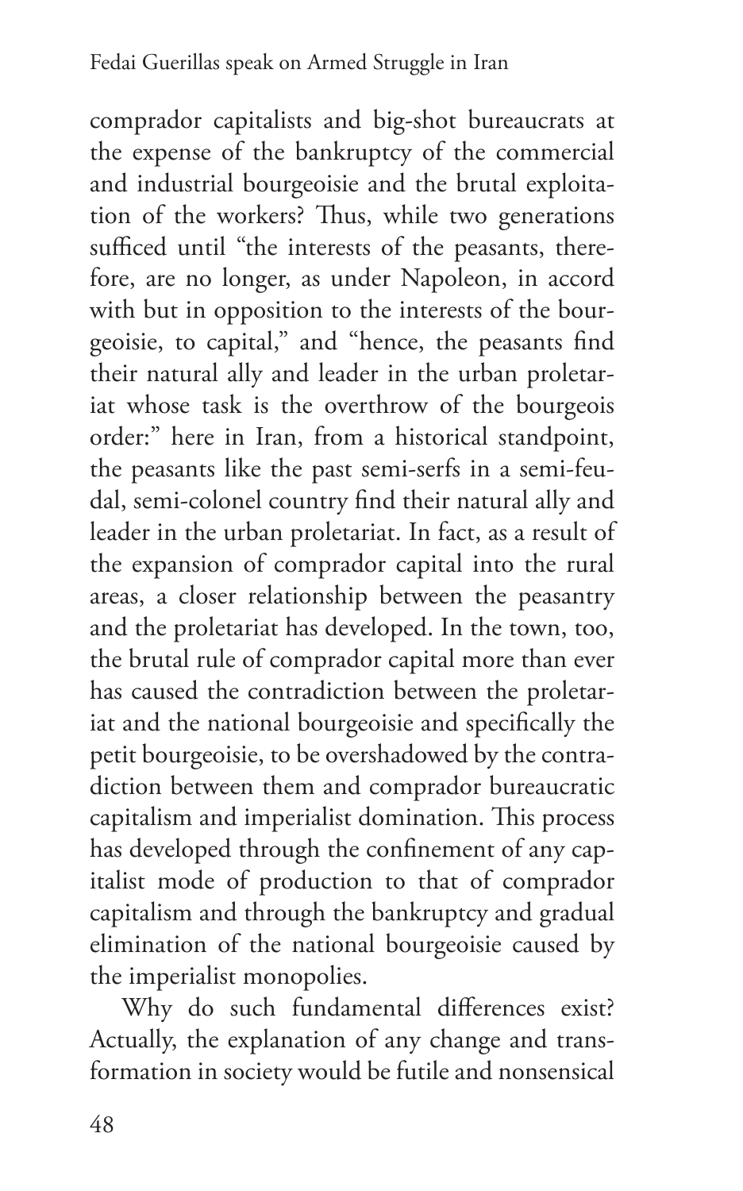comprador capitalists and big-shot bureaucrats at the expense of the bankruptcy of the commercial and industrial bourgeoisie and the brutal exploitation of the workers? Thus, while two generations sufficed until "the interests of the peasants, therefore, are no longer, as under Napoleon, in accord with but in opposition to the interests of the bourgeoisie, to capital," and "hence, the peasants find their natural ally and leader in the urban proletariat whose task is the overthrow of the bourgeois order:" here in Iran, from a historical standpoint, the peasants like the past semi-serfs in a semi-feudal, semi-colonel country find their natural ally and leader in the urban proletariat. In fact, as a result of the expansion of comprador capital into the rural areas, a closer relationship between the peasantry and the proletariat has developed. In the town, too, the brutal rule of comprador capital more than ever has caused the contradiction between the proletariat and the national bourgeoisie and specifically the petit bourgeoisie, to be overshadowed by the contradiction between them and comprador bureaucratic capitalism and imperialist domination. This process has developed through the confinement of any capitalist mode of production to that of comprador capitalism and through the bankruptcy and gradual elimination of the national bourgeoisie caused by the imperialist monopolies.

Why do such fundamental differences exist? Actually, the explanation of any change and transformation in society would be futile and nonsensical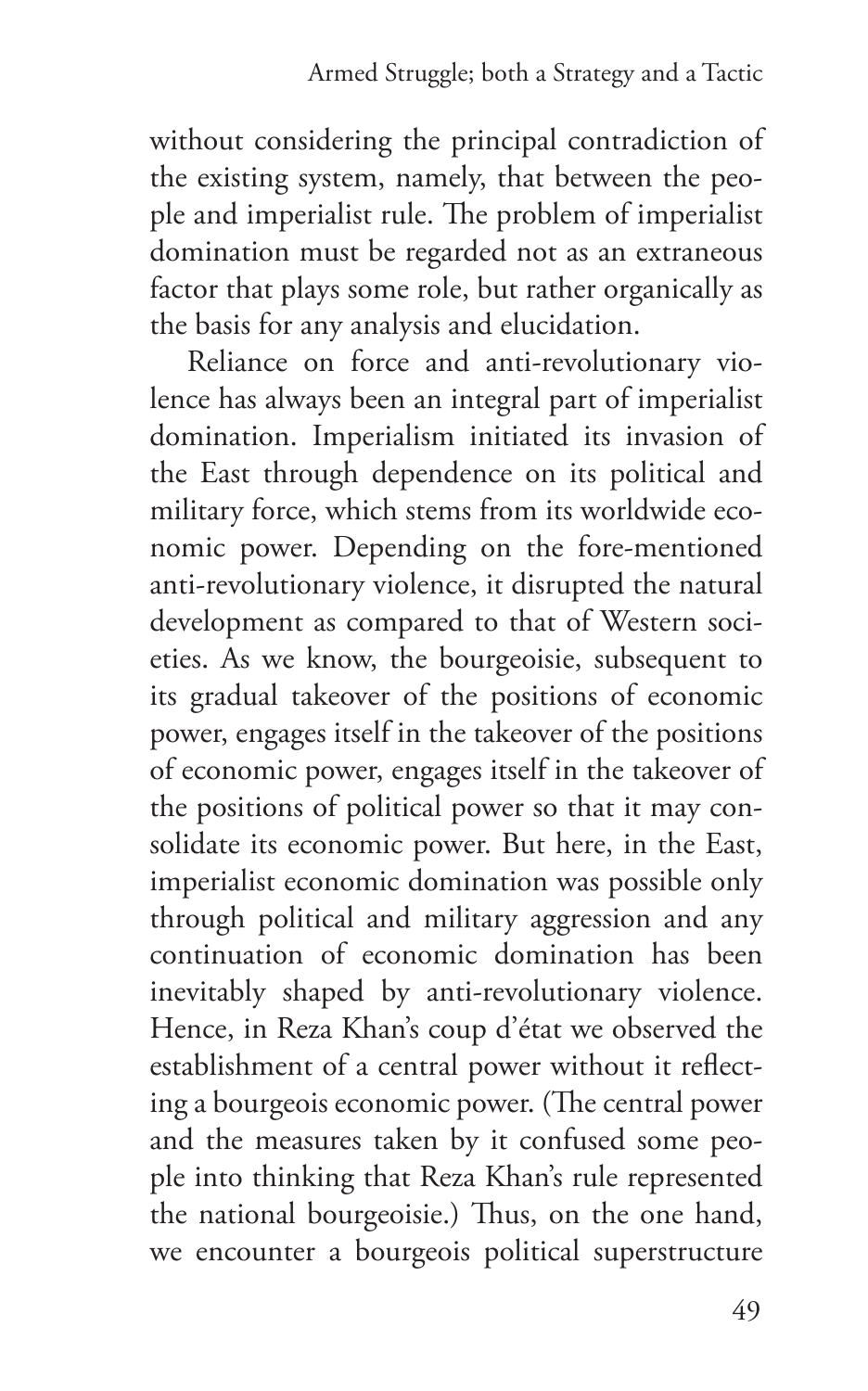without considering the principal contradiction of the existing system, namely, that between the people and imperialist rule. The problem of imperialist domination must be regarded not as an extraneous factor that plays some role, but rather organically as the basis for any analysis and elucidation.

Reliance on force and anti-revolutionary violence has always been an integral part of imperialist domination. Imperialism initiated its invasion of the East through dependence on its political and military force, which stems from its worldwide economic power. Depending on the fore-mentioned anti-revolutionary violence, it disrupted the natural development as compared to that of Western societies. As we know, the bourgeoisie, subsequent to its gradual takeover of the positions of economic power, engages itself in the takeover of the positions of economic power, engages itself in the takeover of the positions of political power so that it may consolidate its economic power. But here, in the East, imperialist economic domination was possible only through political and military aggression and any continuation of economic domination has been inevitably shaped by anti-revolutionary violence. Hence, in Reza Khan's coup d'état we observed the establishment of a central power without it reflecting a bourgeois economic power. (The central power and the measures taken by it confused some people into thinking that Reza Khan's rule represented the national bourgeoisie.) Thus, on the one hand, we encounter a bourgeois political superstructure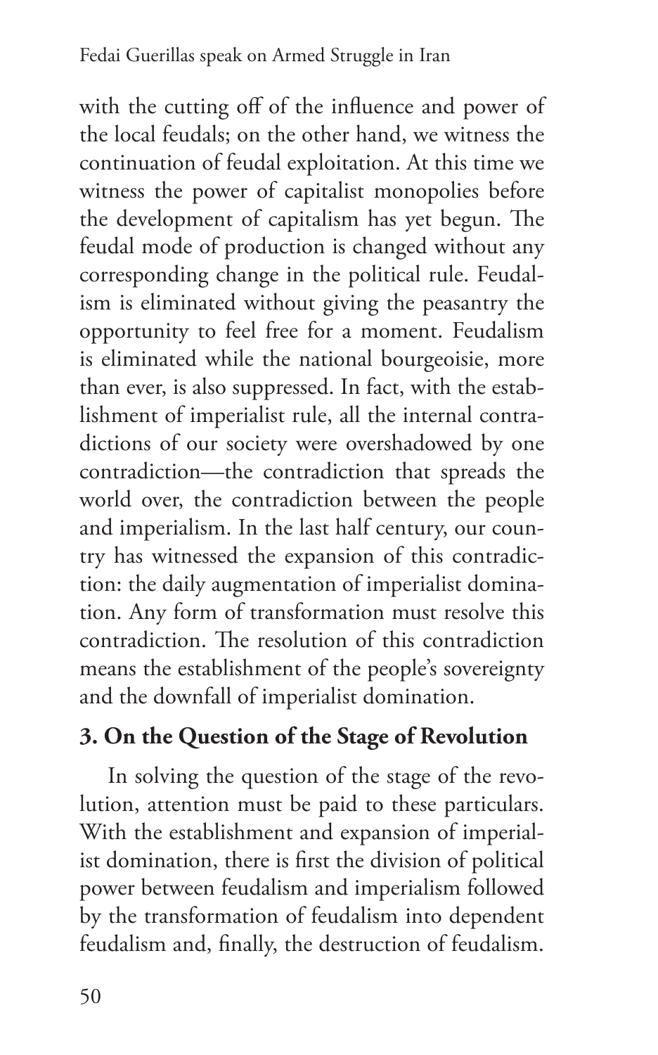with the cutting off of the influence and power of the local feudals; on the other hand, we witness the continuation of feudal exploitation. At this time we witness the power of capitalist monopolies before the development of capitalism has yet begun. The feudal mode of production is changed without any corresponding change in the political rule. Feudalism is eliminated without giving the peasantry the opportunity to feel free for a moment. Feudalism is eliminated while the national bourgeoisie, more than ever, is also suppressed. In fact, with the establishment of imperialist rule, all the internal contradictions of our society were overshadowed by one contradiction—the contradiction that spreads the world over, the contradiction between the people and imperialism. In the last half century, our country has witnessed the expansion of this contradiction: the daily augmentation of imperialist domination. Any form of transformation must resolve this contradiction. The resolution of this contradiction means the establishment of the people's sovereignty and the downfall of imperialist domination.

### 3. On the Question of the Stage of Revolution

In solving the question of the stage of the revolution, attention must be paid to these particulars. With the establishment and expansion of imperialist domination, there is first the division of political power between feudalism and imperialism followed by the transformation of feudalism into dependent feudalism and, finally, the destruction of feudalism.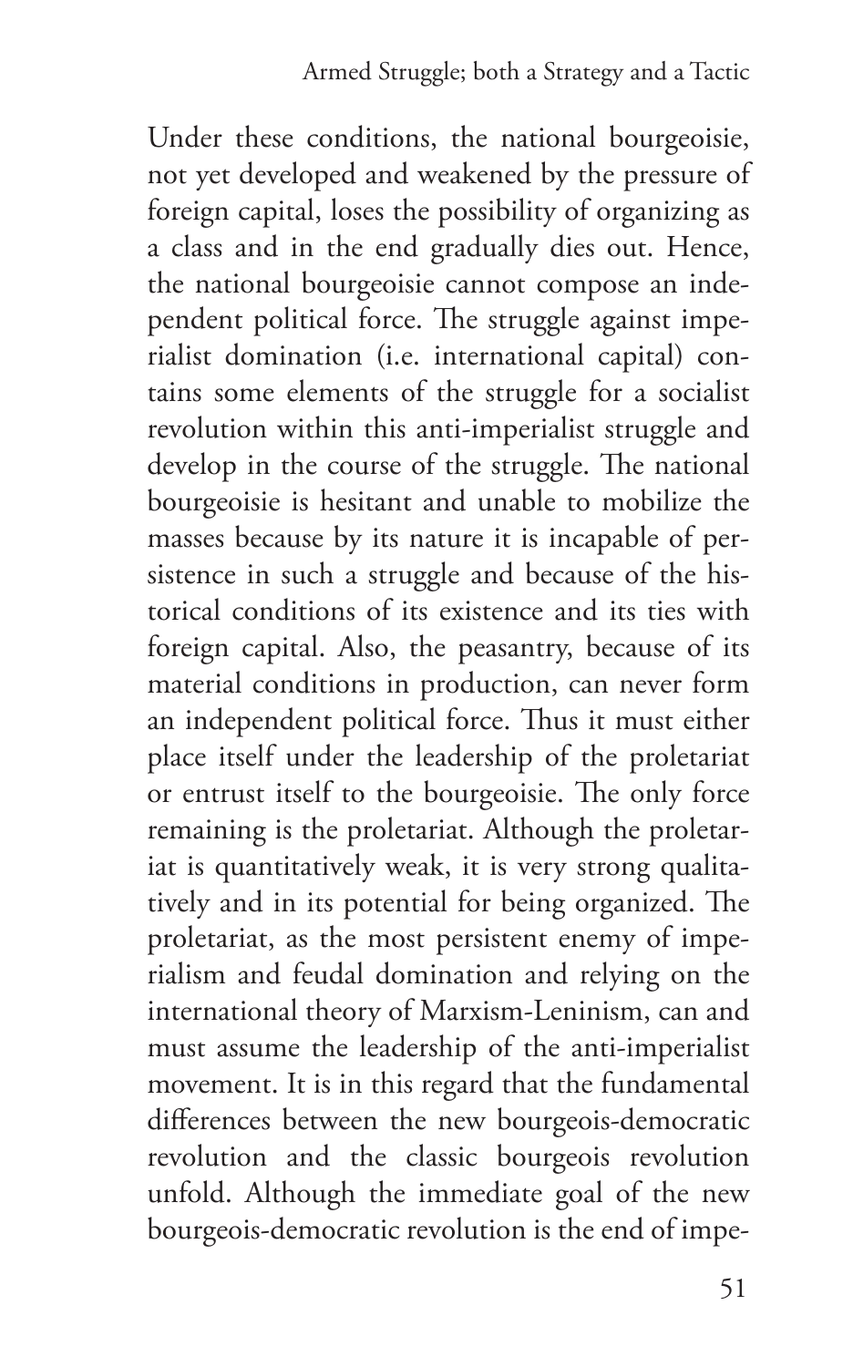Under these conditions, the national bourgeoisie, not yet developed and weakened by the pressure of foreign capital, loses the possibility of organizing as a class and in the end gradually dies out. Hence, the national bourgeoisie cannot compose an independent political force. The struggle against imperialist domination (i.e. international capital) contains some elements of the struggle for a socialist revolution within this anti-imperialist struggle and develop in the course of the struggle. The national bourgeoisie is hesitant and unable to mobilize the masses because by its nature it is incapable of persistence in such a struggle and because of the historical conditions of its existence and its ties with foreign capital. Also, the peasantry, because of its material conditions in production, can never form an independent political force. Thus it must either place itself under the leadership of the proletariat or entrust itself to the bourgeoisie. The only force remaining is the proletariat. Although the proletariat is quantitatively weak, it is very strong qualitatively and in its potential for being organized. The proletariat, as the most persistent enemy of imperialism and feudal domination and relying on the international theory of Marxism-Leninism, can and must assume the leadership of the anti-imperialist movement. It is in this regard that the fundamental differences between the new bourgeois-democratic revolution and the classic bourgeois revolution unfold. Although the immediate goal of the new bourgeois-democratic revolution is the end of impe-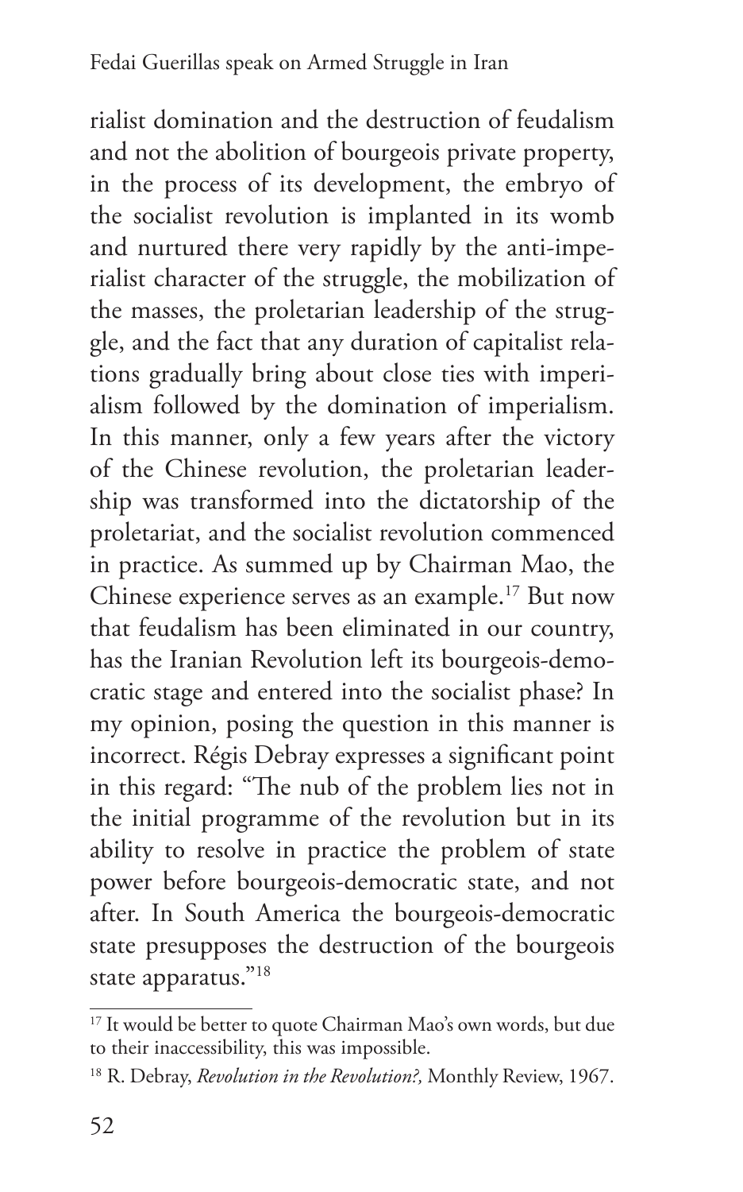rialist domination and the destruction of feudalism and not the abolition of bourgeois private property, in the process of its development, the embryo of the socialist revolution is implanted in its womb and nurtured there very rapidly by the anti-imperialist character of the struggle, the mobilization of the masses, the proletarian leadership of the struggle, and the fact that any duration of capitalist relations gradually bring about close ties with imperialism followed by the domination of imperialism. In this manner, only a few years after the victory of the Chinese revolution, the proletarian leadership was transformed into the dictatorship of the proletariat, and the socialist revolution commenced in practice. As summed up by Chairman Mao, the Chinese experience serves as an example.[17] But now that feudalism has been eliminated in our country, has the Iranian Revolution left its bourgeois-democratic stage and entered into the socialist phase? In my opinion, posing the question in this manner is incorrect. Régis Debray expresses a significant point in this regard: "The nub of the problem lies not in the initial programme of the revolution but in its ability to resolve in practice the problem of state power before bourgeois-democratic state, and not after. In South America the bourgeois-democratic state presupposes the destruction of the bourgeois state apparatus."[18]

---

[17] It would be better to quote Chairman Mao's own words, but due to their inaccessibility, this was impossible.

[18] R. Debray, *Revolution in the Revolution?,* Monthly Review, 1967.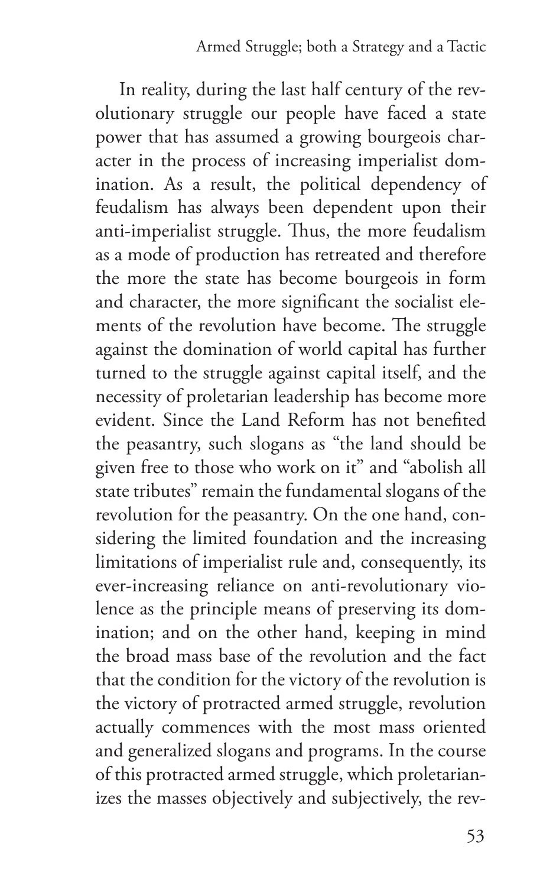In reality, during the last half century of the revolutionary struggle our people have faced a state power that has assumed a growing bourgeois character in the process of increasing imperialist domination. As a result, the political dependency of feudalism has always been dependent upon their anti-imperialist struggle. Thus, the more feudalism as a mode of production has retreated and therefore the more the state has become bourgeois in form and character, the more significant the socialist elements of the revolution have become. The struggle against the domination of world capital has further turned to the struggle against capital itself, and the necessity of proletarian leadership has become more evident. Since the Land Reform has not benefited the peasantry, such slogans as "the land should be given free to those who work on it" and "abolish all state tributes" remain the fundamental slogans of the revolution for the peasantry. On the one hand, considering the limited foundation and the increasing limitations of imperialist rule and, consequently, its ever-increasing reliance on anti-revolutionary violence as the principle means of preserving its domination; and on the other hand, keeping in mind the broad mass base of the revolution and the fact that the condition for the victory of the revolution is the victory of protracted armed struggle, revolution actually commences with the most mass oriented and generalized slogans and programs. In the course of this protracted armed struggle, which proletarianizes the masses objectively and subjectively, the rev-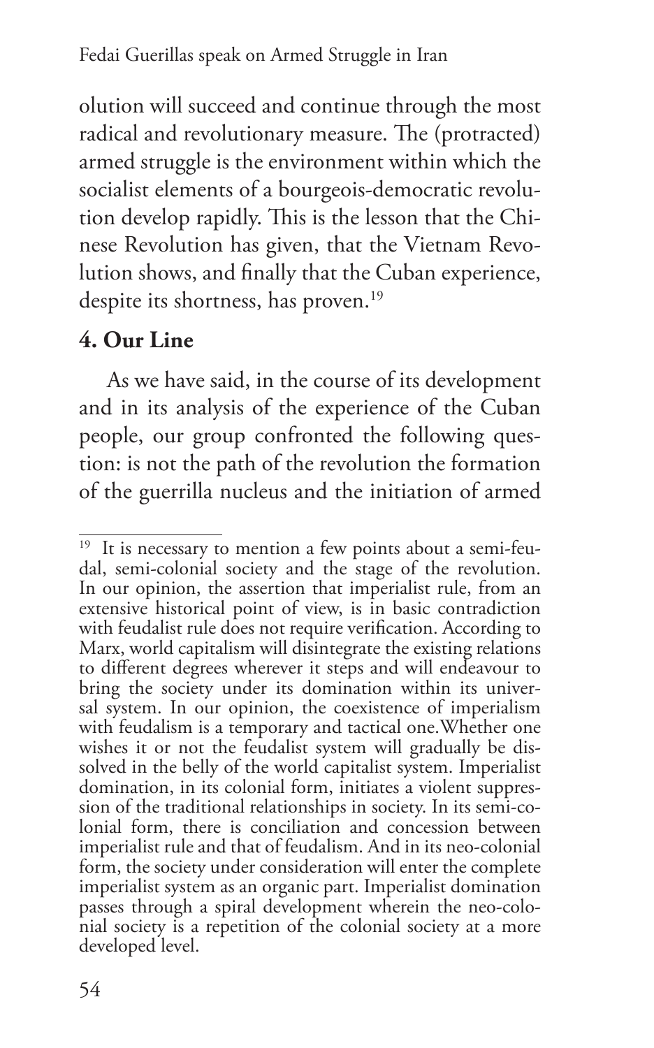olution will succeed and continue through the most radical and revolutionary measure. The (protracted) armed struggle is the environment within which the socialist elements of a bourgeois-democratic revolution develop rapidly. This is the lesson that the Chinese Revolution has given, that the Vietnam Revolution shows, and finally that the Cuban experience, despite its shortness, has proven.[19]

## 4. Our Line

As we have said, in the course of its development and in its analysis of the experience of the Cuban people, our group confronted the following question: is not the path of the revolution the formation of the guerrilla nucleus and the initiation of armed

---

[19] It is necessary to mention a few points about a semi-feudal, semi-colonial society and the stage of the revolution. In our opinion, the assertion that imperialist rule, from an extensive historical point of view, is in basic contradiction with feudalist rule does not require verification. According to Marx, world capitalism will disintegrate the existing relations to different degrees wherever it steps and will endeavour to bring the society under its domination within its universal system. In our opinion, the coexistence of imperialism with feudalism is a temporary and tactical one.Whether one wishes it or not the feudalist system will gradually be dissolved in the belly of the world capitalist system. Imperialist domination, in its colonial form, initiates a violent suppression of the traditional relationships in society. In its semi-colonial form, there is conciliation and concession between imperialist rule and that of feudalism. And in its neo-colonial form, the society under consideration will enter the complete imperialist system as an organic part. Imperialist domination passes through a spiral development wherein the neo-colonial society is a repetition of the colonial society at a more developed level.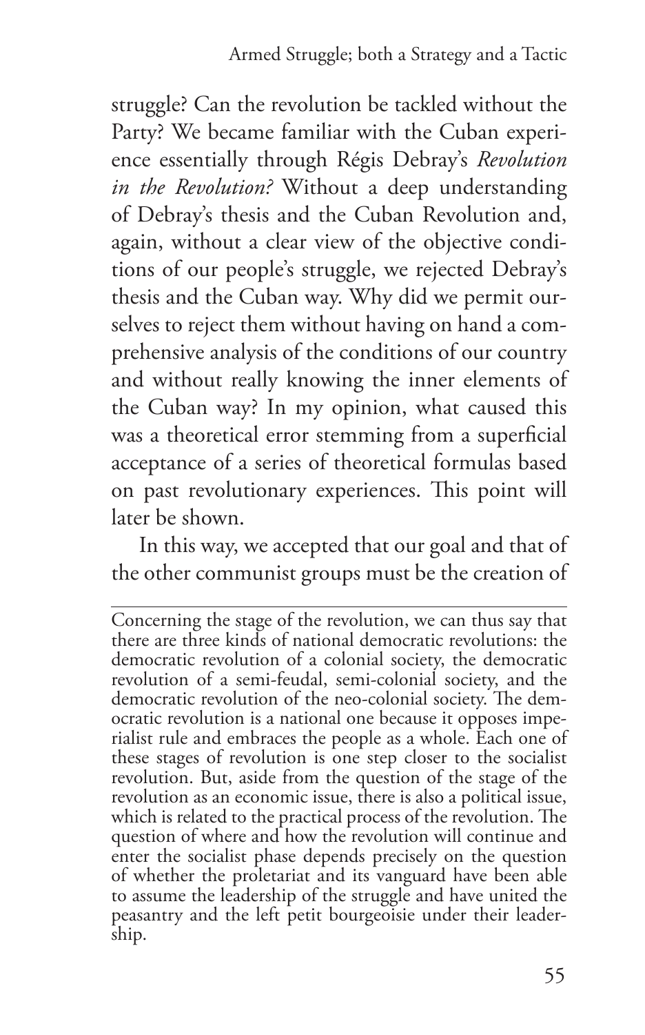struggle? Can the revolution be tackled without the Party? We became familiar with the Cuban experience essentially through Régis Debray's *Revolution in the Revolution?* Without a deep understanding of Debray's thesis and the Cuban Revolution and, again, without a clear view of the objective conditions of our people's struggle, we rejected Debray's thesis and the Cuban way. Why did we permit ourselves to reject them without having on hand a comprehensive analysis of the conditions of our country and without really knowing the inner elements of the Cuban way? In my opinion, what caused this was a theoretical error stemming from a superficial acceptance of a series of theoretical formulas based on past revolutionary experiences. This point will later be shown.

In this way, we accepted that our goal and that of the other communist groups must be the creation of

---

Concerning the stage of the revolution, we can thus say that there are three kinds of national democratic revolutions: the democratic revolution of a colonial society, the democratic revolution of a semi-feudal, semi-colonial society, and the democratic revolution of the neo-colonial society. The democratic revolution is a national one because it opposes imperialist rule and embraces the people as a whole. Each one of these stages of revolution is one step closer to the socialist revolution. But, aside from the question of the stage of the revolution as an economic issue, there is also a political issue, which is related to the practical process of the revolution. The question of where and how the revolution will continue and enter the socialist phase depends precisely on the question of whether the proletariat and its vanguard have been able to assume the leadership of the struggle and have united the peasantry and the left petit bourgeoisie under their leadership.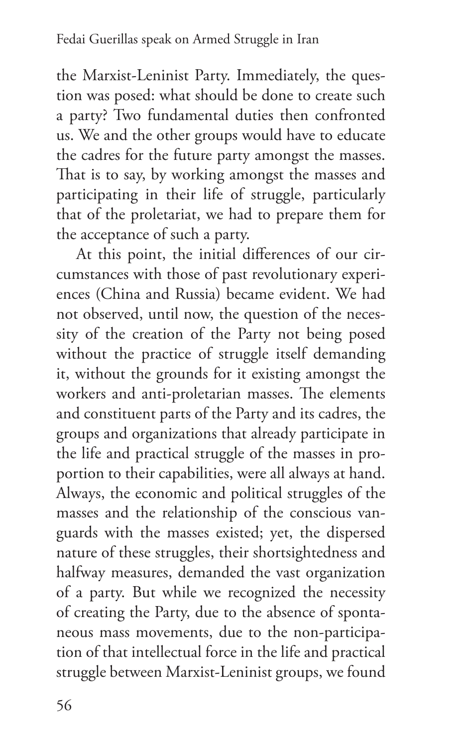the Marxist-Leninist Party. Immediately, the question was posed: what should be done to create such a party? Two fundamental duties then confronted us. We and the other groups would have to educate the cadres for the future party amongst the masses. That is to say, by working amongst the masses and participating in their life of struggle, particularly that of the proletariat, we had to prepare them for the acceptance of such a party.

At this point, the initial differences of our circumstances with those of past revolutionary experiences (China and Russia) became evident. We had not observed, until now, the question of the necessity of the creation of the Party not being posed without the practice of struggle itself demanding it, without the grounds for it existing amongst the workers and anti-proletarian masses. The elements and constituent parts of the Party and its cadres, the groups and organizations that already participate in the life and practical struggle of the masses in proportion to their capabilities, were all always at hand. Always, the economic and political struggles of the masses and the relationship of the conscious vanguards with the masses existed; yet, the dispersed nature of these struggles, their shortsightedness and halfway measures, demanded the vast organization of a party. But while we recognized the necessity of creating the Party, due to the absence of spontaneous mass movements, due to the non-participation of that intellectual force in the life and practical struggle between Marxist-Leninist groups, we found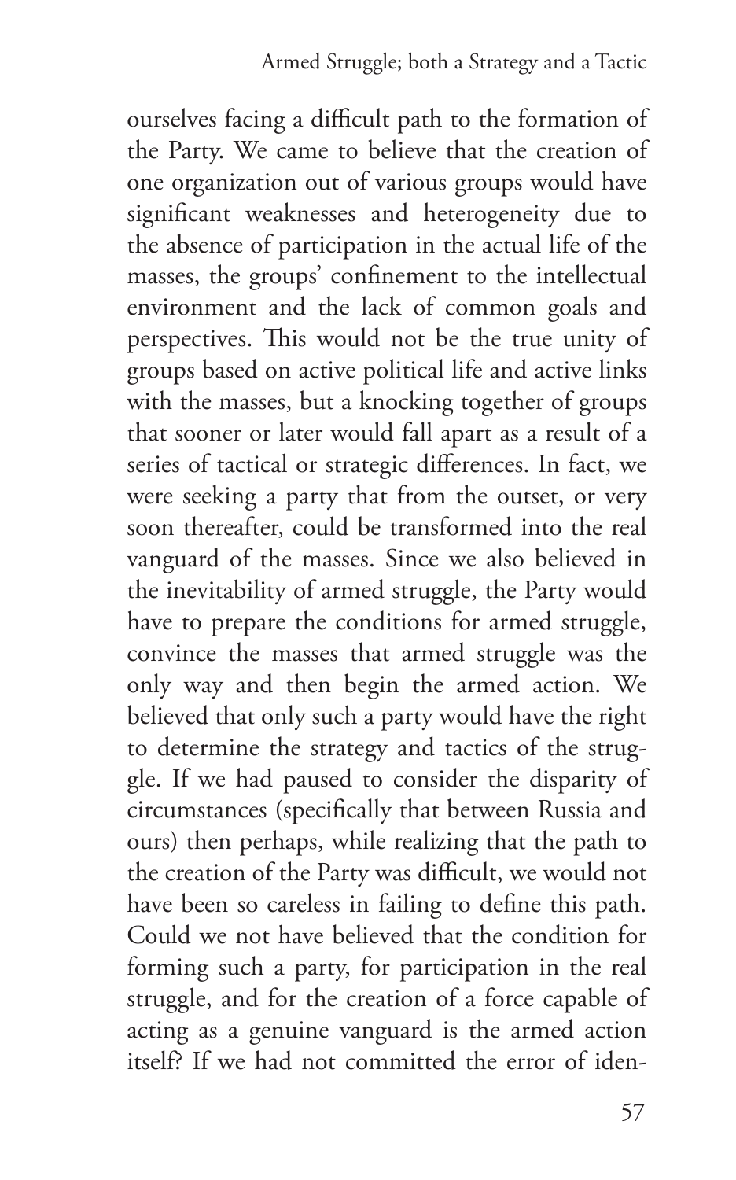ourselves facing a difficult path to the formation of the Party. We came to believe that the creation of one organization out of various groups would have significant weaknesses and heterogeneity due to the absence of participation in the actual life of the masses, the groups' confinement to the intellectual environment and the lack of common goals and perspectives. This would not be the true unity of groups based on active political life and active links with the masses, but a knocking together of groups that sooner or later would fall apart as a result of a series of tactical or strategic differences. In fact, we were seeking a party that from the outset, or very soon thereafter, could be transformed into the real vanguard of the masses. Since we also believed in the inevitability of armed struggle, the Party would have to prepare the conditions for armed struggle, convince the masses that armed struggle was the only way and then begin the armed action. We believed that only such a party would have the right to determine the strategy and tactics of the struggle. If we had paused to consider the disparity of circumstances (specifically that between Russia and ours) then perhaps, while realizing that the path to the creation of the Party was difficult, we would not have been so careless in failing to define this path. Could we not have believed that the condition for forming such a party, for participation in the real struggle, and for the creation of a force capable of acting as a genuine vanguard is the armed action itself? If we had not committed the error of iden-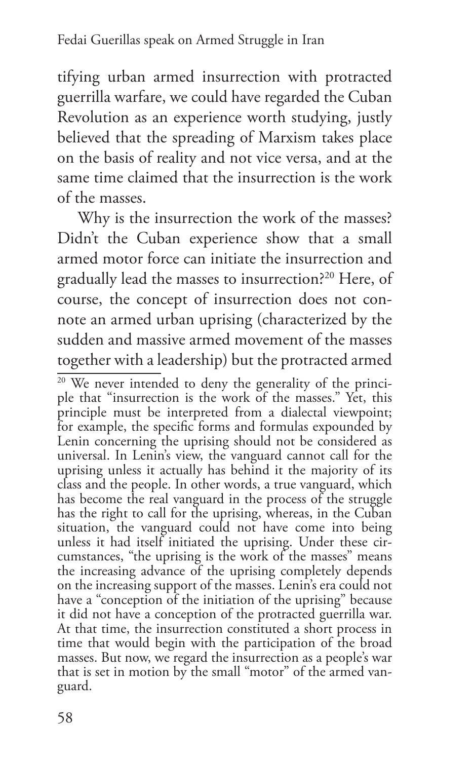tifying urban armed insurrection with protracted guerrilla warfare, we could have regarded the Cuban Revolution as an experience worth studying, justly believed that the spreading of Marxism takes place on the basis of reality and not vice versa, and at the same time claimed that the insurrection is the work of the masses.

Why is the insurrection the work of the masses? Didn't the Cuban experience show that a small armed motor force can initiate the insurrection and gradually lead the masses to insurrection?[20] Here, of course, the concept of insurrection does not connote an armed urban uprising (characterized by the sudden and massive armed movement of the masses together with a leadership) but the protracted armed

[20] We never intended to deny the generality of the principle that "insurrection is the work of the masses." Yet, this principle must be interpreted from a dialectal viewpoint; for example, the specific forms and formulas expounded by Lenin concerning the uprising should not be considered as universal. In Lenin's view, the vanguard cannot call for the uprising unless it actually has behind it the majority of its class and the people. In other words, a true vanguard, which has become the real vanguard in the process of the struggle has the right to call for the uprising, whereas, in the Cuban situation, the vanguard could not have come into being unless it had itself initiated the uprising. Under these circumstances, "the uprising is the work of the masses" means the increasing advance of the uprising completely depends on the increasing support of the masses. Lenin's era could not have a "conception of the initiation of the uprising" because it did not have a conception of the protracted guerrilla war. At that time, the insurrection constituted a short process in time that would begin with the participation of the broad masses. But now, we regard the insurrection as a people's war that is set in motion by the small "motor" of the armed vanguard.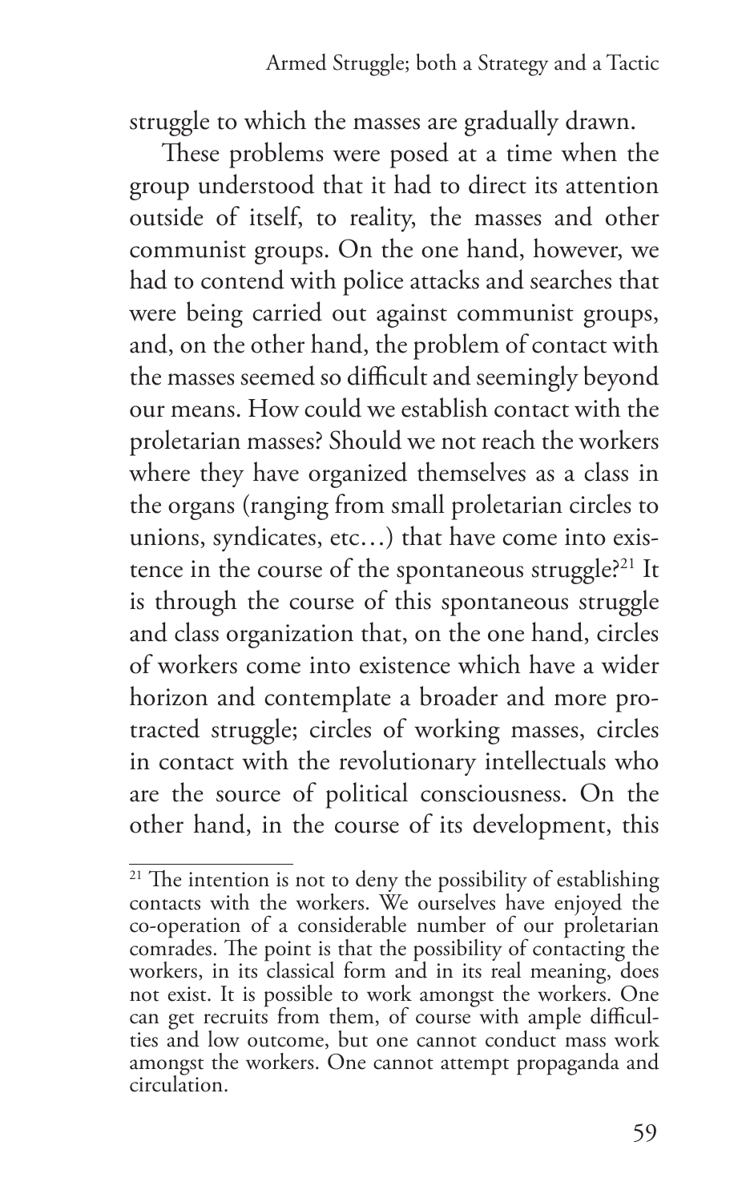struggle to which the masses are gradually drawn.

These problems were posed at a time when the group understood that it had to direct its attention outside of itself, to reality, the masses and other communist groups. On the one hand, however, we had to contend with police attacks and searches that were being carried out against communist groups, and, on the other hand, the problem of contact with the masses seemed so difficult and seemingly beyond our means. How could we establish contact with the proletarian masses? Should we not reach the workers where they have organized themselves as a class in the organs (ranging from small proletarian circles to unions, syndicates, etc…) that have come into existence in the course of the spontaneous struggle?[21] It is through the course of this spontaneous struggle and class organization that, on the one hand, circles of workers come into existence which have a wider horizon and contemplate a broader and more protracted struggle; circles of working masses, circles in contact with the revolutionary intellectuals who are the source of political consciousness. On the other hand, in the course of its development, this

[21] The intention is not to deny the possibility of establishing contacts with the workers. We ourselves have enjoyed the co-operation of a considerable number of our proletarian comrades. The point is that the possibility of contacting the workers, in its classical form and in its real meaning, does not exist. It is possible to work amongst the workers. One can get recruits from them, of course with ample difficulties and low outcome, but one cannot conduct mass work amongst the workers. One cannot attempt propaganda and circulation.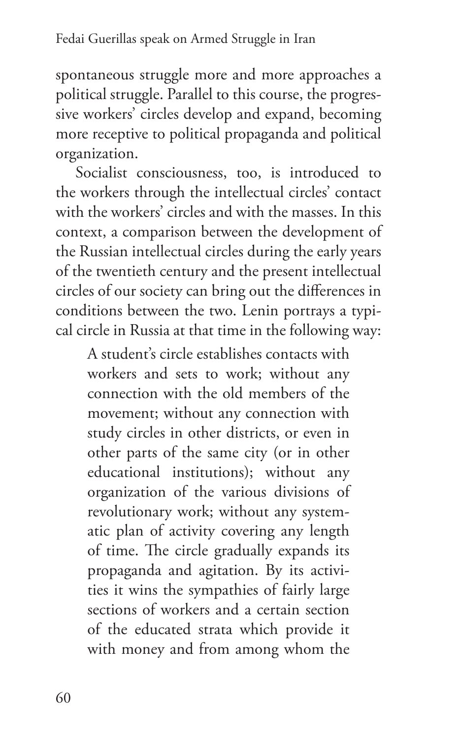spontaneous struggle more and more approaches a political struggle. Parallel to this course, the progressive workers' circles develop and expand, becoming more receptive to political propaganda and political organization.

Socialist consciousness, too, is introduced to the workers through the intellectual circles' contact with the workers' circles and with the masses. In this context, a comparison between the development of the Russian intellectual circles during the early years of the twentieth century and the present intellectual circles of our society can bring out the differences in conditions between the two. Lenin portrays a typical circle in Russia at that time in the following way:

> A student's circle establishes contacts with workers and sets to work; without any connection with the old members of the movement; without any connection with study circles in other districts, or even in other parts of the same city (or in other educational institutions); without any organization of the various divisions of revolutionary work; without any systematic plan of activity covering any length of time. The circle gradually expands its propaganda and agitation. By its activities it wins the sympathies of fairly large sections of workers and a certain section of the educated strata which provide it with money and from among whom the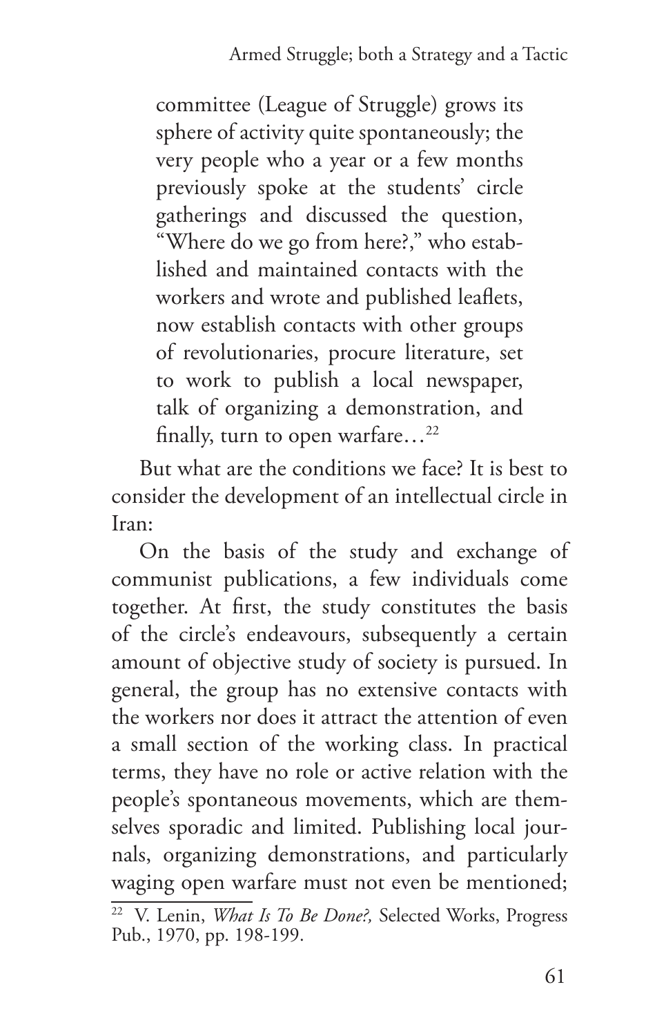> committee (League of Struggle) grows its sphere of activity quite spontaneously; the very people who a year or a few months previously spoke at the students' circle gatherings and discussed the question, "Where do we go from here?," who established and maintained contacts with the workers and wrote and published leaflets, now establish contacts with other groups of revolutionaries, procure literature, set to work to publish a local newspaper, talk of organizing a demonstration, and finally, turn to open warfare…[22]

But what are the conditions we face? It is best to consider the development of an intellectual circle in Iran:

On the basis of the study and exchange of communist publications, a few individuals come together. At first, the study constitutes the basis of the circle's endeavours, subsequently a certain amount of objective study of society is pursued. In general, the group has no extensive contacts with the workers nor does it attract the attention of even a small section of the working class. In practical terms, they have no role or active relation with the people's spontaneous movements, which are themselves sporadic and limited. Publishing local journals, organizing demonstrations, and particularly waging open warfare must not even be mentioned;

---

[22] V. Lenin, *What Is To Be Done?,* Selected Works, Progress Pub., 1970, pp. 198-199.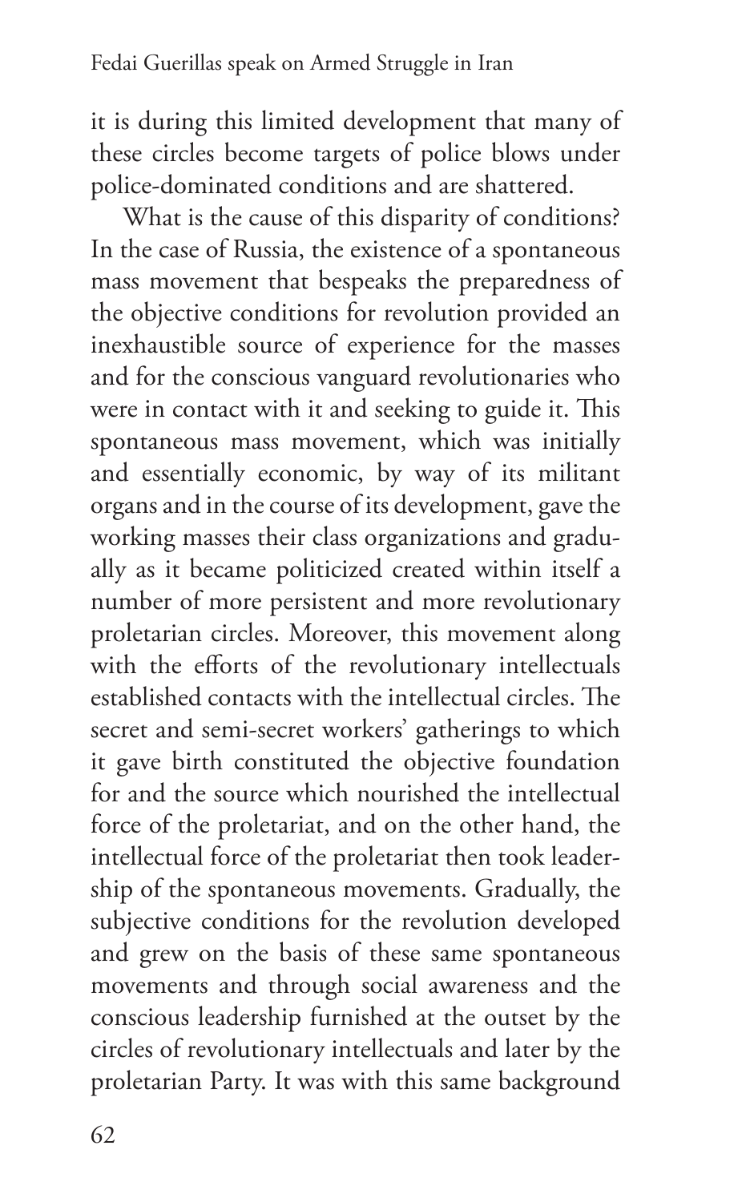it is during this limited development that many of these circles become targets of police blows under police-dominated conditions and are shattered.

What is the cause of this disparity of conditions? In the case of Russia, the existence of a spontaneous mass movement that bespeaks the preparedness of the objective conditions for revolution provided an inexhaustible source of experience for the masses and for the conscious vanguard revolutionaries who were in contact with it and seeking to guide it. This spontaneous mass movement, which was initially and essentially economic, by way of its militant organs and in the course of its development, gave the working masses their class organizations and gradually as it became politicized created within itself a number of more persistent and more revolutionary proletarian circles. Moreover, this movement along with the efforts of the revolutionary intellectuals established contacts with the intellectual circles. The secret and semi-secret workers' gatherings to which it gave birth constituted the objective foundation for and the source which nourished the intellectual force of the proletariat, and on the other hand, the intellectual force of the proletariat then took leadership of the spontaneous movements. Gradually, the subjective conditions for the revolution developed and grew on the basis of these same spontaneous movements and through social awareness and the conscious leadership furnished at the outset by the circles of revolutionary intellectuals and later by the proletarian Party. It was with this same background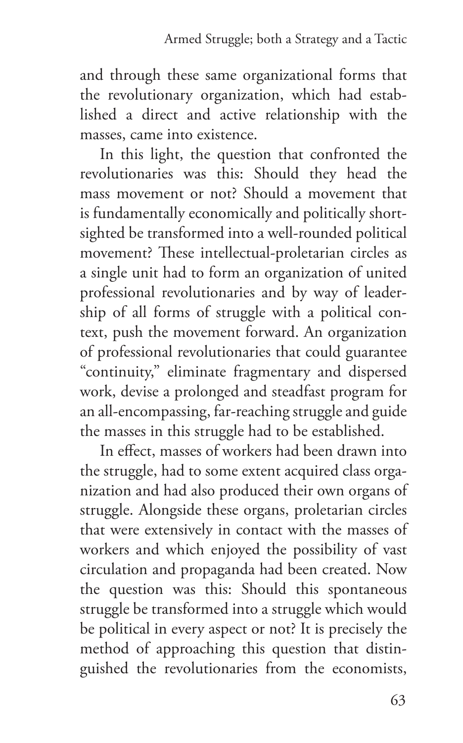and through these same organizational forms that the revolutionary organization, which had established a direct and active relationship with the masses, came into existence.

In this light, the question that confronted the revolutionaries was this: Should they head the mass movement or not? Should a movement that is fundamentally economically and politically shortsighted be transformed into a well-rounded political movement? These intellectual-proletarian circles as a single unit had to form an organization of united professional revolutionaries and by way of leadership of all forms of struggle with a political context, push the movement forward. An organization of professional revolutionaries that could guarantee "continuity," eliminate fragmentary and dispersed work, devise a prolonged and steadfast program for an all-encompassing, far-reaching struggle and guide the masses in this struggle had to be established.

In effect, masses of workers had been drawn into the struggle, had to some extent acquired class organization and had also produced their own organs of struggle. Alongside these organs, proletarian circles that were extensively in contact with the masses of workers and which enjoyed the possibility of vast circulation and propaganda had been created. Now the question was this: Should this spontaneous struggle be transformed into a struggle which would be political in every aspect or not? It is precisely the method of approaching this question that distinguished the revolutionaries from the economists,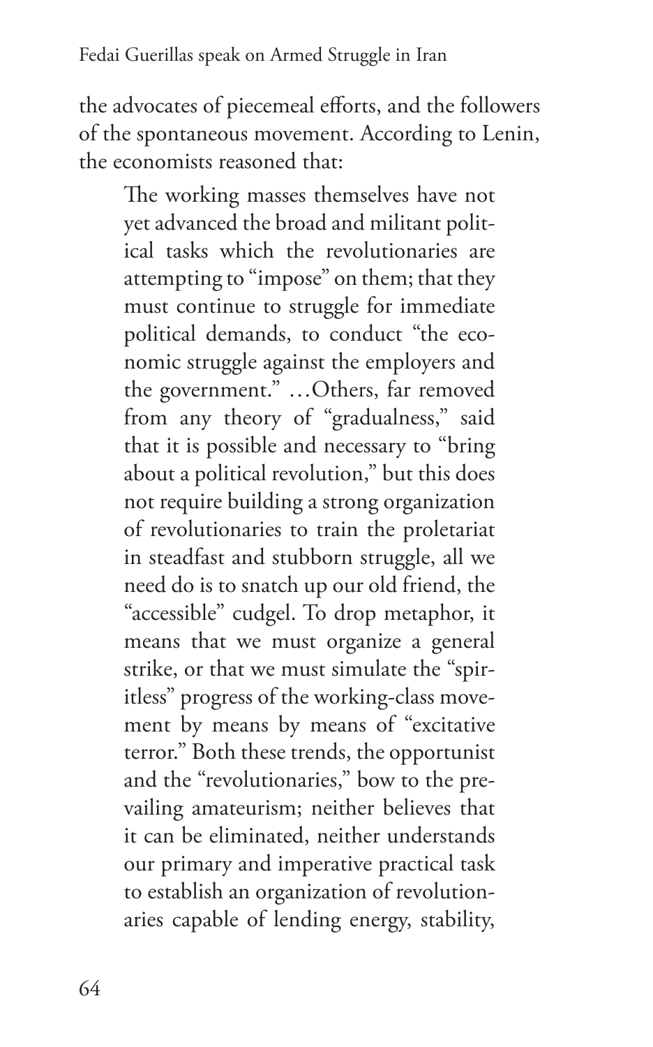the advocates of piecemeal efforts, and the followers of the spontaneous movement. According to Lenin, the economists reasoned that:

> The working masses themselves have not yet advanced the broad and militant political tasks which the revolutionaries are attempting to "impose" on them; that they must continue to struggle for immediate political demands, to conduct "the economic struggle against the employers and the government." …Others, far removed from any theory of "gradualness," said that it is possible and necessary to "bring about a political revolution," but this does not require building a strong organization of revolutionaries to train the proletariat in steadfast and stubborn struggle, all we need do is to snatch up our old friend, the "accessible" cudgel. To drop metaphor, it means that we must organize a general strike, or that we must simulate the "spiritless" progress of the working-class movement by means by means of "excitative terror." Both these trends, the opportunist and the "revolutionaries," bow to the prevailing amateurism; neither believes that it can be eliminated, neither understands our primary and imperative practical task to establish an organization of revolutionaries capable of lending energy, stability,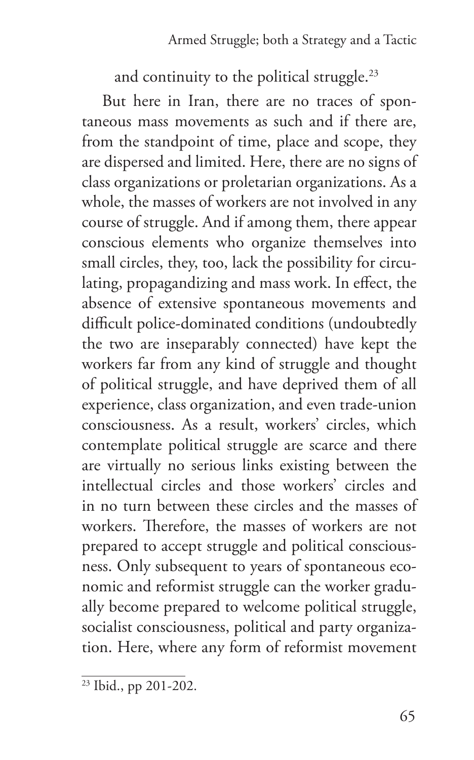and continuity to the political struggle.[23]

But here in Iran, there are no traces of spontaneous mass movements as such and if there are, from the standpoint of time, place and scope, they are dispersed and limited. Here, there are no signs of class organizations or proletarian organizations. As a whole, the masses of workers are not involved in any course of struggle. And if among them, there appear conscious elements who organize themselves into small circles, they, too, lack the possibility for circulating, propagandizing and mass work. In effect, the absence of extensive spontaneous movements and difficult police-dominated conditions (undoubtedly the two are inseparably connected) have kept the workers far from any kind of struggle and thought of political struggle, and have deprived them of all experience, class organization, and even trade-union consciousness. As a result, workers' circles, which contemplate political struggle are scarce and there are virtually no serious links existing between the intellectual circles and those workers' circles and in no turn between these circles and the masses of workers. Therefore, the masses of workers are not prepared to accept struggle and political consciousness. Only subsequent to years of spontaneous economic and reformist struggle can the worker gradually become prepared to welcome political struggle, socialist consciousness, political and party organization. Here, where any form of reformist movement

---

[23] Ibid., pp 201-202.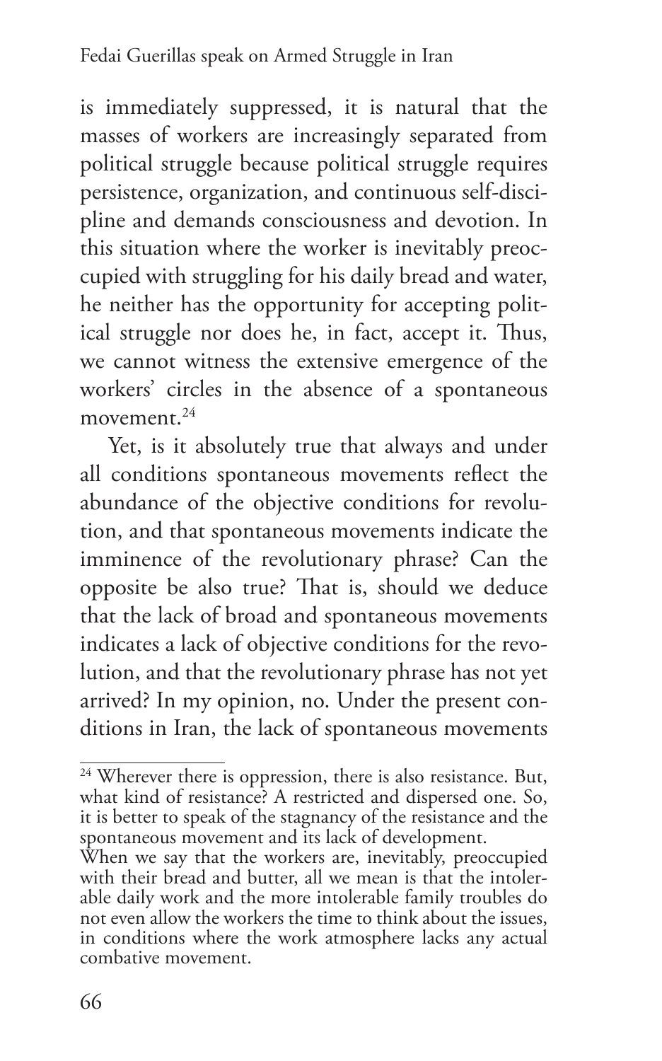is immediately suppressed, it is natural that the masses of workers are increasingly separated from political struggle because political struggle requires persistence, organization, and continuous self-discipline and demands consciousness and devotion. In this situation where the worker is inevitably preoccupied with struggling for his daily bread and water, he neither has the opportunity for accepting political struggle nor does he, in fact, accept it. Thus, we cannot witness the extensive emergence of the workers' circles in the absence of a spontaneous movement.[24]

Yet, is it absolutely true that always and under all conditions spontaneous movements reflect the abundance of the objective conditions for revolution, and that spontaneous movements indicate the imminence of the revolutionary phrase? Can the opposite be also true? That is, should we deduce that the lack of broad and spontaneous movements indicates a lack of objective conditions for the revolution, and that the revolutionary phrase has not yet arrived? In my opinion, no. Under the present conditions in Iran, the lack of spontaneous movements

---

[24] Wherever there is oppression, there is also resistance. But, what kind of resistance? A restricted and dispersed one. So, it is better to speak of the stagnancy of the resistance and the spontaneous movement and its lack of development.
When we say that the workers are, inevitably, preoccupied with their bread and butter, all we mean is that the intolerable daily work and the more intolerable family troubles do not even allow the workers the time to think about the issues, in conditions where the work atmosphere lacks any actual combative movement.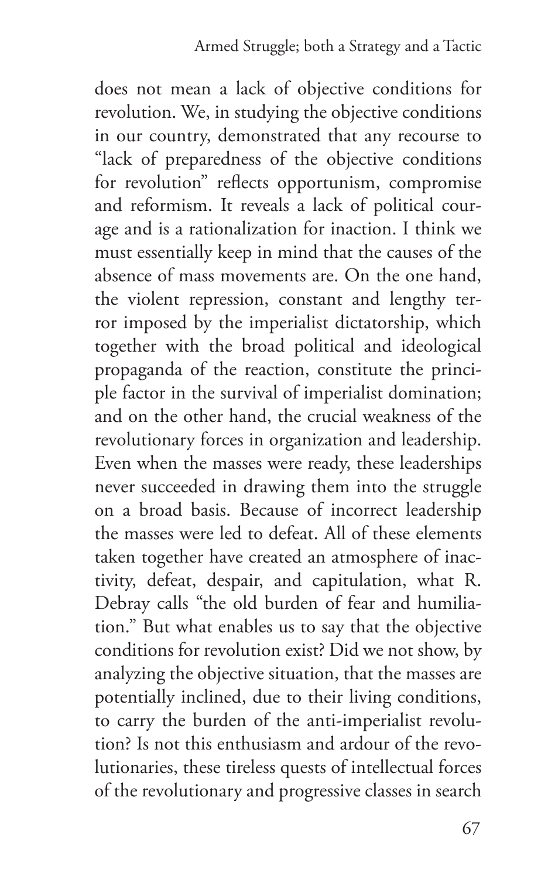does not mean a lack of objective conditions for revolution. We, in studying the objective conditions in our country, demonstrated that any recourse to "lack of preparedness of the objective conditions for revolution" reflects opportunism, compromise and reformism. It reveals a lack of political courage and is a rationalization for inaction. I think we must essentially keep in mind that the causes of the absence of mass movements are. On the one hand, the violent repression, constant and lengthy terror imposed by the imperialist dictatorship, which together with the broad political and ideological propaganda of the reaction, constitute the principle factor in the survival of imperialist domination; and on the other hand, the crucial weakness of the revolutionary forces in organization and leadership. Even when the masses were ready, these leaderships never succeeded in drawing them into the struggle on a broad basis. Because of incorrect leadership the masses were led to defeat. All of these elements taken together have created an atmosphere of inactivity, defeat, despair, and capitulation, what R. Debray calls "the old burden of fear and humiliation." But what enables us to say that the objective conditions for revolution exist? Did we not show, by analyzing the objective situation, that the masses are potentially inclined, due to their living conditions, to carry the burden of the anti-imperialist revolution? Is not this enthusiasm and ardour of the revolutionaries, these tireless quests of intellectual forces of the revolutionary and progressive classes in search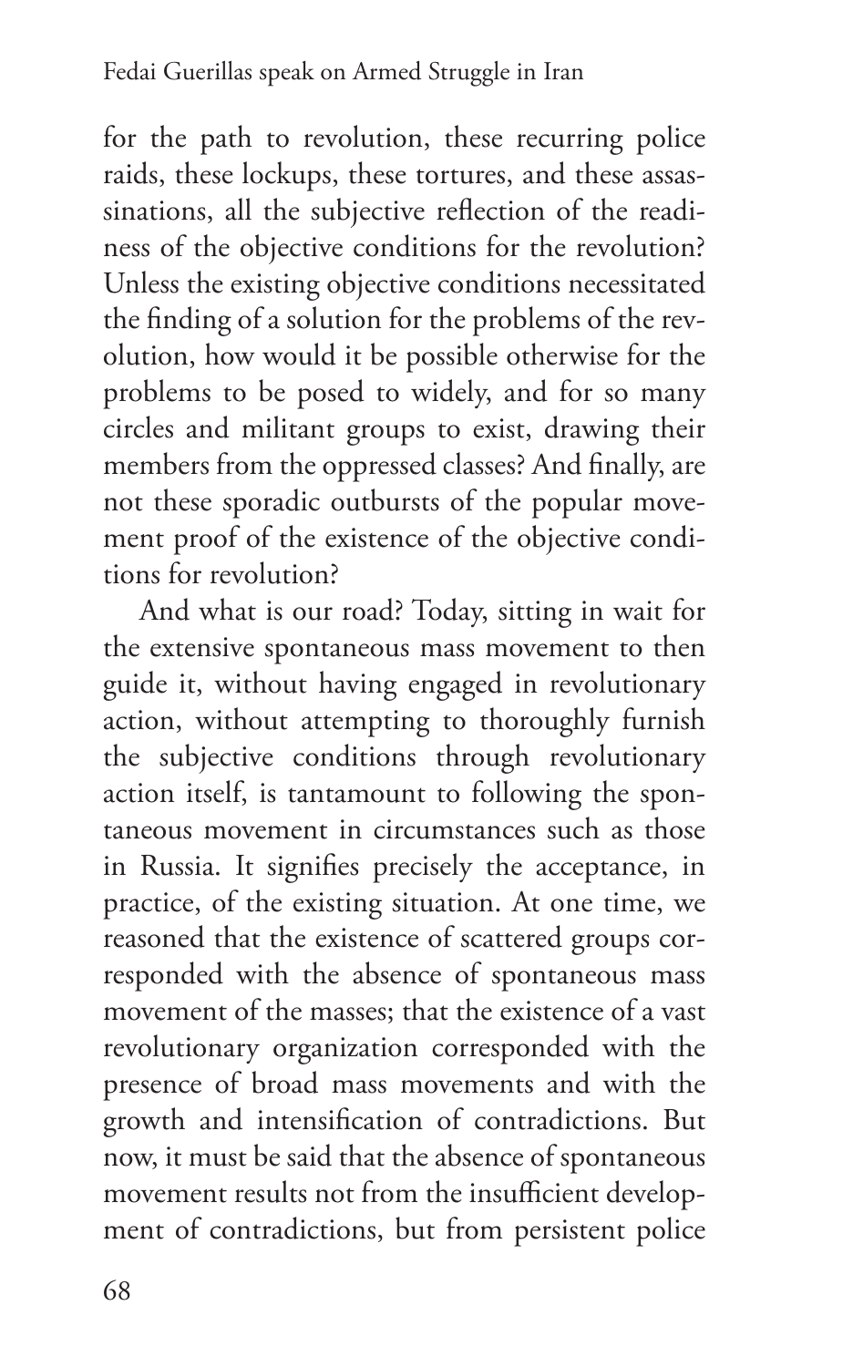for the path to revolution, these recurring police raids, these lockups, these tortures, and these assassinations, all the subjective reflection of the readiness of the objective conditions for the revolution? Unless the existing objective conditions necessitated the finding of a solution for the problems of the revolution, how would it be possible otherwise for the problems to be posed to widely, and for so many circles and militant groups to exist, drawing their members from the oppressed classes? And finally, are not these sporadic outbursts of the popular movement proof of the existence of the objective conditions for revolution?

And what is our road? Today, sitting in wait for the extensive spontaneous mass movement to then guide it, without having engaged in revolutionary action, without attempting to thoroughly furnish the subjective conditions through revolutionary action itself, is tantamount to following the spontaneous movement in circumstances such as those in Russia. It signifies precisely the acceptance, in practice, of the existing situation. At one time, we reasoned that the existence of scattered groups corresponded with the absence of spontaneous mass movement of the masses; that the existence of a vast revolutionary organization corresponded with the presence of broad mass movements and with the growth and intensification of contradictions. But now, it must be said that the absence of spontaneous movement results not from the insufficient development of contradictions, but from persistent police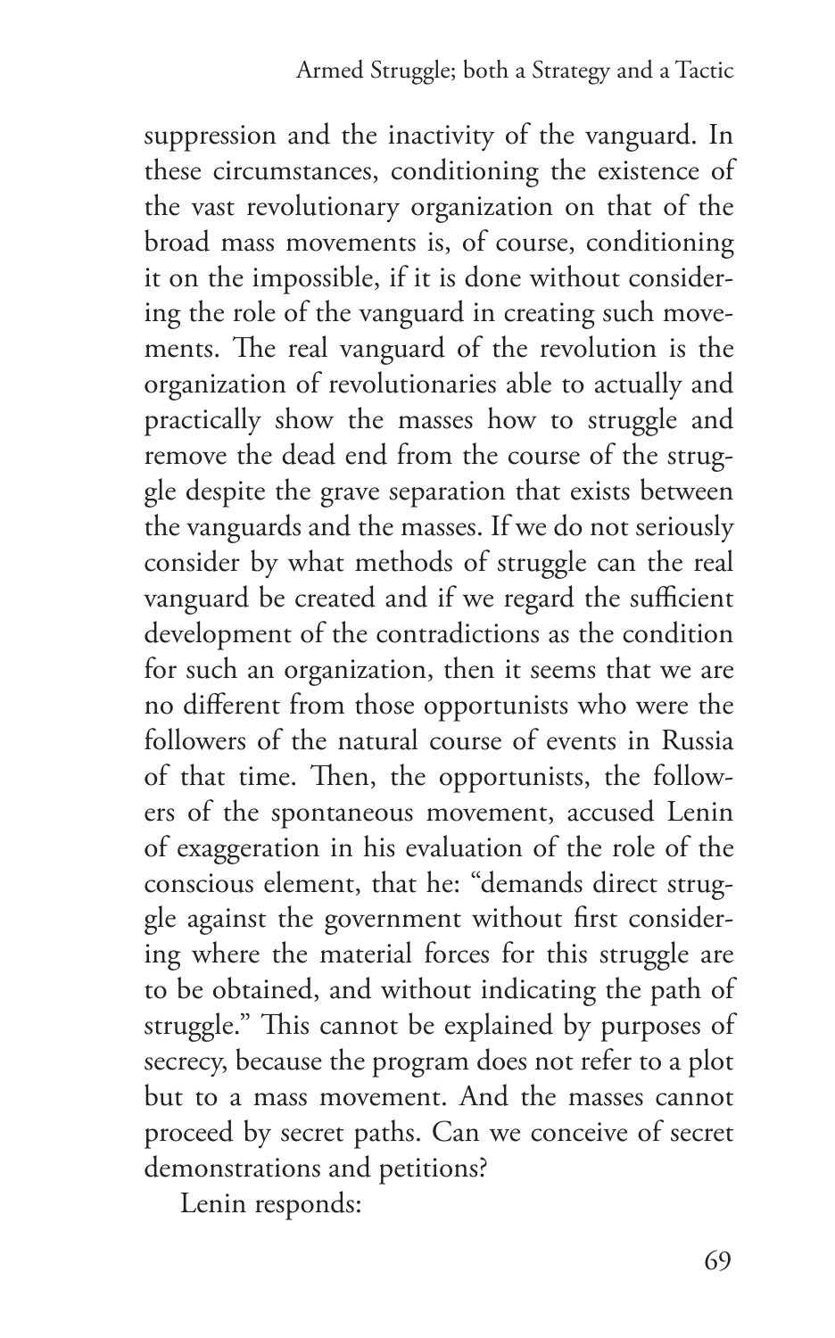suppression and the inactivity of the vanguard. In these circumstances, conditioning the existence of the vast revolutionary organization on that of the broad mass movements is, of course, conditioning it on the impossible, if it is done without considering the role of the vanguard in creating such movements. The real vanguard of the revolution is the organization of revolutionaries able to actually and practically show the masses how to struggle and remove the dead end from the course of the struggle despite the grave separation that exists between the vanguards and the masses. If we do not seriously consider by what methods of struggle can the real vanguard be created and if we regard the sufficient development of the contradictions as the condition for such an organization, then it seems that we are no different from those opportunists who were the followers of the natural course of events in Russia of that time. Then, the opportunists, the followers of the spontaneous movement, accused Lenin of exaggeration in his evaluation of the role of the conscious element, that he: "demands direct struggle against the government without first considering where the material forces for this struggle are to be obtained, and without indicating the path of struggle." This cannot be explained by purposes of secrecy, because the program does not refer to a plot but to a mass movement. And the masses cannot proceed by secret paths. Can we conceive of secret demonstrations and petitions?

Lenin responds: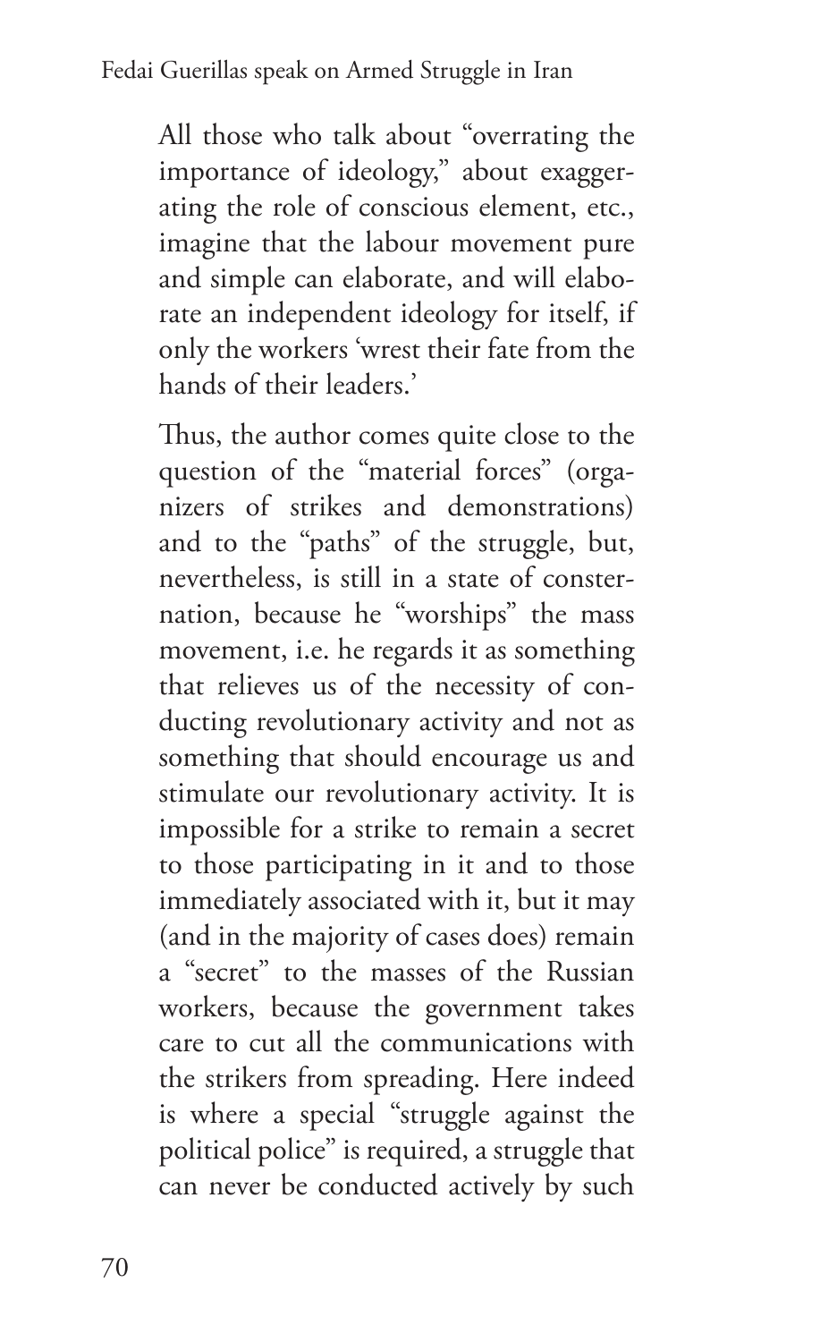All those who talk about "overrating the importance of ideology," about exaggerating the role of conscious element, etc., imagine that the labour movement pure and simple can elaborate, and will elaborate an independent ideology for itself, if only the workers 'wrest their fate from the hands of their leaders.'

Thus, the author comes quite close to the question of the "material forces" (organizers of strikes and demonstrations) and to the "paths" of the struggle, but, nevertheless, is still in a state of consternation, because he "worships" the mass movement, i.e. he regards it as something that relieves us of the necessity of conducting revolutionary activity and not as something that should encourage us and stimulate our revolutionary activity. It is impossible for a strike to remain a secret to those participating in it and to those immediately associated with it, but it may (and in the majority of cases does) remain a "secret" to the masses of the Russian workers, because the government takes care to cut all the communications with the strikers from spreading. Here indeed is where a special "struggle against the political police" is required, a struggle that can never be conducted actively by such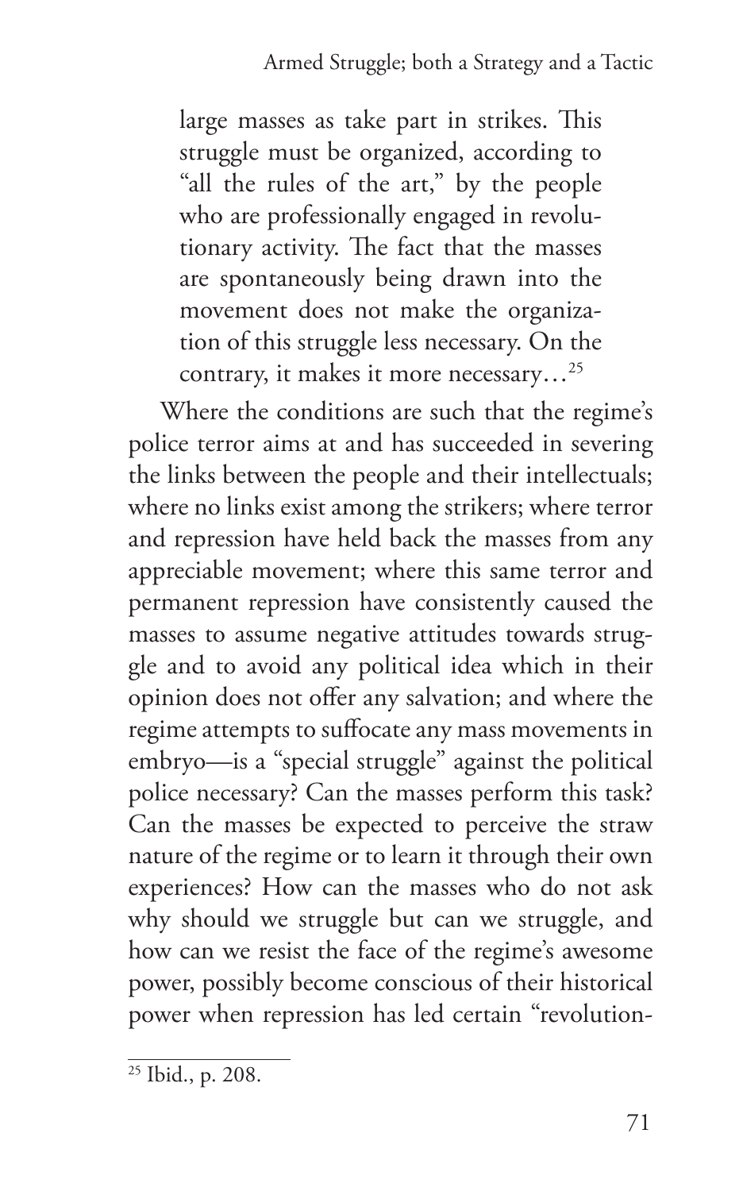> large masses as take part in strikes. This struggle must be organized, according to "all the rules of the art," by the people who are professionally engaged in revolutionary activity. The fact that the masses are spontaneously being drawn into the movement does not make the organization of this struggle less necessary. On the contrary, it makes it more necessary…[25]

Where the conditions are such that the regime's police terror aims at and has succeeded in severing the links between the people and their intellectuals; where no links exist among the strikers; where terror and repression have held back the masses from any appreciable movement; where this same terror and permanent repression have consistently caused the masses to assume negative attitudes towards struggle and to avoid any political idea which in their opinion does not offer any salvation; and where the regime attempts to suffocate any mass movements in embryo—is a "special struggle" against the political police necessary? Can the masses perform this task? Can the masses be expected to perceive the straw nature of the regime or to learn it through their own experiences? How can the masses who do not ask why should we struggle but can we struggle, and how can we resist the face of the regime's awesome power, possibly become conscious of their historical power when repression has led certain "revolution-

[25] Ibid., p. 208.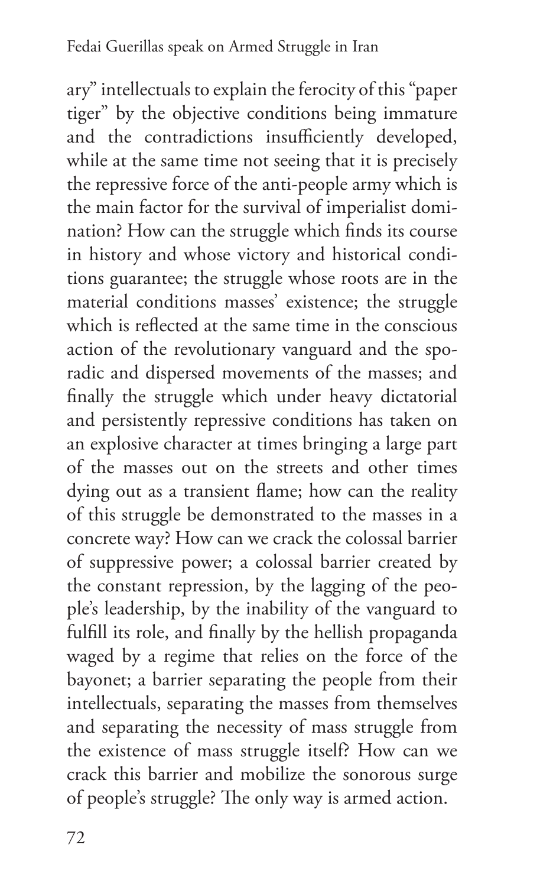ary" intellectuals to explain the ferocity of this "paper tiger" by the objective conditions being immature and the contradictions insufficiently developed, while at the same time not seeing that it is precisely the repressive force of the anti-people army which is the main factor for the survival of imperialist domination? How can the struggle which finds its course in history and whose victory and historical conditions guarantee; the struggle whose roots are in the material conditions masses' existence; the struggle which is reflected at the same time in the conscious action of the revolutionary vanguard and the sporadic and dispersed movements of the masses; and finally the struggle which under heavy dictatorial and persistently repressive conditions has taken on an explosive character at times bringing a large part of the masses out on the streets and other times dying out as a transient flame; how can the reality of this struggle be demonstrated to the masses in a concrete way? How can we crack the colossal barrier of suppressive power; a colossal barrier created by the constant repression, by the lagging of the people's leadership, by the inability of the vanguard to fulfill its role, and finally by the hellish propaganda waged by a regime that relies on the force of the bayonet; a barrier separating the people from their intellectuals, separating the masses from themselves and separating the necessity of mass struggle from the existence of mass struggle itself? How can we crack this barrier and mobilize the sonorous surge of people's struggle? The only way is armed action.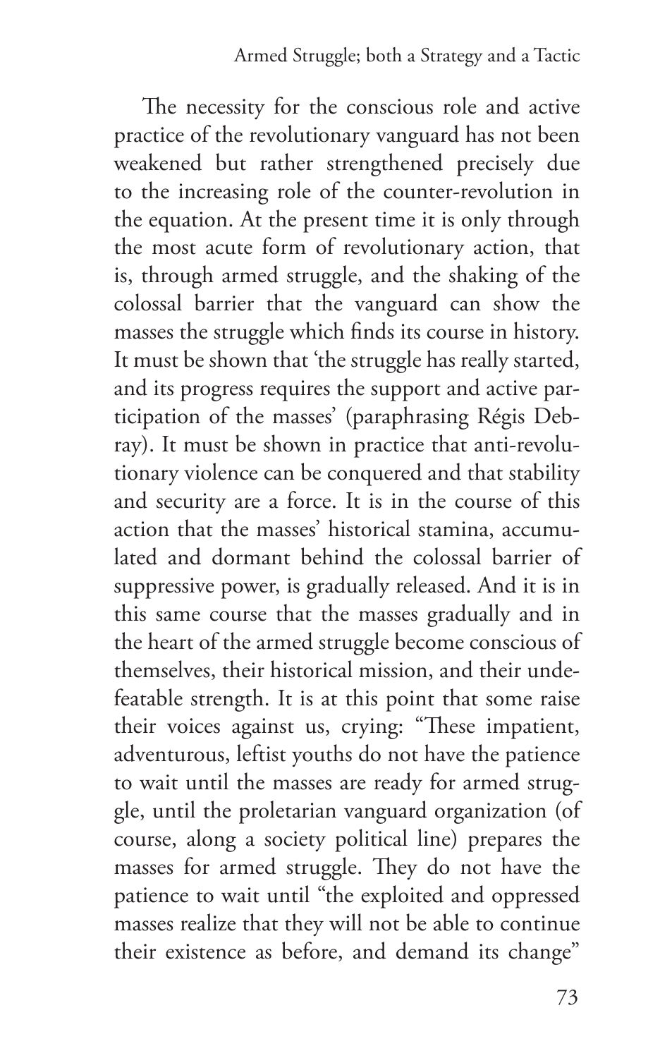The necessity for the conscious role and active practice of the revolutionary vanguard has not been weakened but rather strengthened precisely due to the increasing role of the counter-revolution in the equation. At the present time it is only through the most acute form of revolutionary action, that is, through armed struggle, and the shaking of the colossal barrier that the vanguard can show the masses the struggle which finds its course in history. It must be shown that 'the struggle has really started, and its progress requires the support and active participation of the masses' (paraphrasing Régis Debray). It must be shown in practice that anti-revolutionary violence can be conquered and that stability and security are a force. It is in the course of this action that the masses' historical stamina, accumulated and dormant behind the colossal barrier of suppressive power, is gradually released. And it is in this same course that the masses gradually and in the heart of the armed struggle become conscious of themselves, their historical mission, and their undefeatable strength. It is at this point that some raise their voices against us, crying: "These impatient, adventurous, leftist youths do not have the patience to wait until the masses are ready for armed struggle, until the proletarian vanguard organization (of course, along a society political line) prepares the masses for armed struggle. They do not have the patience to wait until "the exploited and oppressed masses realize that they will not be able to continue their existence as before, and demand its change"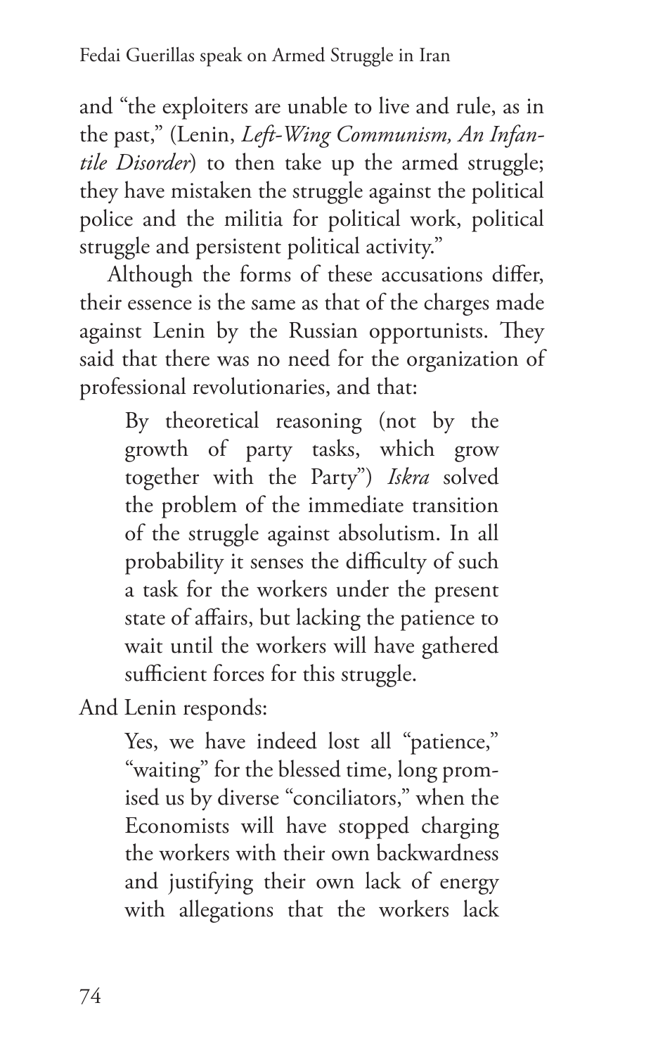and "the exploiters are unable to live and rule, as in the past," (Lenin, *Left-Wing Communism, An Infantile Disorder*) to then take up the armed struggle; they have mistaken the struggle against the political police and the militia for political work, political struggle and persistent political activity."

Although the forms of these accusations differ, their essence is the same as that of the charges made against Lenin by the Russian opportunists. They said that there was no need for the organization of professional revolutionaries, and that:

> By theoretical reasoning (not by the growth of party tasks, which grow together with the Party") *Iskra* solved the problem of the immediate transition of the struggle against absolutism. In all probability it senses the difficulty of such a task for the workers under the present state of affairs, but lacking the patience to wait until the workers will have gathered sufficient forces for this struggle.

And Lenin responds:

> Yes, we have indeed lost all "patience," "waiting" for the blessed time, long promised us by diverse "conciliators," when the Economists will have stopped charging the workers with their own backwardness and justifying their own lack of energy with allegations that the workers lack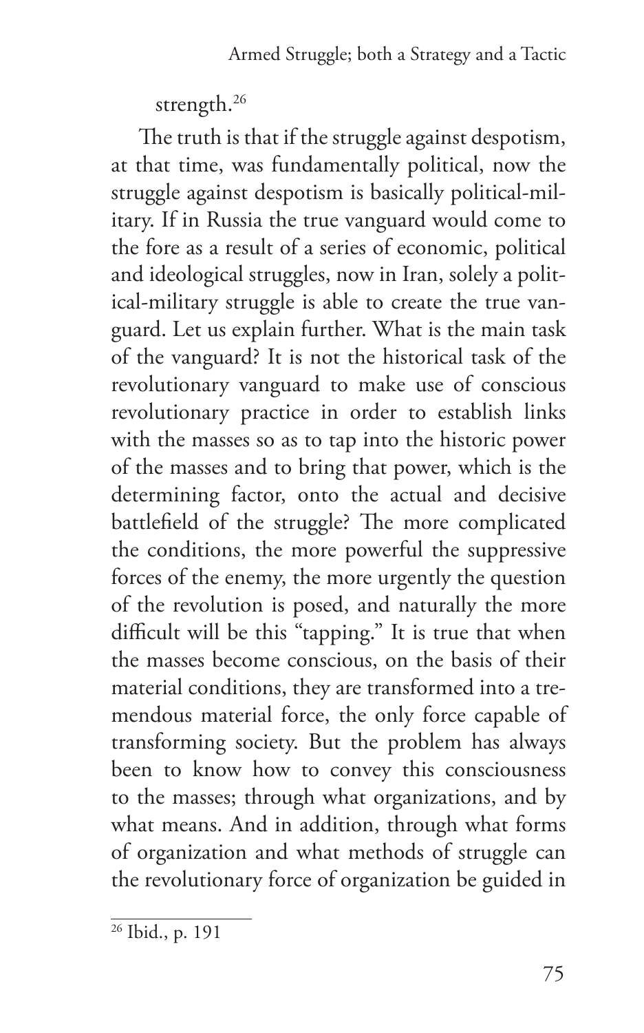strength.[26]

The truth is that if the struggle against despotism, at that time, was fundamentally political, now the struggle against despotism is basically political-military. If in Russia the true vanguard would come to the fore as a result of a series of economic, political and ideological struggles, now in Iran, solely a political-military struggle is able to create the true vanguard. Let us explain further. What is the main task of the vanguard? It is not the historical task of the revolutionary vanguard to make use of conscious revolutionary practice in order to establish links with the masses so as to tap into the historic power of the masses and to bring that power, which is the determining factor, onto the actual and decisive battlefield of the struggle? The more complicated the conditions, the more powerful the suppressive forces of the enemy, the more urgently the question of the revolution is posed, and naturally the more difficult will be this "tapping." It is true that when the masses become conscious, on the basis of their material conditions, they are transformed into a tremendous material force, the only force capable of transforming society. But the problem has always been to know how to convey this consciousness to the masses; through what organizations, and by what means. And in addition, through what forms of organization and what methods of struggle can the revolutionary force of organization be guided in

---

[26] Ibid., p. 191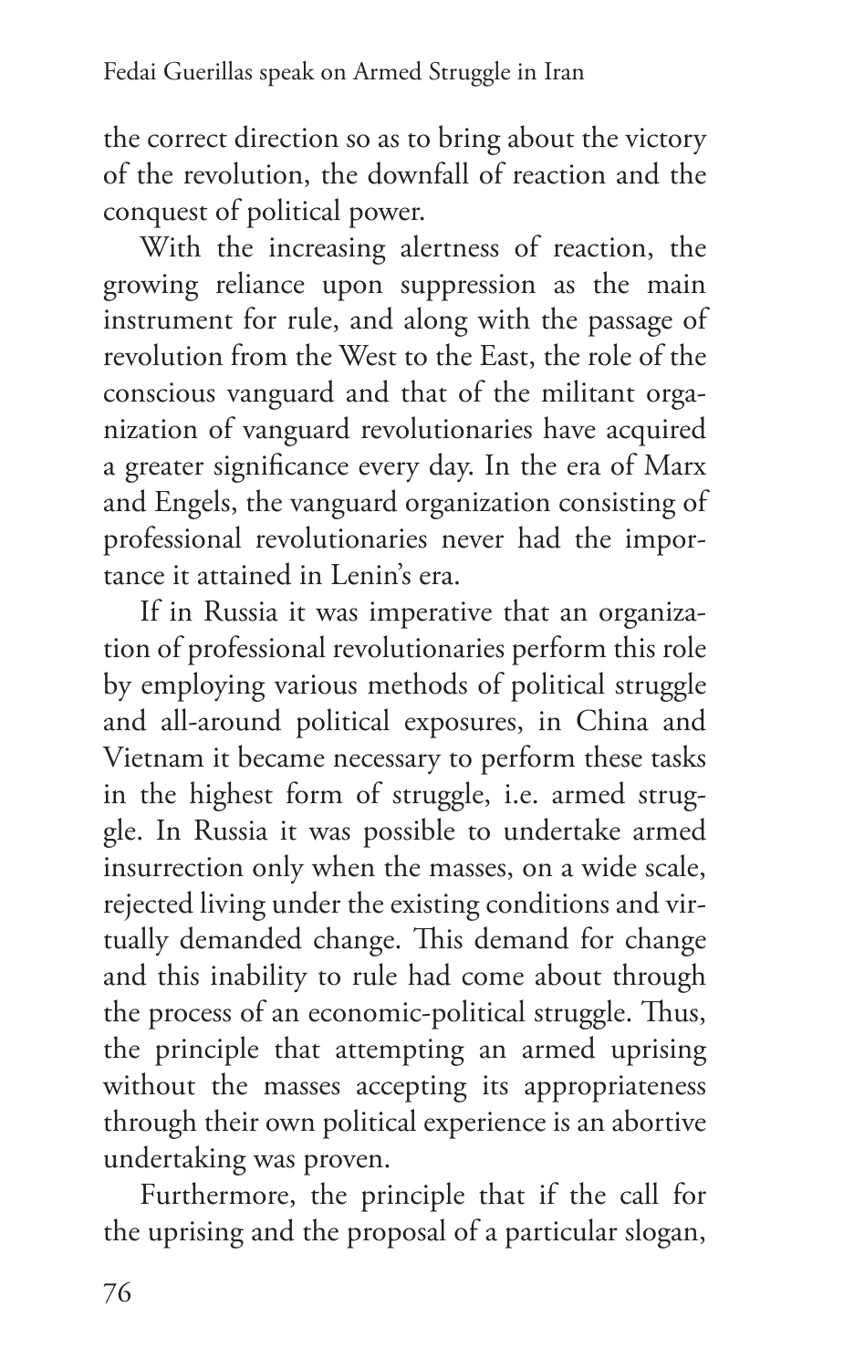the correct direction so as to bring about the victory of the revolution, the downfall of reaction and the conquest of political power.

With the increasing alertness of reaction, the growing reliance upon suppression as the main instrument for rule, and along with the passage of revolution from the West to the East, the role of the conscious vanguard and that of the militant organization of vanguard revolutionaries have acquired a greater significance every day. In the era of Marx and Engels, the vanguard organization consisting of professional revolutionaries never had the importance it attained in Lenin's era.

If in Russia it was imperative that an organization of professional revolutionaries perform this role by employing various methods of political struggle and all-around political exposures, in China and Vietnam it became necessary to perform these tasks in the highest form of struggle, i.e. armed struggle. In Russia it was possible to undertake armed insurrection only when the masses, on a wide scale, rejected living under the existing conditions and virtually demanded change. This demand for change and this inability to rule had come about through the process of an economic-political struggle. Thus, the principle that attempting an armed uprising without the masses accepting its appropriateness through their own political experience is an abortive undertaking was proven.

Furthermore, the principle that if the call for the uprising and the proposal of a particular slogan,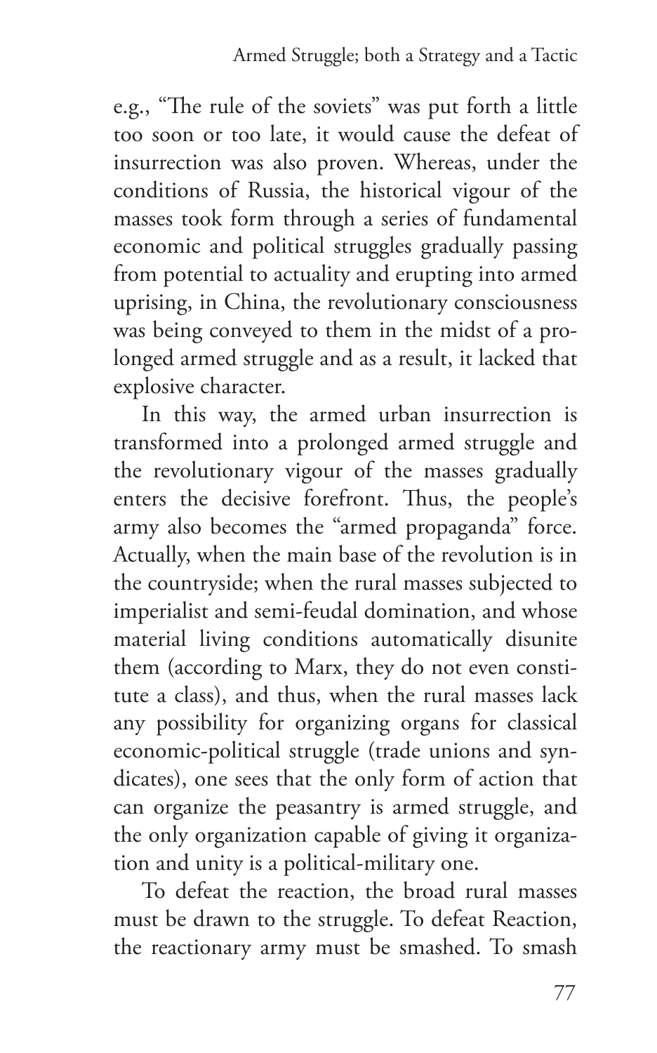e.g., "The rule of the soviets" was put forth a little too soon or too late, it would cause the defeat of insurrection was also proven. Whereas, under the conditions of Russia, the historical vigour of the masses took form through a series of fundamental economic and political struggles gradually passing from potential to actuality and erupting into armed uprising, in China, the revolutionary consciousness was being conveyed to them in the midst of a prolonged armed struggle and as a result, it lacked that explosive character.

In this way, the armed urban insurrection is transformed into a prolonged armed struggle and the revolutionary vigour of the masses gradually enters the decisive forefront. Thus, the people's army also becomes the "armed propaganda" force. Actually, when the main base of the revolution is in the countryside; when the rural masses subjected to imperialist and semi-feudal domination, and whose material living conditions automatically disunite them (according to Marx, they do not even constitute a class), and thus, when the rural masses lack any possibility for organizing organs for classical economic-political struggle (trade unions and syndicates), one sees that the only form of action that can organize the peasantry is armed struggle, and the only organization capable of giving it organization and unity is a political-military one.

To defeat the reaction, the broad rural masses must be drawn to the struggle. To defeat Reaction, the reactionary army must be smashed. To smash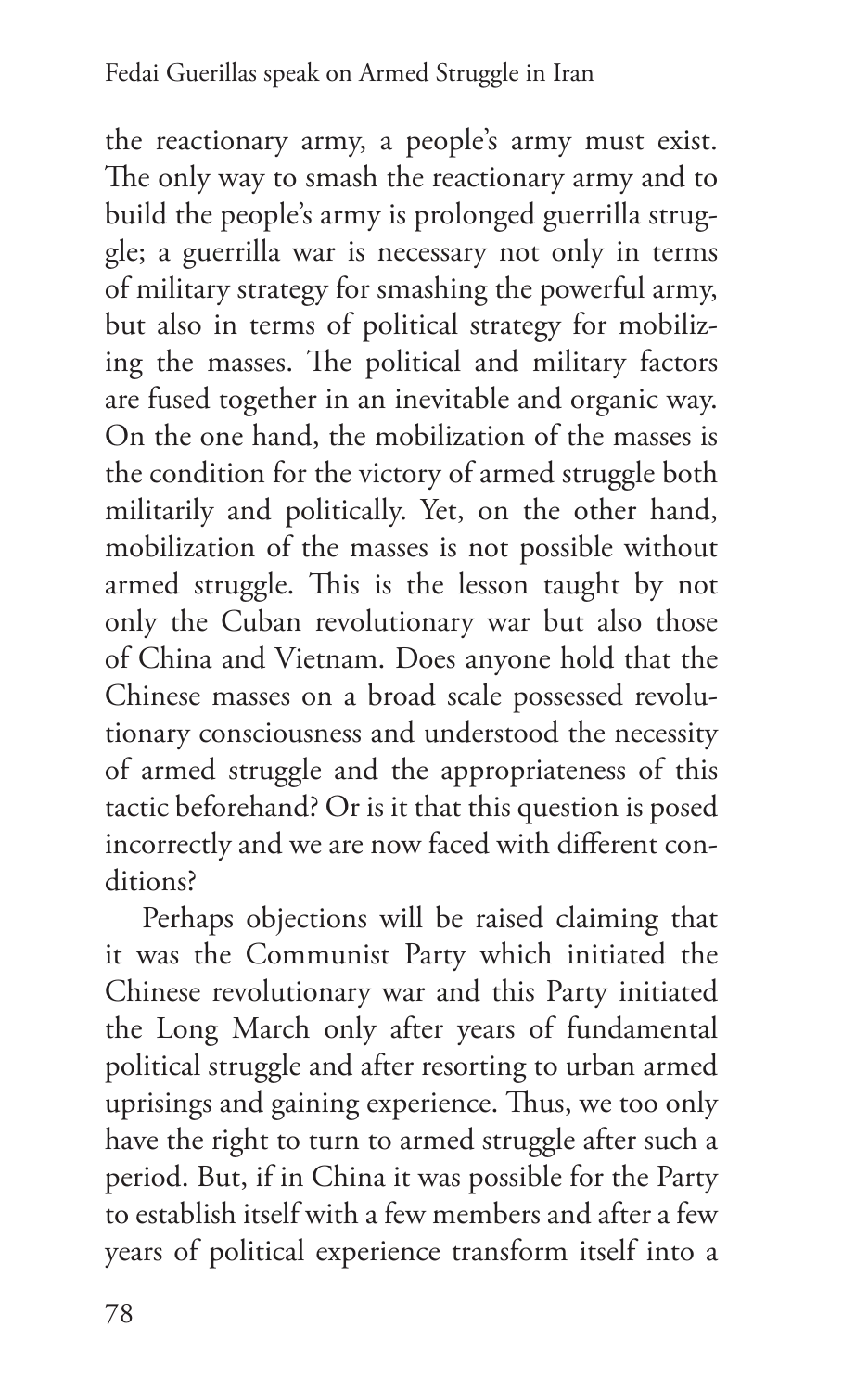the reactionary army, a people's army must exist. The only way to smash the reactionary army and to build the people's army is prolonged guerrilla struggle; a guerrilla war is necessary not only in terms of military strategy for smashing the powerful army, but also in terms of political strategy for mobilizing the masses. The political and military factors are fused together in an inevitable and organic way. On the one hand, the mobilization of the masses is the condition for the victory of armed struggle both militarily and politically. Yet, on the other hand, mobilization of the masses is not possible without armed struggle. This is the lesson taught by not only the Cuban revolutionary war but also those of China and Vietnam. Does anyone hold that the Chinese masses on a broad scale possessed revolutionary consciousness and understood the necessity of armed struggle and the appropriateness of this tactic beforehand? Or is it that this question is posed incorrectly and we are now faced with different conditions?

Perhaps objections will be raised claiming that it was the Communist Party which initiated the Chinese revolutionary war and this Party initiated the Long March only after years of fundamental political struggle and after resorting to urban armed uprisings and gaining experience. Thus, we too only have the right to turn to armed struggle after such a period. But, if in China it was possible for the Party to establish itself with a few members and after a few years of political experience transform itself into a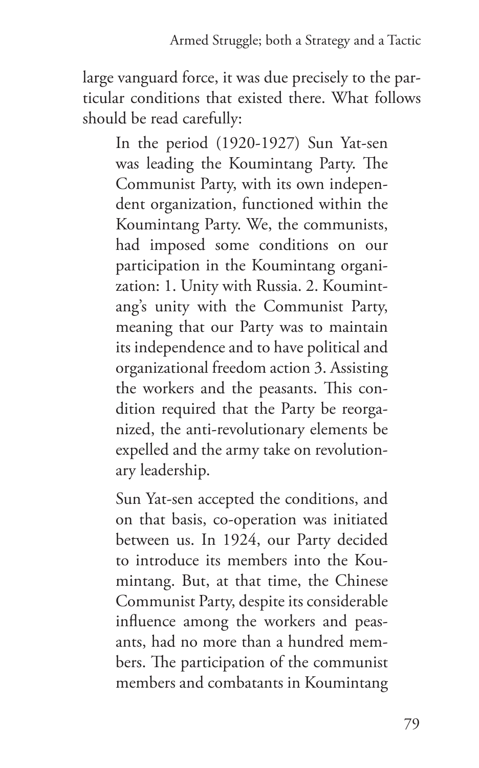large vanguard force, it was due precisely to the particular conditions that existed there. What follows should be read carefully:

> In the period (1920-1927) Sun Yat-sen was leading the Koumintang Party. The Communist Party, with its own independent organization, functioned within the Koumintang Party. We, the communists, had imposed some conditions on our participation in the Koumintang organization: 1. Unity with Russia. 2. Koumintang's unity with the Communist Party, meaning that our Party was to maintain its independence and to have political and organizational freedom action 3. Assisting the workers and the peasants. This condition required that the Party be reorganized, the anti-revolutionary elements be expelled and the army take on revolutionary leadership.
>
> Sun Yat-sen accepted the conditions, and on that basis, co-operation was initiated between us. In 1924, our Party decided to introduce its members into the Koumintang. But, at that time, the Chinese Communist Party, despite its considerable influence among the workers and peasants, had no more than a hundred members. The participation of the communist members and combatants in Koumintang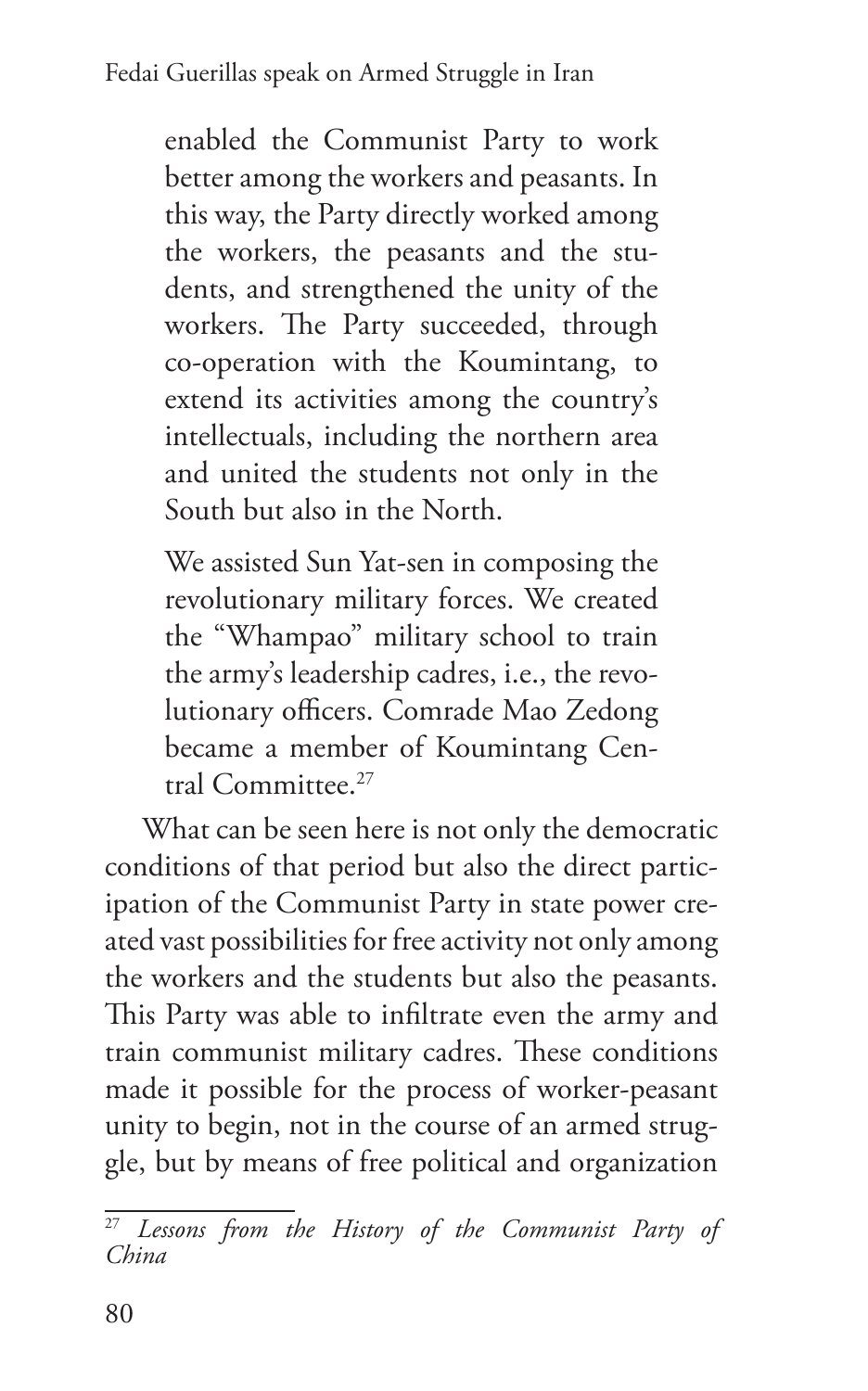> enabled the Communist Party to work better among the workers and peasants. In this way, the Party directly worked among the workers, the peasants and the students, and strengthened the unity of the workers. The Party succeeded, through co-operation with the Koumintang, to extend its activities among the country's intellectuals, including the northern area and united the students not only in the South but also in the North.
>
> We assisted Sun Yat-sen in composing the revolutionary military forces. We created the "Whampao" military school to train the army's leadership cadres, i.e., the revolutionary officers. Comrade Mao Zedong became a member of Koumintang Central Committee.[27]

What can be seen here is not only the democratic conditions of that period but also the direct participation of the Communist Party in state power created vast possibilities for free activity not only among the workers and the students but also the peasants. This Party was able to infiltrate even the army and train communist military cadres. These conditions made it possible for the process of worker-peasant unity to begin, not in the course of an armed struggle, but by means of free political and organization

---

[27] *Lessons from the History of the Communist Party of China*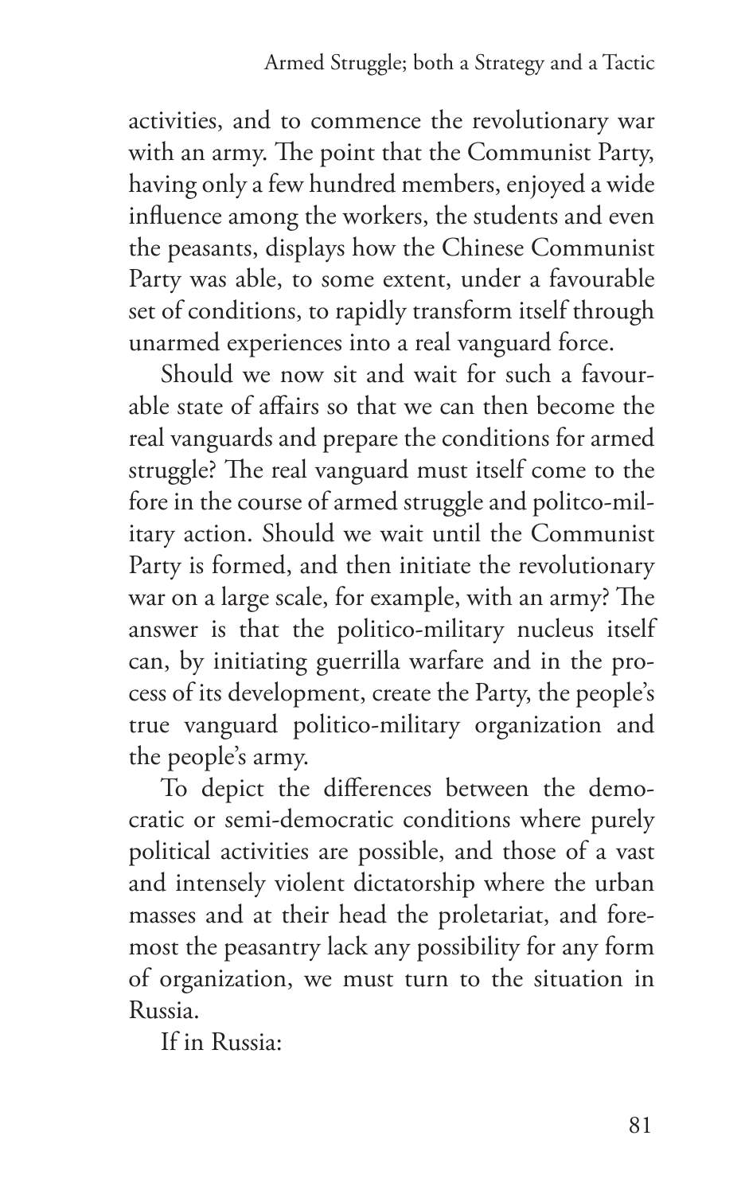activities, and to commence the revolutionary war with an army. The point that the Communist Party, having only a few hundred members, enjoyed a wide influence among the workers, the students and even the peasants, displays how the Chinese Communist Party was able, to some extent, under a favourable set of conditions, to rapidly transform itself through unarmed experiences into a real vanguard force.

Should we now sit and wait for such a favourable state of affairs so that we can then become the real vanguards and prepare the conditions for armed struggle? The real vanguard must itself come to the fore in the course of armed struggle and politco-military action. Should we wait until the Communist Party is formed, and then initiate the revolutionary war on a large scale, for example, with an army? The answer is that the politico-military nucleus itself can, by initiating guerrilla warfare and in the process of its development, create the Party, the people's true vanguard politico-military organization and the people's army.

To depict the differences between the democratic or semi-democratic conditions where purely political activities are possible, and those of a vast and intensely violent dictatorship where the urban masses and at their head the proletariat, and foremost the peasantry lack any possibility for any form of organization, we must turn to the situation in Russia.

If in Russia: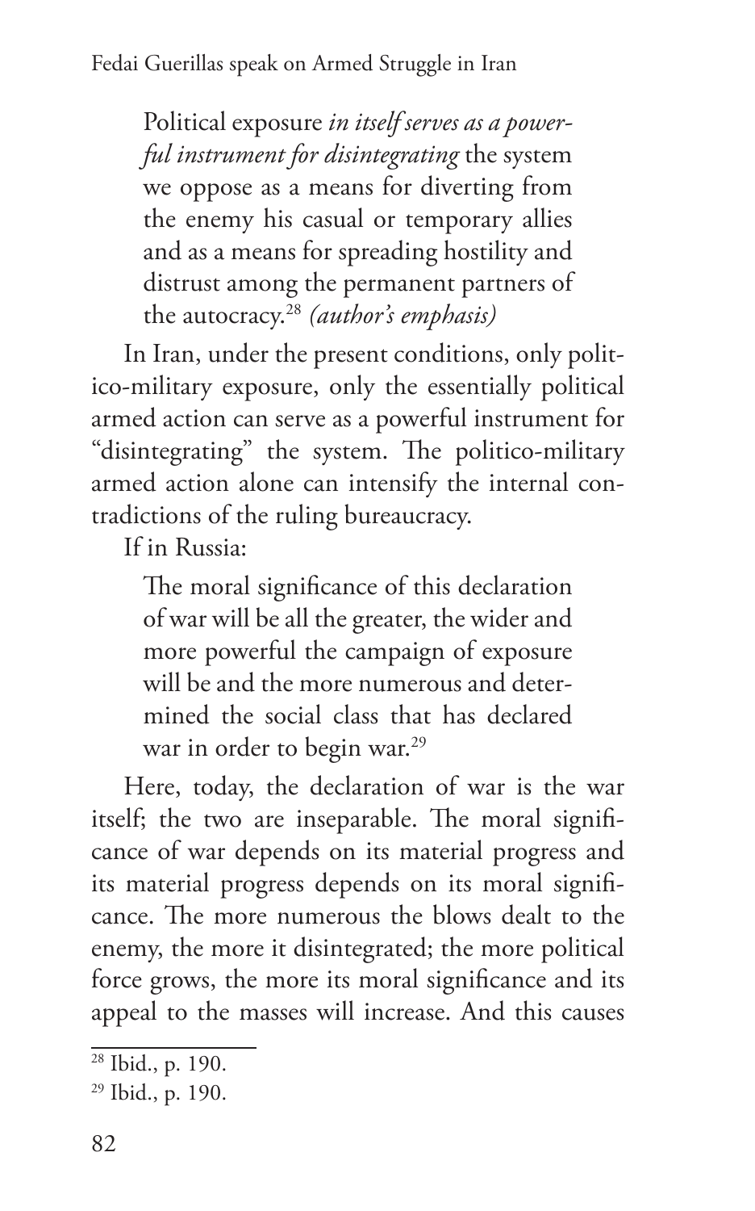> Political exposure *in itself serves as a powerful instrument for disintegrating* the system we oppose as a means for diverting from the enemy his casual or temporary allies and as a means for spreading hostility and distrust among the permanent partners of the autocracy.[28] *(author's emphasis)*

In Iran, under the present conditions, only politico-military exposure, only the essentially political armed action can serve as a powerful instrument for "disintegrating" the system. The politico-military armed action alone can intensify the internal contradictions of the ruling bureaucracy.

If in Russia:

> The moral significance of this declaration of war will be all the greater, the wider and more powerful the campaign of exposure will be and the more numerous and determined the social class that has declared war in order to begin war.[29]

Here, today, the declaration of war is the war itself; the two are inseparable. The moral significance of war depends on its material progress and its material progress depends on its moral significance. The more numerous the blows dealt to the enemy, the more it disintegrated; the more political force grows, the more its moral significance and its appeal to the masses will increase. And this causes

---

[28] Ibid., p. 190.

[29] Ibid., p. 190.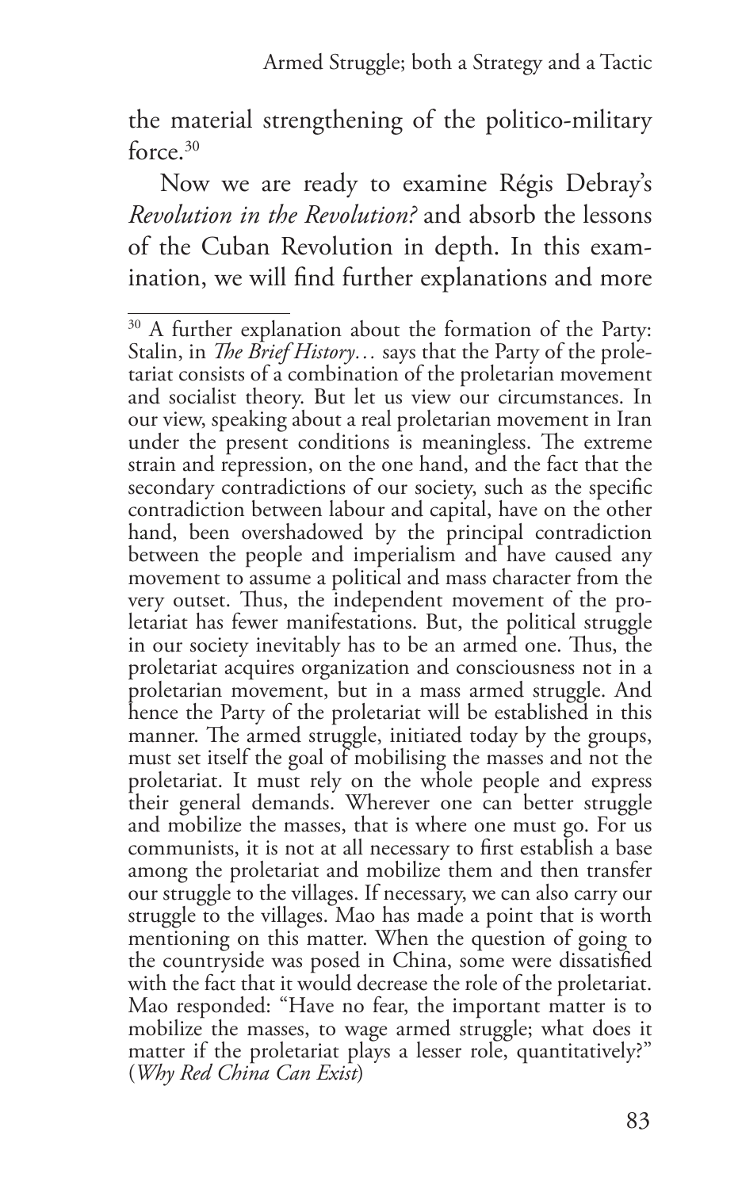the material strengthening of the politico-military force.[30]

Now we are ready to examine Régis Debray's *Revolution in the Revolution?* and absorb the lessons of the Cuban Revolution in depth. In this examination, we will find further explanations and more

---

[30] A further explanation about the formation of the Party: Stalin, in *The Brief History…* says that the Party of the proletariat consists of a combination of the proletarian movement and socialist theory. But let us view our circumstances. In our view, speaking about a real proletarian movement in Iran under the present conditions is meaningless. The extreme strain and repression, on the one hand, and the fact that the secondary contradictions of our society, such as the specific contradiction between labour and capital, have on the other hand, been overshadowed by the principal contradiction between the people and imperialism and have caused any movement to assume a political and mass character from the very outset. Thus, the independent movement of the proletariat has fewer manifestations. But, the political struggle in our society inevitably has to be an armed one. Thus, the proletariat acquires organization and consciousness not in a proletarian movement, but in a mass armed struggle. And hence the Party of the proletariat will be established in this manner. The armed struggle, initiated today by the groups, must set itself the goal of mobilising the masses and not the proletariat. It must rely on the whole people and express their general demands. Wherever one can better struggle and mobilize the masses, that is where one must go. For us communists, it is not at all necessary to first establish a base among the proletariat and mobilize them and then transfer our struggle to the villages. If necessary, we can also carry our struggle to the villages. Mao has made a point that is worth mentioning on this matter. When the question of going to the countryside was posed in China, some were dissatisfied with the fact that it would decrease the role of the proletariat. Mao responded: "Have no fear, the important matter is to mobilize the masses, to wage armed struggle; what does it matter if the proletariat plays a lesser role, quantitatively?" (*Why Red China Can Exist*)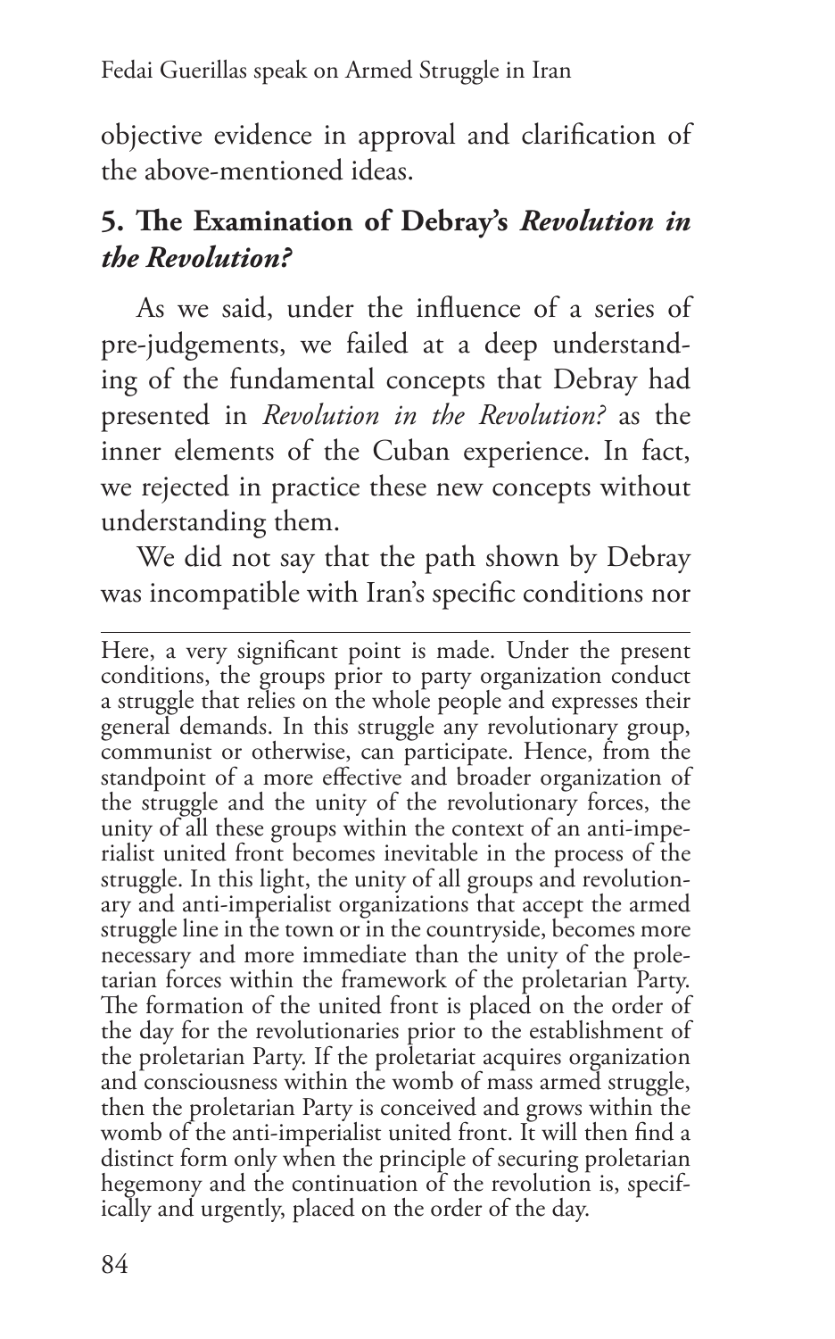objective evidence in approval and clarification of the above-mentioned ideas.

## 5. The Examination of Debray's *Revolution in the Revolution?*

As we said, under the influence of a series of pre-judgements, we failed at a deep understanding of the fundamental concepts that Debray had presented in *Revolution in the Revolution?* as the inner elements of the Cuban experience. In fact, we rejected in practice these new concepts without understanding them.

We did not say that the path shown by Debray was incompatible with Iran's specific conditions nor

---

Here, a very significant point is made. Under the present conditions, the groups prior to party organization conduct a struggle that relies on the whole people and expresses their general demands. In this struggle any revolutionary group, communist or otherwise, can participate. Hence, from the standpoint of a more effective and broader organization of the struggle and the unity of the revolutionary forces, the unity of all these groups within the context of an anti-imperialist united front becomes inevitable in the process of the struggle. In this light, the unity of all groups and revolutionary and anti-imperialist organizations that accept the armed struggle line in the town or in the countryside, becomes more necessary and more immediate than the unity of the proletarian forces within the framework of the proletarian Party. The formation of the united front is placed on the order of the day for the revolutionaries prior to the establishment of the proletarian Party. If the proletariat acquires organization and consciousness within the womb of mass armed struggle, then the proletarian Party is conceived and grows within the womb of the anti-imperialist united front. It will then find a distinct form only when the principle of securing proletarian hegemony and the continuation of the revolution is, specifically and urgently, placed on the order of the day.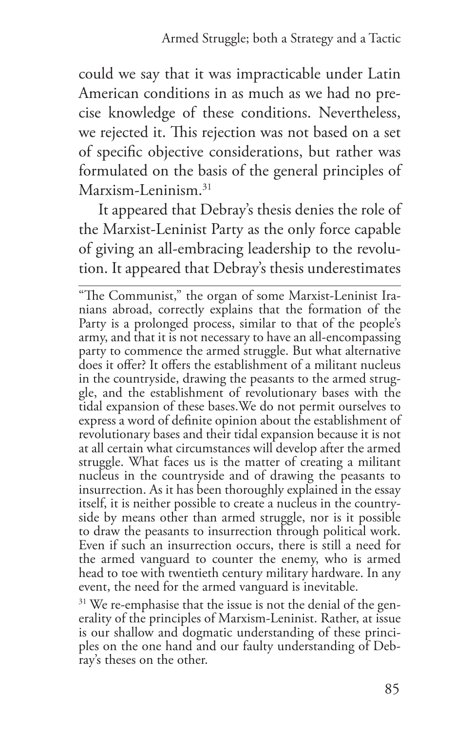could we say that it was impracticable under Latin American conditions in as much as we had no precise knowledge of these conditions. Nevertheless, we rejected it. This rejection was not based on a set of specific objective considerations, but rather was formulated on the basis of the general principles of Marxism-Leninism.[31]

It appeared that Debray's thesis denies the role of the Marxist-Leninist Party as the only force capable of giving an all-embracing leadership to the revolution. It appeared that Debray's thesis underestimates

---

"The Communist," the organ of some Marxist-Leninist Iranians abroad, correctly explains that the formation of the Party is a prolonged process, similar to that of the people's army, and that it is not necessary to have an all-encompassing party to commence the armed struggle. But what alternative does it offer? It offers the establishment of a militant nucleus in the countryside, drawing the peasants to the armed struggle, and the establishment of revolutionary bases with the tidal expansion of these bases.We do not permit ourselves to express a word of definite opinion about the establishment of revolutionary bases and their tidal expansion because it is not at all certain what circumstances will develop after the armed struggle. What faces us is the matter of creating a militant nucleus in the countryside and of drawing the peasants to insurrection. As it has been thoroughly explained in the essay itself, it is neither possible to create a nucleus in the countryside by means other than armed struggle, nor is it possible to draw the peasants to insurrection through political work. Even if such an insurrection occurs, there is still a need for the armed vanguard to counter the enemy, who is armed head to toe with twentieth century military hardware. In any event, the need for the armed vanguard is inevitable.

[31] We re-emphasise that the issue is not the denial of the generality of the principles of Marxism-Leninist. Rather, at issue is our shallow and dogmatic understanding of these principles on the one hand and our faulty understanding of Debray's theses on the other.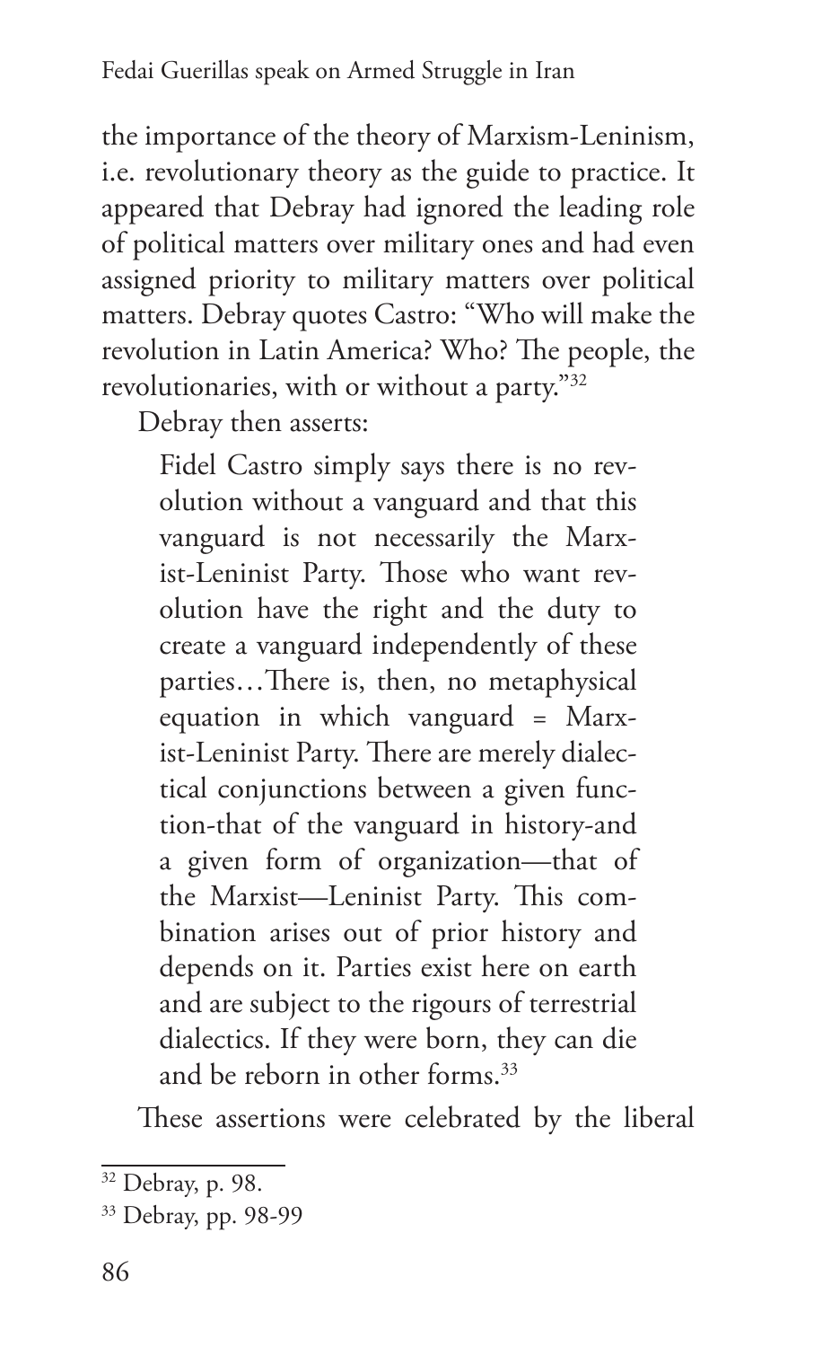the importance of the theory of Marxism-Leninism, i.e. revolutionary theory as the guide to practice. It appeared that Debray had ignored the leading role of political matters over military ones and had even assigned priority to military matters over political matters. Debray quotes Castro: "Who will make the revolution in Latin America? Who? The people, the revolutionaries, with or without a party."[32]

Debray then asserts:

> Fidel Castro simply says there is no revolution without a vanguard and that this vanguard is not necessarily the Marxist-Leninist Party. Those who want revolution have the right and the duty to create a vanguard independently of these parties…There is, then, no metaphysical equation in which vanguard = Marxist-Leninist Party. There are merely dialectical conjunctions between a given function-that of the vanguard in history-and a given form of organization—that of the Marxist—Leninist Party. This combination arises out of prior history and depends on it. Parties exist here on earth and are subject to the rigours of terrestrial dialectics. If they were born, they can die and be reborn in other forms.[33]

These assertions were celebrated by the liberal

---

[32] Debray, p. 98.

[33] Debray, pp. 98-99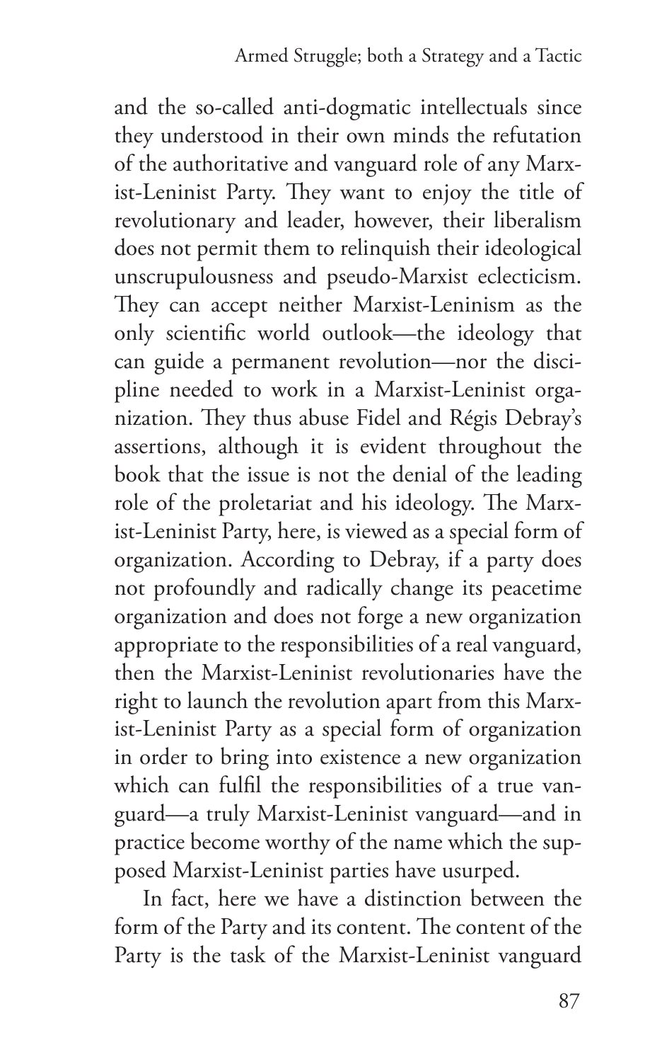and the so-called anti-dogmatic intellectuals since they understood in their own minds the refutation of the authoritative and vanguard role of any Marxist-Leninist Party. They want to enjoy the title of revolutionary and leader, however, their liberalism does not permit them to relinquish their ideological unscrupulousness and pseudo-Marxist eclecticism. They can accept neither Marxist-Leninism as the only scientific world outlook—the ideology that can guide a permanent revolution—nor the discipline needed to work in a Marxist-Leninist organization. They thus abuse Fidel and Régis Debray's assertions, although it is evident throughout the book that the issue is not the denial of the leading role of the proletariat and his ideology. The Marxist-Leninist Party, here, is viewed as a special form of organization. According to Debray, if a party does not profoundly and radically change its peacetime organization and does not forge a new organization appropriate to the responsibilities of a real vanguard, then the Marxist-Leninist revolutionaries have the right to launch the revolution apart from this Marxist-Leninist Party as a special form of organization in order to bring into existence a new organization which can fulfil the responsibilities of a true vanguard—a truly Marxist-Leninist vanguard—and in practice become worthy of the name which the supposed Marxist-Leninist parties have usurped.

In fact, here we have a distinction between the form of the Party and its content. The content of the Party is the task of the Marxist-Leninist vanguard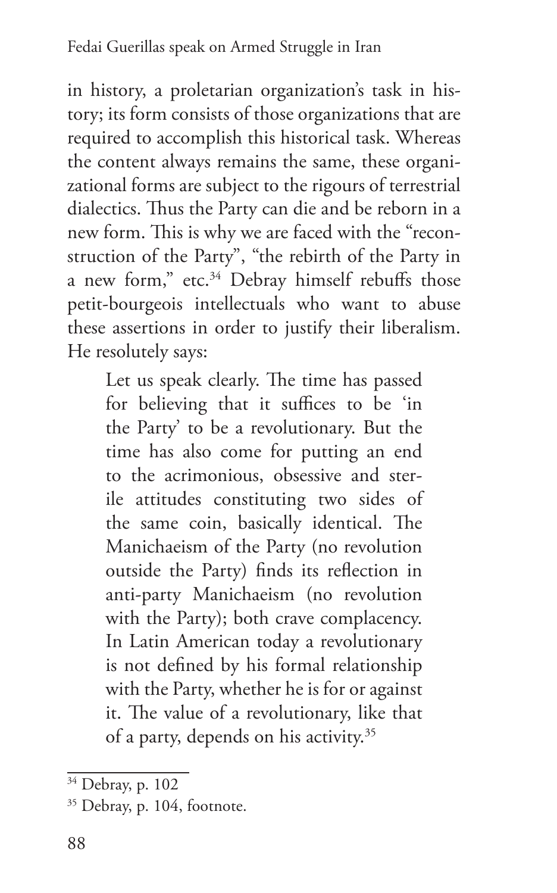in history, a proletarian organization's task in history; its form consists of those organizations that are required to accomplish this historical task. Whereas the content always remains the same, these organizational forms are subject to the rigours of terrestrial dialectics. Thus the Party can die and be reborn in a new form. This is why we are faced with the "reconstruction of the Party", "the rebirth of the Party in a new form," etc.[34] Debray himself rebuffs those petit-bourgeois intellectuals who want to abuse these assertions in order to justify their liberalism. He resolutely says:

> Let us speak clearly. The time has passed for believing that it suffices to be 'in the Party' to be a revolutionary. But the time has also come for putting an end to the acrimonious, obsessive and sterile attitudes constituting two sides of the same coin, basically identical. The Manichaeism of the Party (no revolution outside the Party) finds its reflection in anti-party Manichaeism (no revolution with the Party); both crave complacency. In Latin American today a revolutionary is not defined by his formal relationship with the Party, whether he is for or against it. The value of a revolutionary, like that of a party, depends on his activity.[35]

---

[34] Debray, p. 102

[35] Debray, p. 104, footnote.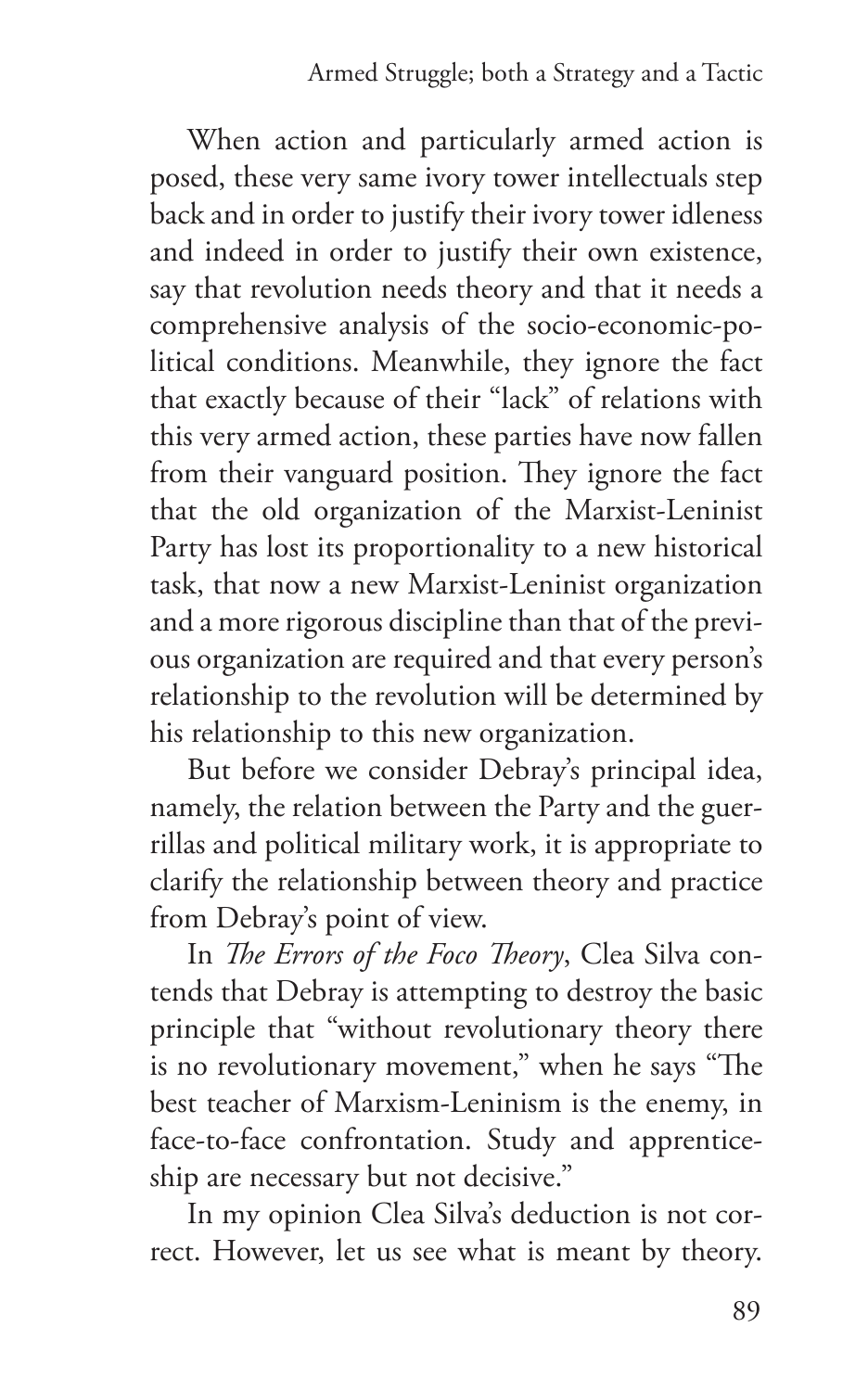When action and particularly armed action is posed, these very same ivory tower intellectuals step back and in order to justify their ivory tower idleness and indeed in order to justify their own existence, say that revolution needs theory and that it needs a comprehensive analysis of the socio-economic-political conditions. Meanwhile, they ignore the fact that exactly because of their "lack" of relations with this very armed action, these parties have now fallen from their vanguard position. They ignore the fact that the old organization of the Marxist-Leninist Party has lost its proportionality to a new historical task, that now a new Marxist-Leninist organization and a more rigorous discipline than that of the previous organization are required and that every person's relationship to the revolution will be determined by his relationship to this new organization.

But before we consider Debray's principal idea, namely, the relation between the Party and the guerrillas and political military work, it is appropriate to clarify the relationship between theory and practice from Debray's point of view.

In *The Errors of the Foco Theory*, Clea Silva contends that Debray is attempting to destroy the basic principle that "without revolutionary theory there is no revolutionary movement," when he says "The best teacher of Marxism-Leninism is the enemy, in face-to-face confrontation. Study and apprenticeship are necessary but not decisive."

In my opinion Clea Silva's deduction is not correct. However, let us see what is meant by theory.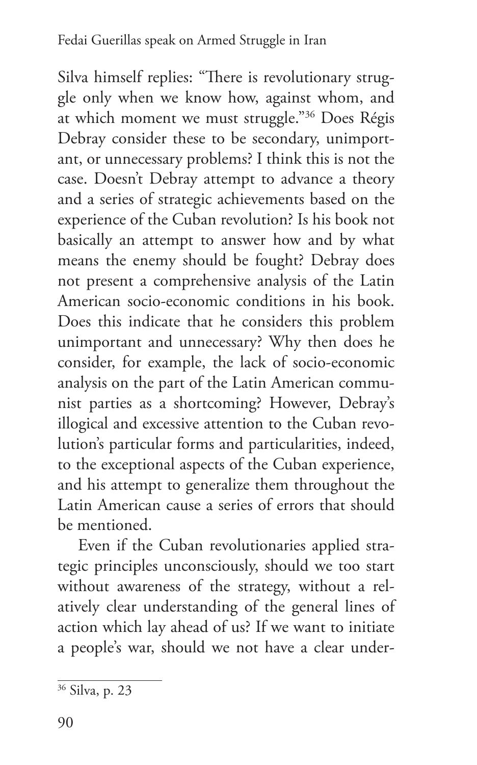Silva himself replies: "There is revolutionary struggle only when we know how, against whom, and at which moment we must struggle."[36] Does Régis Debray consider these to be secondary, unimportant, or unnecessary problems? I think this is not the case. Doesn't Debray attempt to advance a theory and a series of strategic achievements based on the experience of the Cuban revolution? Is his book not basically an attempt to answer how and by what means the enemy should be fought? Debray does not present a comprehensive analysis of the Latin American socio-economic conditions in his book. Does this indicate that he considers this problem unimportant and unnecessary? Why then does he consider, for example, the lack of socio-economic analysis on the part of the Latin American communist parties as a shortcoming? However, Debray's illogical and excessive attention to the Cuban revolution's particular forms and particularities, indeed, to the exceptional aspects of the Cuban experience, and his attempt to generalize them throughout the Latin American cause a series of errors that should be mentioned.

Even if the Cuban revolutionaries applied strategic principles unconsciously, should we too start without awareness of the strategy, without a relatively clear understanding of the general lines of action which lay ahead of us? If we want to initiate a people's war, should we not have a clear under-

[36] Silva, p. 23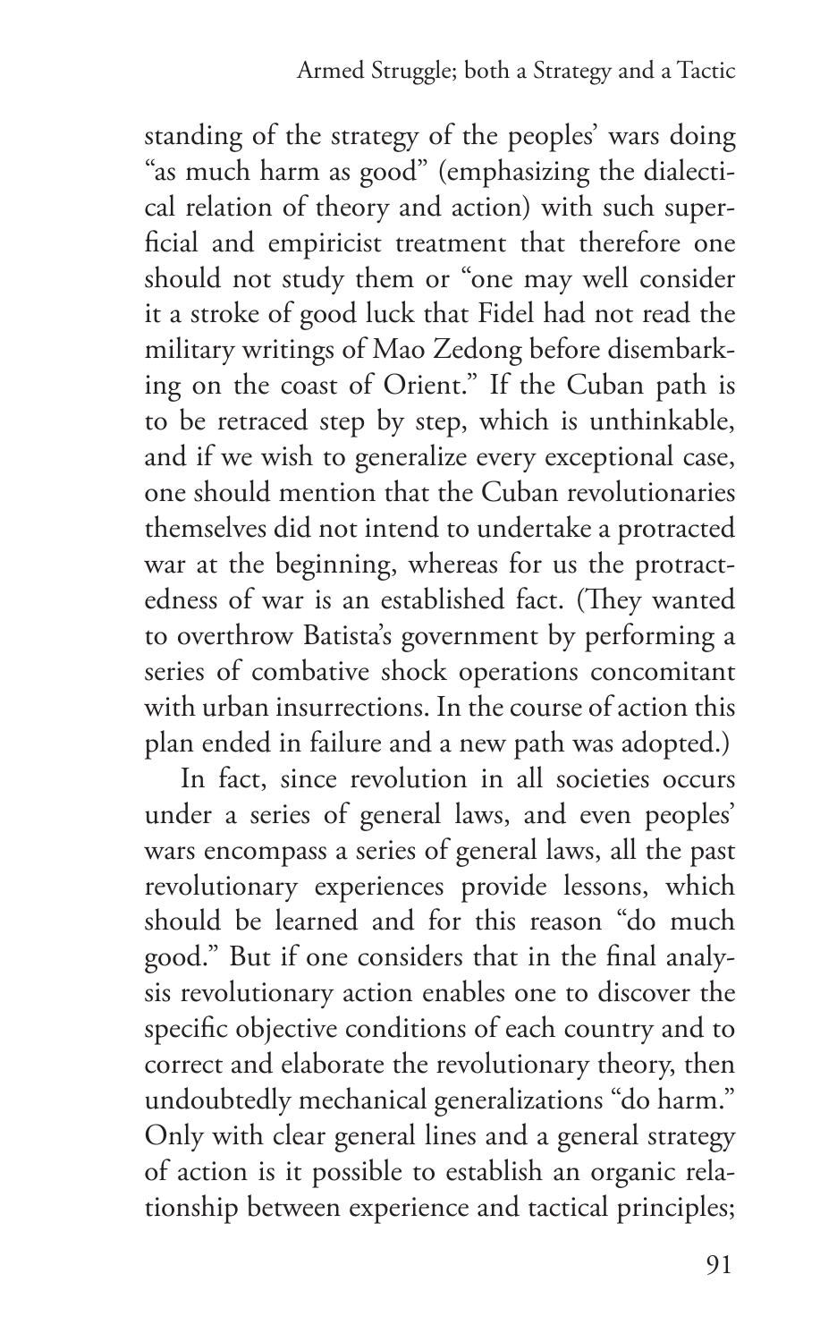standing of the strategy of the peoples' wars doing "as much harm as good" (emphasizing the dialectical relation of theory and action) with such superficial and empiricist treatment that therefore one should not study them or "one may well consider it a stroke of good luck that Fidel had not read the military writings of Mao Zedong before disembarking on the coast of Orient." If the Cuban path is to be retraced step by step, which is unthinkable, and if we wish to generalize every exceptional case, one should mention that the Cuban revolutionaries themselves did not intend to undertake a protracted war at the beginning, whereas for us the protractedness of war is an established fact. (They wanted to overthrow Batista's government by performing a series of combative shock operations concomitant with urban insurrections. In the course of action this plan ended in failure and a new path was adopted.)

In fact, since revolution in all societies occurs under a series of general laws, and even peoples' wars encompass a series of general laws, all the past revolutionary experiences provide lessons, which should be learned and for this reason "do much good." But if one considers that in the final analysis revolutionary action enables one to discover the specific objective conditions of each country and to correct and elaborate the revolutionary theory, then undoubtedly mechanical generalizations "do harm." Only with clear general lines and a general strategy of action is it possible to establish an organic relationship between experience and tactical principles;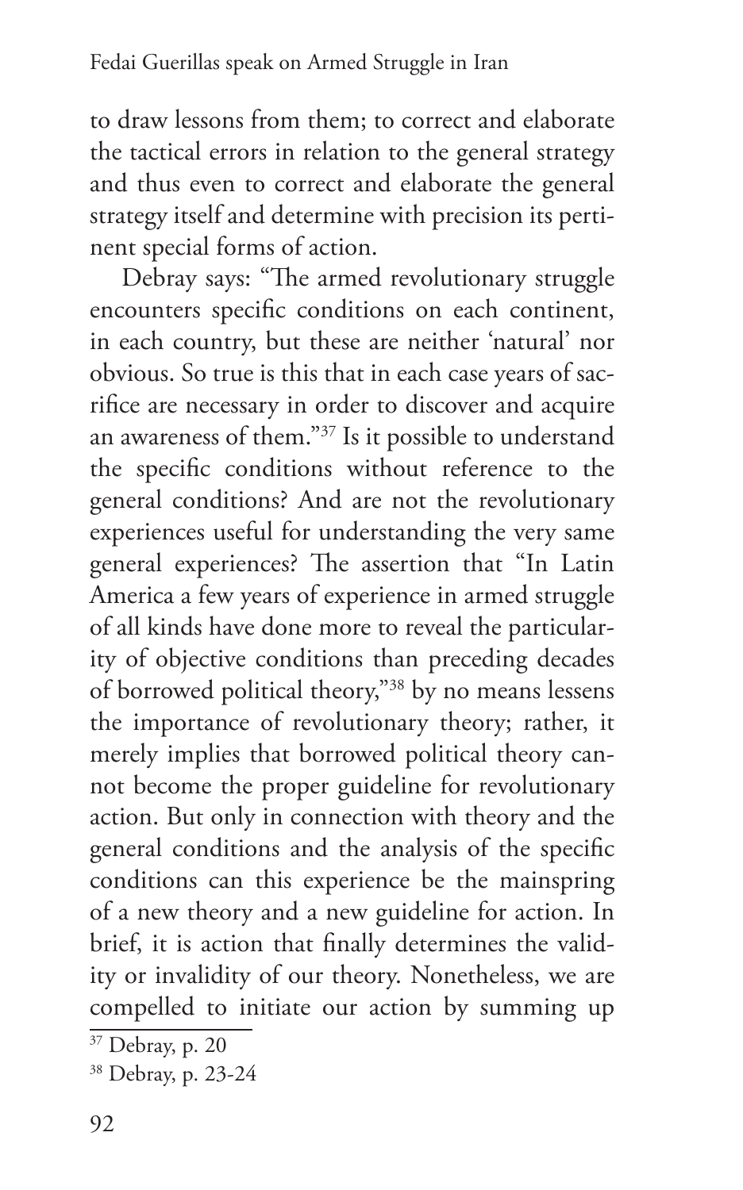to draw lessons from them; to correct and elaborate the tactical errors in relation to the general strategy and thus even to correct and elaborate the general strategy itself and determine with precision its pertinent special forms of action.

Debray says: "The armed revolutionary struggle encounters specific conditions on each continent, in each country, but these are neither 'natural' nor obvious. So true is this that in each case years of sacrifice are necessary in order to discover and acquire an awareness of them."[37] Is it possible to understand the specific conditions without reference to the general conditions? And are not the revolutionary experiences useful for understanding the very same general experiences? The assertion that "In Latin America a few years of experience in armed struggle of all kinds have done more to reveal the particularity of objective conditions than preceding decades of borrowed political theory,"[38] by no means lessens the importance of revolutionary theory; rather, it merely implies that borrowed political theory cannot become the proper guideline for revolutionary action. But only in connection with theory and the general conditions and the analysis of the specific conditions can this experience be the mainspring of a new theory and a new guideline for action. In brief, it is action that finally determines the validity or invalidity of our theory. Nonetheless, we are compelled to initiate our action by summing up

[37] Debray, p. 20

[38] Debray, p. 23-24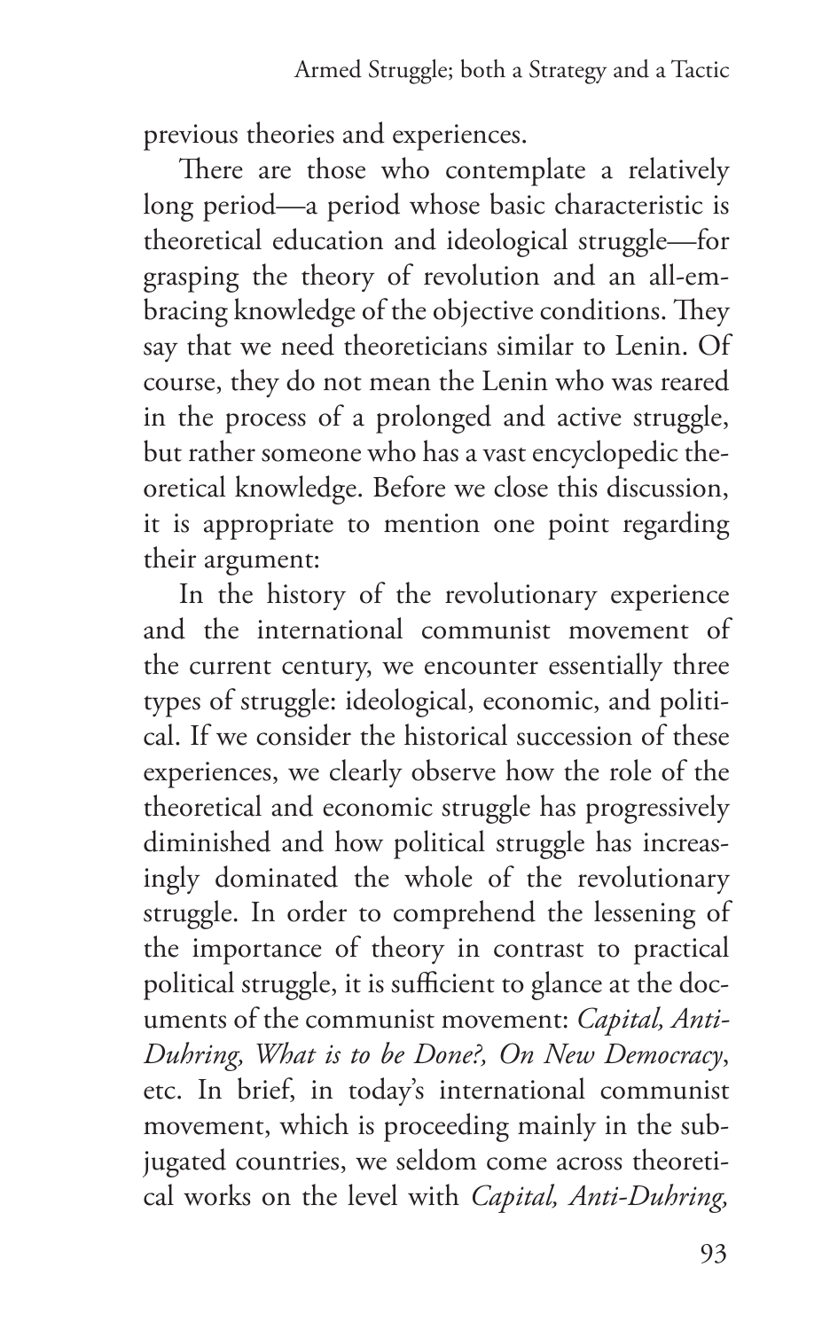previous theories and experiences.

There are those who contemplate a relatively long period—a period whose basic characteristic is theoretical education and ideological struggle—for grasping the theory of revolution and an all-embracing knowledge of the objective conditions. They say that we need theoreticians similar to Lenin. Of course, they do not mean the Lenin who was reared in the process of a prolonged and active struggle, but rather someone who has a vast encyclopedic theoretical knowledge. Before we close this discussion, it is appropriate to mention one point regarding their argument:

In the history of the revolutionary experience and the international communist movement of the current century, we encounter essentially three types of struggle: ideological, economic, and political. If we consider the historical succession of these experiences, we clearly observe how the role of the theoretical and economic struggle has progressively diminished and how political struggle has increasingly dominated the whole of the revolutionary struggle. In order to comprehend the lessening of the importance of theory in contrast to practical political struggle, it is sufficient to glance at the documents of the communist movement: *Capital, Anti-Duhring, What is to be Done?, On New Democracy*, etc. In brief, in today's international communist movement, which is proceeding mainly in the subjugated countries, we seldom come across theoretical works on the level with *Capital, Anti-Duhring,*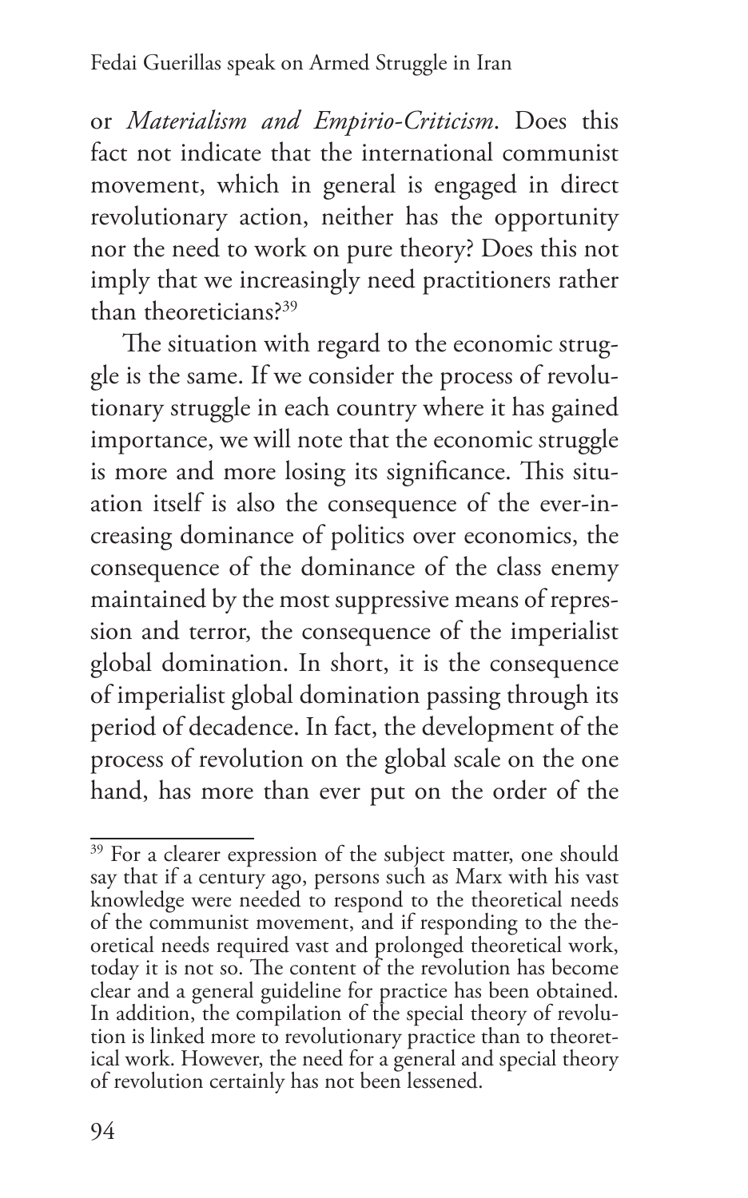or *Materialism and Empirio-Criticism*. Does this fact not indicate that the international communist movement, which in general is engaged in direct revolutionary action, neither has the opportunity nor the need to work on pure theory? Does this not imply that we increasingly need practitioners rather than theoreticians?[39]

The situation with regard to the economic struggle is the same. If we consider the process of revolutionary struggle in each country where it has gained importance, we will note that the economic struggle is more and more losing its significance. This situation itself is also the consequence of the ever-increasing dominance of politics over economics, the consequence of the dominance of the class enemy maintained by the most suppressive means of repression and terror, the consequence of the imperialist global domination. In short, it is the consequence of imperialist global domination passing through its period of decadence. In fact, the development of the process of revolution on the global scale on the one hand, has more than ever put on the order of the

---

[39] For a clearer expression of the subject matter, one should say that if a century ago, persons such as Marx with his vast knowledge were needed to respond to the theoretical needs of the communist movement, and if responding to the theoretical needs required vast and prolonged theoretical work, today it is not so. The content of the revolution has become clear and a general guideline for practice has been obtained. In addition, the compilation of the special theory of revolution is linked more to revolutionary practice than to theoretical work. However, the need for a general and special theory of revolution certainly has not been lessened.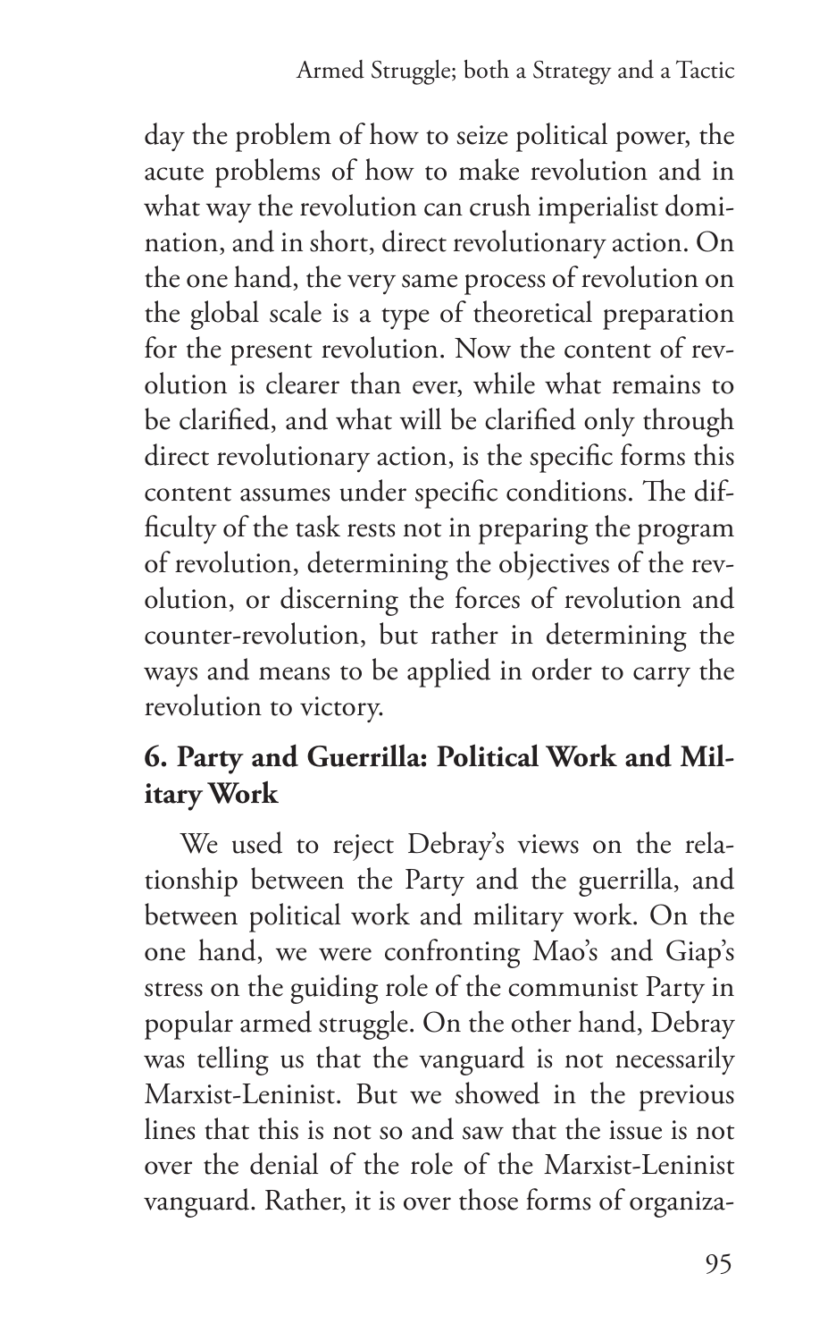day the problem of how to seize political power, the acute problems of how to make revolution and in what way the revolution can crush imperialist domination, and in short, direct revolutionary action. On the one hand, the very same process of revolution on the global scale is a type of theoretical preparation for the present revolution. Now the content of revolution is clearer than ever, while what remains to be clarified, and what will be clarified only through direct revolutionary action, is the specific forms this content assumes under specific conditions. The difficulty of the task rests not in preparing the program of revolution, determining the objectives of the revolution, or discerning the forces of revolution and counter-revolution, but rather in determining the ways and means to be applied in order to carry the revolution to victory.

## 6. Party and Guerrilla: Political Work and Military Work

We used to reject Debray's views on the relationship between the Party and the guerrilla, and between political work and military work. On the one hand, we were confronting Mao's and Giap's stress on the guiding role of the communist Party in popular armed struggle. On the other hand, Debray was telling us that the vanguard is not necessarily Marxist-Leninist. But we showed in the previous lines that this is not so and saw that the issue is not over the denial of the role of the Marxist-Leninist vanguard. Rather, it is over those forms of organiza-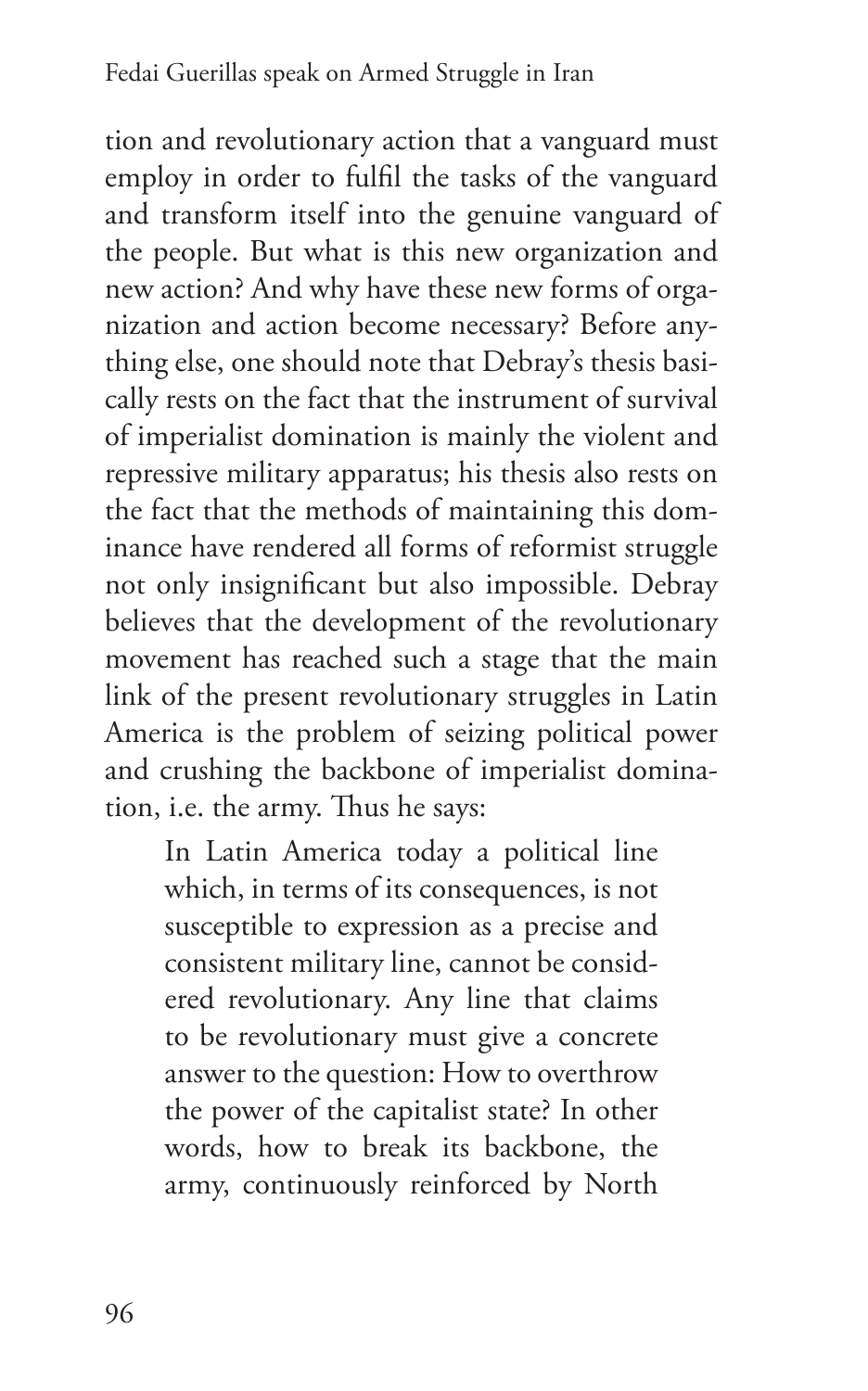tion and revolutionary action that a vanguard must employ in order to fulfil the tasks of the vanguard and transform itself into the genuine vanguard of the people. But what is this new organization and new action? And why have these new forms of organization and action become necessary? Before anything else, one should note that Debray's thesis basically rests on the fact that the instrument of survival of imperialist domination is mainly the violent and repressive military apparatus; his thesis also rests on the fact that the methods of maintaining this dominance have rendered all forms of reformist struggle not only insignificant but also impossible. Debray believes that the development of the revolutionary movement has reached such a stage that the main link of the present revolutionary struggles in Latin America is the problem of seizing political power and crushing the backbone of imperialist domination, i.e. the army. Thus he says:

> In Latin America today a political line which, in terms of its consequences, is not susceptible to expression as a precise and consistent military line, cannot be considered revolutionary. Any line that claims to be revolutionary must give a concrete answer to the question: How to overthrow the power of the capitalist state? In other words, how to break its backbone, the army, continuously reinforced by North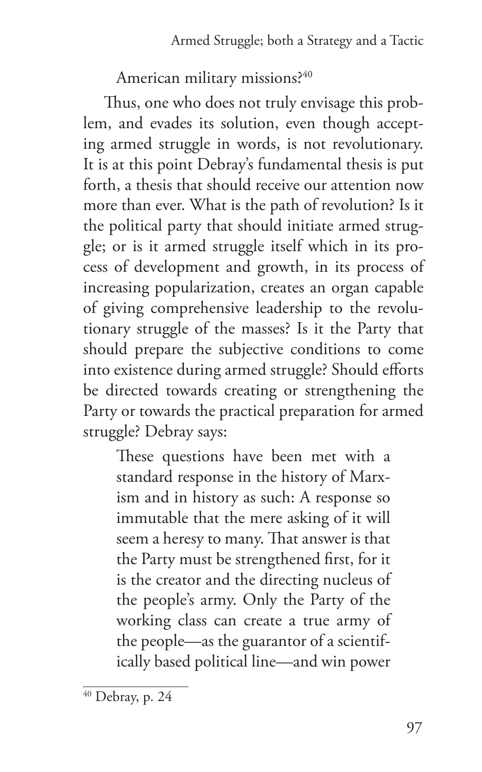American military missions?[40]

Thus, one who does not truly envisage this problem, and evades its solution, even though accepting armed struggle in words, is not revolutionary. It is at this point Debray's fundamental thesis is put forth, a thesis that should receive our attention now more than ever. What is the path of revolution? Is it the political party that should initiate armed struggle; or is it armed struggle itself which in its process of development and growth, in its process of increasing popularization, creates an organ capable of giving comprehensive leadership to the revolutionary struggle of the masses? Is it the Party that should prepare the subjective conditions to come into existence during armed struggle? Should efforts be directed towards creating or strengthening the Party or towards the practical preparation for armed struggle? Debray says:

> These questions have been met with a standard response in the history of Marxism and in history as such: A response so immutable that the mere asking of it will seem a heresy to many. That answer is that the Party must be strengthened first, for it is the creator and the directing nucleus of the people's army. Only the Party of the working class can create a true army of the people—as the guarantor of a scientifically based political line—and win power

---

[40] Debray, p. 24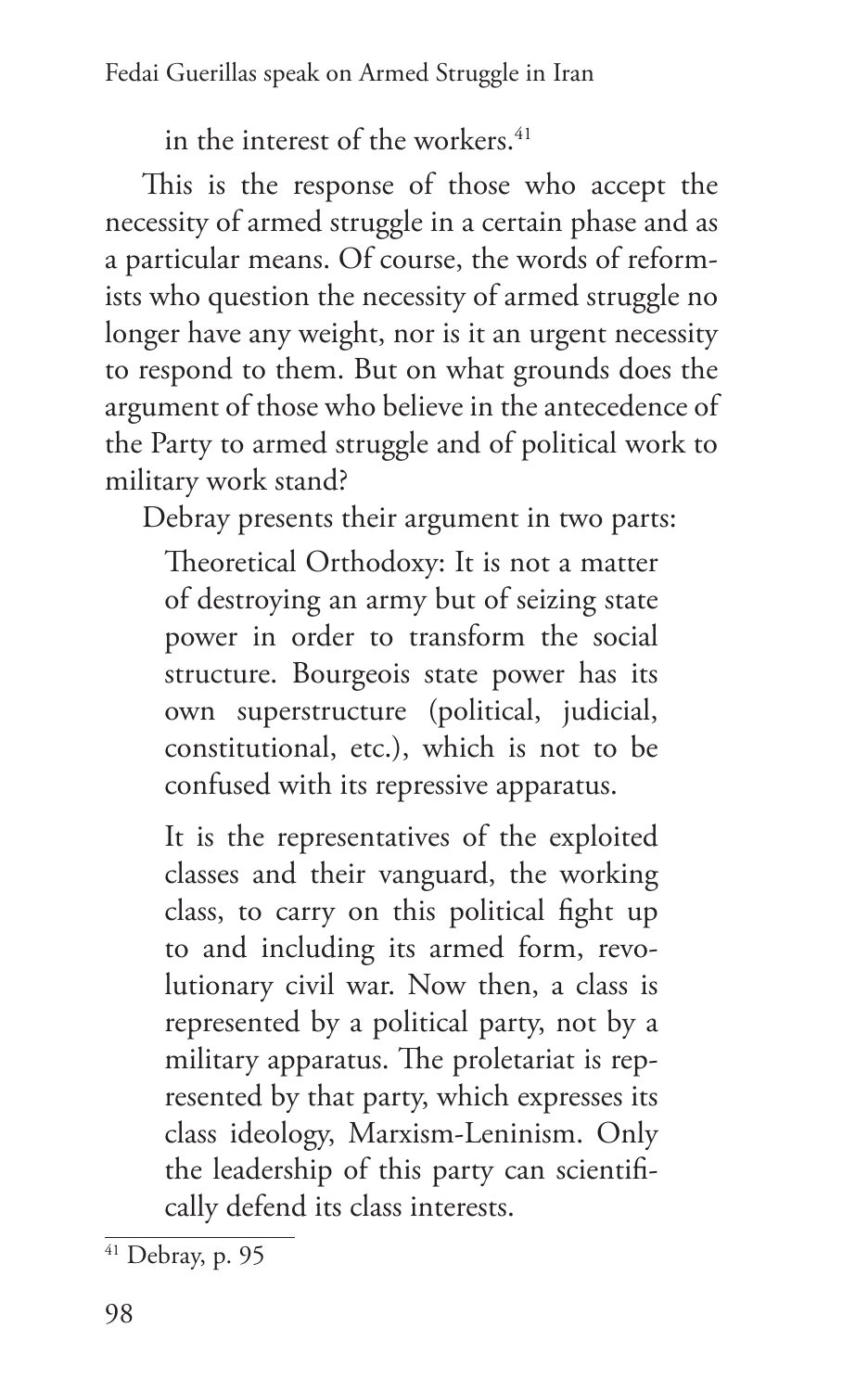in the interest of the workers.[41]

This is the response of those who accept the necessity of armed struggle in a certain phase and as a particular means. Of course, the words of reformists who question the necessity of armed struggle no longer have any weight, nor is it an urgent necessity to respond to them. But on what grounds does the argument of those who believe in the antecedence of the Party to armed struggle and of political work to military work stand?

Debray presents their argument in two parts:

> Theoretical Orthodoxy: It is not a matter of destroying an army but of seizing state power in order to transform the social structure. Bourgeois state power has its own superstructure (political, judicial, constitutional, etc.), which is not to be confused with its repressive apparatus.
>
> It is the representatives of the exploited classes and their vanguard, the working class, to carry on this political fight up to and including its armed form, revolutionary civil war. Now then, a class is represented by a political party, not by a military apparatus. The proletariat is represented by that party, which expresses its class ideology, Marxism-Leninism. Only the leadership of this party can scientifically defend its class interests.

[41] Debray, p. 95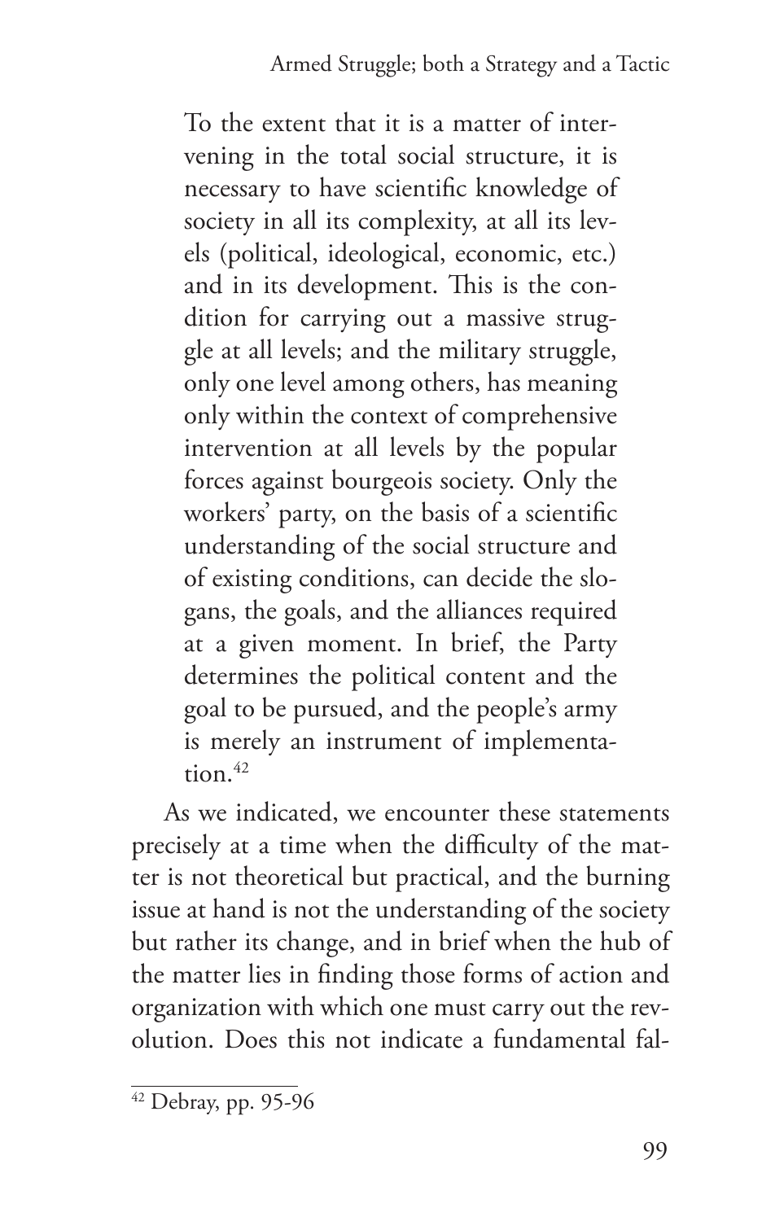> To the extent that it is a matter of intervening in the total social structure, it is necessary to have scientific knowledge of society in all its complexity, at all its levels (political, ideological, economic, etc.) and in its development. This is the condition for carrying out a massive struggle at all levels; and the military struggle, only one level among others, has meaning only within the context of comprehensive intervention at all levels by the popular forces against bourgeois society. Only the workers' party, on the basis of a scientific understanding of the social structure and of existing conditions, can decide the slogans, the goals, and the alliances required at a given moment. In brief, the Party determines the political content and the goal to be pursued, and the people's army is merely an instrument of implementation.[42]

As we indicated, we encounter these statements precisely at a time when the difficulty of the matter is not theoretical but practical, and the burning issue at hand is not the understanding of the society but rather its change, and in brief when the hub of the matter lies in finding those forms of action and organization with which one must carry out the revolution. Does this not indicate a fundamental fal-

---

[42] Debray, pp. 95-96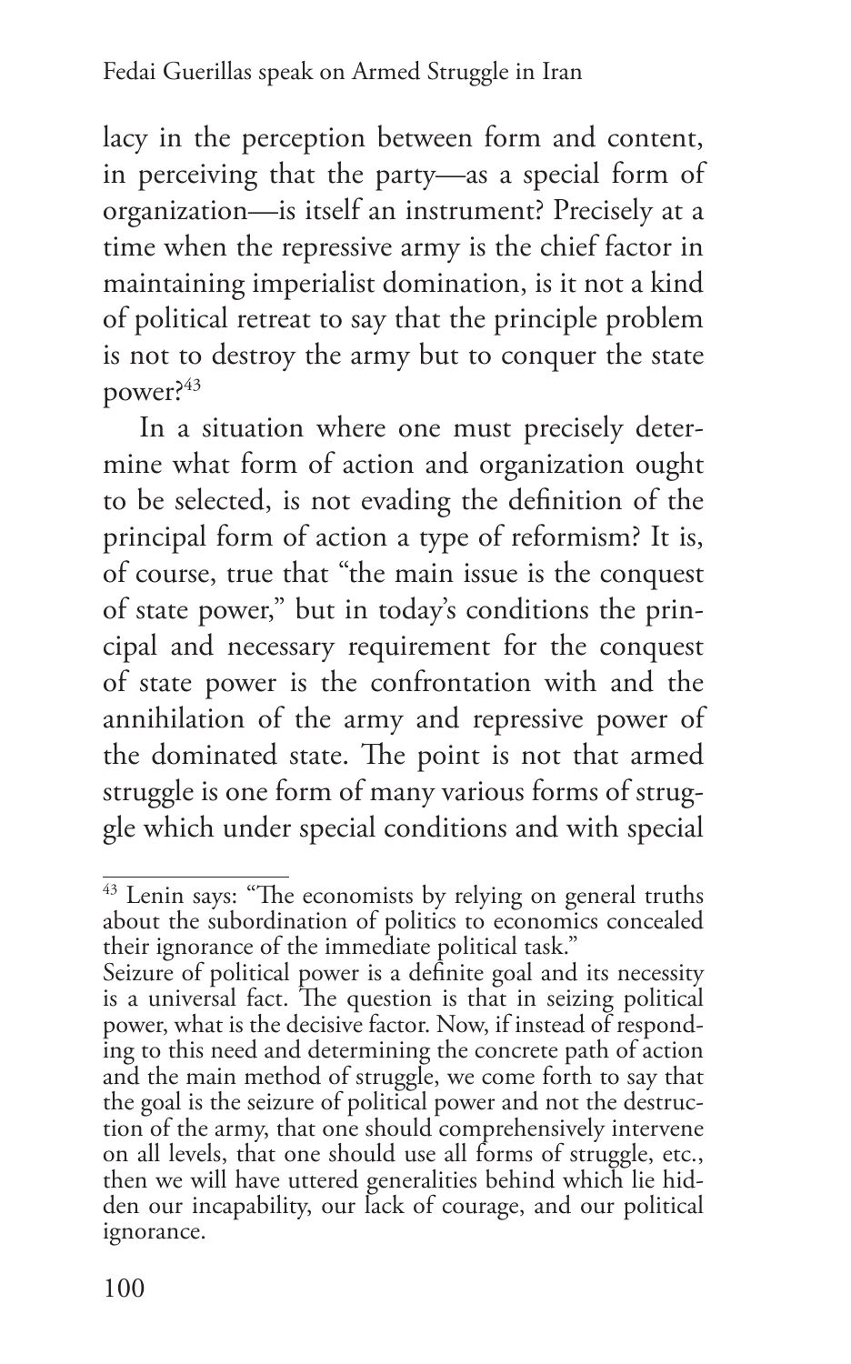lacy in the perception between form and content, in perceiving that the party—as a special form of organization—is itself an instrument? Precisely at a time when the repressive army is the chief factor in maintaining imperialist domination, is it not a kind of political retreat to say that the principle problem is not to destroy the army but to conquer the state power?[43]

In a situation where one must precisely determine what form of action and organization ought to be selected, is not evading the definition of the principal form of action a type of reformism? It is, of course, true that "the main issue is the conquest of state power," but in today's conditions the principal and necessary requirement for the conquest of state power is the confrontation with and the annihilation of the army and repressive power of the dominated state. The point is not that armed struggle is one form of many various forms of struggle which under special conditions and with special

---

[43] Lenin says: "The economists by relying on general truths about the subordination of politics to economics concealed their ignorance of the immediate political task."
Seizure of political power is a definite goal and its necessity is a universal fact. The question is that in seizing political power, what is the decisive factor. Now, if instead of responding to this need and determining the concrete path of action and the main method of struggle, we come forth to say that the goal is the seizure of political power and not the destruction of the army, that one should comprehensively intervene on all levels, that one should use all forms of struggle, etc., then we will have uttered generalities behind which lie hidden our incapability, our lack of courage, and our political ignorance.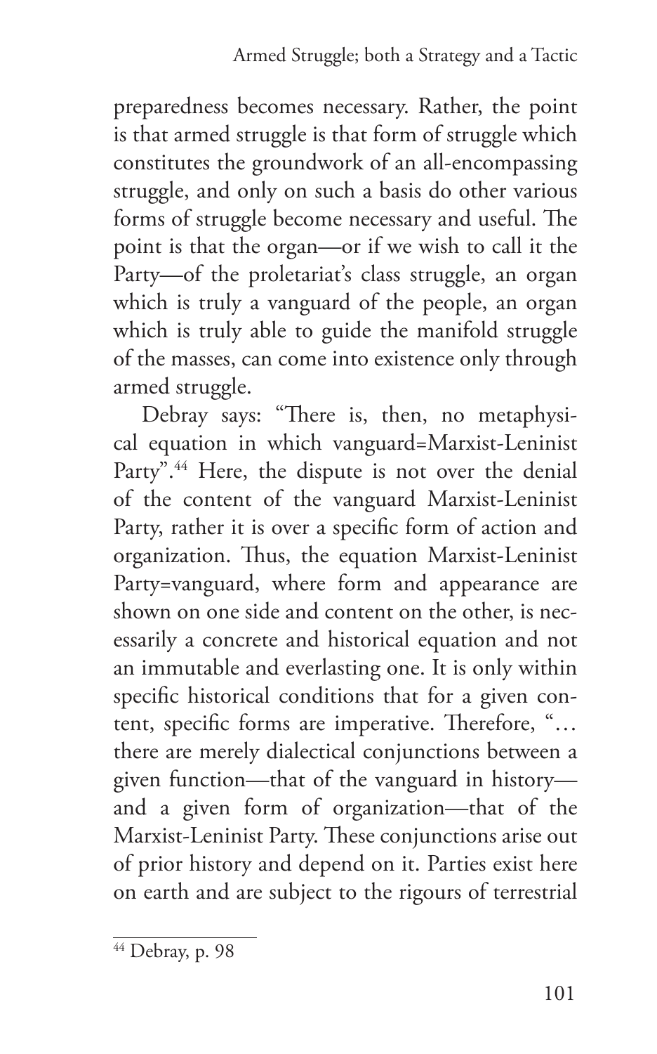preparedness becomes necessary. Rather, the point is that armed struggle is that form of struggle which constitutes the groundwork of an all-encompassing struggle, and only on such a basis do other various forms of struggle become necessary and useful. The point is that the organ—or if we wish to call it the Party—of the proletariat's class struggle, an organ which is truly a vanguard of the people, an organ which is truly able to guide the manifold struggle of the masses, can come into existence only through armed struggle.

Debray says: "There is, then, no metaphysical equation in which vanguard=Marxist-Leninist Party".[44] Here, the dispute is not over the denial of the content of the vanguard Marxist-Leninist Party, rather it is over a specific form of action and organization. Thus, the equation Marxist-Leninist Party=vanguard, where form and appearance are shown on one side and content on the other, is necessarily a concrete and historical equation and not an immutable and everlasting one. It is only within specific historical conditions that for a given content, specific forms are imperative. Therefore, "… there are merely dialectical conjunctions between a given function—that of the vanguard in history—and a given form of organization—that of the Marxist-Leninist Party. These conjunctions arise out of prior history and depend on it. Parties exist here on earth and are subject to the rigours of terrestrial

---

[44] Debray, p. 98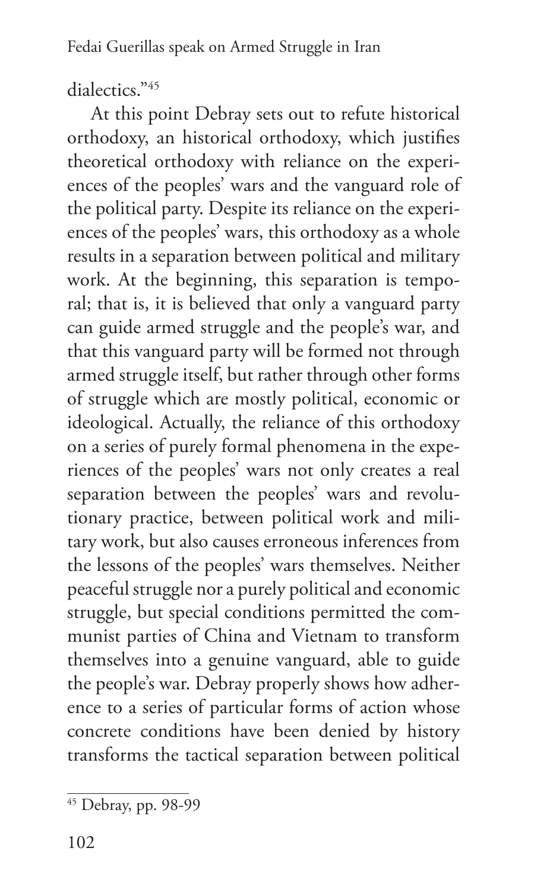dialectics."[45]

At this point Debray sets out to refute historical orthodoxy, an historical orthodoxy, which justifies theoretical orthodoxy with reliance on the experiences of the peoples' wars and the vanguard role of the political party. Despite its reliance on the experiences of the peoples' wars, this orthodoxy as a whole results in a separation between political and military work. At the beginning, this separation is temporal; that is, it is believed that only a vanguard party can guide armed struggle and the people's war, and that this vanguard party will be formed not through armed struggle itself, but rather through other forms of struggle which are mostly political, economic or ideological. Actually, the reliance of this orthodoxy on a series of purely formal phenomena in the experiences of the peoples' wars not only creates a real separation between the peoples' wars and revolutionary practice, between political work and military work, but also causes erroneous inferences from the lessons of the peoples' wars themselves. Neither peaceful struggle nor a purely political and economic struggle, but special conditions permitted the communist parties of China and Vietnam to transform themselves into a genuine vanguard, able to guide the people's war. Debray properly shows how adherence to a series of particular forms of action whose concrete conditions have been denied by history transforms the tactical separation between political

---

[45] Debray, pp. 98-99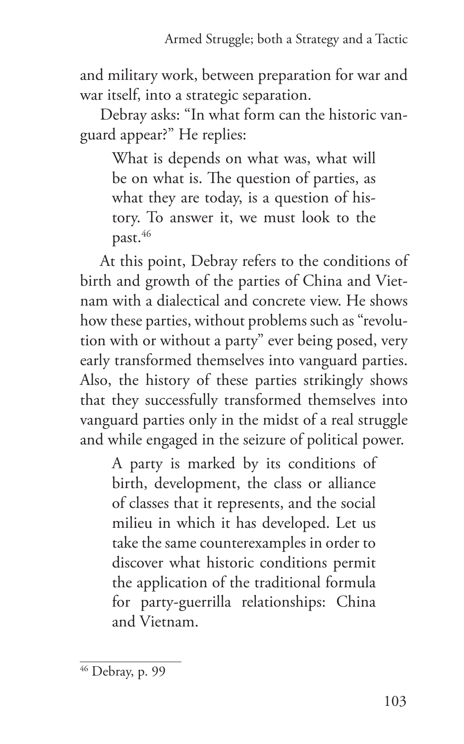and military work, between preparation for war and war itself, into a strategic separation.

Debray asks: “In what form can the historic vanguard appear?” He replies:

> What is depends on what was, what will be on what is. The question of parties, as what they are today, is a question of history. To answer it, we must look to the past.[46]

At this point, Debray refers to the conditions of birth and growth of the parties of China and Vietnam with a dialectical and concrete view. He shows how these parties, without problems such as “revolution with or without a party” ever being posed, very early transformed themselves into vanguard parties. Also, the history of these parties strikingly shows that they successfully transformed themselves into vanguard parties only in the midst of a real struggle and while engaged in the seizure of political power.

> A party is marked by its conditions of birth, development, the class or alliance of classes that it represents, and the social milieu in which it has developed. Let us take the same counterexamples in order to discover what historic conditions permit the application of the traditional formula for party-guerrilla relationships: China and Vietnam.

---

[46] Debray, p. 99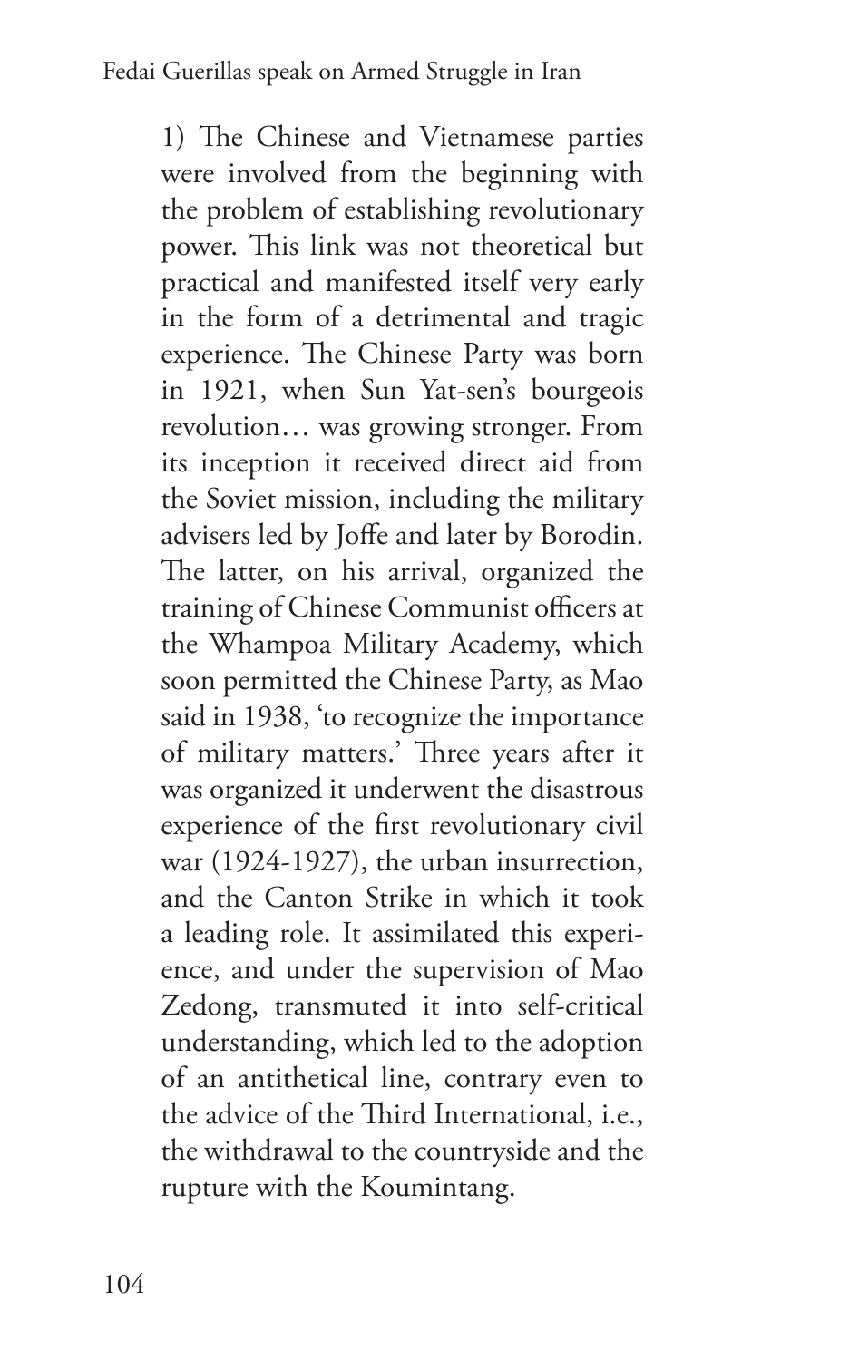1) The Chinese and Vietnamese parties were involved from the beginning with the problem of establishing revolutionary power. This link was not theoretical but practical and manifested itself very early in the form of a detrimental and tragic experience. The Chinese Party was born in 1921, when Sun Yat-sen's bourgeois revolution… was growing stronger. From its inception it received direct aid from the Soviet mission, including the military advisers led by Joffe and later by Borodin. The latter, on his arrival, organized the training of Chinese Communist officers at the Whampoa Military Academy, which soon permitted the Chinese Party, as Mao said in 1938, 'to recognize the importance of military matters.' Three years after it was organized it underwent the disastrous experience of the first revolutionary civil war (1924-1927), the urban insurrection, and the Canton Strike in which it took a leading role. It assimilated this experience, and under the supervision of Mao Zedong, transmuted it into self-critical understanding, which led to the adoption of an antithetical line, contrary even to the advice of the Third International, i.e., the withdrawal to the countryside and the rupture with the Koumintang.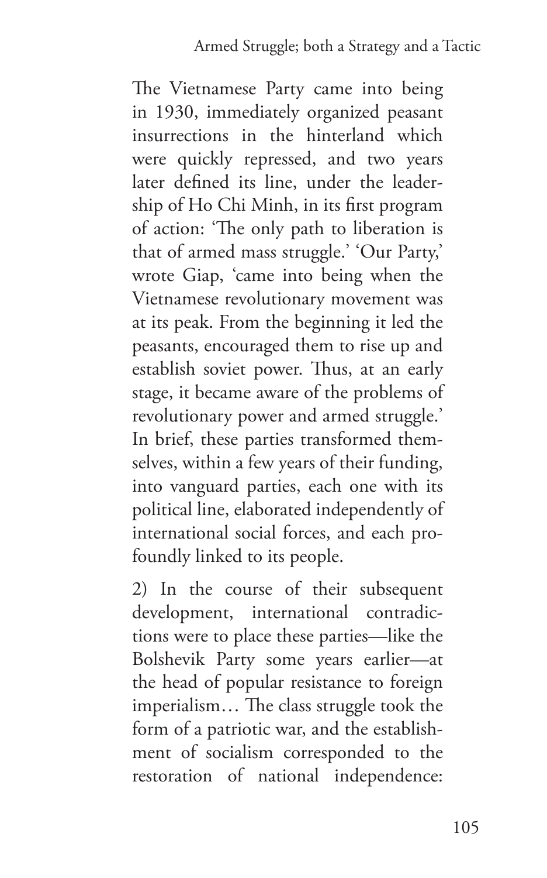The Vietnamese Party came into being in 1930, immediately organized peasant insurrections in the hinterland which were quickly repressed, and two years later defined its line, under the leadership of Ho Chi Minh, in its first program of action: 'The only path to liberation is that of armed mass struggle.' 'Our Party,' wrote Giap, 'came into being when the Vietnamese revolutionary movement was at its peak. From the beginning it led the peasants, encouraged them to rise up and establish soviet power. Thus, at an early stage, it became aware of the problems of revolutionary power and armed struggle.' In brief, these parties transformed themselves, within a few years of their funding, into vanguard parties, each one with its political line, elaborated independently of international social forces, and each profoundly linked to its people.

2) In the course of their subsequent development, international contradictions were to place these parties—like the Bolshevik Party some years earlier—at the head of popular resistance to foreign imperialism… The class struggle took the form of a patriotic war, and the establishment of socialism corresponded to the restoration of national independence: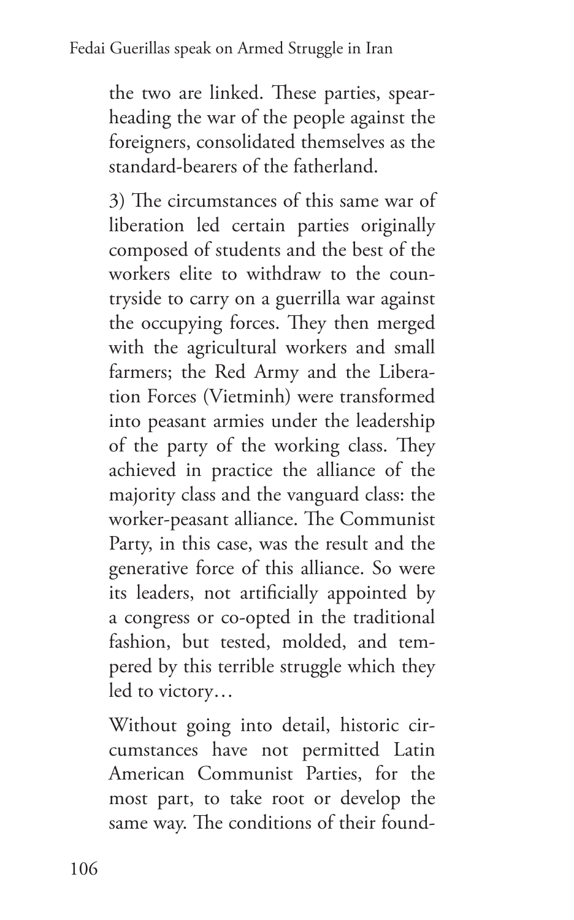the two are linked. These parties, spearheading the war of the people against the foreigners, consolidated themselves as the standard-bearers of the fatherland.

3) The circumstances of this same war of liberation led certain parties originally composed of students and the best of the workers elite to withdraw to the countryside to carry on a guerrilla war against the occupying forces. They then merged with the agricultural workers and small farmers; the Red Army and the Liberation Forces (Vietminh) were transformed into peasant armies under the leadership of the party of the working class. They achieved in practice the alliance of the majority class and the vanguard class: the worker-peasant alliance. The Communist Party, in this case, was the result and the generative force of this alliance. So were its leaders, not artificially appointed by a congress or co-opted in the traditional fashion, but tested, molded, and tempered by this terrible struggle which they led to victory…

Without going into detail, historic circumstances have not permitted Latin American Communist Parties, for the most part, to take root or develop the same way. The conditions of their found-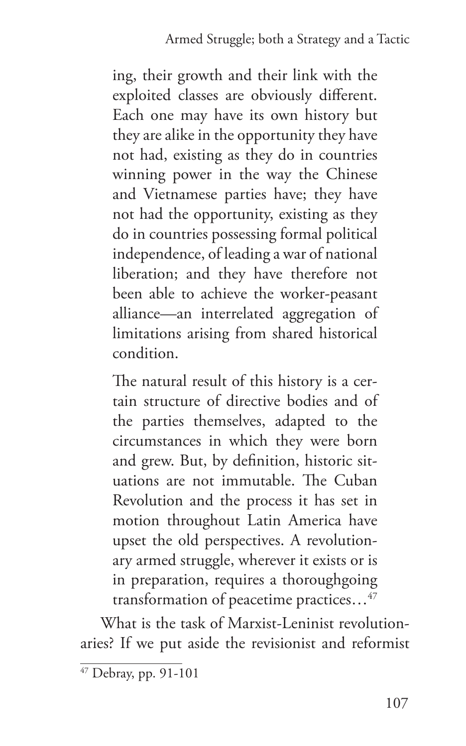ing, their growth and their link with the exploited classes are obviously different. Each one may have its own history but they are alike in the opportunity they have not had, existing as they do in countries winning power in the way the Chinese and Vietnamese parties have; they have not had the opportunity, existing as they do in countries possessing formal political independence, of leading a war of national liberation; and they have therefore not been able to achieve the worker-peasant alliance—an interrelated aggregation of limitations arising from shared historical condition.

> The natural result of this history is a certain structure of directive bodies and of the parties themselves, adapted to the circumstances in which they were born and grew. But, by definition, historic situations are not immutable. The Cuban Revolution and the process it has set in motion throughout Latin America have upset the old perspectives. A revolutionary armed struggle, wherever it exists or is in preparation, requires a thoroughgoing transformation of peacetime practices…[47]

What is the task of Marxist-Leninist revolutionaries? If we put aside the revisionist and reformist

[47] Debray, pp. 91-101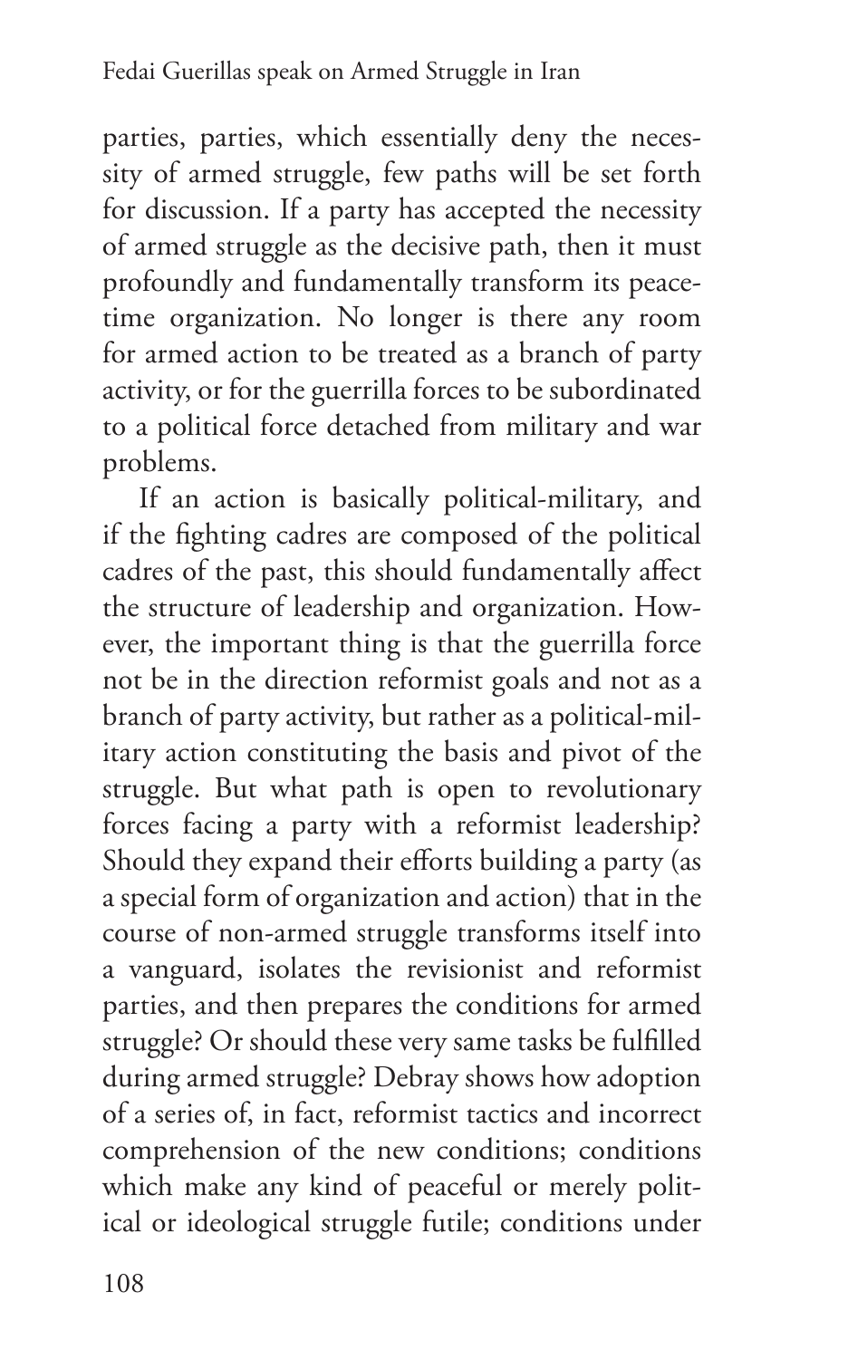parties, parties, which essentially deny the necessity of armed struggle, few paths will be set forth for discussion. If a party has accepted the necessity of armed struggle as the decisive path, then it must profoundly and fundamentally transform its peacetime organization. No longer is there any room for armed action to be treated as a branch of party activity, or for the guerrilla forces to be subordinated to a political force detached from military and war problems.

If an action is basically political-military, and if the fighting cadres are composed of the political cadres of the past, this should fundamentally affect the structure of leadership and organization. However, the important thing is that the guerrilla force not be in the direction reformist goals and not as a branch of party activity, but rather as a political-military action constituting the basis and pivot of the struggle. But what path is open to revolutionary forces facing a party with a reformist leadership? Should they expand their efforts building a party (as a special form of organization and action) that in the course of non-armed struggle transforms itself into a vanguard, isolates the revisionist and reformist parties, and then prepares the conditions for armed struggle? Or should these very same tasks be fulfilled during armed struggle? Debray shows how adoption of a series of, in fact, reformist tactics and incorrect comprehension of the new conditions; conditions which make any kind of peaceful or merely political or ideological struggle futile; conditions under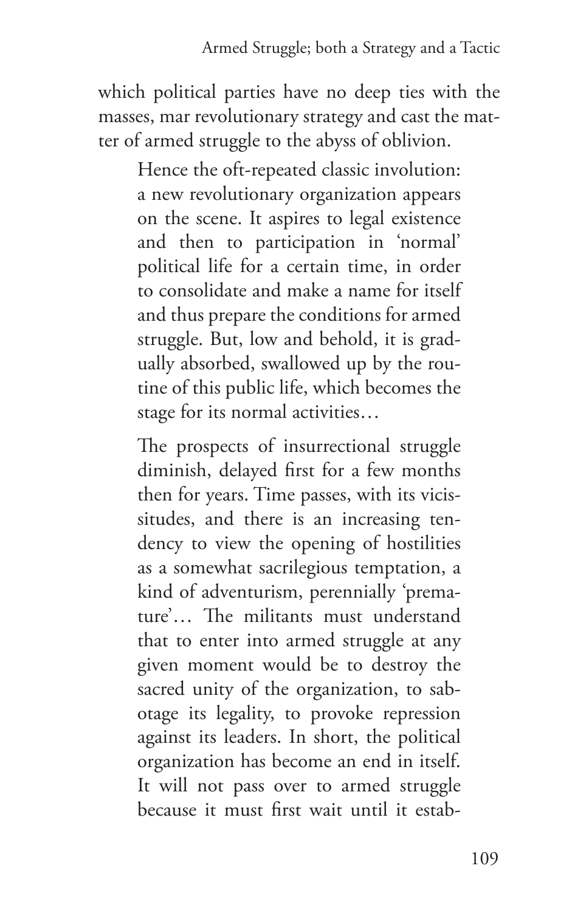which political parties have no deep ties with the masses, mar revolutionary strategy and cast the matter of armed struggle to the abyss of oblivion.

> Hence the oft-repeated classic involution: a new revolutionary organization appears on the scene. It aspires to legal existence and then to participation in 'normal' political life for a certain time, in order to consolidate and make a name for itself and thus prepare the conditions for armed struggle. But, low and behold, it is gradually absorbed, swallowed up by the routine of this public life, which becomes the stage for its normal activities…
>
> The prospects of insurrectional struggle diminish, delayed first for a few months then for years. Time passes, with its vicissitudes, and there is an increasing tendency to view the opening of hostilities as a somewhat sacrilegious temptation, a kind of adventurism, perennially 'premature'… The militants must understand that to enter into armed struggle at any given moment would be to destroy the sacred unity of the organization, to sabotage its legality, to provoke repression against its leaders. In short, the political organization has become an end in itself. It will not pass over to armed struggle because it must first wait until it estab-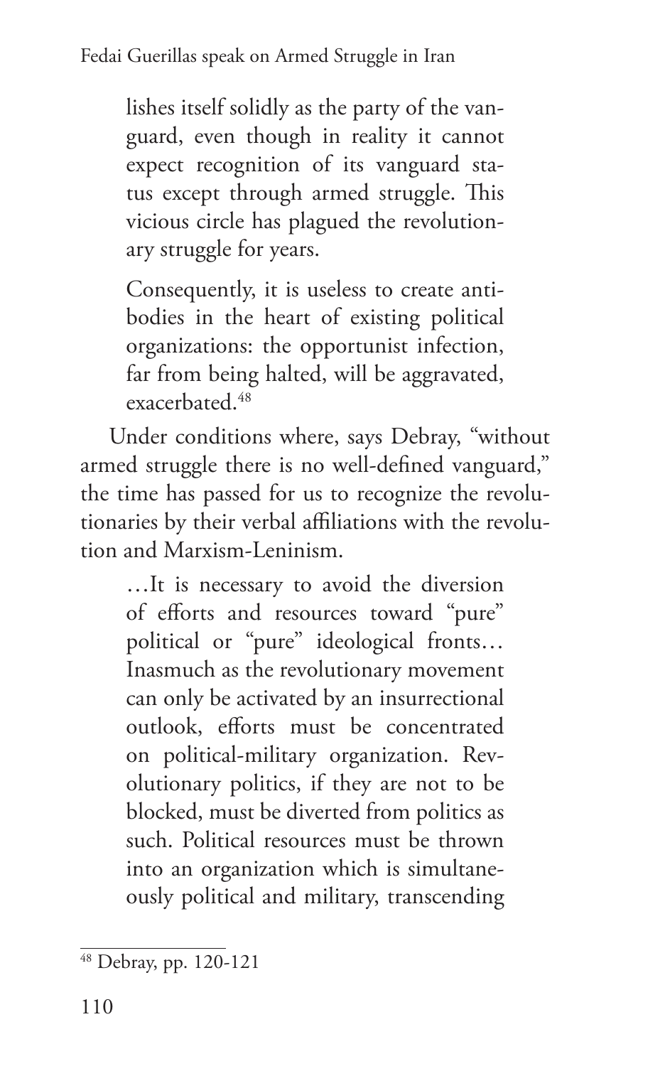> lishes itself solidly as the party of the vanguard, even though in reality it cannot expect recognition of its vanguard status except through armed struggle. This vicious circle has plagued the revolutionary struggle for years.
>
> Consequently, it is useless to create antibodies in the heart of existing political organizations: the opportunist infection, far from being halted, will be aggravated, exacerbated.[48]

Under conditions where, says Debray, "without armed struggle there is no well-defined vanguard," the time has passed for us to recognize the revolutionaries by their verbal affiliations with the revolution and Marxism-Leninism.

> …It is necessary to avoid the diversion of efforts and resources toward "pure" political or "pure" ideological fronts… Inasmuch as the revolutionary movement can only be activated by an insurrectional outlook, efforts must be concentrated on political-military organization. Revolutionary politics, if they are not to be blocked, must be diverted from politics as such. Political resources must be thrown into an organization which is simultaneously political and military, transcending

---

[48] Debray, pp. 120-121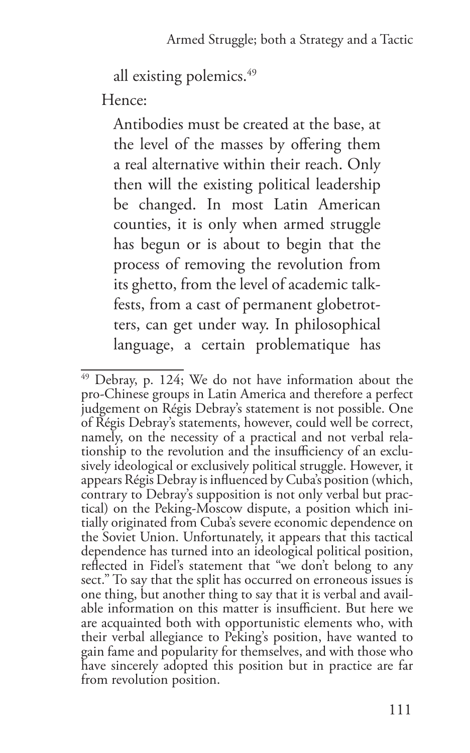all existing polemics.[49]

Hence:

> Antibodies must be created at the base, at the level of the masses by offering them a real alternative within their reach. Only then will the existing political leadership be changed. In most Latin American counties, it is only when armed struggle has begun or is about to begin that the process of removing the revolution from its ghetto, from the level of academic talkfests, from a cast of permanent globetrotters, can get under way. In philosophical language, a certain problematique has

---

[49] Debray, p. 124; We do not have information about the pro-Chinese groups in Latin America and therefore a perfect judgement on Régis Debray's statement is not possible. One of Régis Debray's statements, however, could well be correct, namely, on the necessity of a practical and not verbal relationship to the revolution and the insufficiency of an exclusively ideological or exclusively political struggle. However, it appears Régis Debray is influenced by Cuba's position (which, contrary to Debray's supposition is not only verbal but practical) on the Peking-Moscow dispute, a position which initially originated from Cuba's severe economic dependence on the Soviet Union. Unfortunately, it appears that this tactical dependence has turned into an ideological political position, reflected in Fidel's statement that "we don't belong to any sect." To say that the split has occurred on erroneous issues is one thing, but another thing to say that it is verbal and available information on this matter is insufficient. But here we are acquainted both with opportunistic elements who, with their verbal allegiance to Peking's position, have wanted to gain fame and popularity for themselves, and with those who have sincerely adopted this position but in practice are far from revolution position.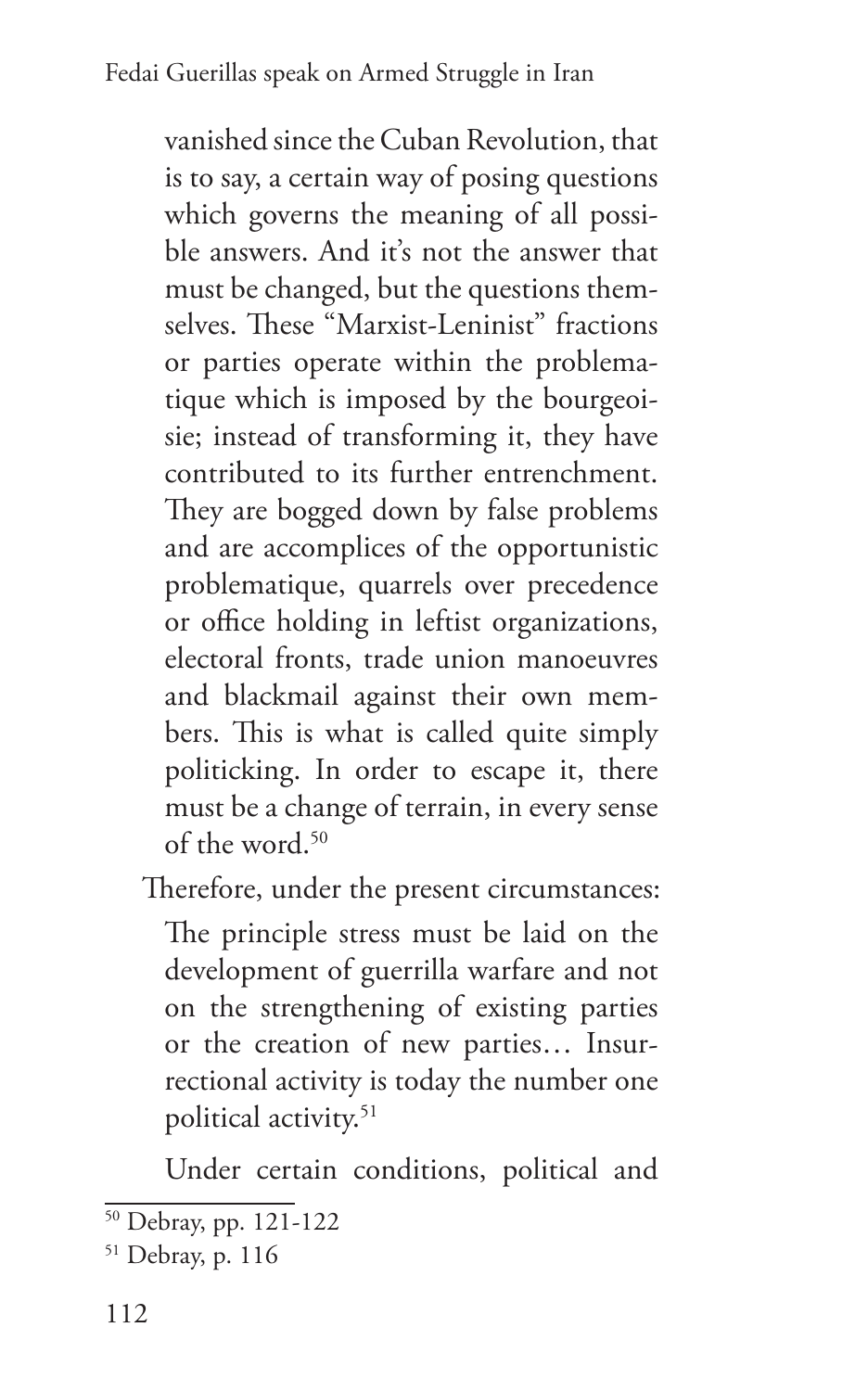> vanished since the Cuban Revolution, that is to say, a certain way of posing questions which governs the meaning of all possible answers. And it's not the answer that must be changed, but the questions themselves. These "Marxist-Leninist" fractions or parties operate within the problematique which is imposed by the bourgeoisie; instead of transforming it, they have contributed to its further entrenchment. They are bogged down by false problems and are accomplices of the opportunistic problematique, quarrels over precedence or office holding in leftist organizations, electoral fronts, trade union manoeuvres and blackmail against their own members. This is what is called quite simply politicking. In order to escape it, there must be a change of terrain, in every sense of the word.[50]

Therefore, under the present circumstances:

> The principle stress must be laid on the development of guerrilla warfare and not on the strengthening of existing parties or the creation of new parties… Insurrectional activity is today the number one political activity.[51]

Under certain conditions, political and

[50] Debray, pp. 121-122

[51] Debray, p. 116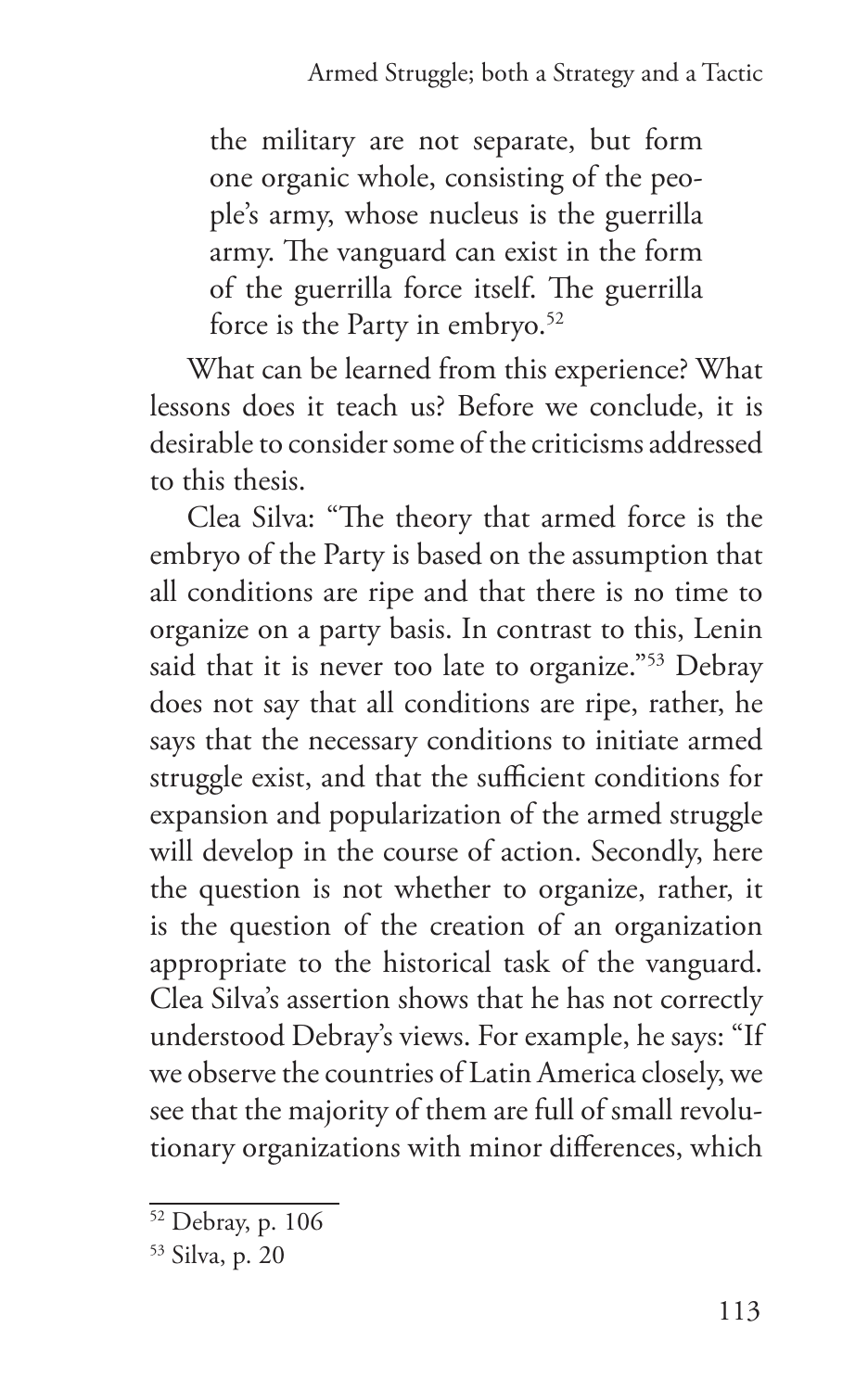> the military are not separate, but form one organic whole, consisting of the people's army, whose nucleus is the guerrilla army. The vanguard can exist in the form of the guerrilla force itself. The guerrilla force is the Party in embryo.[52]

What can be learned from this experience? What lessons does it teach us? Before we conclude, it is desirable to consider some of the criticisms addressed to this thesis.

Clea Silva: "The theory that armed force is the embryo of the Party is based on the assumption that all conditions are ripe and that there is no time to organize on a party basis. In contrast to this, Lenin said that it is never too late to organize."[53] Debray does not say that all conditions are ripe, rather, he says that the necessary conditions to initiate armed struggle exist, and that the sufficient conditions for expansion and popularization of the armed struggle will develop in the course of action. Secondly, here the question is not whether to organize, rather, it is the question of the creation of an organization appropriate to the historical task of the vanguard. Clea Silva's assertion shows that he has not correctly understood Debray's views. For example, he says: "If we observe the countries of Latin America closely, we see that the majority of them are full of small revolutionary organizations with minor differences, which

---

[52] Debray, p. 106

[53] Silva, p. 20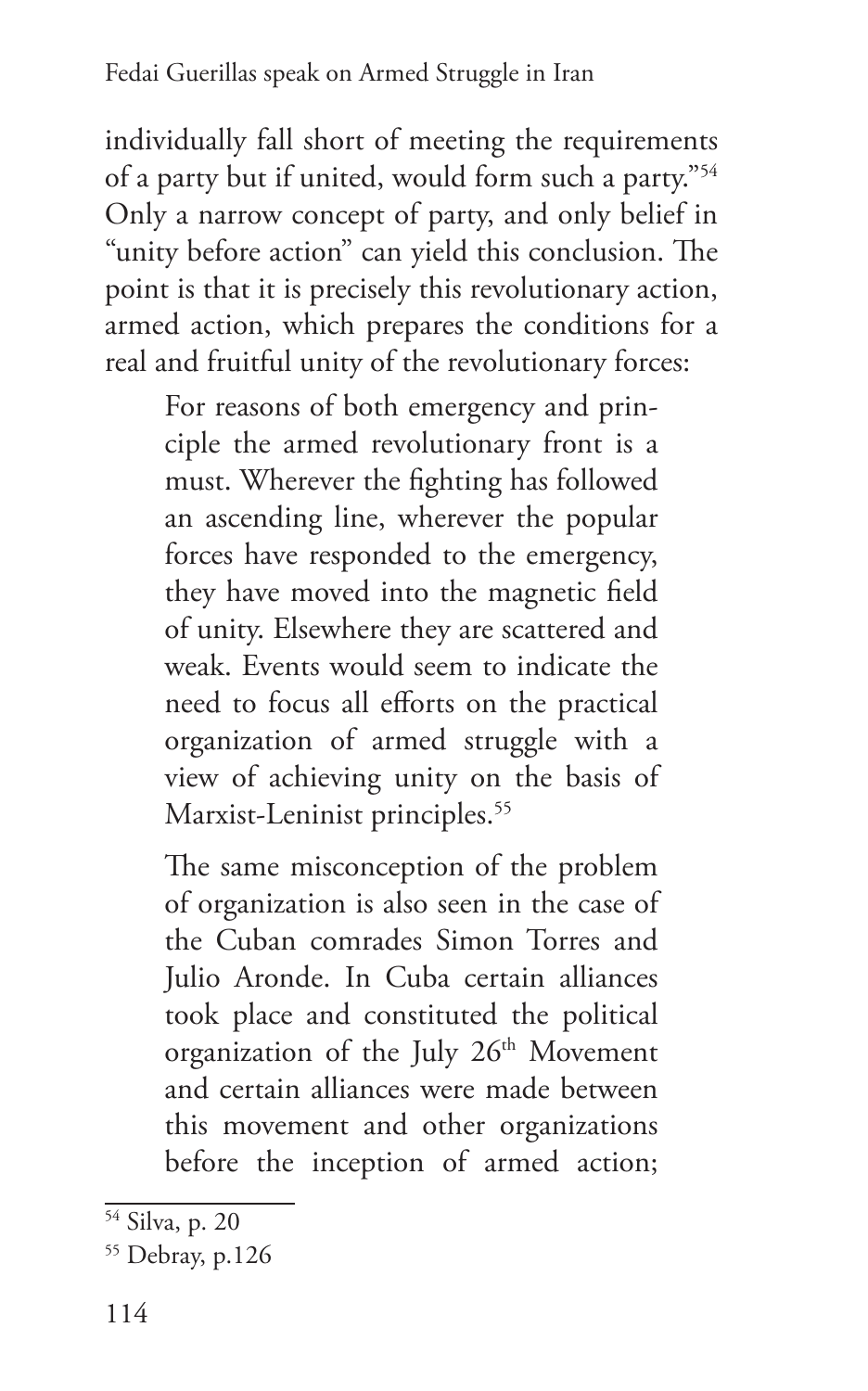individually fall short of meeting the requirements of a party but if united, would form such a party."[54] Only a narrow concept of party, and only belief in "unity before action" can yield this conclusion. The point is that it is precisely this revolutionary action, armed action, which prepares the conditions for a real and fruitful unity of the revolutionary forces:

> For reasons of both emergency and principle the armed revolutionary front is a must. Wherever the fighting has followed an ascending line, wherever the popular forces have responded to the emergency, they have moved into the magnetic field of unity. Elsewhere they are scattered and weak. Events would seem to indicate the need to focus all efforts on the practical organization of armed struggle with a view of achieving unity on the basis of Marxist-Leninist principles.[55]

> The same misconception of the problem of organization is also seen in the case of the Cuban comrades Simon Torres and Julio Aronde. In Cuba certain alliances took place and constituted the political organization of the July 26th Movement and certain alliances were made between this movement and other organizations before the inception of armed action;

---

[54] Silva, p. 20

[55] Debray, p.126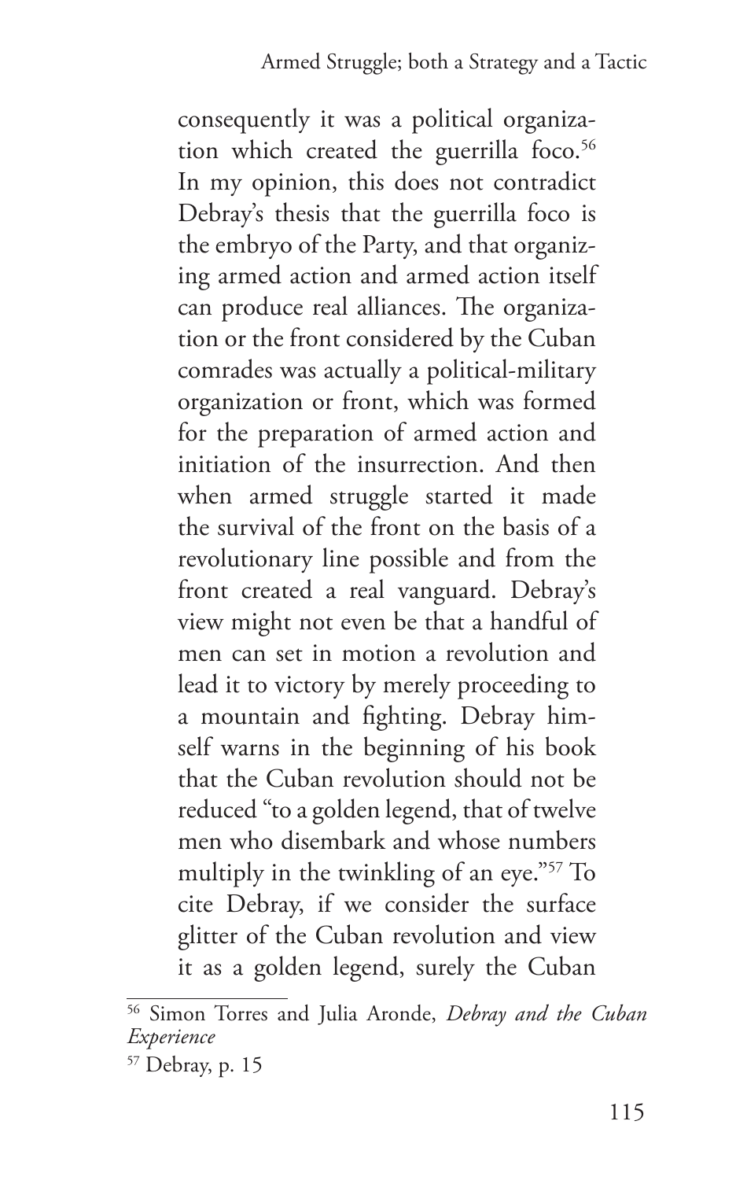consequently it was a political organization which created the guerrilla foco.[56] In my opinion, this does not contradict Debray's thesis that the guerrilla foco is the embryo of the Party, and that organizing armed action and armed action itself can produce real alliances. The organization or the front considered by the Cuban comrades was actually a political-military organization or front, which was formed for the preparation of armed action and initiation of the insurrection. And then when armed struggle started it made the survival of the front on the basis of a revolutionary line possible and from the front created a real vanguard. Debray's view might not even be that a handful of men can set in motion a revolution and lead it to victory by merely proceeding to a mountain and fighting. Debray himself warns in the beginning of his book that the Cuban revolution should not be reduced "to a golden legend, that of twelve men who disembark and whose numbers multiply in the twinkling of an eye."[57] To cite Debray, if we consider the surface glitter of the Cuban revolution and view it as a golden legend, surely the Cuban

---

[56] Simon Torres and Julia Aronde, *Debray and the Cuban Experience*

[57] Debray, p. 15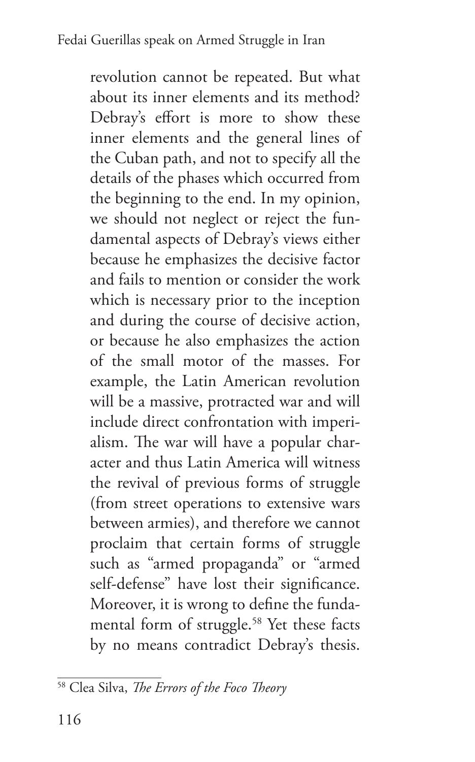revolution cannot be repeated. But what about its inner elements and its method? Debray's effort is more to show these inner elements and the general lines of the Cuban path, and not to specify all the details of the phases which occurred from the beginning to the end. In my opinion, we should not neglect or reject the fundamental aspects of Debray's views either because he emphasizes the decisive factor and fails to mention or consider the work which is necessary prior to the inception and during the course of decisive action, or because he also emphasizes the action of the small motor of the masses. For example, the Latin American revolution will be a massive, protracted war and will include direct confrontation with imperialism. The war will have a popular character and thus Latin America will witness the revival of previous forms of struggle (from street operations to extensive wars between armies), and therefore we cannot proclaim that certain forms of struggle such as "armed propaganda" or "armed self-defense" have lost their significance. Moreover, it is wrong to define the fundamental form of struggle.[58] Yet these facts by no means contradict Debray's thesis.

[58] Clea Silva, *The Errors of the Foco Theory*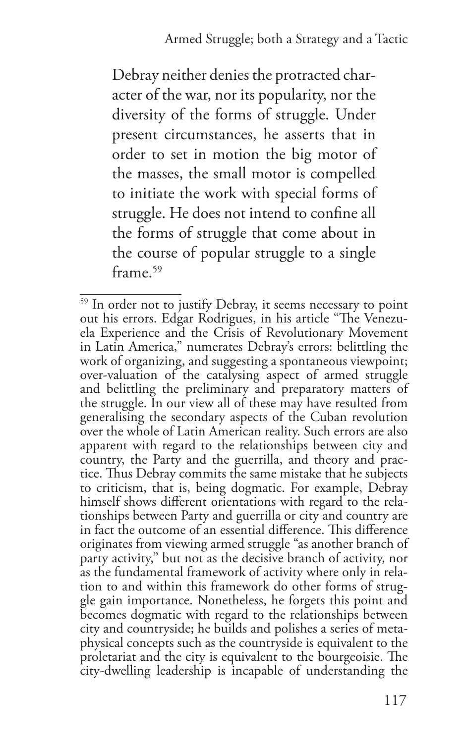Debray neither denies the protracted character of the war, nor its popularity, nor the diversity of the forms of struggle. Under present circumstances, he asserts that in order to set in motion the big motor of the masses, the small motor is compelled to initiate the work with special forms of struggle. He does not intend to confine all the forms of struggle that come about in the course of popular struggle to a single frame.[59]

[59] In order not to justify Debray, it seems necessary to point out his errors. Edgar Rodrigues, in his article "The Venezuela Experience and the Crisis of Revolutionary Movement in Latin America," numerates Debray's errors: belittling the work of organizing, and suggesting a spontaneous viewpoint; over-valuation of the catalysing aspect of armed struggle and belittling the preliminary and preparatory matters of the struggle. In our view all of these may have resulted from generalising the secondary aspects of the Cuban revolution over the whole of Latin American reality. Such errors are also apparent with regard to the relationships between city and country, the Party and the guerrilla, and theory and practice. Thus Debray commits the same mistake that he subjects to criticism, that is, being dogmatic. For example, Debray himself shows different orientations with regard to the relationships between Party and guerrilla or city and country are in fact the outcome of an essential difference. This difference originates from viewing armed struggle "as another branch of party activity," but not as the decisive branch of activity, nor as the fundamental framework of activity where only in relation to and within this framework do other forms of struggle gain importance. Nonetheless, he forgets this point and becomes dogmatic with regard to the relationships between city and countryside; he builds and polishes a series of metaphysical concepts such as the countryside is equivalent to the proletariat and the city is equivalent to the bourgeoisie. The city-dwelling leadership is incapable of understanding the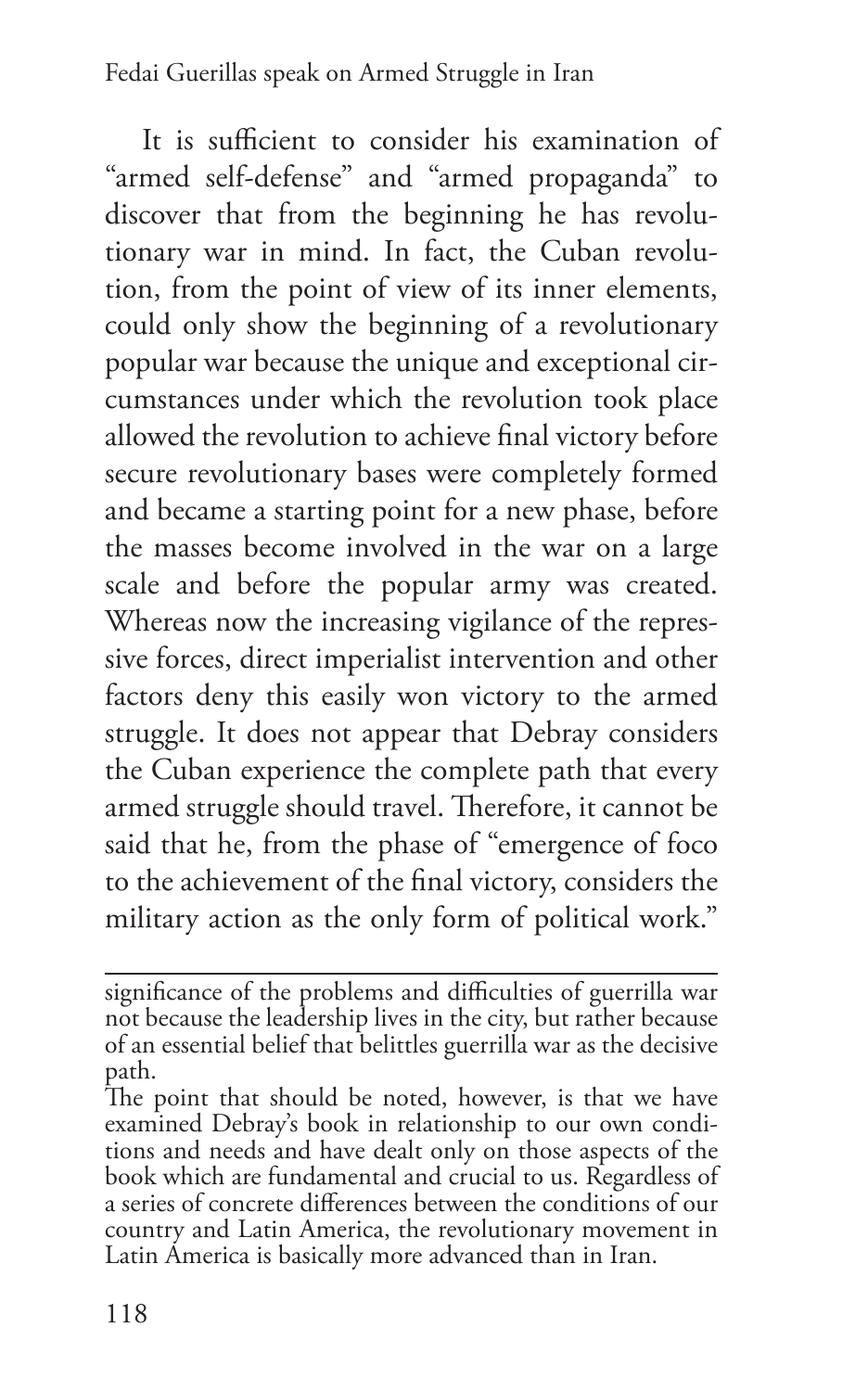It is sufficient to consider his examination of "armed self-defense" and "armed propaganda" to discover that from the beginning he has revolutionary war in mind. In fact, the Cuban revolution, from the point of view of its inner elements, could only show the beginning of a revolutionary popular war because the unique and exceptional circumstances under which the revolution took place allowed the revolution to achieve final victory before secure revolutionary bases were completely formed and became a starting point for a new phase, before the masses become involved in the war on a large scale and before the popular army was created. Whereas now the increasing vigilance of the repressive forces, direct imperialist intervention and other factors deny this easily won victory to the armed struggle. It does not appear that Debray considers the Cuban experience the complete path that every armed struggle should travel. Therefore, it cannot be said that he, from the phase of "emergence of foco to the achievement of the final victory, considers the military action as the only form of political work."

---

significance of the problems and difficulties of guerrilla war not because the leadership lives in the city, but rather because of an essential belief that belittles guerrilla war as the decisive path.

The point that should be noted, however, is that we have examined Debray's book in relationship to our own conditions and needs and have dealt only on those aspects of the book which are fundamental and crucial to us. Regardless of a series of concrete differences between the conditions of our country and Latin America, the revolutionary movement in Latin America is basically more advanced than in Iran.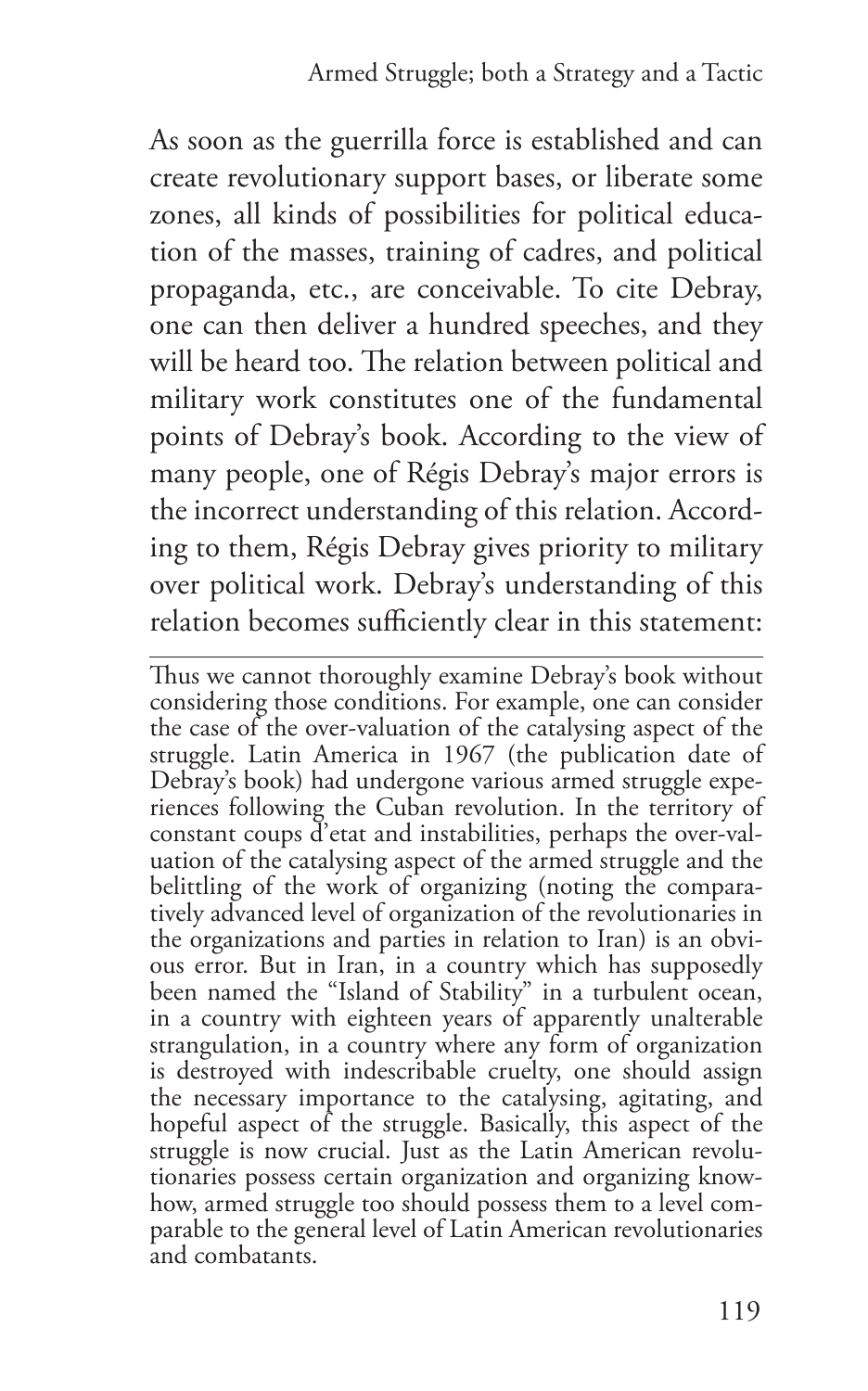As soon as the guerrilla force is established and can create revolutionary support bases, or liberate some zones, all kinds of possibilities for political education of the masses, training of cadres, and political propaganda, etc., are conceivable. To cite Debray, one can then deliver a hundred speeches, and they will be heard too. The relation between political and military work constitutes one of the fundamental points of Debray's book. According to the view of many people, one of Régis Debray's major errors is the incorrect understanding of this relation. According to them, Régis Debray gives priority to military over political work. Debray's understanding of this relation becomes sufficiently clear in this statement:

---

Thus we cannot thoroughly examine Debray's book without considering those conditions. For example, one can consider the case of the over-valuation of the catalysing aspect of the struggle. Latin America in 1967 (the publication date of Debray's book) had undergone various armed struggle experiences following the Cuban revolution. In the territory of constant coups d'etat and instabilities, perhaps the over-valuation of the catalysing aspect of the armed struggle and the belittling of the work of organizing (noting the comparatively advanced level of organization of the revolutionaries in the organizations and parties in relation to Iran) is an obvious error. But in Iran, in a country which has supposedly been named the "Island of Stability" in a turbulent ocean, in a country with eighteen years of apparently unalterable strangulation, in a country where any form of organization is destroyed with indescribable cruelty, one should assign the necessary importance to the catalysing, agitating, and hopeful aspect of the struggle. Basically, this aspect of the struggle is now crucial. Just as the Latin American revolutionaries possess certain organization and organizing know-how, armed struggle too should possess them to a level comparable to the general level of Latin American revolutionaries and combatants.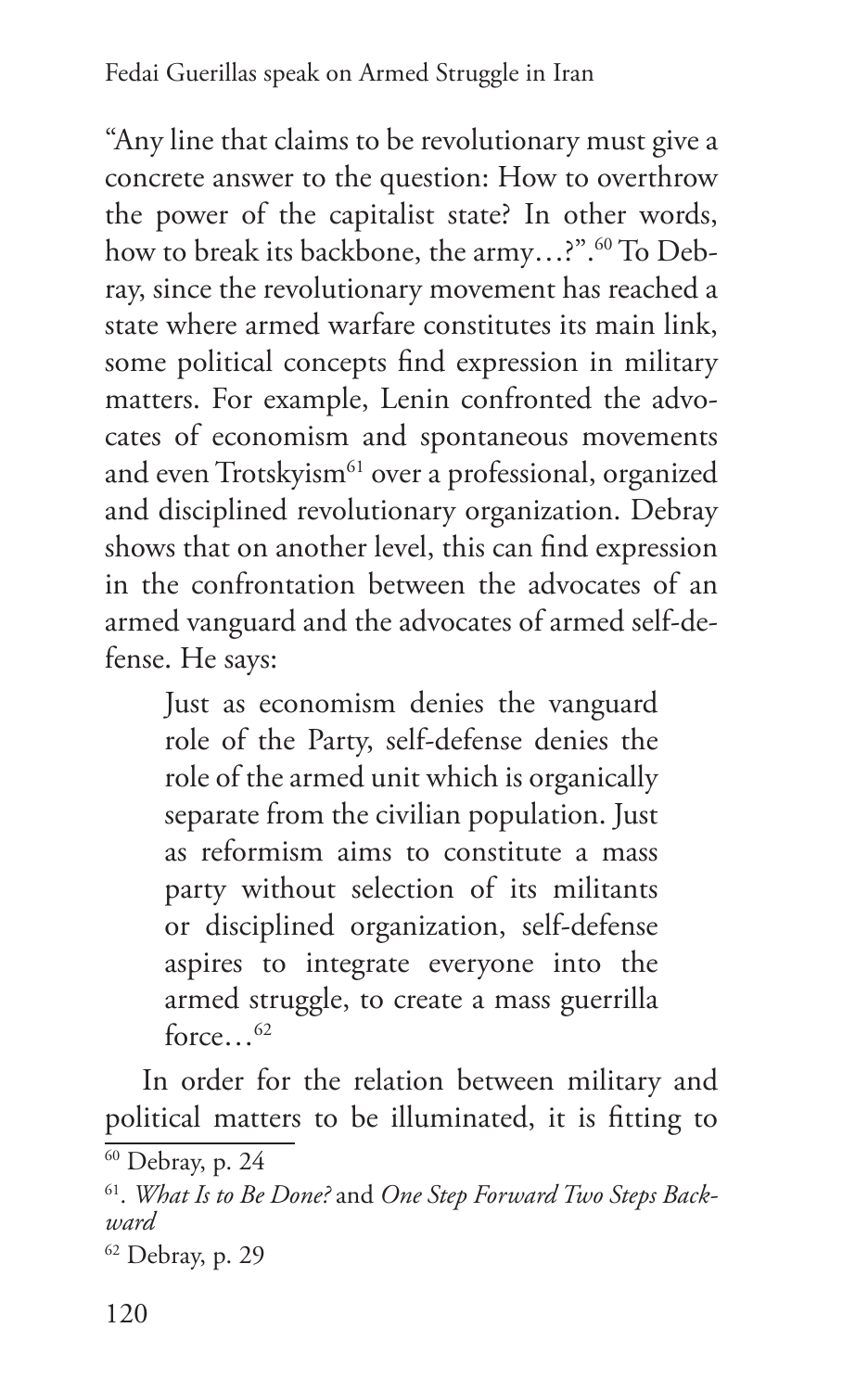"Any line that claims to be revolutionary must give a concrete answer to the question: How to overthrow the power of the capitalist state? In other words, how to break its backbone, the army…?".[60] To Debray, since the revolutionary movement has reached a state where armed warfare constitutes its main link, some political concepts find expression in military matters. For example, Lenin confronted the advocates of economism and spontaneous movements and even Trotskyism[61] over a professional, organized and disciplined revolutionary organization. Debray shows that on another level, this can find expression in the confrontation between the advocates of an armed vanguard and the advocates of armed self-defense. He says:

> Just as economism denies the vanguard role of the Party, self-defense denies the role of the armed unit which is organically separate from the civilian population. Just as reformism aims to constitute a mass party without selection of its militants or disciplined organization, self-defense aspires to integrate everyone into the armed struggle, to create a mass guerrilla force…[62]

In order for the relation between military and political matters to be illuminated, it is fitting to

---

[60] Debray, p. 24

[61]. *What Is to Be Done?* and *One Step Forward Two Steps Backward*

[62] Debray, p. 29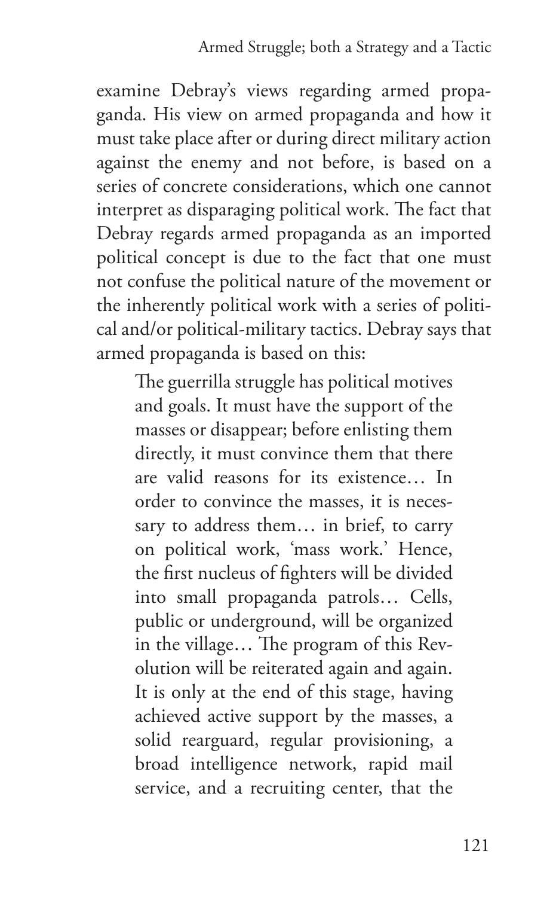examine Debray's views regarding armed propaganda. His view on armed propaganda and how it must take place after or during direct military action against the enemy and not before, is based on a series of concrete considerations, which one cannot interpret as disparaging political work. The fact that Debray regards armed propaganda as an imported political concept is due to the fact that one must not confuse the political nature of the movement or the inherently political work with a series of political and/or political-military tactics. Debray says that armed propaganda is based on this:

> The guerrilla struggle has political motives and goals. It must have the support of the masses or disappear; before enlisting them directly, it must convince them that there are valid reasons for its existence… In order to convince the masses, it is necessary to address them… in brief, to carry on political work, 'mass work.' Hence, the first nucleus of fighters will be divided into small propaganda patrols… Cells, public or underground, will be organized in the village… The program of this Revolution will be reiterated again and again. It is only at the end of this stage, having achieved active support by the masses, a solid rearguard, regular provisioning, a broad intelligence network, rapid mail service, and a recruiting center, that the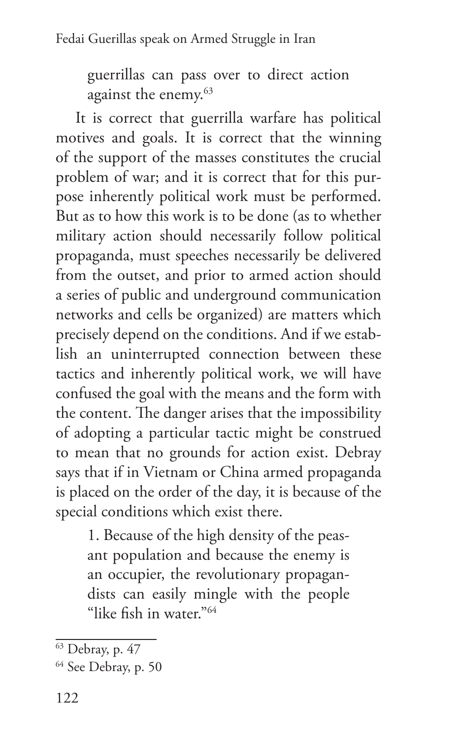> guerrillas can pass over to direct action against the enemy.[63]

It is correct that guerrilla warfare has political motives and goals. It is correct that the winning of the support of the masses constitutes the crucial problem of war; and it is correct that for this purpose inherently political work must be performed. But as to how this work is to be done (as to whether military action should necessarily follow political propaganda, must speeches necessarily be delivered from the outset, and prior to armed action should a series of public and underground communication networks and cells be organized) are matters which precisely depend on the conditions. And if we establish an uninterrupted connection between these tactics and inherently political work, we will have confused the goal with the means and the form with the content. The danger arises that the impossibility of adopting a particular tactic might be construed to mean that no grounds for action exist. Debray says that if in Vietnam or China armed propaganda is placed on the order of the day, it is because of the special conditions which exist there.

> 1. Because of the high density of the peasant population and because the enemy is an occupier, the revolutionary propagandists can easily mingle with the people "like fish in water."[64]

---

[63] Debray, p. 47

[64] See Debray, p. 50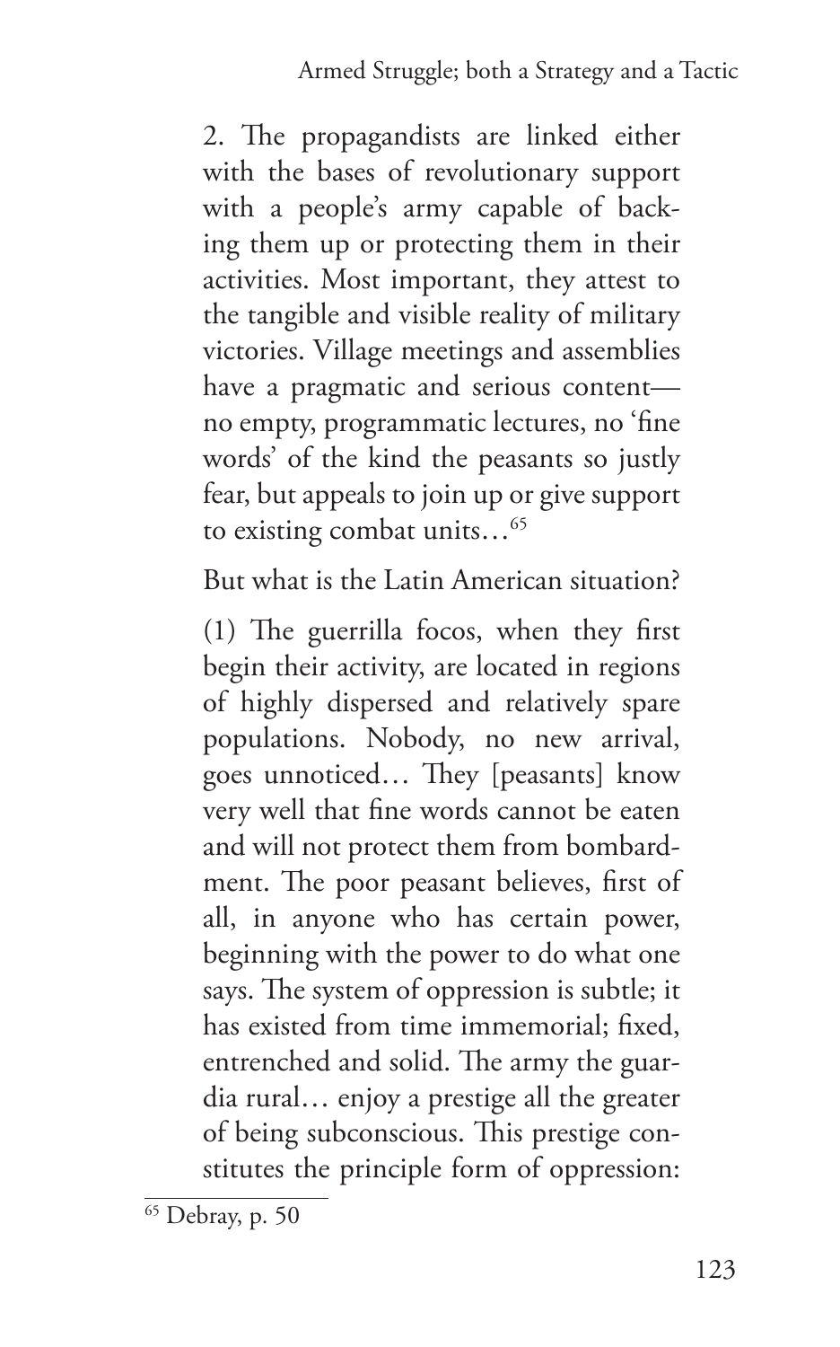2. The propagandists are linked either with the bases of revolutionary support with a people's army capable of backing them up or protecting them in their activities. Most important, they attest to the tangible and visible reality of military victories. Village meetings and assemblies have a pragmatic and serious content—no empty, programmatic lectures, no 'fine words' of the kind the peasants so justly fear, but appeals to join up or give support to existing combat units…[65]

But what is the Latin American situation?

(1) The guerrilla focos, when they first begin their activity, are located in regions of highly dispersed and relatively spare populations. Nobody, no new arrival, goes unnoticed… They [peasants] know very well that fine words cannot be eaten and will not protect them from bombardment. The poor peasant believes, first of all, in anyone who has certain power, beginning with the power to do what one says. The system of oppression is subtle; it has existed from time immemorial; fixed, entrenched and solid. The army the guardia rural… enjoy a prestige all the greater of being subconscious. This prestige constitutes the principle form of oppression:

[65] Debray, p. 50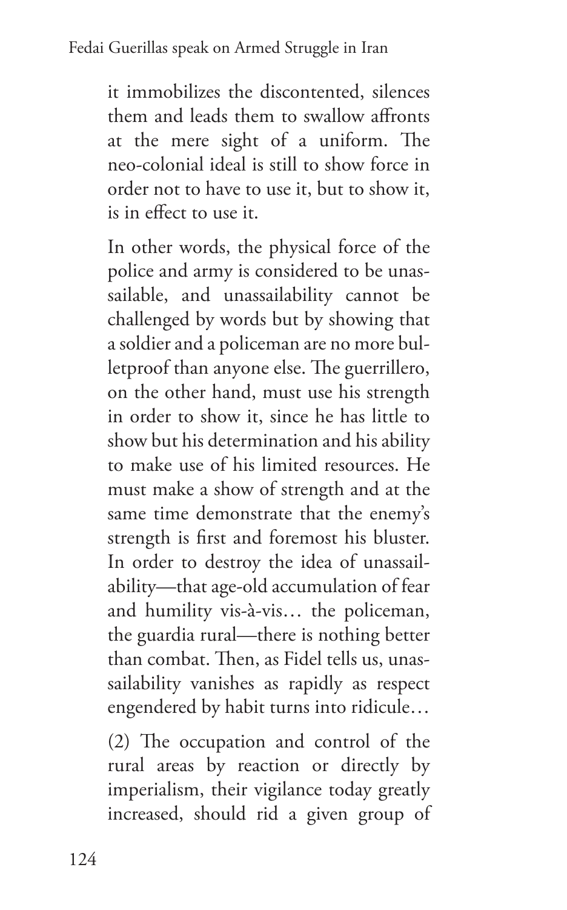it immobilizes the discontented, silences them and leads them to swallow affronts at the mere sight of a uniform. The neo-colonial ideal is still to show force in order not to have to use it, but to show it, is in effect to use it.

In other words, the physical force of the police and army is considered to be unassailable, and unassailability cannot be challenged by words but by showing that a soldier and a policeman are no more bulletproof than anyone else. The guerrillero, on the other hand, must use his strength in order to show it, since he has little to show but his determination and his ability to make use of his limited resources. He must make a show of strength and at the same time demonstrate that the enemy's strength is first and foremost his bluster. In order to destroy the idea of unassailability—that age-old accumulation of fear and humility vis-à-vis… the policeman, the guardia rural—there is nothing better than combat. Then, as Fidel tells us, unassailability vanishes as rapidly as respect engendered by habit turns into ridicule…

(2) The occupation and control of the rural areas by reaction or directly by imperialism, their vigilance today greatly increased, should rid a given group of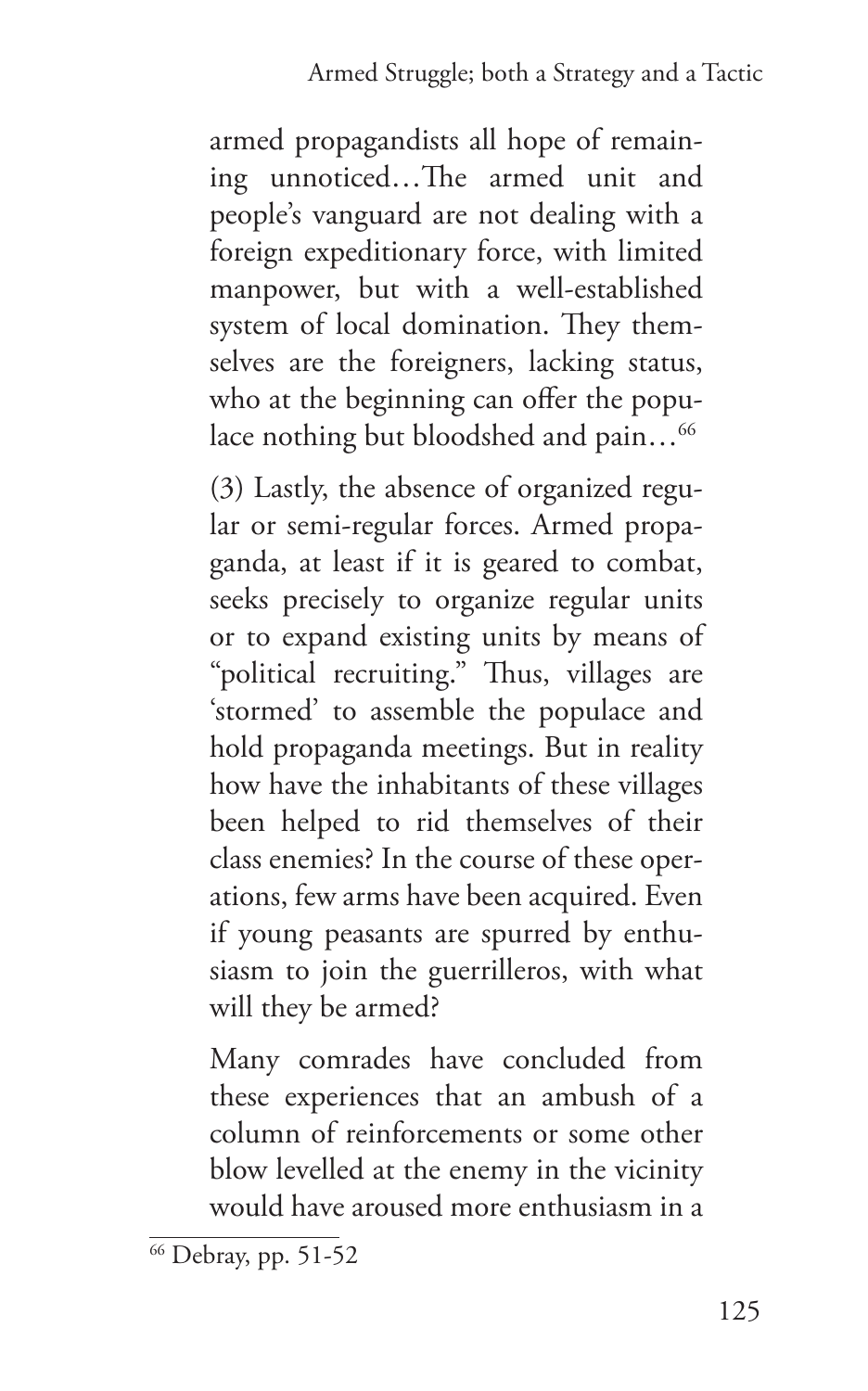armed propagandists all hope of remaining unnoticed…The armed unit and people's vanguard are not dealing with a foreign expeditionary force, with limited manpower, but with a well-established system of local domination. They themselves are the foreigners, lacking status, who at the beginning can offer the populace nothing but bloodshed and pain…[66]

(3) Lastly, the absence of organized regular or semi-regular forces. Armed propaganda, at least if it is geared to combat, seeks precisely to organize regular units or to expand existing units by means of "political recruiting." Thus, villages are 'stormed' to assemble the populace and hold propaganda meetings. But in reality how have the inhabitants of these villages been helped to rid themselves of their class enemies? In the course of these operations, few arms have been acquired. Even if young peasants are spurred by enthusiasm to join the guerrilleros, with what will they be armed?

Many comrades have concluded from these experiences that an ambush of a column of reinforcements or some other blow levelled at the enemy in the vicinity would have aroused more enthusiasm in a

---

[66] Debray, pp. 51-52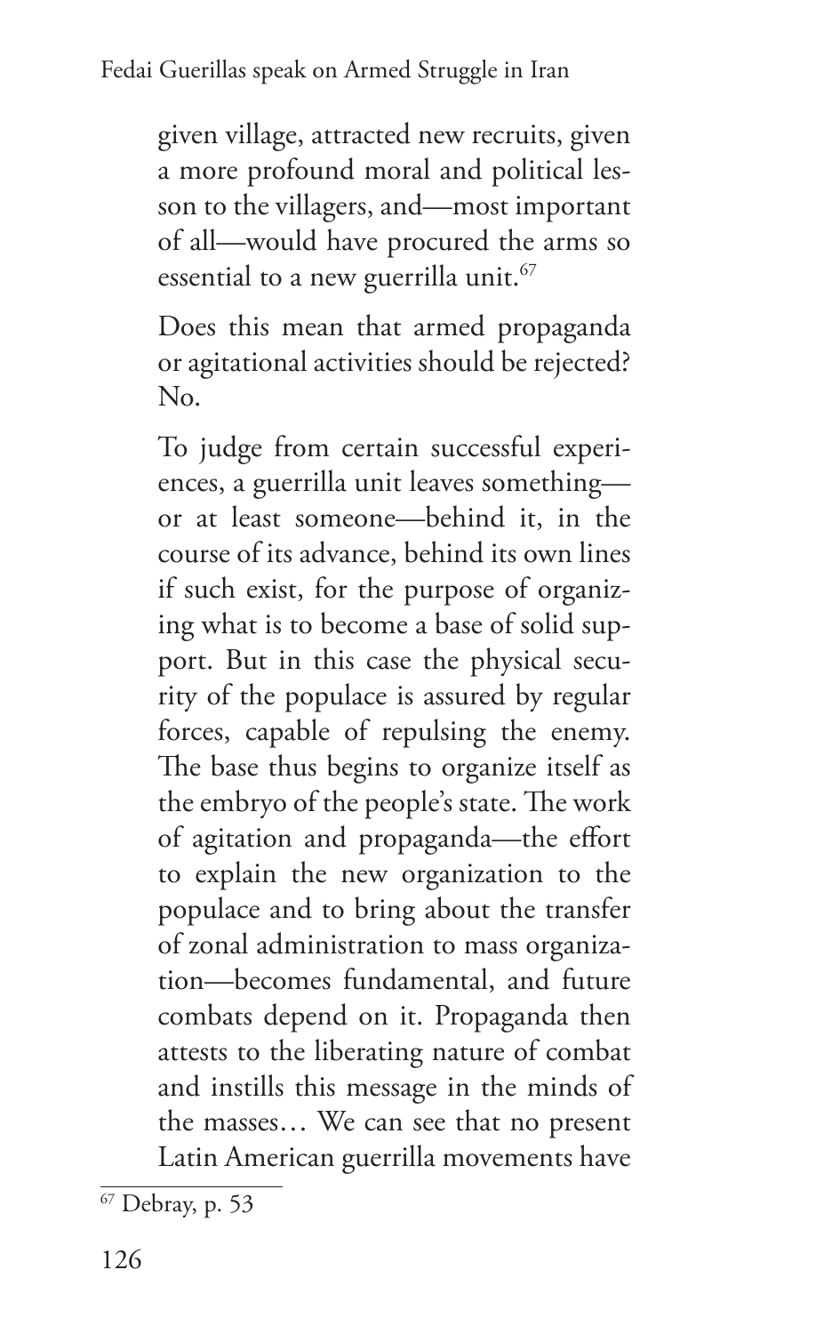given village, attracted new recruits, given a more profound moral and political lesson to the villagers, and—most important of all—would have procured the arms so essential to a new guerrilla unit.[67]

Does this mean that armed propaganda or agitational activities should be rejected? No.

To judge from certain successful experiences, a guerrilla unit leaves something—or at least someone—behind it, in the course of its advance, behind its own lines if such exist, for the purpose of organizing what is to become a base of solid support. But in this case the physical security of the populace is assured by regular forces, capable of repulsing the enemy. The base thus begins to organize itself as the embryo of the people's state. The work of agitation and propaganda—the effort to explain the new organization to the populace and to bring about the transfer of zonal administration to mass organization—becomes fundamental, and future combats depend on it. Propaganda then attests to the liberating nature of combat and instills this message in the minds of the masses… We can see that no present Latin American guerrilla movements have

[67] Debray, p. 53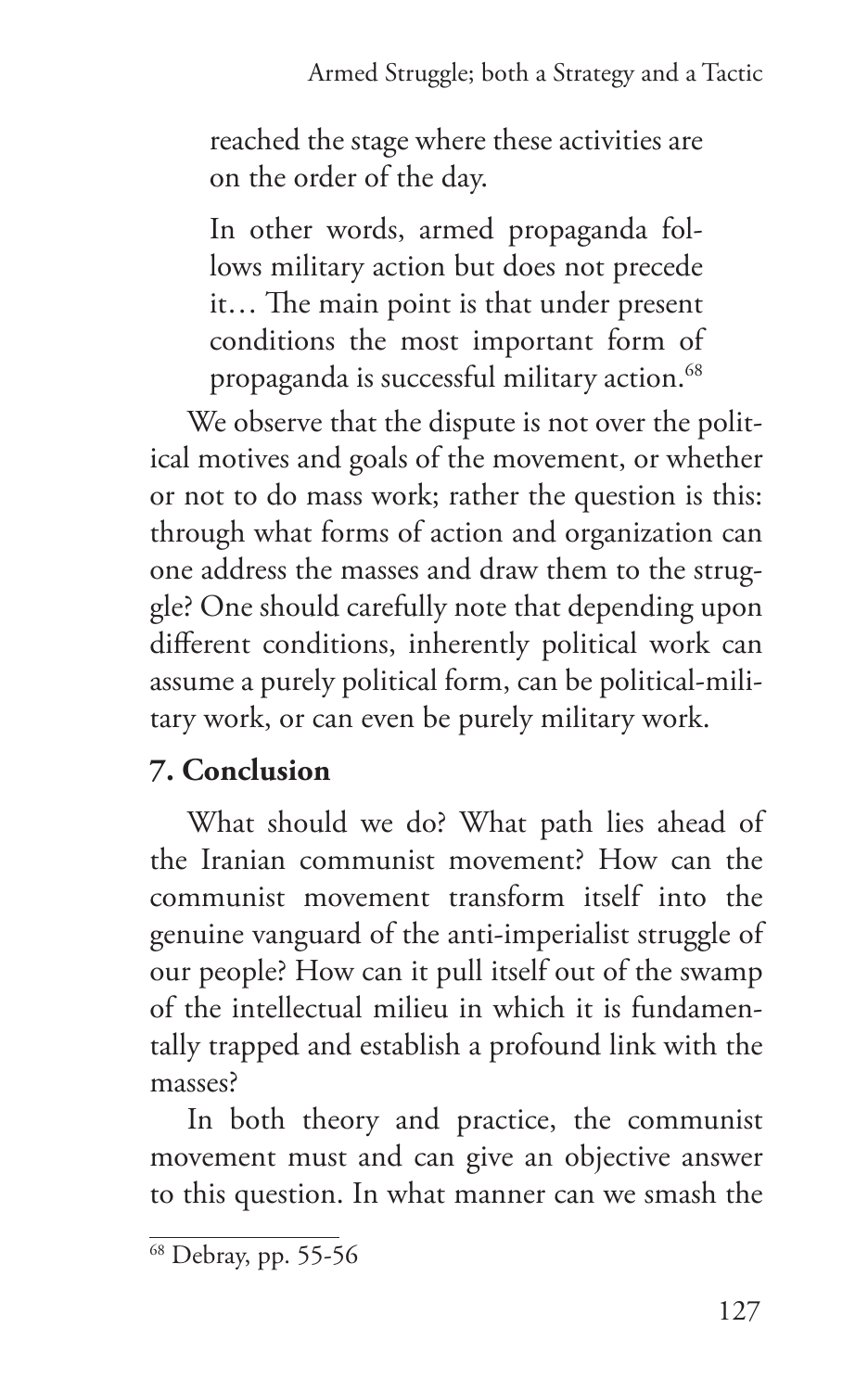> reached the stage where these activities are on the order of the day.
>
> In other words, armed propaganda follows military action but does not precede it… The main point is that under present conditions the most important form of propaganda is successful military action.[68]

We observe that the dispute is not over the political motives and goals of the movement, or whether or not to do mass work; rather the question is this: through what forms of action and organization can one address the masses and draw them to the struggle? One should carefully note that depending upon different conditions, inherently political work can assume a purely political form, can be political-military work, or can even be purely military work.

## 7. Conclusion

What should we do? What path lies ahead of the Iranian communist movement? How can the communist movement transform itself into the genuine vanguard of the anti-imperialist struggle of our people? How can it pull itself out of the swamp of the intellectual milieu in which it is fundamentally trapped and establish a profound link with the masses?

In both theory and practice, the communist movement must and can give an objective answer to this question. In what manner can we smash the

---

[68] Debray, pp. 55-56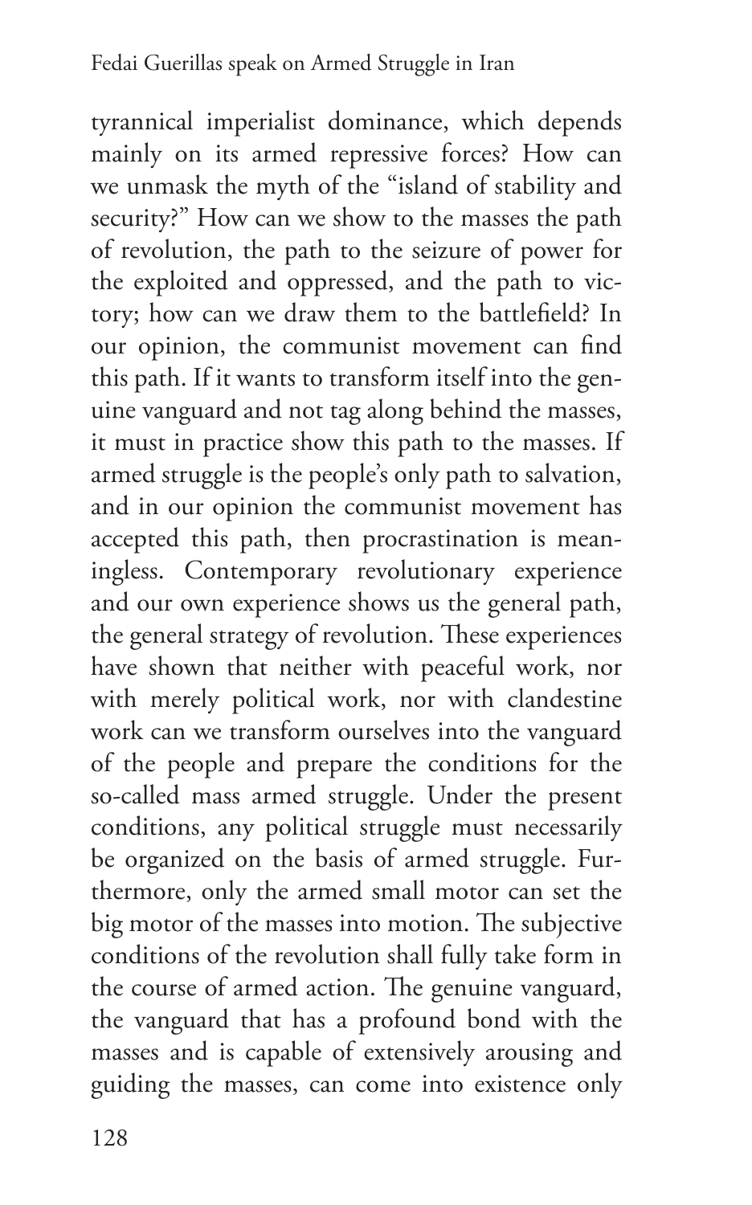tyrannical imperialist dominance, which depends mainly on its armed repressive forces? How can we unmask the myth of the "island of stability and security?" How can we show to the masses the path of revolution, the path to the seizure of power for the exploited and oppressed, and the path to victory; how can we draw them to the battlefield? In our opinion, the communist movement can find this path. If it wants to transform itself into the genuine vanguard and not tag along behind the masses, it must in practice show this path to the masses. If armed struggle is the people's only path to salvation, and in our opinion the communist movement has accepted this path, then procrastination is meaningless. Contemporary revolutionary experience and our own experience shows us the general path, the general strategy of revolution. These experiences have shown that neither with peaceful work, nor with merely political work, nor with clandestine work can we transform ourselves into the vanguard of the people and prepare the conditions for the so-called mass armed struggle. Under the present conditions, any political struggle must necessarily be organized on the basis of armed struggle. Furthermore, only the armed small motor can set the big motor of the masses into motion. The subjective conditions of the revolution shall fully take form in the course of armed action. The genuine vanguard, the vanguard that has a profound bond with the masses and is capable of extensively arousing and guiding the masses, can come into existence only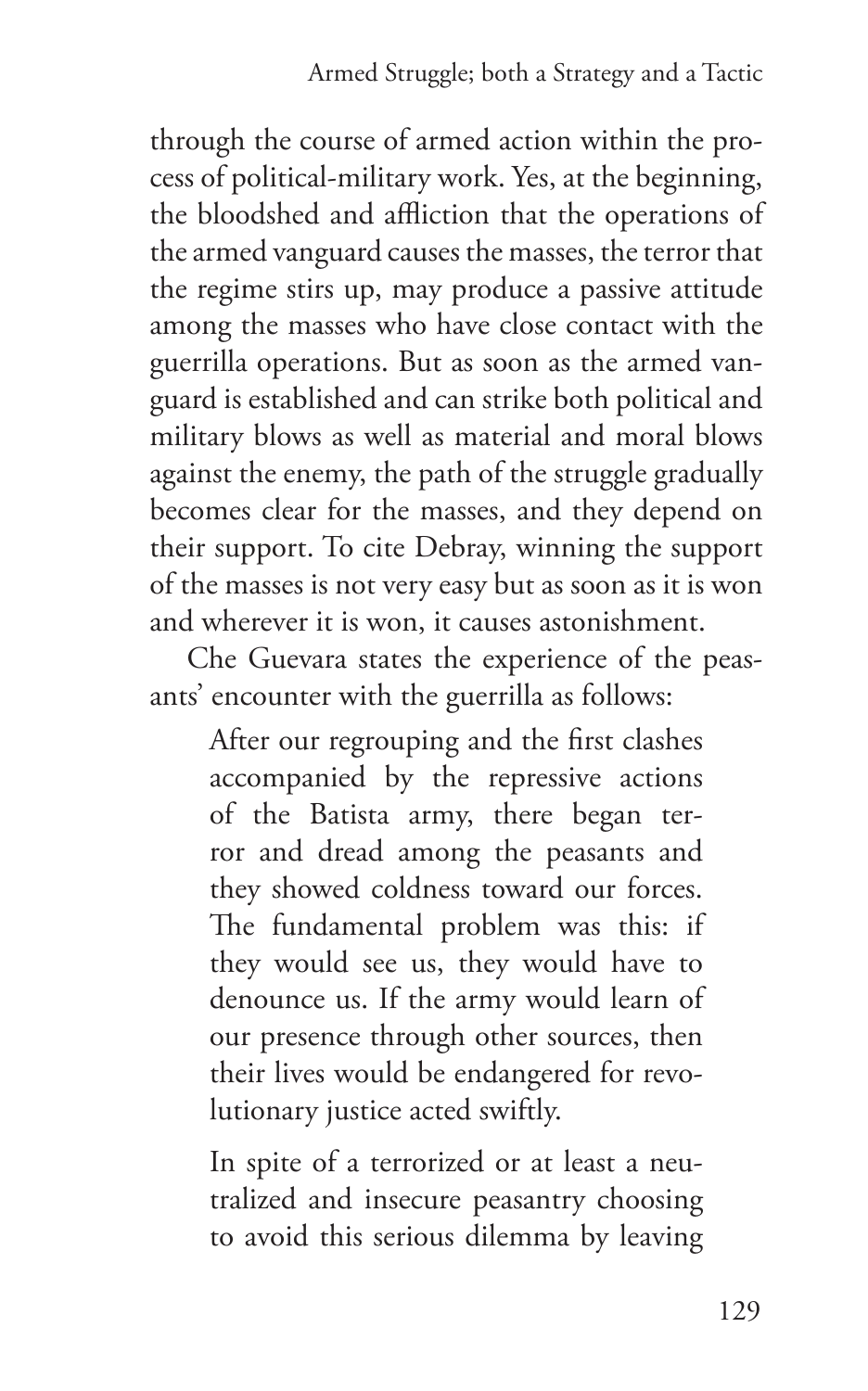through the course of armed action within the process of political-military work. Yes, at the beginning, the bloodshed and affliction that the operations of the armed vanguard causes the masses, the terror that the regime stirs up, may produce a passive attitude among the masses who have close contact with the guerrilla operations. But as soon as the armed vanguard is established and can strike both political and military blows as well as material and moral blows against the enemy, the path of the struggle gradually becomes clear for the masses, and they depend on their support. To cite Debray, winning the support of the masses is not very easy but as soon as it is won and wherever it is won, it causes astonishment.

Che Guevara states the experience of the peasants' encounter with the guerrilla as follows:

> After our regrouping and the first clashes accompanied by the repressive actions of the Batista army, there began terror and dread among the peasants and they showed coldness toward our forces. The fundamental problem was this: if they would see us, they would have to denounce us. If the army would learn of our presence through other sources, then their lives would be endangered for revolutionary justice acted swiftly.
>
> In spite of a terrorized or at least a neutralized and insecure peasantry choosing to avoid this serious dilemma by leaving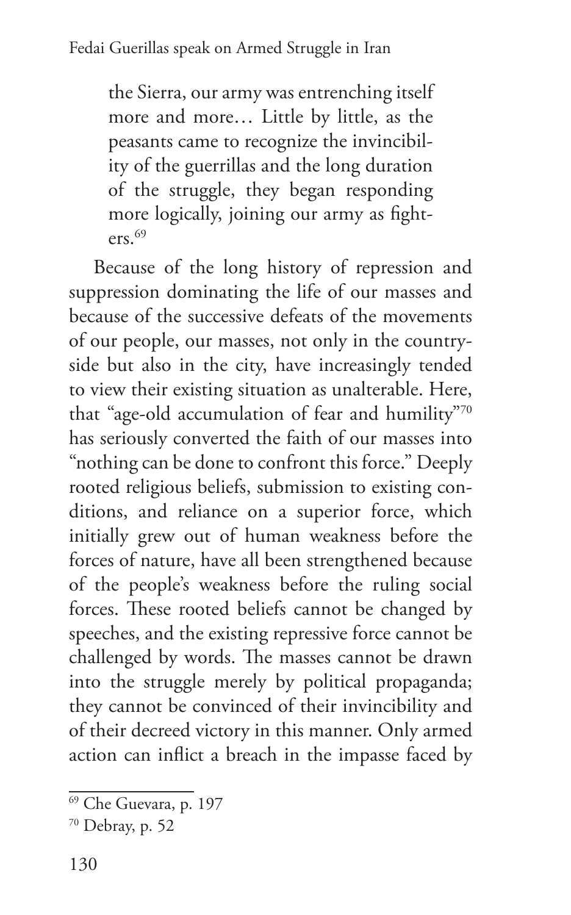> the Sierra, our army was entrenching itself more and more… Little by little, as the peasants came to recognize the invincibility of the guerrillas and the long duration of the struggle, they began responding more logically, joining our army as fighters.[69]

Because of the long history of repression and suppression dominating the life of our masses and because of the successive defeats of the movements of our people, our masses, not only in the countryside but also in the city, have increasingly tended to view their existing situation as unalterable. Here, that "age-old accumulation of fear and humility"[70] has seriously converted the faith of our masses into "nothing can be done to confront this force." Deeply rooted religious beliefs, submission to existing conditions, and reliance on a superior force, which initially grew out of human weakness before the forces of nature, have all been strengthened because of the people's weakness before the ruling social forces. These rooted beliefs cannot be changed by speeches, and the existing repressive force cannot be challenged by words. The masses cannot be drawn into the struggle merely by political propaganda; they cannot be convinced of their invincibility and of their decreed victory in this manner. Only armed action can inflict a breach in the impasse faced by

---

[69] Che Guevara, p. 197

[70] Debray, p. 52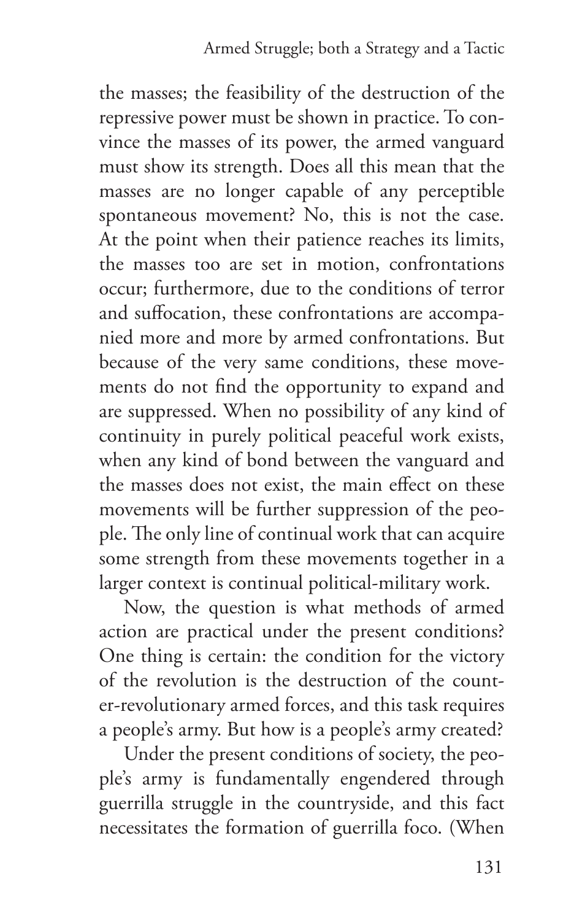the masses; the feasibility of the destruction of the repressive power must be shown in practice. To convince the masses of its power, the armed vanguard must show its strength. Does all this mean that the masses are no longer capable of any perceptible spontaneous movement? No, this is not the case. At the point when their patience reaches its limits, the masses too are set in motion, confrontations occur; furthermore, due to the conditions of terror and suffocation, these confrontations are accompanied more and more by armed confrontations. But because of the very same conditions, these movements do not find the opportunity to expand and are suppressed. When no possibility of any kind of continuity in purely political peaceful work exists, when any kind of bond between the vanguard and the masses does not exist, the main effect on these movements will be further suppression of the people. The only line of continual work that can acquire some strength from these movements together in a larger context is continual political-military work.

Now, the question is what methods of armed action are practical under the present conditions? One thing is certain: the condition for the victory of the revolution is the destruction of the counter-revolutionary armed forces, and this task requires a people's army. But how is a people's army created?

Under the present conditions of society, the people's army is fundamentally engendered through guerrilla struggle in the countryside, and this fact necessitates the formation of guerrilla foco. (When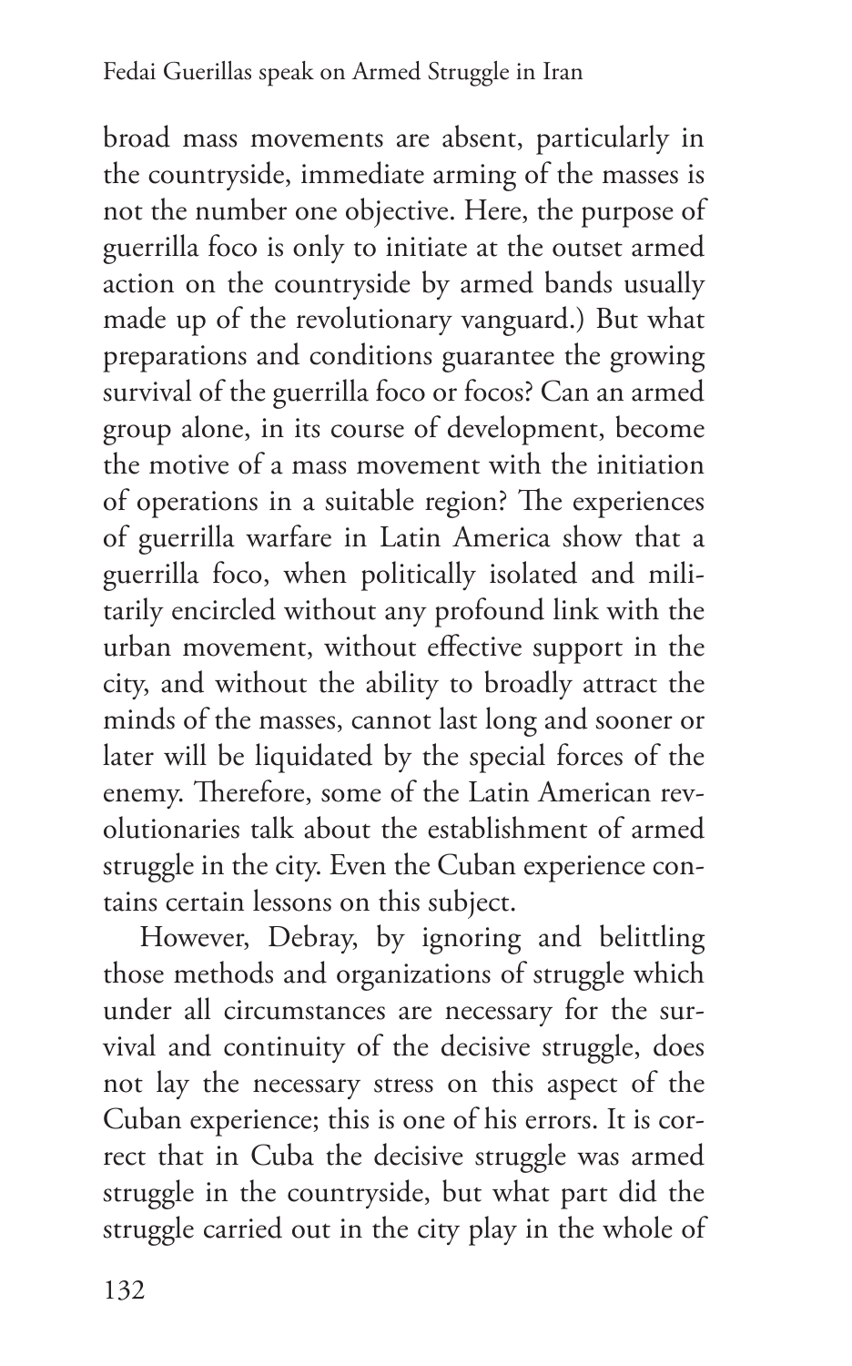broad mass movements are absent, particularly in the countryside, immediate arming of the masses is not the number one objective. Here, the purpose of guerrilla foco is only to initiate at the outset armed action on the countryside by armed bands usually made up of the revolutionary vanguard.) But what preparations and conditions guarantee the growing survival of the guerrilla foco or focos? Can an armed group alone, in its course of development, become the motive of a mass movement with the initiation of operations in a suitable region? The experiences of guerrilla warfare in Latin America show that a guerrilla foco, when politically isolated and militarily encircled without any profound link with the urban movement, without effective support in the city, and without the ability to broadly attract the minds of the masses, cannot last long and sooner or later will be liquidated by the special forces of the enemy. Therefore, some of the Latin American revolutionaries talk about the establishment of armed struggle in the city. Even the Cuban experience contains certain lessons on this subject.

However, Debray, by ignoring and belittling those methods and organizations of struggle which under all circumstances are necessary for the survival and continuity of the decisive struggle, does not lay the necessary stress on this aspect of the Cuban experience; this is one of his errors. It is correct that in Cuba the decisive struggle was armed struggle in the countryside, but what part did the struggle carried out in the city play in the whole of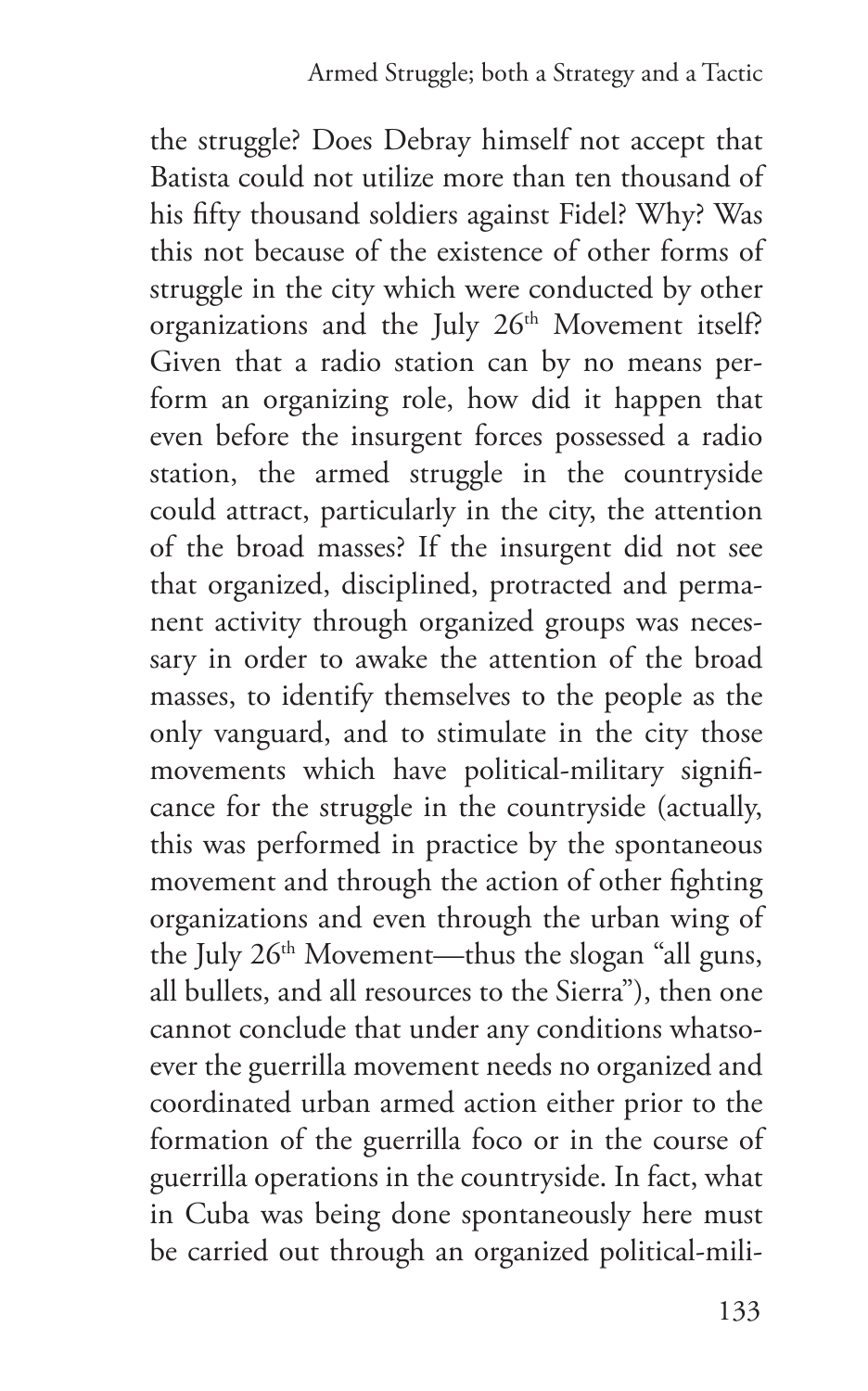the struggle? Does Debray himself not accept that Batista could not utilize more than ten thousand of his fifty thousand soldiers against Fidel? Why? Was this not because of the existence of other forms of struggle in the city which were conducted by other organizations and the July 26th Movement itself? Given that a radio station can by no means perform an organizing role, how did it happen that even before the insurgent forces possessed a radio station, the armed struggle in the countryside could attract, particularly in the city, the attention of the broad masses? If the insurgent did not see that organized, disciplined, protracted and permanent activity through organized groups was necessary in order to awake the attention of the broad masses, to identify themselves to the people as the only vanguard, and to stimulate in the city those movements which have political-military significance for the struggle in the countryside (actually, this was performed in practice by the spontaneous movement and through the action of other fighting organizations and even through the urban wing of the July 26th Movement—thus the slogan "all guns, all bullets, and all resources to the Sierra"), then one cannot conclude that under any conditions whatsoever the guerrilla movement needs no organized and coordinated urban armed action either prior to the formation of the guerrilla foco or in the course of guerrilla operations in the countryside. In fact, what in Cuba was being done spontaneously here must be carried out through an organized political-mili-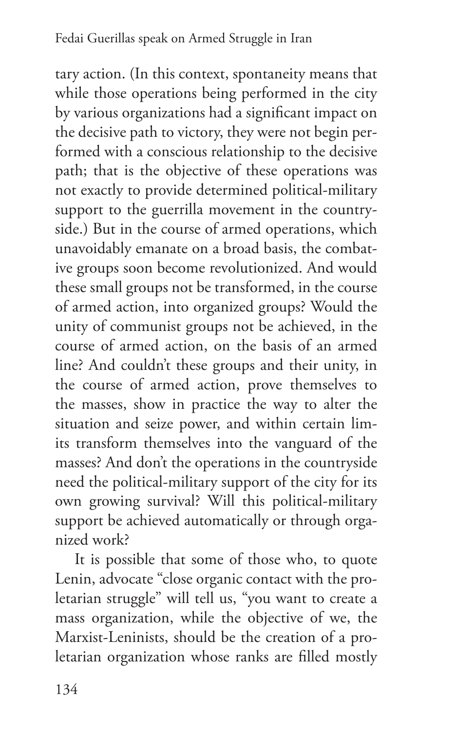tary action. (In this context, spontaneity means that while those operations being performed in the city by various organizations had a significant impact on the decisive path to victory, they were not begin performed with a conscious relationship to the decisive path; that is the objective of these operations was not exactly to provide determined political-military support to the guerrilla movement in the countryside.) But in the course of armed operations, which unavoidably emanate on a broad basis, the combative groups soon become revolutionized. And would these small groups not be transformed, in the course of armed action, into organized groups? Would the unity of communist groups not be achieved, in the course of armed action, on the basis of an armed line? And couldn't these groups and their unity, in the course of armed action, prove themselves to the masses, show in practice the way to alter the situation and seize power, and within certain limits transform themselves into the vanguard of the masses? And don't the operations in the countryside need the political-military support of the city for its own growing survival? Will this political-military support be achieved automatically or through organized work?

It is possible that some of those who, to quote Lenin, advocate "close organic contact with the proletarian struggle" will tell us, "you want to create a mass organization, while the objective of we, the Marxist-Leninists, should be the creation of a proletarian organization whose ranks are filled mostly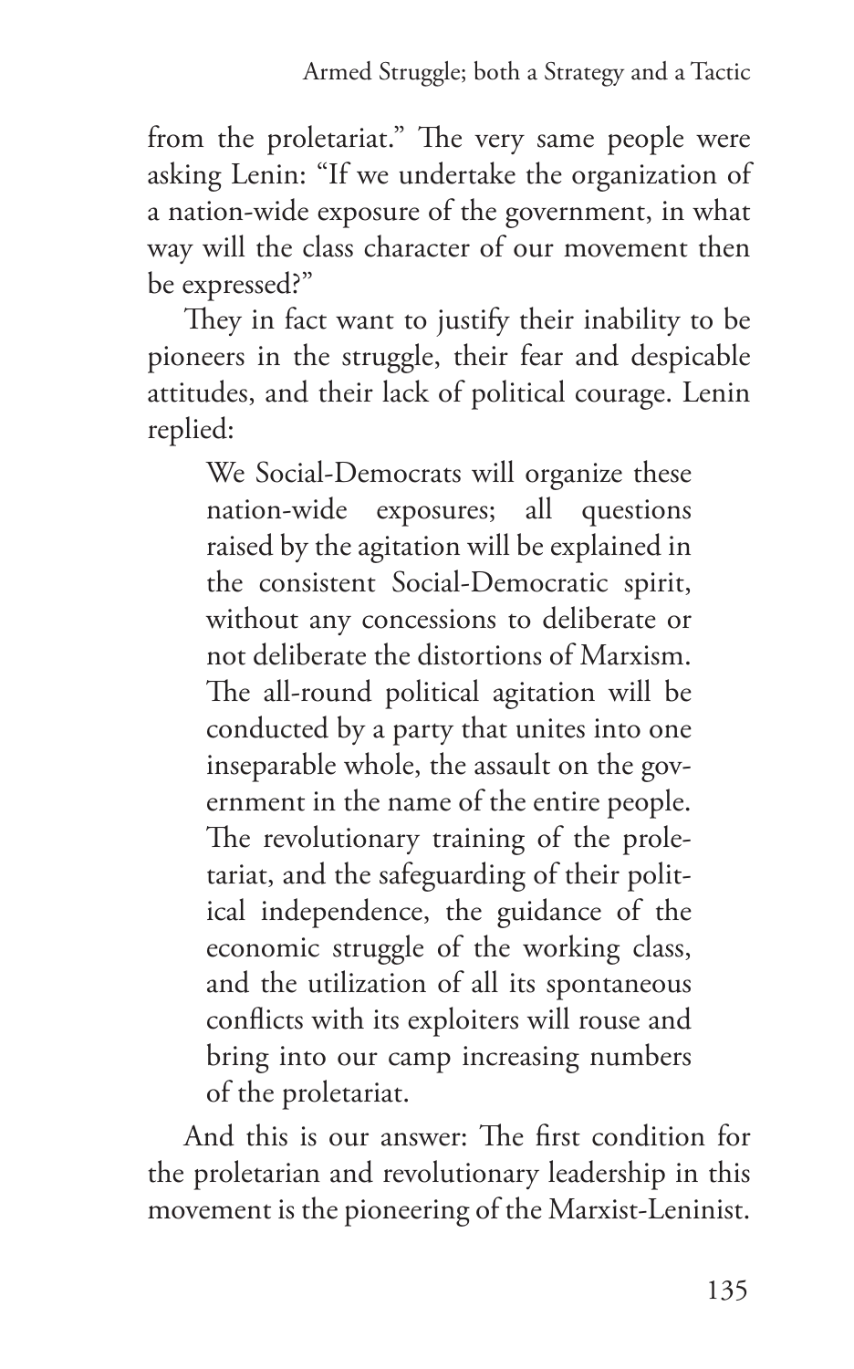from the proletariat." The very same people were asking Lenin: "If we undertake the organization of a nation-wide exposure of the government, in what way will the class character of our movement then be expressed?"

They in fact want to justify their inability to be pioneers in the struggle, their fear and despicable attitudes, and their lack of political courage. Lenin replied:

> We Social-Democrats will organize these nation-wide exposures; all questions raised by the agitation will be explained in the consistent Social-Democratic spirit, without any concessions to deliberate or not deliberate the distortions of Marxism. The all-round political agitation will be conducted by a party that unites into one inseparable whole, the assault on the government in the name of the entire people. The revolutionary training of the proletariat, and the safeguarding of their political independence, the guidance of the economic struggle of the working class, and the utilization of all its spontaneous conflicts with its exploiters will rouse and bring into our camp increasing numbers of the proletariat.

And this is our answer: The first condition for the proletarian and revolutionary leadership in this movement is the pioneering of the Marxist-Leninist.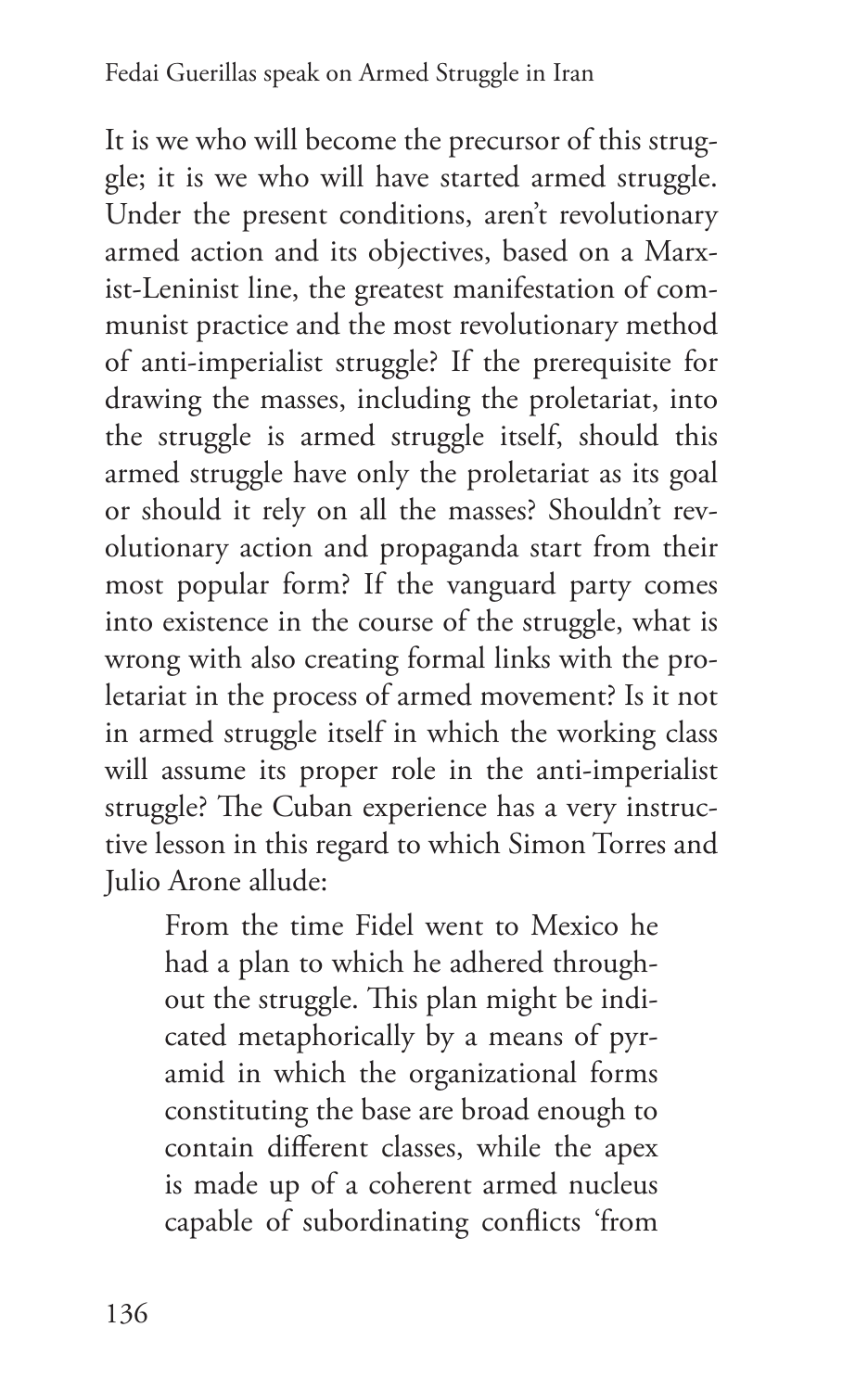It is we who will become the precursor of this struggle; it is we who will have started armed struggle. Under the present conditions, aren't revolutionary armed action and its objectives, based on a Marxist-Leninist line, the greatest manifestation of communist practice and the most revolutionary method of anti-imperialist struggle? If the prerequisite for drawing the masses, including the proletariat, into the struggle is armed struggle itself, should this armed struggle have only the proletariat as its goal or should it rely on all the masses? Shouldn't revolutionary action and propaganda start from their most popular form? If the vanguard party comes into existence in the course of the struggle, what is wrong with also creating formal links with the proletariat in the process of armed movement? Is it not in armed struggle itself in which the working class will assume its proper role in the anti-imperialist struggle? The Cuban experience has a very instructive lesson in this regard to which Simon Torres and Julio Arone allude:

> From the time Fidel went to Mexico he had a plan to which he adhered throughout the struggle. This plan might be indicated metaphorically by a means of pyramid in which the organizational forms constituting the base are broad enough to contain different classes, while the apex is made up of a coherent armed nucleus capable of subordinating conflicts 'from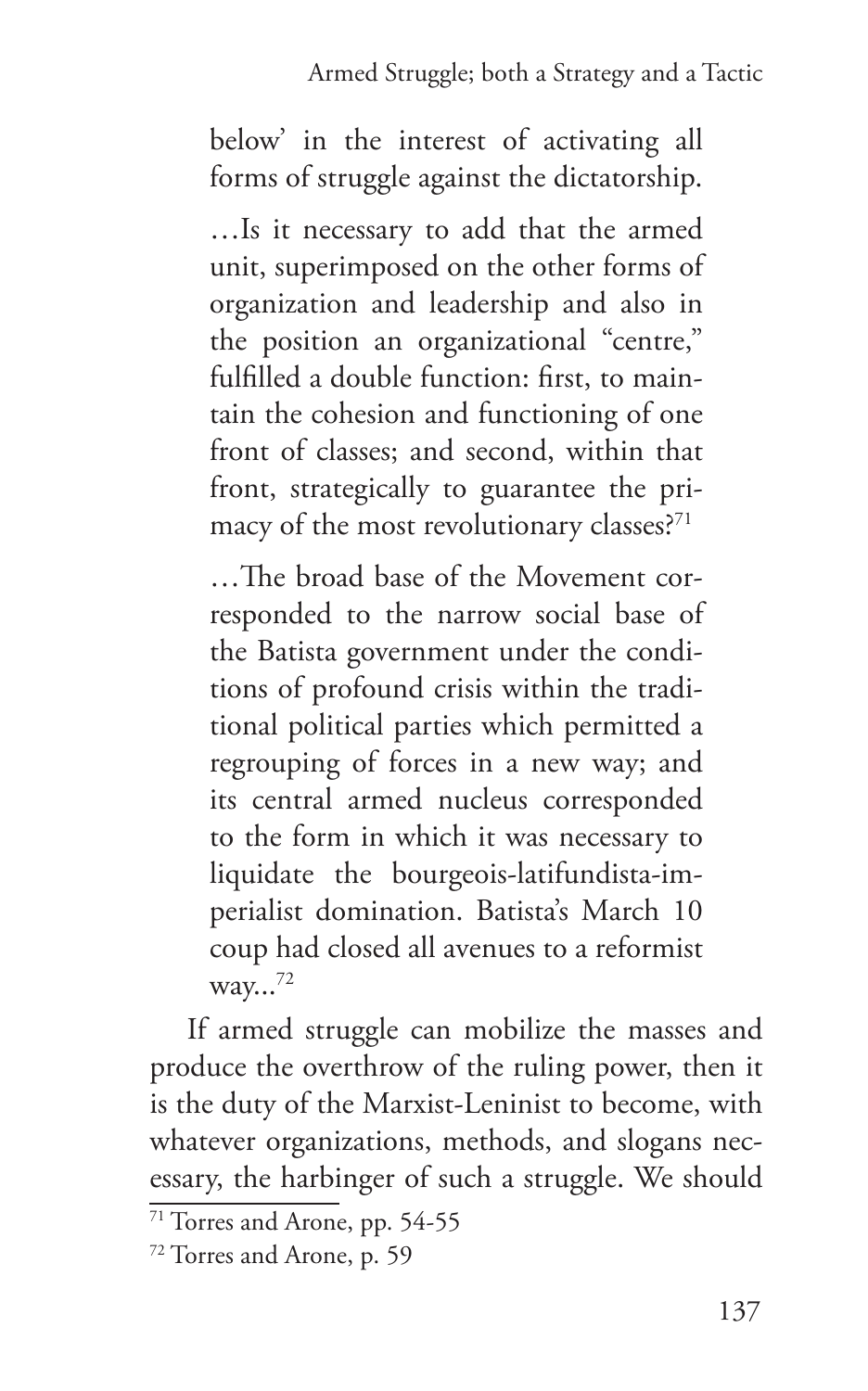> below' in the interest of activating all forms of struggle against the dictatorship.
>
> …Is it necessary to add that the armed unit, superimposed on the other forms of organization and leadership and also in the position an organizational "centre," fulfilled a double function: first, to maintain the cohesion and functioning of one front of classes; and second, within that front, strategically to guarantee the primacy of the most revolutionary classes?[71]
>
> …The broad base of the Movement corresponded to the narrow social base of the Batista government under the conditions of profound crisis within the traditional political parties which permitted a regrouping of forces in a new way; and its central armed nucleus corresponded to the form in which it was necessary to liquidate the bourgeois-latifundista-imperialist domination. Batista's March 10 coup had closed all avenues to a reformist way...[72]

If armed struggle can mobilize the masses and produce the overthrow of the ruling power, then it is the duty of the Marxist-Leninist to become, with whatever organizations, methods, and slogans necessary, the harbinger of such a struggle. We should

[71] Torres and Arone, pp. 54-55

[72] Torres and Arone, p. 59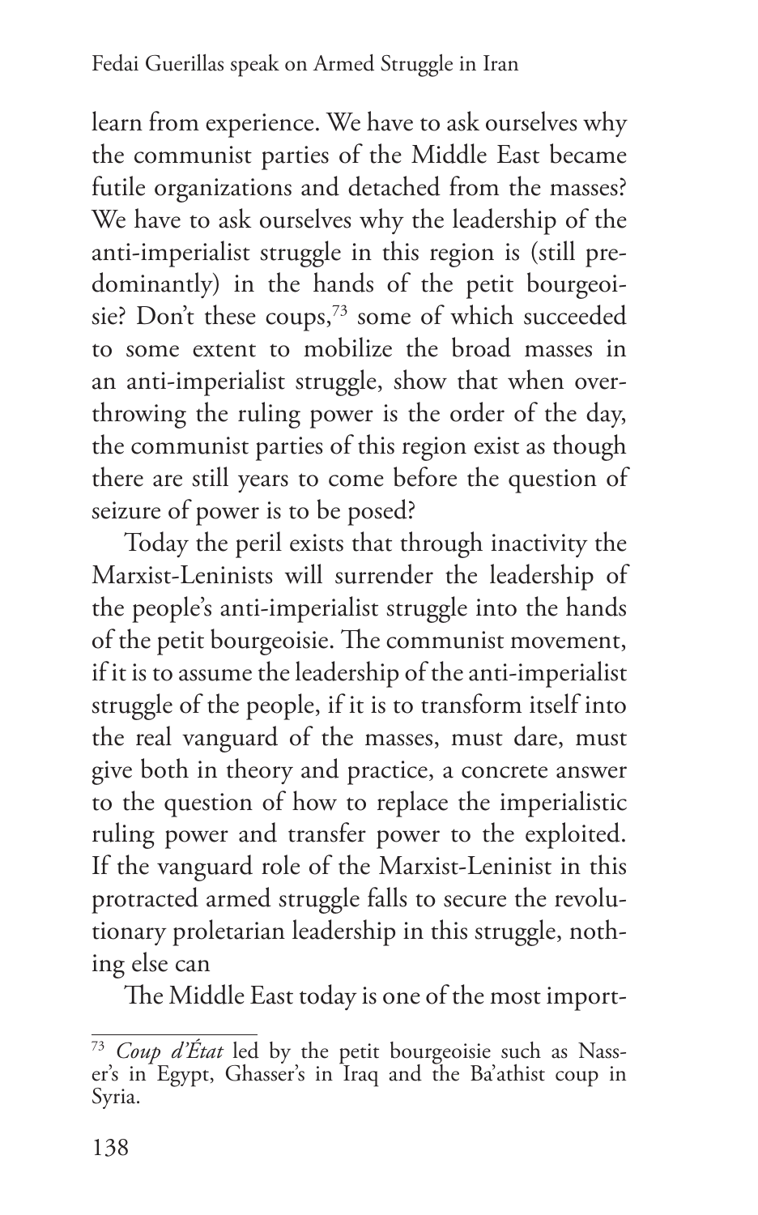learn from experience. We have to ask ourselves why the communist parties of the Middle East became futile organizations and detached from the masses? We have to ask ourselves why the leadership of the anti-imperialist struggle in this region is (still predominantly) in the hands of the petit bourgeoisie? Don't these coups,[73] some of which succeeded to some extent to mobilize the broad masses in an anti-imperialist struggle, show that when overthrowing the ruling power is the order of the day, the communist parties of this region exist as though there are still years to come before the question of seizure of power is to be posed?

Today the peril exists that through inactivity the Marxist-Leninists will surrender the leadership of the people's anti-imperialist struggle into the hands of the petit bourgeoisie. The communist movement, if it is to assume the leadership of the anti-imperialist struggle of the people, if it is to transform itself into the real vanguard of the masses, must dare, must give both in theory and practice, a concrete answer to the question of how to replace the imperialistic ruling power and transfer power to the exploited. If the vanguard role of the Marxist-Leninist in this protracted armed struggle falls to secure the revolutionary proletarian leadership in this struggle, nothing else can

The Middle East today is one of the most import-

---

[73] *Coup d'État* led by the petit bourgeoisie such as Nasser's in Egypt, Ghasser's in Iraq and the Ba'athist coup in Syria.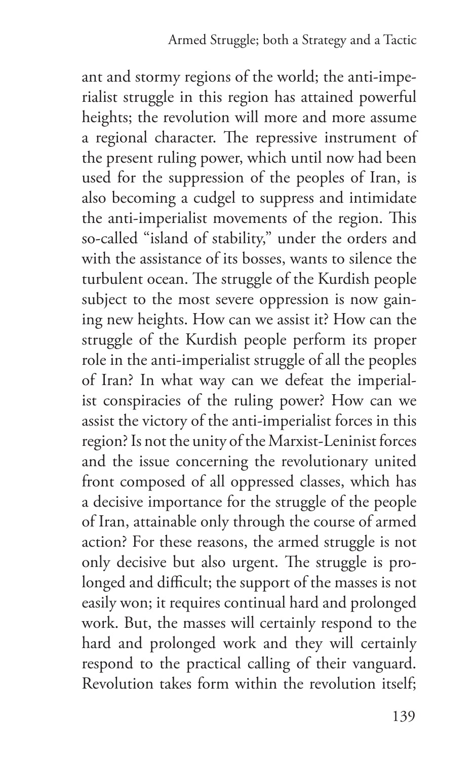ant and stormy regions of the world; the anti-imperialist struggle in this region has attained powerful heights; the revolution will more and more assume a regional character. The repressive instrument of the present ruling power, which until now had been used for the suppression of the peoples of Iran, is also becoming a cudgel to suppress and intimidate the anti-imperialist movements of the region. This so-called "island of stability," under the orders and with the assistance of its bosses, wants to silence the turbulent ocean. The struggle of the Kurdish people subject to the most severe oppression is now gaining new heights. How can we assist it? How can the struggle of the Kurdish people perform its proper role in the anti-imperialist struggle of all the peoples of Iran? In what way can we defeat the imperialist conspiracies of the ruling power? How can we assist the victory of the anti-imperialist forces in this region? Is not the unity of the Marxist-Leninist forces and the issue concerning the revolutionary united front composed of all oppressed classes, which has a decisive importance for the struggle of the people of Iran, attainable only through the course of armed action? For these reasons, the armed struggle is not only decisive but also urgent. The struggle is prolonged and difficult; the support of the masses is not easily won; it requires continual hard and prolonged work. But, the masses will certainly respond to the hard and prolonged work and they will certainly respond to the practical calling of their vanguard. Revolution takes form within the revolution itself;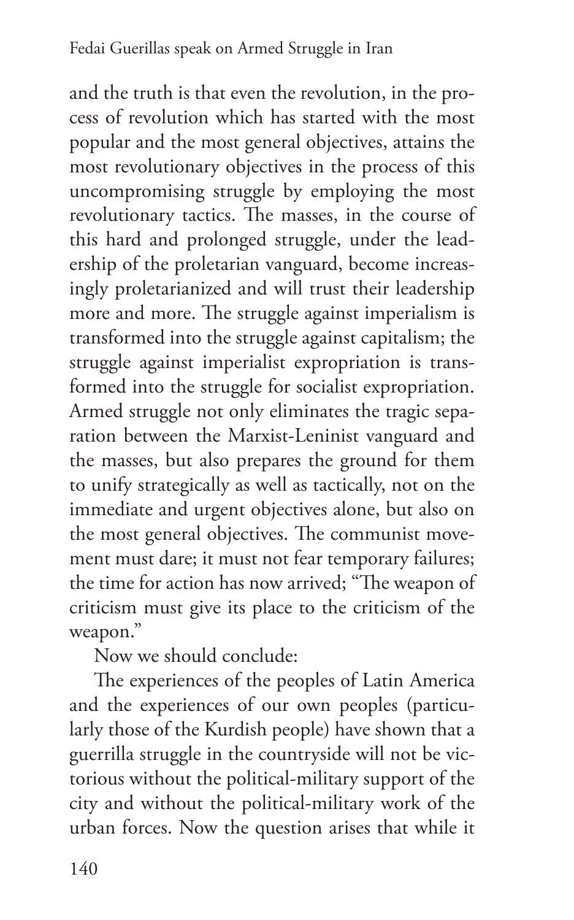and the truth is that even the revolution, in the process of revolution which has started with the most popular and the most general objectives, attains the most revolutionary objectives in the process of this uncompromising struggle by employing the most revolutionary tactics. The masses, in the course of this hard and prolonged struggle, under the leadership of the proletarian vanguard, become increasingly proletarianized and will trust their leadership more and more. The struggle against imperialism is transformed into the struggle against capitalism; the struggle against imperialist expropriation is transformed into the struggle for socialist expropriation. Armed struggle not only eliminates the tragic separation between the Marxist-Leninist vanguard and the masses, but also prepares the ground for them to unify strategically as well as tactically, not on the immediate and urgent objectives alone, but also on the most general objectives. The communist movement must dare; it must not fear temporary failures; the time for action has now arrived; "The weapon of criticism must give its place to the criticism of the weapon."

Now we should conclude:

The experiences of the peoples of Latin America and the experiences of our own peoples (particularly those of the Kurdish people) have shown that a guerrilla struggle in the countryside will not be victorious without the political-military support of the city and without the political-military work of the urban forces. Now the question arises that while it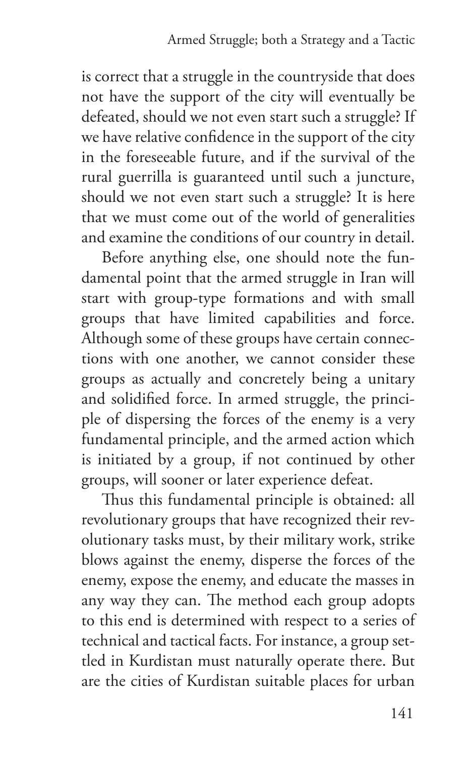is correct that a struggle in the countryside that does not have the support of the city will eventually be defeated, should we not even start such a struggle? If we have relative confidence in the support of the city in the foreseeable future, and if the survival of the rural guerrilla is guaranteed until such a juncture, should we not even start such a struggle? It is here that we must come out of the world of generalities and examine the conditions of our country in detail.

Before anything else, one should note the fundamental point that the armed struggle in Iran will start with group-type formations and with small groups that have limited capabilities and force. Although some of these groups have certain connections with one another, we cannot consider these groups as actually and concretely being a unitary and solidified force. In armed struggle, the principle of dispersing the forces of the enemy is a very fundamental principle, and the armed action which is initiated by a group, if not continued by other groups, will sooner or later experience defeat.

Thus this fundamental principle is obtained: all revolutionary groups that have recognized their revolutionary tasks must, by their military work, strike blows against the enemy, disperse the forces of the enemy, expose the enemy, and educate the masses in any way they can. The method each group adopts to this end is determined with respect to a series of technical and tactical facts. For instance, a group settled in Kurdistan must naturally operate there. But are the cities of Kurdistan suitable places for urban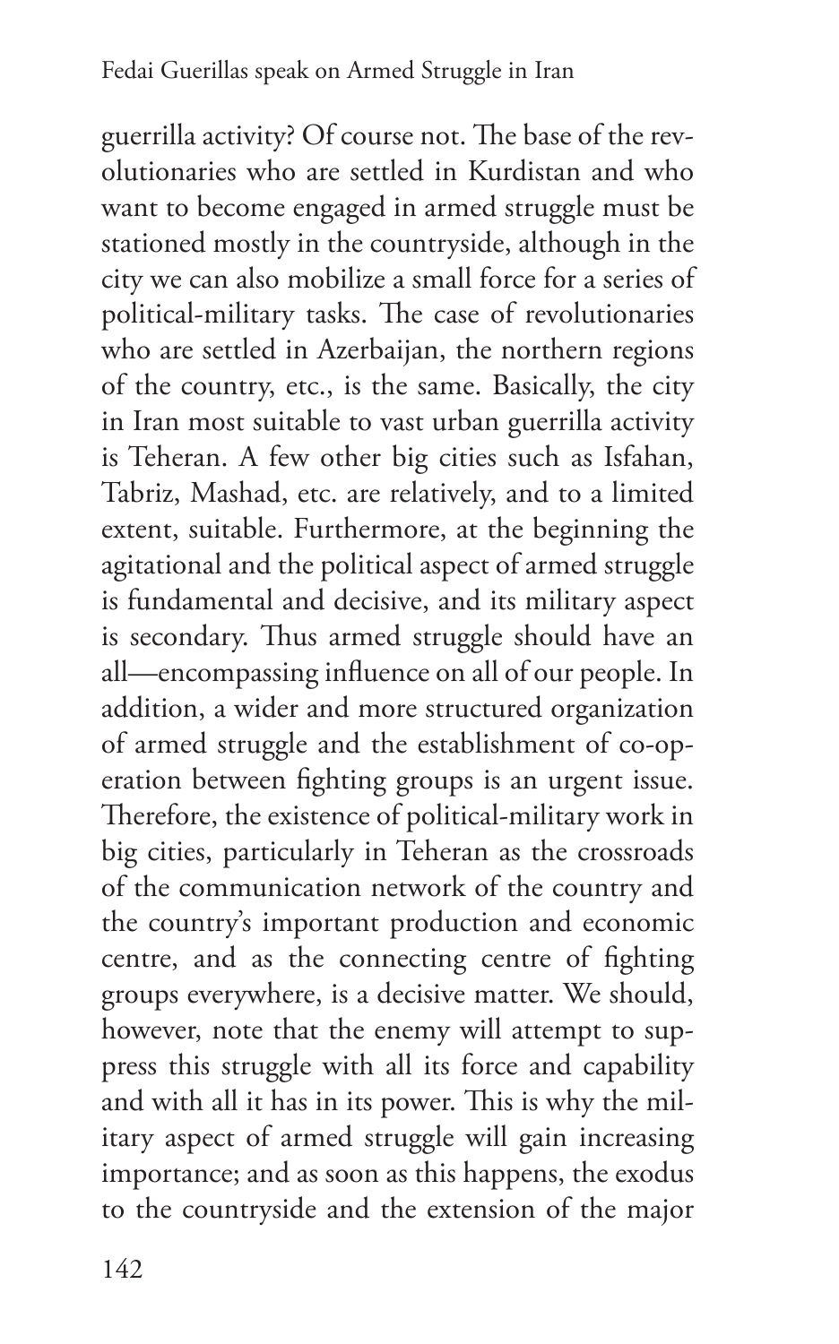guerrilla activity? Of course not. The base of the revolutionaries who are settled in Kurdistan and who want to become engaged in armed struggle must be stationed mostly in the countryside, although in the city we can also mobilize a small force for a series of political-military tasks. The case of revolutionaries who are settled in Azerbaijan, the northern regions of the country, etc., is the same. Basically, the city in Iran most suitable to vast urban guerrilla activity is Teheran. A few other big cities such as Isfahan, Tabriz, Mashad, etc. are relatively, and to a limited extent, suitable. Furthermore, at the beginning the agitational and the political aspect of armed struggle is fundamental and decisive, and its military aspect is secondary. Thus armed struggle should have an all—encompassing influence on all of our people. In addition, a wider and more structured organization of armed struggle and the establishment of co-operation between fighting groups is an urgent issue. Therefore, the existence of political-military work in big cities, particularly in Teheran as the crossroads of the communication network of the country and the country's important production and economic centre, and as the connecting centre of fighting groups everywhere, is a decisive matter. We should, however, note that the enemy will attempt to suppress this struggle with all its force and capability and with all it has in its power. This is why the military aspect of armed struggle will gain increasing importance; and as soon as this happens, the exodus to the countryside and the extension of the major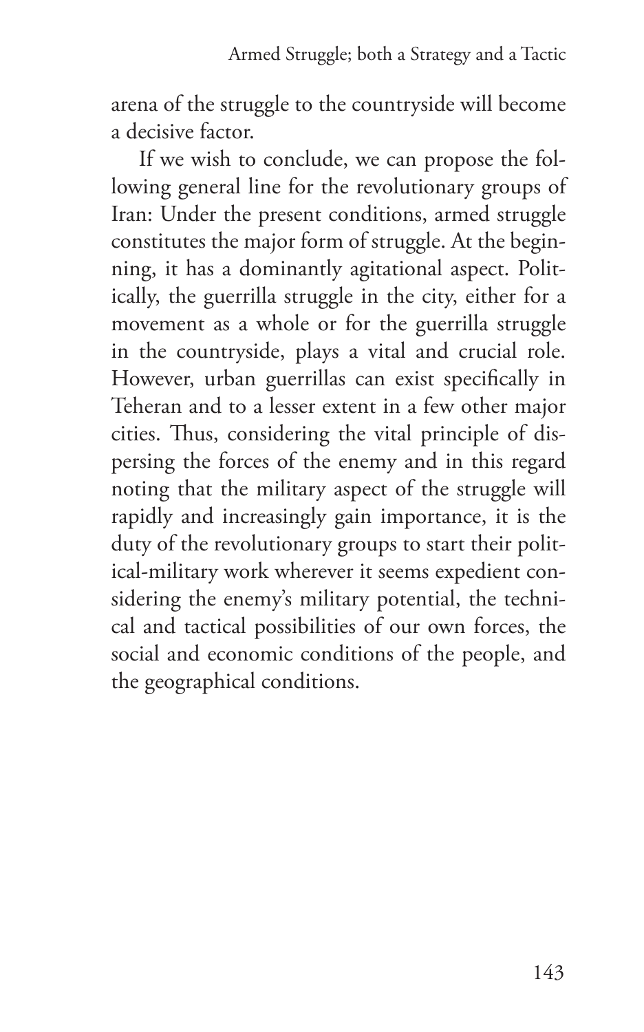arena of the struggle to the countryside will become a decisive factor.

If we wish to conclude, we can propose the following general line for the revolutionary groups of Iran: Under the present conditions, armed struggle constitutes the major form of struggle. At the beginning, it has a dominantly agitational aspect. Politically, the guerrilla struggle in the city, either for a movement as a whole or for the guerrilla struggle in the countryside, plays a vital and crucial role. However, urban guerrillas can exist specifically in Teheran and to a lesser extent in a few other major cities. Thus, considering the vital principle of dispersing the forces of the enemy and in this regard noting that the military aspect of the struggle will rapidly and increasingly gain importance, it is the duty of the revolutionary groups to start their political-military work wherever it seems expedient considering the enemy's military potential, the technical and tactical possibilities of our own forces, the social and economic conditions of the people, and the geographical conditions.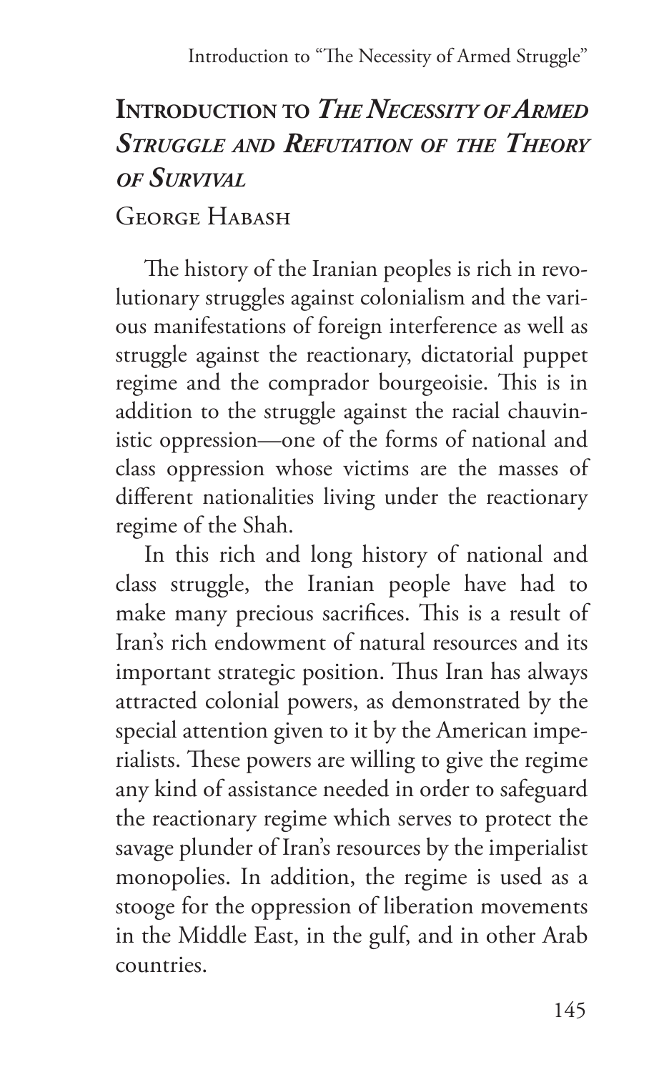# Introduction to *The Necessity of Armed Struggle and Refutation of the Theory of Survival*

George Habash

The history of the Iranian peoples is rich in revolutionary struggles against colonialism and the various manifestations of foreign interference as well as struggle against the reactionary, dictatorial puppet regime and the comprador bourgeoisie. This is in addition to the struggle against the racial chauvinistic oppression—one of the forms of national and class oppression whose victims are the masses of different nationalities living under the reactionary regime of the Shah.

In this rich and long history of national and class struggle, the Iranian people have had to make many precious sacrifices. This is a result of Iran's rich endowment of natural resources and its important strategic position. Thus Iran has always attracted colonial powers, as demonstrated by the special attention given to it by the American imperialists. These powers are willing to give the regime any kind of assistance needed in order to safeguard the reactionary regime which serves to protect the savage plunder of Iran's resources by the imperialist monopolies. In addition, the regime is used as a stooge for the oppression of liberation movements in the Middle East, in the gulf, and in other Arab countries.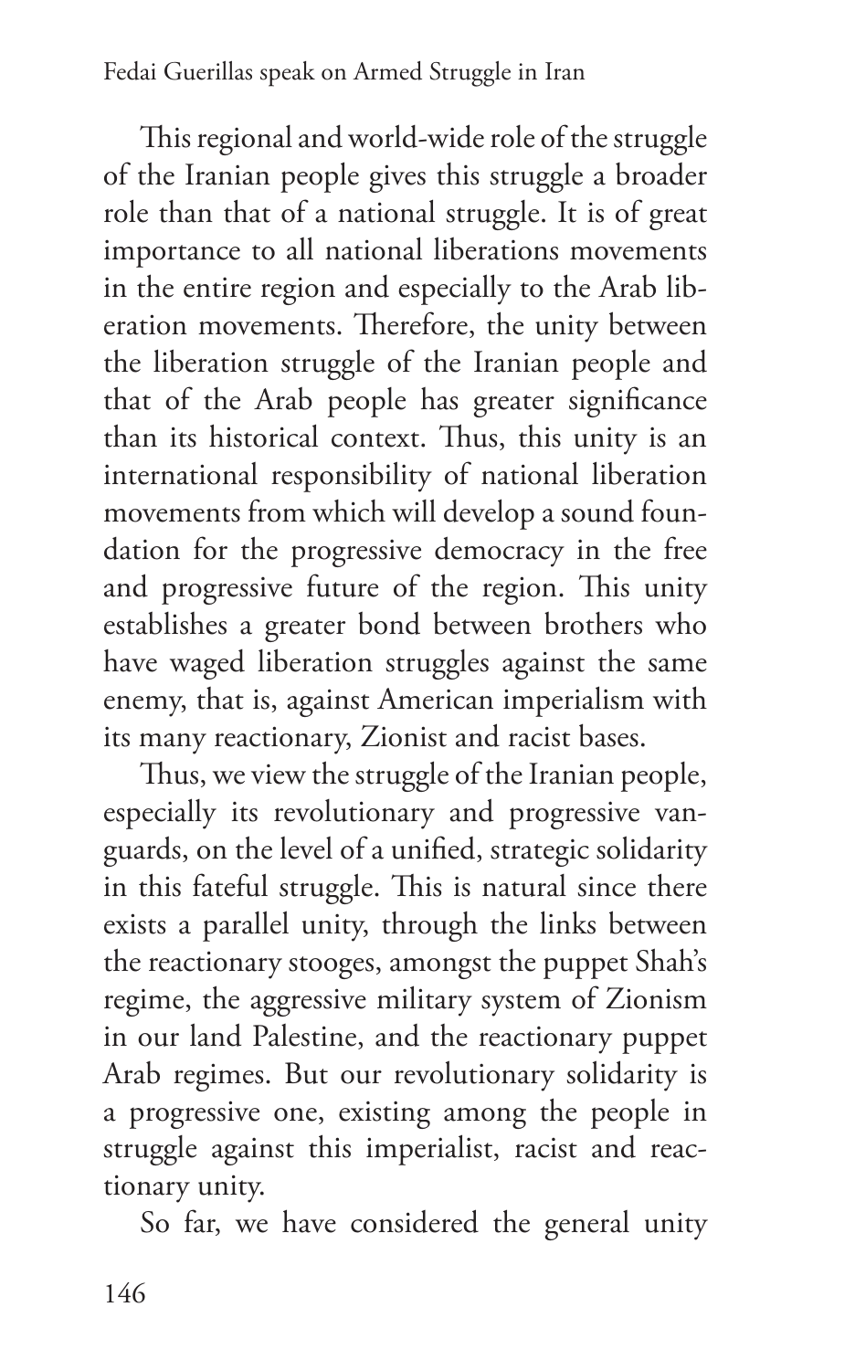This regional and world-wide role of the struggle of the Iranian people gives this struggle a broader role than that of a national struggle. It is of great importance to all national liberations movements in the entire region and especially to the Arab liberation movements. Therefore, the unity between the liberation struggle of the Iranian people and that of the Arab people has greater significance than its historical context. Thus, this unity is an international responsibility of national liberation movements from which will develop a sound foundation for the progressive democracy in the free and progressive future of the region. This unity establishes a greater bond between brothers who have waged liberation struggles against the same enemy, that is, against American imperialism with its many reactionary, Zionist and racist bases.

Thus, we view the struggle of the Iranian people, especially its revolutionary and progressive vanguards, on the level of a unified, strategic solidarity in this fateful struggle. This is natural since there exists a parallel unity, through the links between the reactionary stooges, amongst the puppet Shah's regime, the aggressive military system of Zionism in our land Palestine, and the reactionary puppet Arab regimes. But our revolutionary solidarity is a progressive one, existing among the people in struggle against this imperialist, racist and reactionary unity.

So far, we have considered the general unity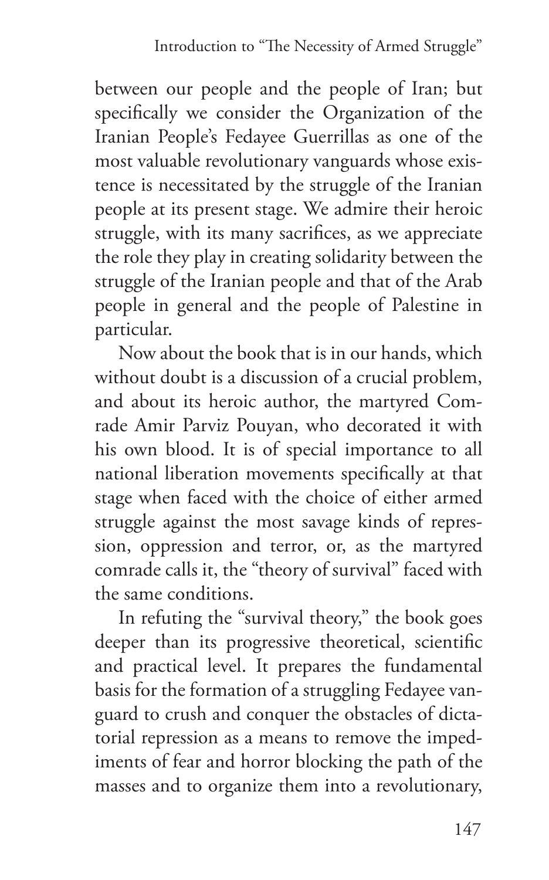between our people and the people of Iran; but specifically we consider the Organization of the Iranian People's Fedayee Guerrillas as one of the most valuable revolutionary vanguards whose existence is necessitated by the struggle of the Iranian people at its present stage. We admire their heroic struggle, with its many sacrifices, as we appreciate the role they play in creating solidarity between the struggle of the Iranian people and that of the Arab people in general and the people of Palestine in particular.

Now about the book that is in our hands, which without doubt is a discussion of a crucial problem, and about its heroic author, the martyred Comrade Amir Parviz Pouyan, who decorated it with his own blood. It is of special importance to all national liberation movements specifically at that stage when faced with the choice of either armed struggle against the most savage kinds of repression, oppression and terror, or, as the martyred comrade calls it, the "theory of survival" faced with the same conditions.

In refuting the "survival theory," the book goes deeper than its progressive theoretical, scientific and practical level. It prepares the fundamental basis for the formation of a struggling Fedayee vanguard to crush and conquer the obstacles of dictatorial repression as a means to remove the impediments of fear and horror blocking the path of the masses and to organize them into a revolutionary,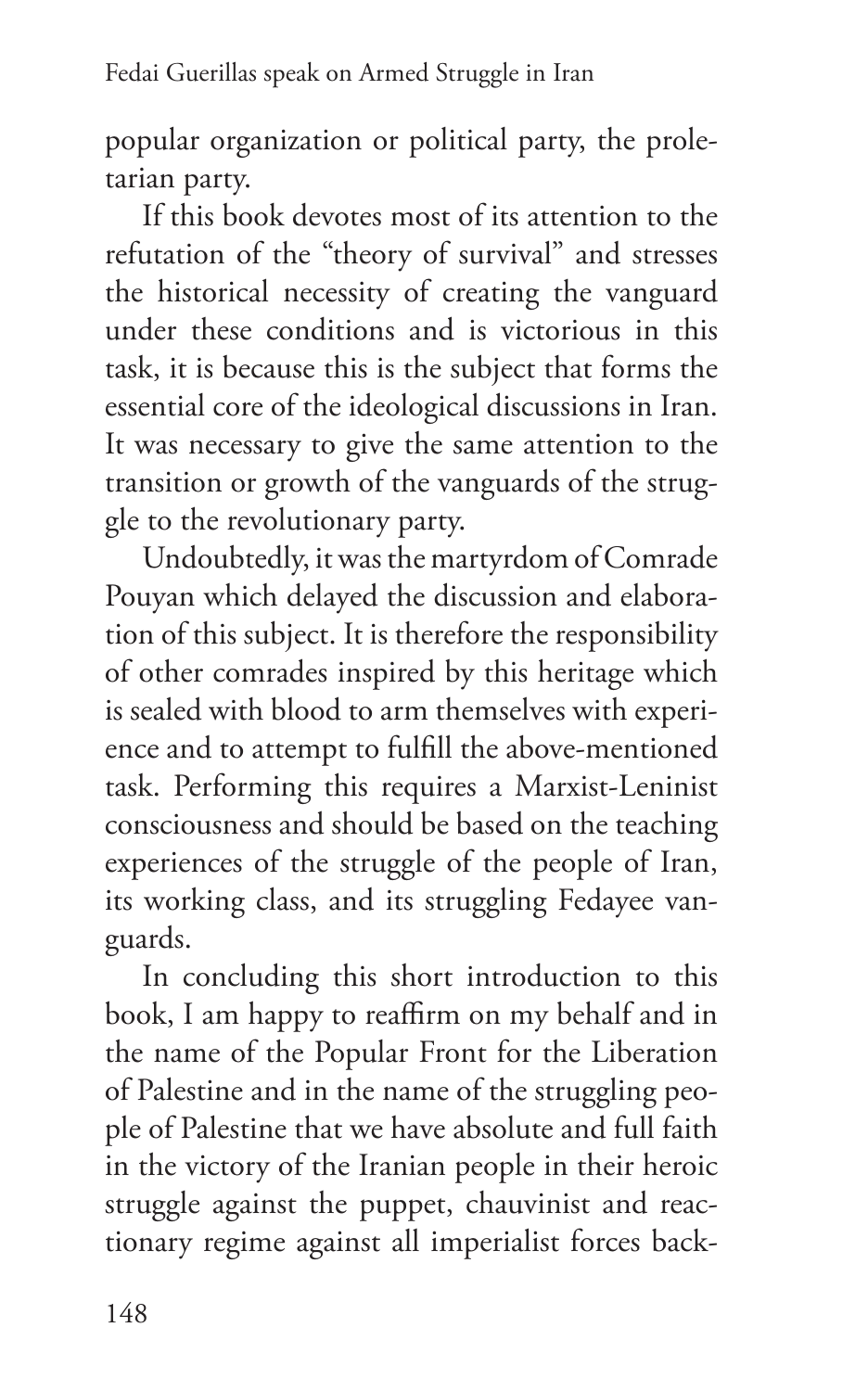popular organization or political party, the proletarian party.

If this book devotes most of its attention to the refutation of the "theory of survival" and stresses the historical necessity of creating the vanguard under these conditions and is victorious in this task, it is because this is the subject that forms the essential core of the ideological discussions in Iran. It was necessary to give the same attention to the transition or growth of the vanguards of the struggle to the revolutionary party.

Undoubtedly, it was the martyrdom of Comrade Pouyan which delayed the discussion and elaboration of this subject. It is therefore the responsibility of other comrades inspired by this heritage which is sealed with blood to arm themselves with experience and to attempt to fulfill the above-mentioned task. Performing this requires a Marxist-Leninist consciousness and should be based on the teaching experiences of the struggle of the people of Iran, its working class, and its struggling Fedayee vanguards.

In concluding this short introduction to this book, I am happy to reaffirm on my behalf and in the name of the Popular Front for the Liberation of Palestine and in the name of the struggling people of Palestine that we have absolute and full faith in the victory of the Iranian people in their heroic struggle against the puppet, chauvinist and reactionary regime against all imperialist forces back-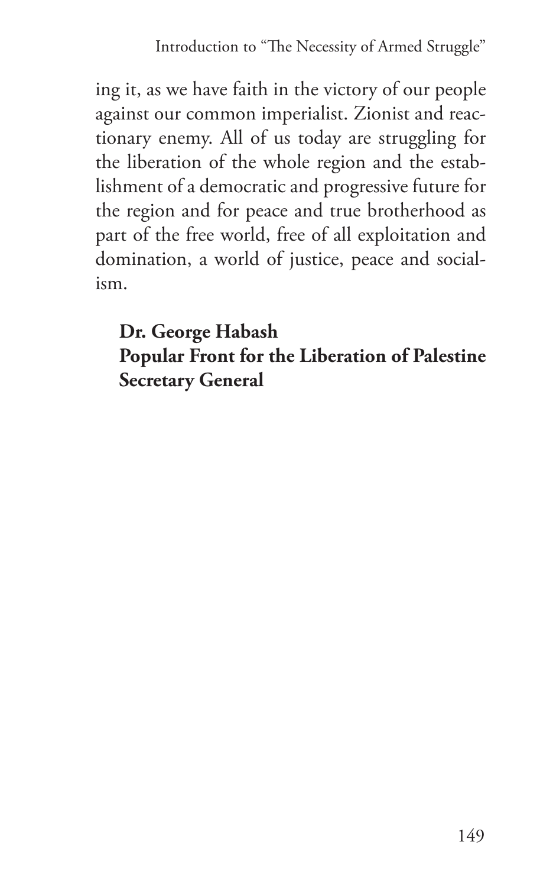ing it, as we have faith in the victory of our people against our common imperialist. Zionist and reactionary enemy. All of us today are struggling for the liberation of the whole region and the establishment of a democratic and progressive future for the region and for peace and true brotherhood as part of the free world, free of all exploitation and domination, a world of justice, peace and socialism.

**Dr. George Habash**
**Popular Front for the Liberation of Palestine**
**Secretary General**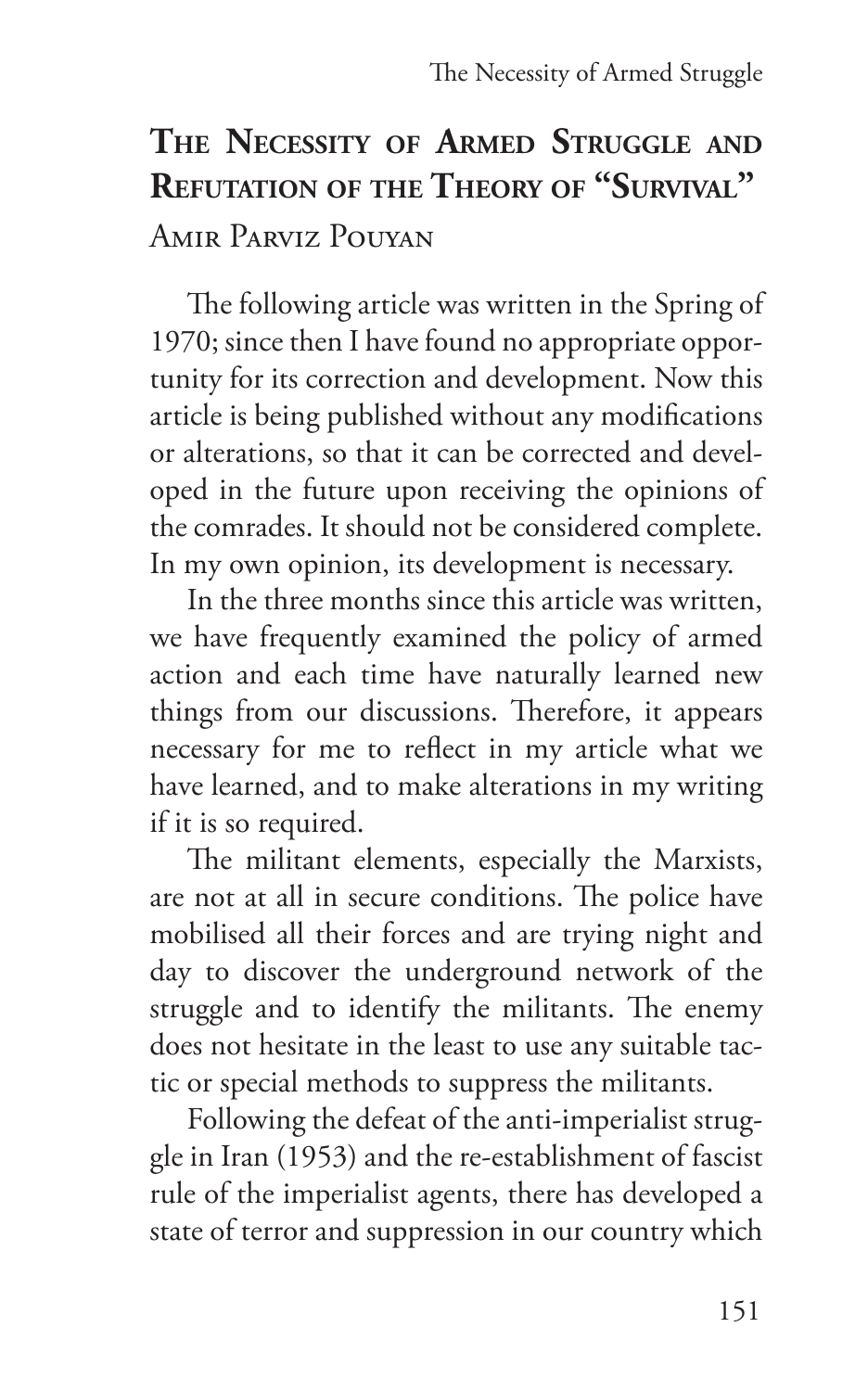## The Necessity of Armed Struggle and Refutation of the Theory of "Survival"

Amir Parviz Pouyan

The following article was written in the Spring of 1970; since then I have found no appropriate opportunity for its correction and development. Now this article is being published without any modifications or alterations, so that it can be corrected and developed in the future upon receiving the opinions of the comrades. It should not be considered complete. In my own opinion, its development is necessary.

In the three months since this article was written, we have frequently examined the policy of armed action and each time have naturally learned new things from our discussions. Therefore, it appears necessary for me to reflect in my article what we have learned, and to make alterations in my writing if it is so required.

The militant elements, especially the Marxists, are not at all in secure conditions. The police have mobilised all their forces and are trying night and day to discover the underground network of the struggle and to identify the militants. The enemy does not hesitate in the least to use any suitable tactic or special methods to suppress the militants.

Following the defeat of the anti-imperialist struggle in Iran (1953) and the re-establishment of fascist rule of the imperialist agents, there has developed a state of terror and suppression in our country which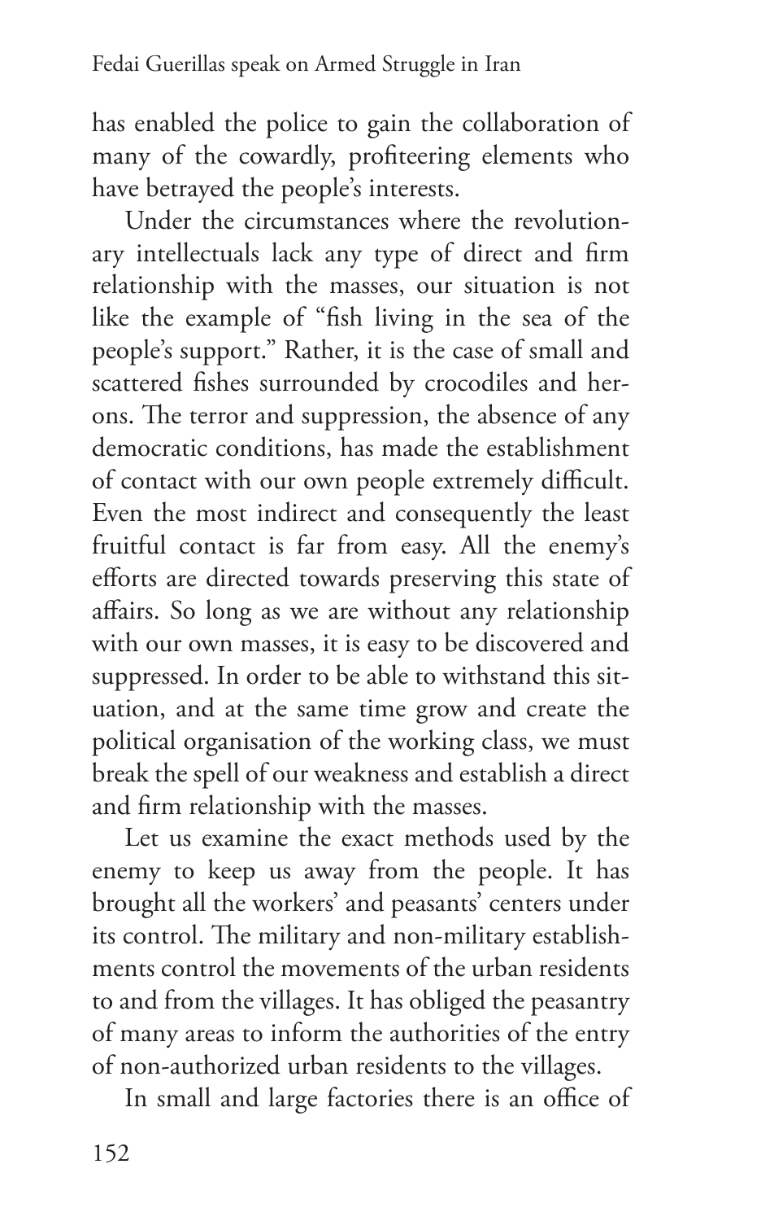has enabled the police to gain the collaboration of many of the cowardly, profiteering elements who have betrayed the people's interests.

Under the circumstances where the revolutionary intellectuals lack any type of direct and firm relationship with the masses, our situation is not like the example of "fish living in the sea of the people's support." Rather, it is the case of small and scattered fishes surrounded by crocodiles and herons. The terror and suppression, the absence of any democratic conditions, has made the establishment of contact with our own people extremely difficult. Even the most indirect and consequently the least fruitful contact is far from easy. All the enemy's efforts are directed towards preserving this state of affairs. So long as we are without any relationship with our own masses, it is easy to be discovered and suppressed. In order to be able to withstand this situation, and at the same time grow and create the political organisation of the working class, we must break the spell of our weakness and establish a direct and firm relationship with the masses.

Let us examine the exact methods used by the enemy to keep us away from the people. It has brought all the workers' and peasants' centers under its control. The military and non-military establishments control the movements of the urban residents to and from the villages. It has obliged the peasantry of many areas to inform the authorities of the entry of non-authorized urban residents to the villages.

In small and large factories there is an office of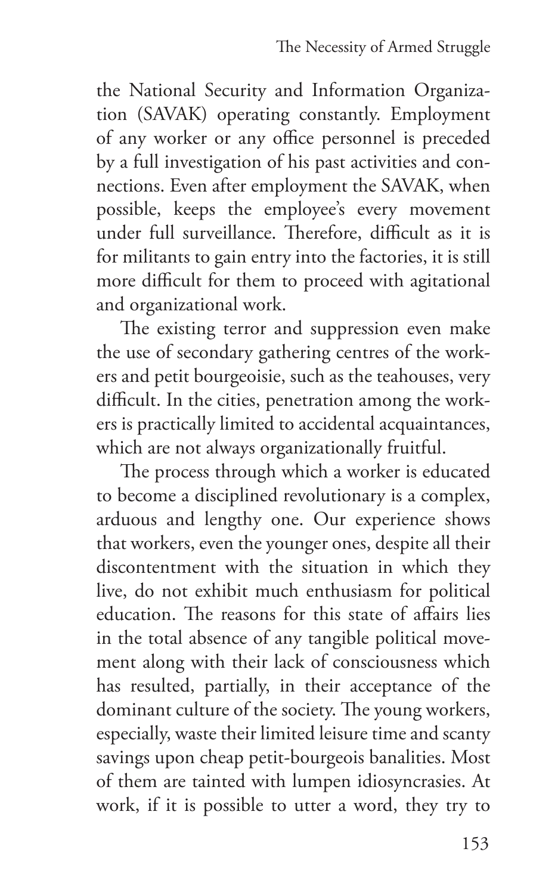the National Security and Information Organization (SAVAK) operating constantly. Employment of any worker or any office personnel is preceded by a full investigation of his past activities and connections. Even after employment the SAVAK, when possible, keeps the employee's every movement under full surveillance. Therefore, difficult as it is for militants to gain entry into the factories, it is still more difficult for them to proceed with agitational and organizational work.

The existing terror and suppression even make the use of secondary gathering centres of the workers and petit bourgeoisie, such as the teahouses, very difficult. In the cities, penetration among the workers is practically limited to accidental acquaintances, which are not always organizationally fruitful.

The process through which a worker is educated to become a disciplined revolutionary is a complex, arduous and lengthy one. Our experience shows that workers, even the younger ones, despite all their discontentment with the situation in which they live, do not exhibit much enthusiasm for political education. The reasons for this state of affairs lies in the total absence of any tangible political movement along with their lack of consciousness which has resulted, partially, in their acceptance of the dominant culture of the society. The young workers, especially, waste their limited leisure time and scanty savings upon cheap petit-bourgeois banalities. Most of them are tainted with lumpen idiosyncrasies. At work, if it is possible to utter a word, they try to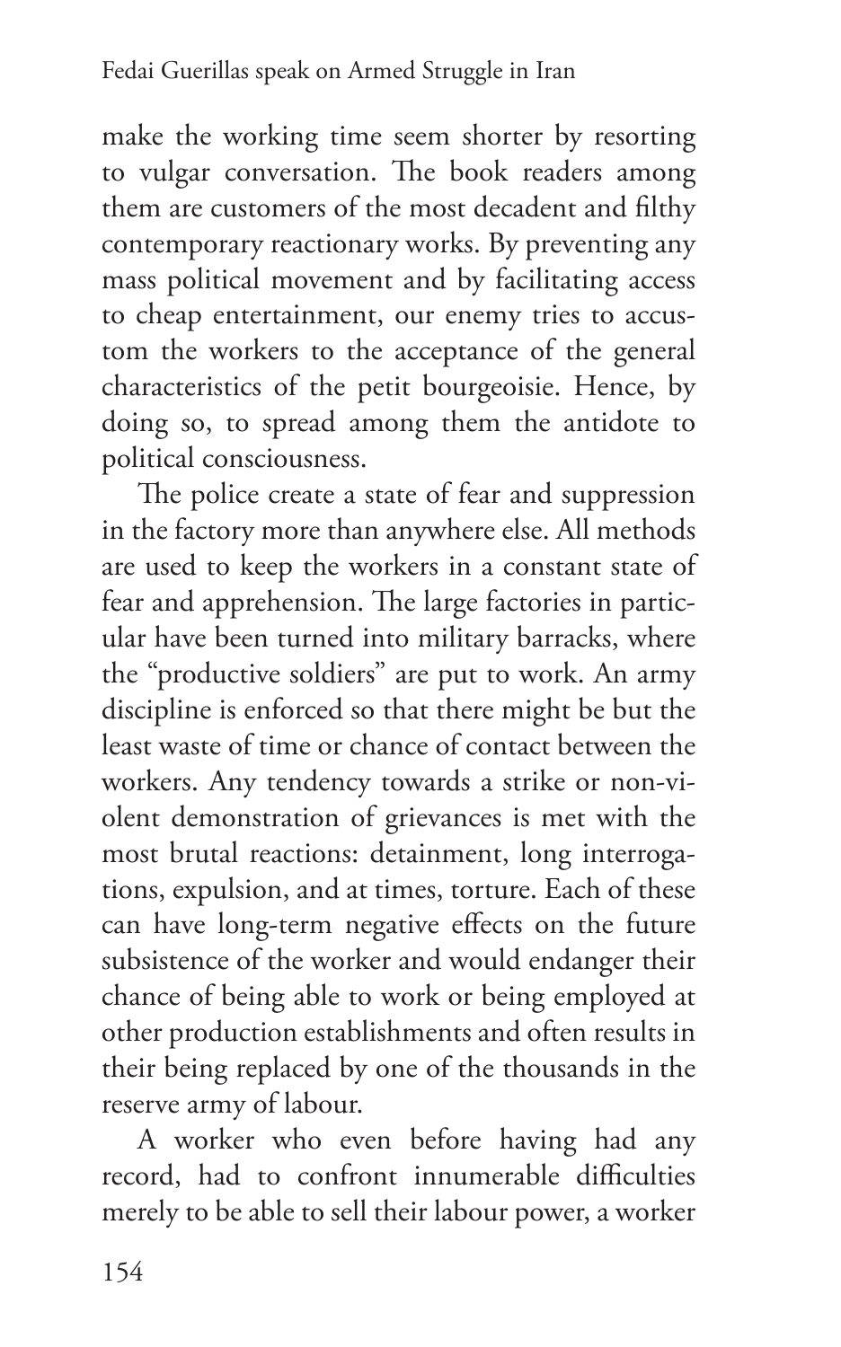make the working time seem shorter by resorting to vulgar conversation. The book readers among them are customers of the most decadent and filthy contemporary reactionary works. By preventing any mass political movement and by facilitating access to cheap entertainment, our enemy tries to accustom the workers to the acceptance of the general characteristics of the petit bourgeoisie. Hence, by doing so, to spread among them the antidote to political consciousness.

The police create a state of fear and suppression in the factory more than anywhere else. All methods are used to keep the workers in a constant state of fear and apprehension. The large factories in particular have been turned into military barracks, where the "productive soldiers" are put to work. An army discipline is enforced so that there might be but the least waste of time or chance of contact between the workers. Any tendency towards a strike or non-violent demonstration of grievances is met with the most brutal reactions: detainment, long interrogations, expulsion, and at times, torture. Each of these can have long-term negative effects on the future subsistence of the worker and would endanger their chance of being able to work or being employed at other production establishments and often results in their being replaced by one of the thousands in the reserve army of labour.

A worker who even before having had any record, had to confront innumerable difficulties merely to be able to sell their labour power, a worker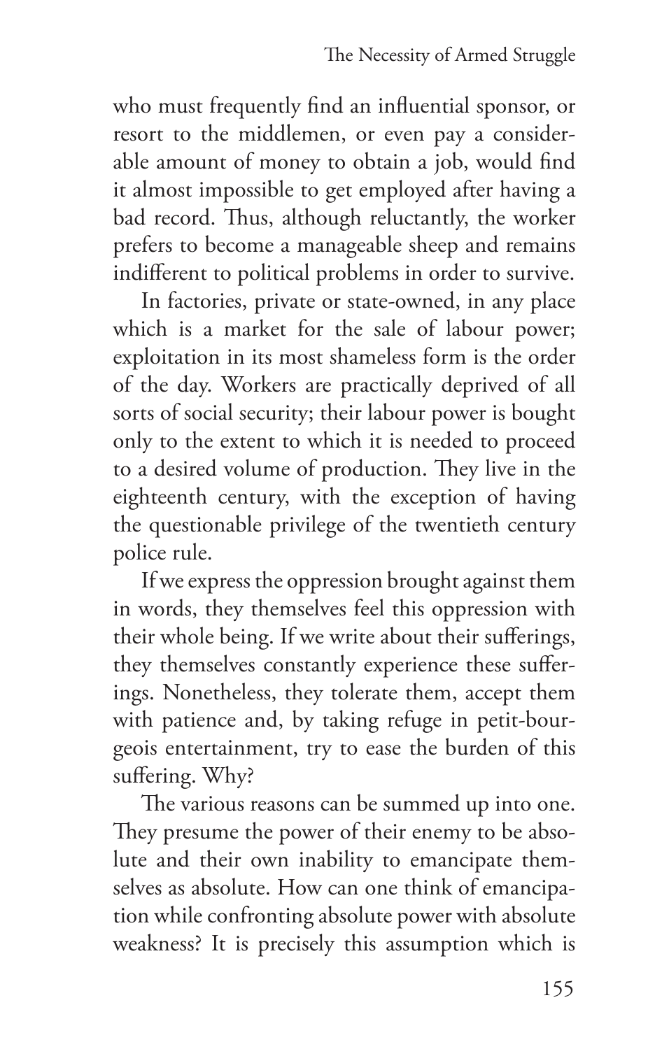who must frequently find an influential sponsor, or resort to the middlemen, or even pay a considerable amount of money to obtain a job, would find it almost impossible to get employed after having a bad record. Thus, although reluctantly, the worker prefers to become a manageable sheep and remains indifferent to political problems in order to survive.

In factories, private or state-owned, in any place which is a market for the sale of labour power; exploitation in its most shameless form is the order of the day. Workers are practically deprived of all sorts of social security; their labour power is bought only to the extent to which it is needed to proceed to a desired volume of production. They live in the eighteenth century, with the exception of having the questionable privilege of the twentieth century police rule.

If we express the oppression brought against them in words, they themselves feel this oppression with their whole being. If we write about their sufferings, they themselves constantly experience these sufferings. Nonetheless, they tolerate them, accept them with patience and, by taking refuge in petit-bourgeois entertainment, try to ease the burden of this suffering. Why?

The various reasons can be summed up into one. They presume the power of their enemy to be absolute and their own inability to emancipate themselves as absolute. How can one think of emancipation while confronting absolute power with absolute weakness? It is precisely this assumption which is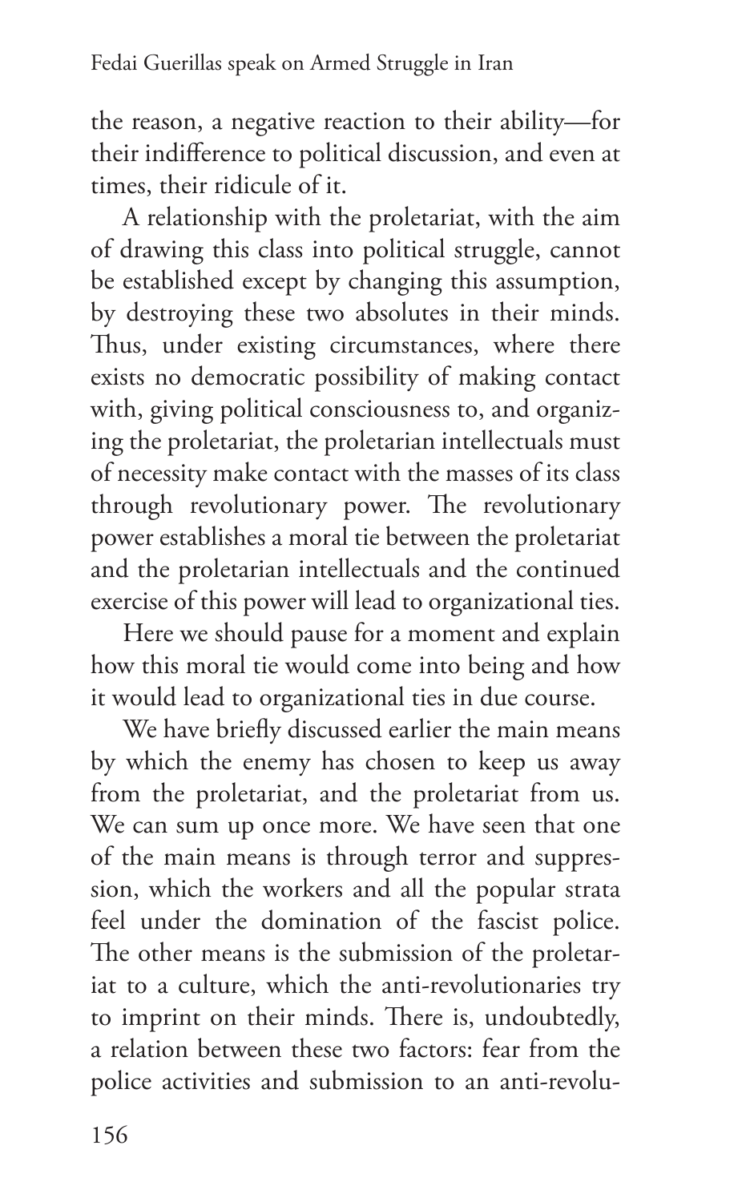the reason, a negative reaction to their ability—for their indifference to political discussion, and even at times, their ridicule of it.

A relationship with the proletariat, with the aim of drawing this class into political struggle, cannot be established except by changing this assumption, by destroying these two absolutes in their minds. Thus, under existing circumstances, where there exists no democratic possibility of making contact with, giving political consciousness to, and organizing the proletariat, the proletarian intellectuals must of necessity make contact with the masses of its class through revolutionary power. The revolutionary power establishes a moral tie between the proletariat and the proletarian intellectuals and the continued exercise of this power will lead to organizational ties.

Here we should pause for a moment and explain how this moral tie would come into being and how it would lead to organizational ties in due course.

We have briefly discussed earlier the main means by which the enemy has chosen to keep us away from the proletariat, and the proletariat from us. We can sum up once more. We have seen that one of the main means is through terror and suppression, which the workers and all the popular strata feel under the domination of the fascist police. The other means is the submission of the proletariat to a culture, which the anti-revolutionaries try to imprint on their minds. There is, undoubtedly, a relation between these two factors: fear from the police activities and submission to an anti-revolu-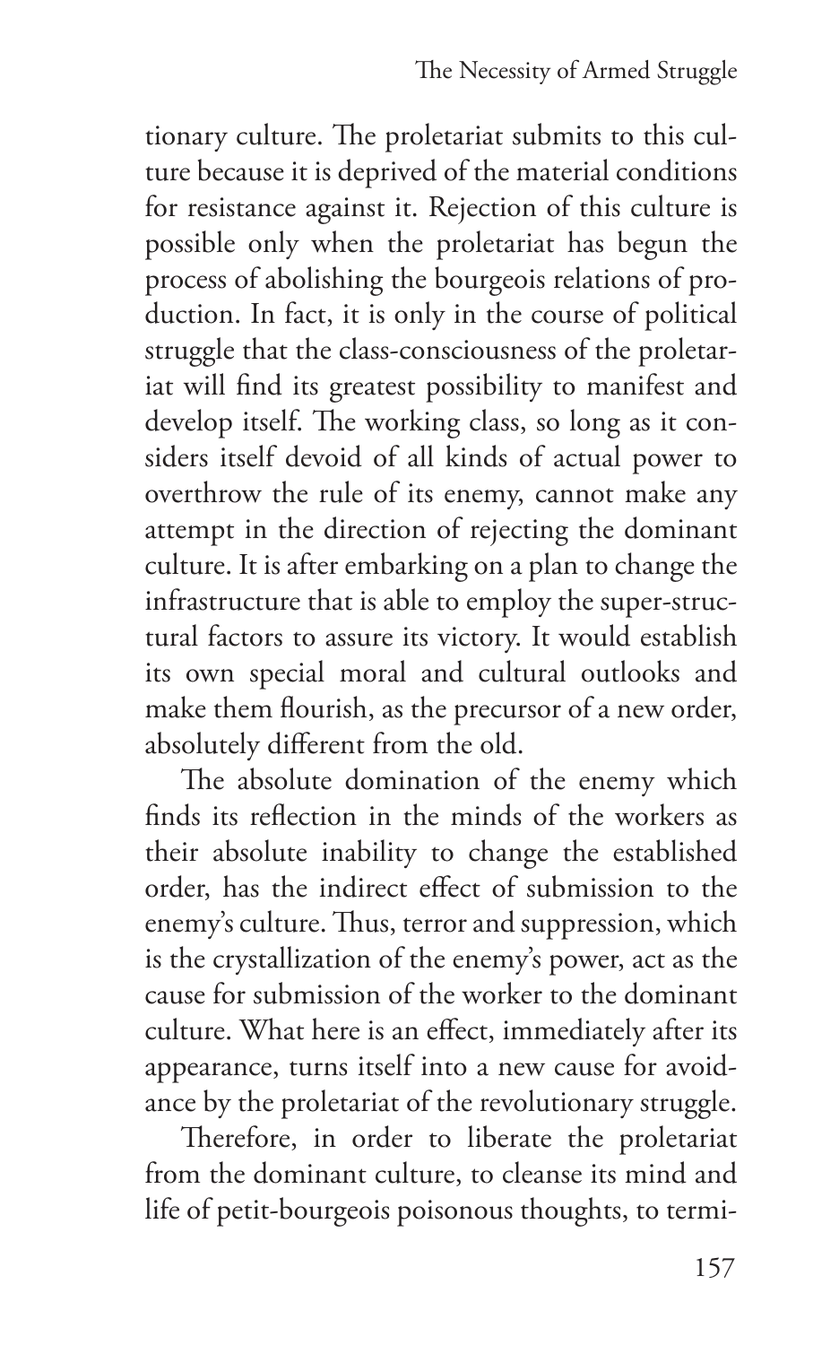tionary culture. The proletariat submits to this culture because it is deprived of the material conditions for resistance against it. Rejection of this culture is possible only when the proletariat has begun the process of abolishing the bourgeois relations of production. In fact, it is only in the course of political struggle that the class-consciousness of the proletariat will find its greatest possibility to manifest and develop itself. The working class, so long as it considers itself devoid of all kinds of actual power to overthrow the rule of its enemy, cannot make any attempt in the direction of rejecting the dominant culture. It is after embarking on a plan to change the infrastructure that is able to employ the super-structural factors to assure its victory. It would establish its own special moral and cultural outlooks and make them flourish, as the precursor of a new order, absolutely different from the old.

The absolute domination of the enemy which finds its reflection in the minds of the workers as their absolute inability to change the established order, has the indirect effect of submission to the enemy's culture. Thus, terror and suppression, which is the crystallization of the enemy's power, act as the cause for submission of the worker to the dominant culture. What here is an effect, immediately after its appearance, turns itself into a new cause for avoidance by the proletariat of the revolutionary struggle.

Therefore, in order to liberate the proletariat from the dominant culture, to cleanse its mind and life of petit-bourgeois poisonous thoughts, to termi-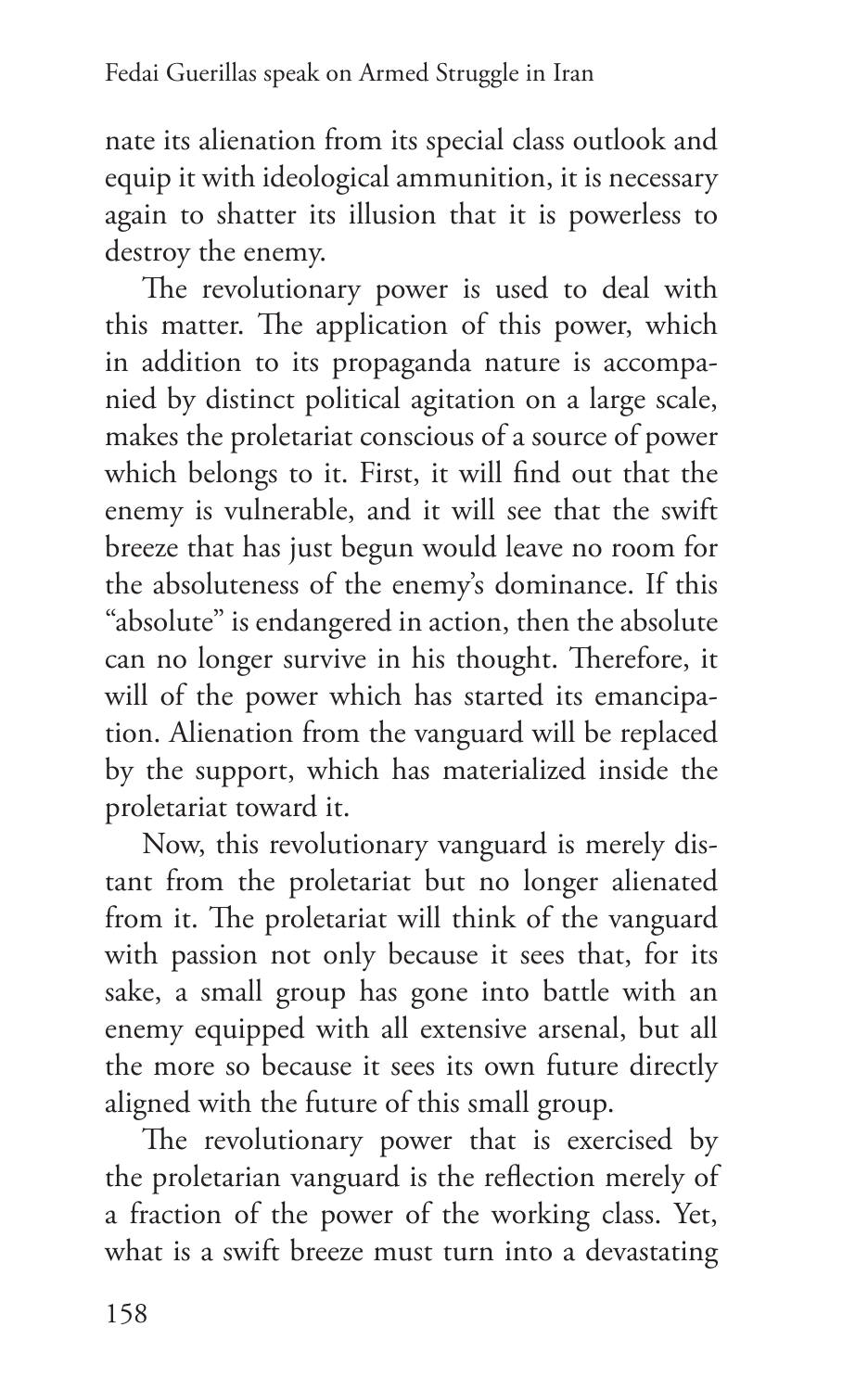nate its alienation from its special class outlook and equip it with ideological ammunition, it is necessary again to shatter its illusion that it is powerless to destroy the enemy.

The revolutionary power is used to deal with this matter. The application of this power, which in addition to its propaganda nature is accompanied by distinct political agitation on a large scale, makes the proletariat conscious of a source of power which belongs to it. First, it will find out that the enemy is vulnerable, and it will see that the swift breeze that has just begun would leave no room for the absoluteness of the enemy's dominance. If this "absolute" is endangered in action, then the absolute can no longer survive in his thought. Therefore, it will of the power which has started its emancipation. Alienation from the vanguard will be replaced by the support, which has materialized inside the proletariat toward it.

Now, this revolutionary vanguard is merely distant from the proletariat but no longer alienated from it. The proletariat will think of the vanguard with passion not only because it sees that, for its sake, a small group has gone into battle with an enemy equipped with all extensive arsenal, but all the more so because it sees its own future directly aligned with the future of this small group.

The revolutionary power that is exercised by the proletarian vanguard is the reflection merely of a fraction of the power of the working class. Yet, what is a swift breeze must turn into a devastating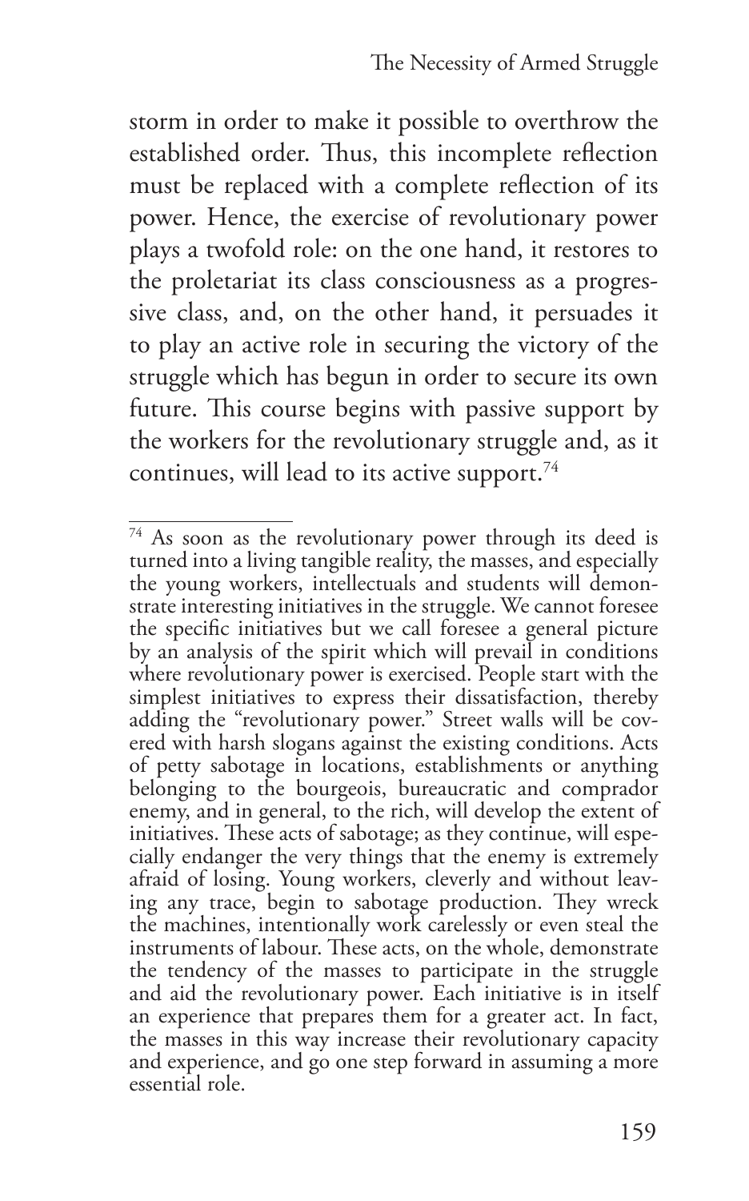storm in order to make it possible to overthrow the established order. Thus, this incomplete reflection must be replaced with a complete reflection of its power. Hence, the exercise of revolutionary power plays a twofold role: on the one hand, it restores to the proletariat its class consciousness as a progressive class, and, on the other hand, it persuades it to play an active role in securing the victory of the struggle which has begun in order to secure its own future. This course begins with passive support by the workers for the revolutionary struggle and, as it continues, will lead to its active support.[74]

---

[74] As soon as the revolutionary power through its deed is turned into a living tangible reality, the masses, and especially the young workers, intellectuals and students will demonstrate interesting initiatives in the struggle. We cannot foresee the specific initiatives but we call foresee a general picture by an analysis of the spirit which will prevail in conditions where revolutionary power is exercised. People start with the simplest initiatives to express their dissatisfaction, thereby adding the "revolutionary power." Street walls will be covered with harsh slogans against the existing conditions. Acts of petty sabotage in locations, establishments or anything belonging to the bourgeois, bureaucratic and comprador enemy, and in general, to the rich, will develop the extent of initiatives. These acts of sabotage; as they continue, will especially endanger the very things that the enemy is extremely afraid of losing. Young workers, cleverly and without leaving any trace, begin to sabotage production. They wreck the machines, intentionally work carelessly or even steal the instruments of labour. These acts, on the whole, demonstrate the tendency of the masses to participate in the struggle and aid the revolutionary power. Each initiative is in itself an experience that prepares them for a greater act. In fact, the masses in this way increase their revolutionary capacity and experience, and go one step forward in assuming a more essential role.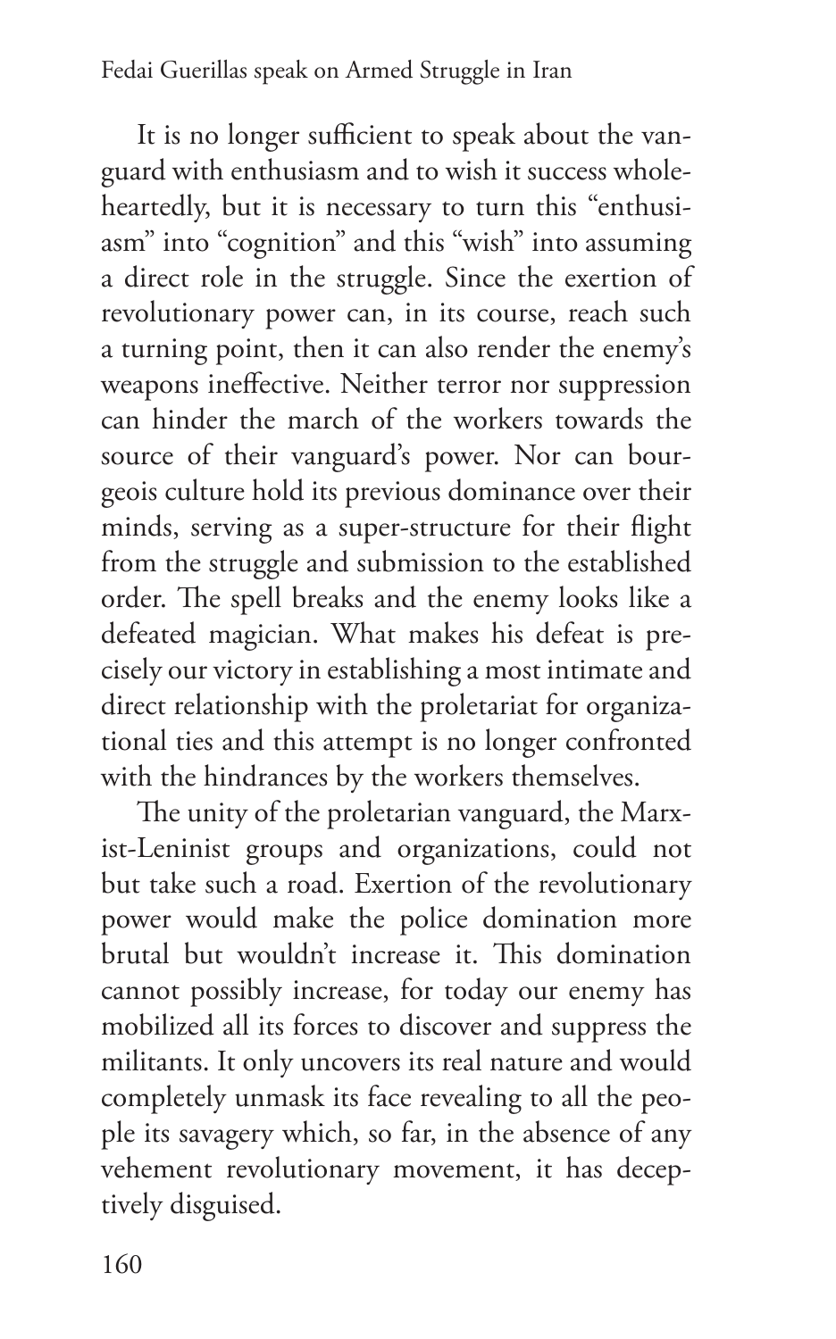It is no longer sufficient to speak about the vanguard with enthusiasm and to wish it success wholeheartedly, but it is necessary to turn this "enthusiasm" into "cognition" and this "wish" into assuming a direct role in the struggle. Since the exertion of revolutionary power can, in its course, reach such a turning point, then it can also render the enemy's weapons ineffective. Neither terror nor suppression can hinder the march of the workers towards the source of their vanguard's power. Nor can bourgeois culture hold its previous dominance over their minds, serving as a super-structure for their flight from the struggle and submission to the established order. The spell breaks and the enemy looks like a defeated magician. What makes his defeat is precisely our victory in establishing a most intimate and direct relationship with the proletariat for organizational ties and this attempt is no longer confronted with the hindrances by the workers themselves.

The unity of the proletarian vanguard, the Marxist-Leninist groups and organizations, could not but take such a road. Exertion of the revolutionary power would make the police domination more brutal but wouldn't increase it. This domination cannot possibly increase, for today our enemy has mobilized all its forces to discover and suppress the militants. It only uncovers its real nature and would completely unmask its face revealing to all the people its savagery which, so far, in the absence of any vehement revolutionary movement, it has deceptively disguised.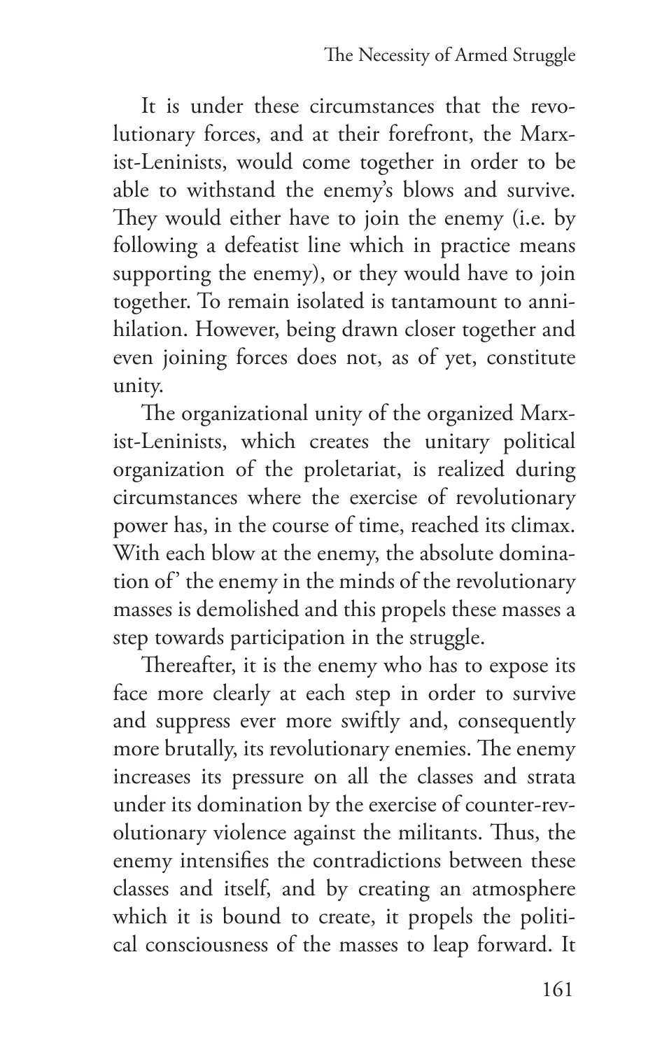It is under these circumstances that the revolutionary forces, and at their forefront, the Marxist-Leninists, would come together in order to be able to withstand the enemy's blows and survive. They would either have to join the enemy (i.e. by following a defeatist line which in practice means supporting the enemy), or they would have to join together. To remain isolated is tantamount to annihilation. However, being drawn closer together and even joining forces does not, as of yet, constitute unity.

The organizational unity of the organized Marxist-Leninists, which creates the unitary political organization of the proletariat, is realized during circumstances where the exercise of revolutionary power has, in the course of time, reached its climax. With each blow at the enemy, the absolute domination of' the enemy in the minds of the revolutionary masses is demolished and this propels these masses a step towards participation in the struggle.

Thereafter, it is the enemy who has to expose its face more clearly at each step in order to survive and suppress ever more swiftly and, consequently more brutally, its revolutionary enemies. The enemy increases its pressure on all the classes and strata under its domination by the exercise of counter-revolutionary violence against the militants. Thus, the enemy intensifies the contradictions between these classes and itself, and by creating an atmosphere which it is bound to create, it propels the political consciousness of the masses to leap forward. It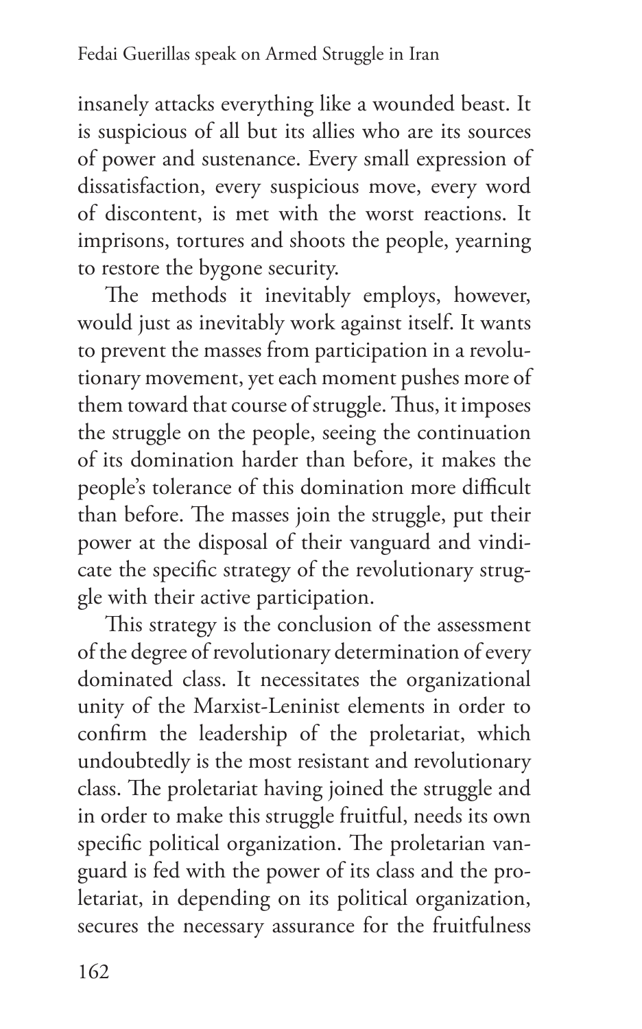insanely attacks everything like a wounded beast. It is suspicious of all but its allies who are its sources of power and sustenance. Every small expression of dissatisfaction, every suspicious move, every word of discontent, is met with the worst reactions. It imprisons, tortures and shoots the people, yearning to restore the bygone security.

The methods it inevitably employs, however, would just as inevitably work against itself. It wants to prevent the masses from participation in a revolutionary movement, yet each moment pushes more of them toward that course of struggle. Thus, it imposes the struggle on the people, seeing the continuation of its domination harder than before, it makes the people's tolerance of this domination more difficult than before. The masses join the struggle, put their power at the disposal of their vanguard and vindicate the specific strategy of the revolutionary struggle with their active participation.

This strategy is the conclusion of the assessment of the degree of revolutionary determination of every dominated class. It necessitates the organizational unity of the Marxist-Leninist elements in order to confirm the leadership of the proletariat, which undoubtedly is the most resistant and revolutionary class. The proletariat having joined the struggle and in order to make this struggle fruitful, needs its own specific political organization. The proletarian vanguard is fed with the power of its class and the proletariat, in depending on its political organization, secures the necessary assurance for the fruitfulness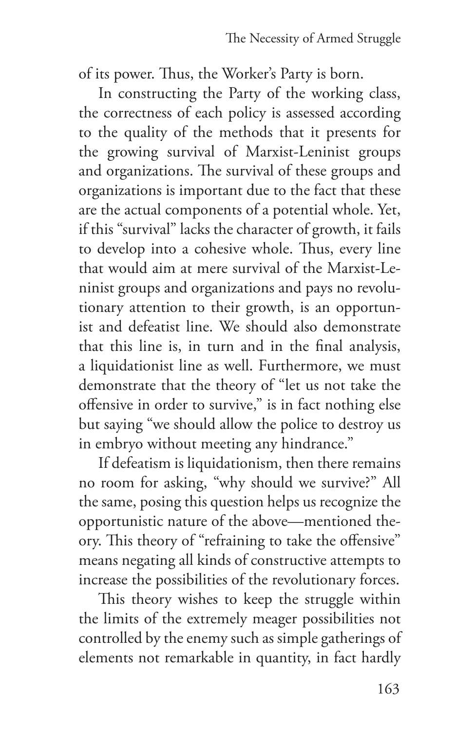of its power. Thus, the Worker's Party is born.

In constructing the Party of the working class, the correctness of each policy is assessed according to the quality of the methods that it presents for the growing survival of Marxist-Leninist groups and organizations. The survival of these groups and organizations is important due to the fact that these are the actual components of a potential whole. Yet, if this "survival" lacks the character of growth, it fails to develop into a cohesive whole. Thus, every line that would aim at mere survival of the Marxist-Leninist groups and organizations and pays no revolutionary attention to their growth, is an opportunist and defeatist line. We should also demonstrate that this line is, in turn and in the final analysis, a liquidationist line as well. Furthermore, we must demonstrate that the theory of "let us not take the offensive in order to survive," is in fact nothing else but saying "we should allow the police to destroy us in embryo without meeting any hindrance."

If defeatism is liquidationism, then there remains no room for asking, "why should we survive?" All the same, posing this question helps us recognize the opportunistic nature of the above—mentioned theory. This theory of "refraining to take the offensive" means negating all kinds of constructive attempts to increase the possibilities of the revolutionary forces.

This theory wishes to keep the struggle within the limits of the extremely meager possibilities not controlled by the enemy such as simple gatherings of elements not remarkable in quantity, in fact hardly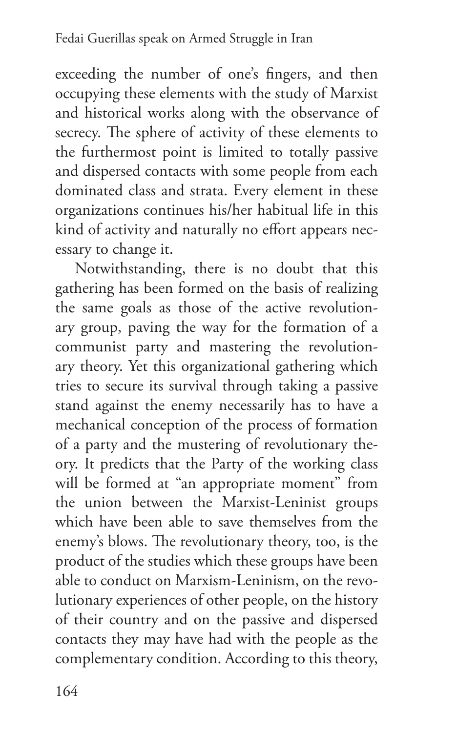exceeding the number of one's fingers, and then occupying these elements with the study of Marxist and historical works along with the observance of secrecy. The sphere of activity of these elements to the furthermost point is limited to totally passive and dispersed contacts with some people from each dominated class and strata. Every element in these organizations continues his/her habitual life in this kind of activity and naturally no effort appears necessary to change it.

Notwithstanding, there is no doubt that this gathering has been formed on the basis of realizing the same goals as those of the active revolutionary group, paving the way for the formation of a communist party and mastering the revolutionary theory. Yet this organizational gathering which tries to secure its survival through taking a passive stand against the enemy necessarily has to have a mechanical conception of the process of formation of a party and the mustering of revolutionary theory. It predicts that the Party of the working class will be formed at "an appropriate moment" from the union between the Marxist-Leninist groups which have been able to save themselves from the enemy's blows. The revolutionary theory, too, is the product of the studies which these groups have been able to conduct on Marxism-Leninism, on the revolutionary experiences of other people, on the history of their country and on the passive and dispersed contacts they may have had with the people as the complementary condition. According to this theory,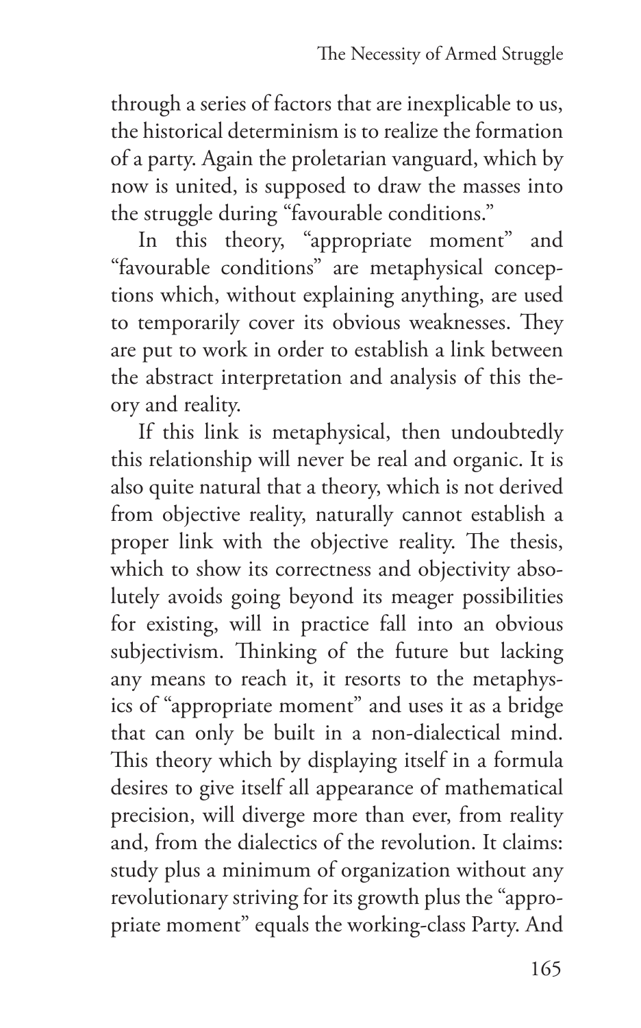through a series of factors that are inexplicable to us, the historical determinism is to realize the formation of a party. Again the proletarian vanguard, which by now is united, is supposed to draw the masses into the struggle during "favourable conditions."

In this theory, "appropriate moment" and "favourable conditions" are metaphysical conceptions which, without explaining anything, are used to temporarily cover its obvious weaknesses. They are put to work in order to establish a link between the abstract interpretation and analysis of this theory and reality.

If this link is metaphysical, then undoubtedly this relationship will never be real and organic. It is also quite natural that a theory, which is not derived from objective reality, naturally cannot establish a proper link with the objective reality. The thesis, which to show its correctness and objectivity absolutely avoids going beyond its meager possibilities for existing, will in practice fall into an obvious subjectivism. Thinking of the future but lacking any means to reach it, it resorts to the metaphysics of "appropriate moment" and uses it as a bridge that can only be built in a non-dialectical mind. This theory which by displaying itself in a formula desires to give itself all appearance of mathematical precision, will diverge more than ever, from reality and, from the dialectics of the revolution. It claims: study plus a minimum of organization without any revolutionary striving for its growth plus the "appropriate moment" equals the working-class Party. And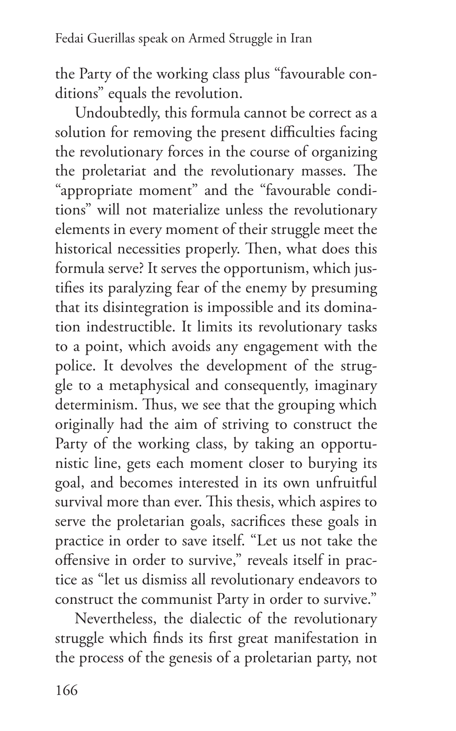the Party of the working class plus "favourable conditions" equals the revolution.

Undoubtedly, this formula cannot be correct as a solution for removing the present difficulties facing the revolutionary forces in the course of organizing the proletariat and the revolutionary masses. The "appropriate moment" and the "favourable conditions" will not materialize unless the revolutionary elements in every moment of their struggle meet the historical necessities properly. Then, what does this formula serve? It serves the opportunism, which justifies its paralyzing fear of the enemy by presuming that its disintegration is impossible and its domination indestructible. It limits its revolutionary tasks to a point, which avoids any engagement with the police. It devolves the development of the struggle to a metaphysical and consequently, imaginary determinism. Thus, we see that the grouping which originally had the aim of striving to construct the Party of the working class, by taking an opportunistic line, gets each moment closer to burying its goal, and becomes interested in its own unfruitful survival more than ever. This thesis, which aspires to serve the proletarian goals, sacrifices these goals in practice in order to save itself. "Let us not take the offensive in order to survive," reveals itself in practice as "let us dismiss all revolutionary endeavors to construct the communist Party in order to survive."

Nevertheless, the dialectic of the revolutionary struggle which finds its first great manifestation in the process of the genesis of a proletarian party, not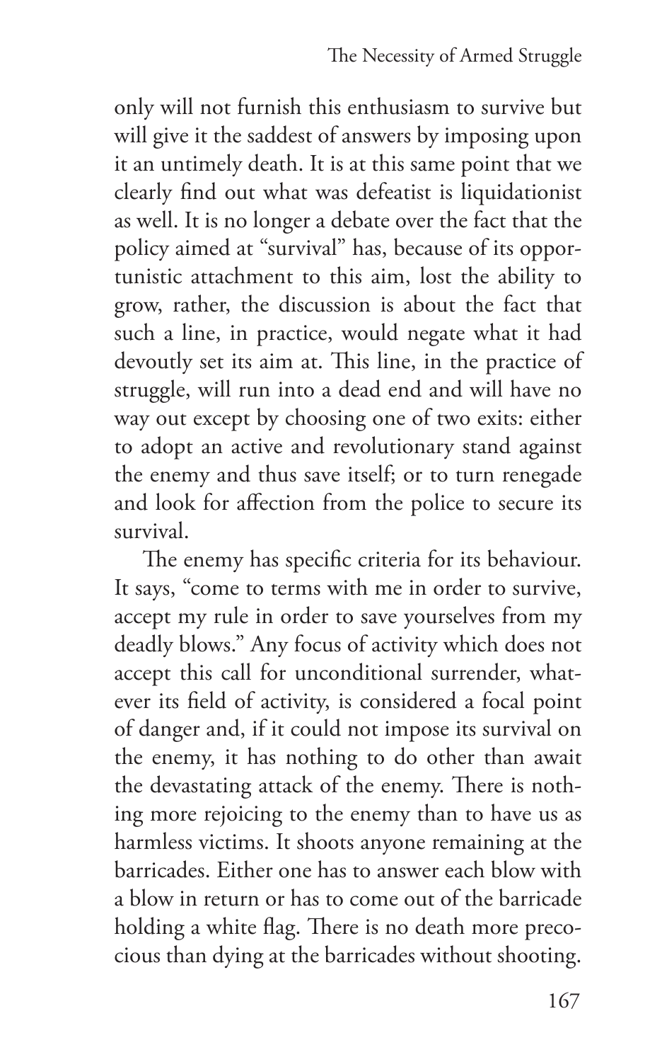only will not furnish this enthusiasm to survive but will give it the saddest of answers by imposing upon it an untimely death. It is at this same point that we clearly find out what was defeatist is liquidationist as well. It is no longer a debate over the fact that the policy aimed at "survival" has, because of its opportunistic attachment to this aim, lost the ability to grow, rather, the discussion is about the fact that such a line, in practice, would negate what it had devoutly set its aim at. This line, in the practice of struggle, will run into a dead end and will have no way out except by choosing one of two exits: either to adopt an active and revolutionary stand against the enemy and thus save itself; or to turn renegade and look for affection from the police to secure its survival.

The enemy has specific criteria for its behaviour. It says, "come to terms with me in order to survive, accept my rule in order to save yourselves from my deadly blows." Any focus of activity which does not accept this call for unconditional surrender, whatever its field of activity, is considered a focal point of danger and, if it could not impose its survival on the enemy, it has nothing to do other than await the devastating attack of the enemy. There is nothing more rejoicing to the enemy than to have us as harmless victims. It shoots anyone remaining at the barricades. Either one has to answer each blow with a blow in return or has to come out of the barricade holding a white flag. There is no death more precocious than dying at the barricades without shooting.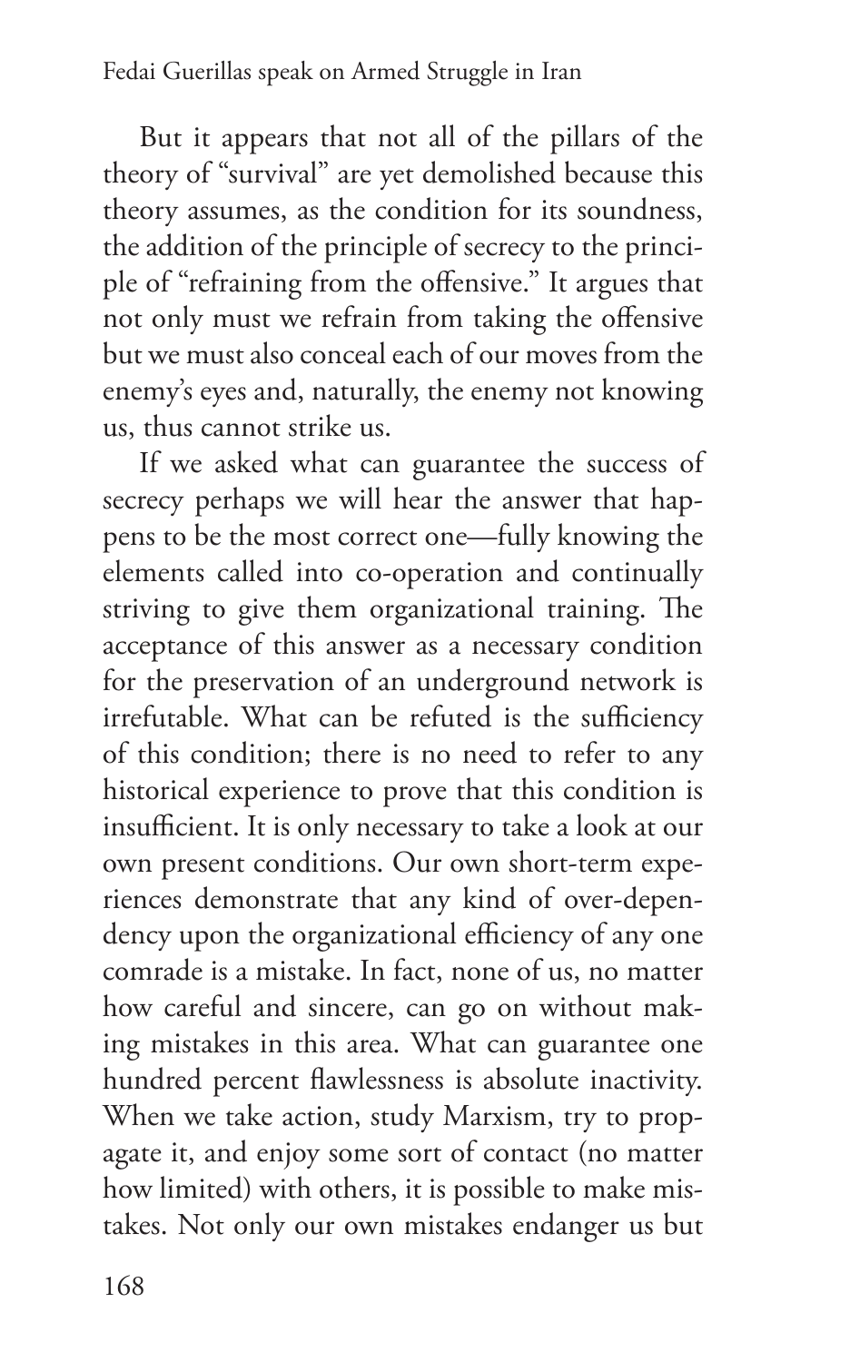But it appears that not all of the pillars of the theory of "survival" are yet demolished because this theory assumes, as the condition for its soundness, the addition of the principle of secrecy to the principle of "refraining from the offensive." It argues that not only must we refrain from taking the offensive but we must also conceal each of our moves from the enemy's eyes and, naturally, the enemy not knowing us, thus cannot strike us.

If we asked what can guarantee the success of secrecy perhaps we will hear the answer that happens to be the most correct one—fully knowing the elements called into co-operation and continually striving to give them organizational training. The acceptance of this answer as a necessary condition for the preservation of an underground network is irrefutable. What can be refuted is the sufficiency of this condition; there is no need to refer to any historical experience to prove that this condition is insufficient. It is only necessary to take a look at our own present conditions. Our own short-term experiences demonstrate that any kind of over-dependency upon the organizational efficiency of any one comrade is a mistake. In fact, none of us, no matter how careful and sincere, can go on without making mistakes in this area. What can guarantee one hundred percent flawlessness is absolute inactivity. When we take action, study Marxism, try to propagate it, and enjoy some sort of contact (no matter how limited) with others, it is possible to make mistakes. Not only our own mistakes endanger us but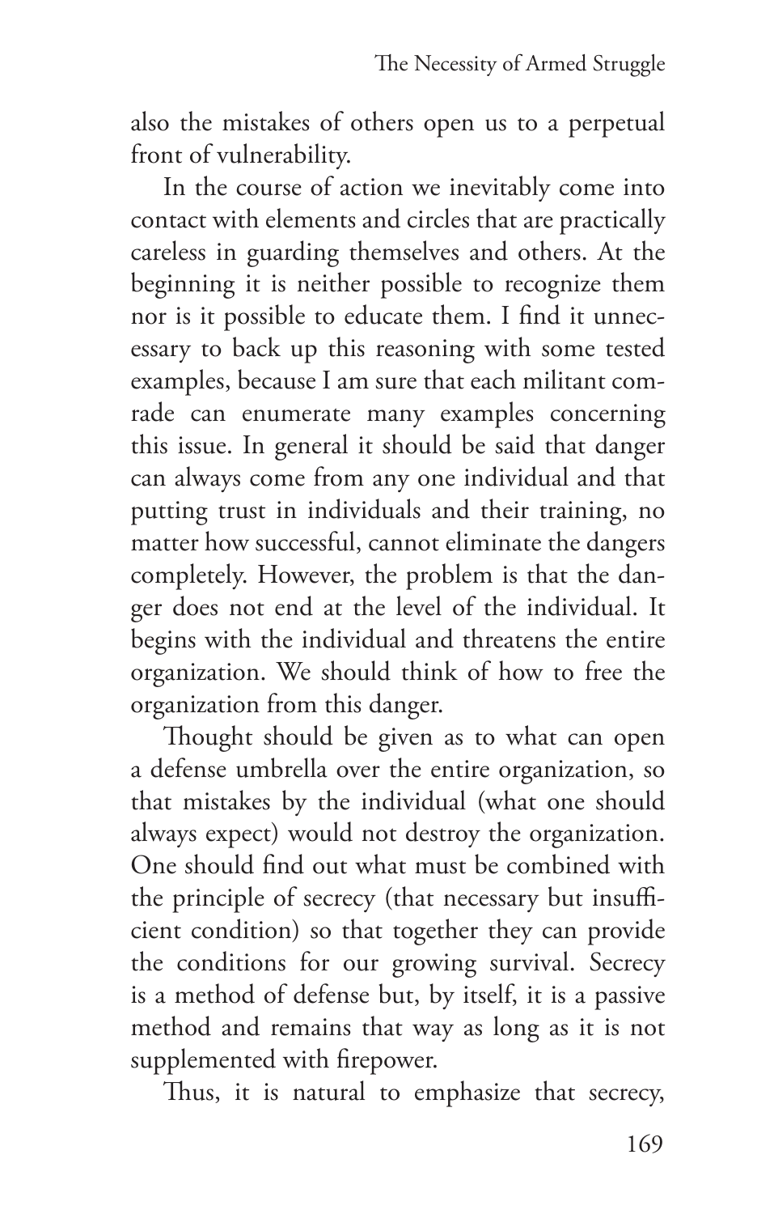also the mistakes of others open us to a perpetual front of vulnerability.

In the course of action we inevitably come into contact with elements and circles that are practically careless in guarding themselves and others. At the beginning it is neither possible to recognize them nor is it possible to educate them. I find it unnecessary to back up this reasoning with some tested examples, because I am sure that each militant comrade can enumerate many examples concerning this issue. In general it should be said that danger can always come from any one individual and that putting trust in individuals and their training, no matter how successful, cannot eliminate the dangers completely. However, the problem is that the danger does not end at the level of the individual. It begins with the individual and threatens the entire organization. We should think of how to free the organization from this danger.

Thought should be given as to what can open a defense umbrella over the entire organization, so that mistakes by the individual (what one should always expect) would not destroy the organization. One should find out what must be combined with the principle of secrecy (that necessary but insufficient condition) so that together they can provide the conditions for our growing survival. Secrecy is a method of defense but, by itself, it is a passive method and remains that way as long as it is not supplemented with firepower.

Thus, it is natural to emphasize that secrecy,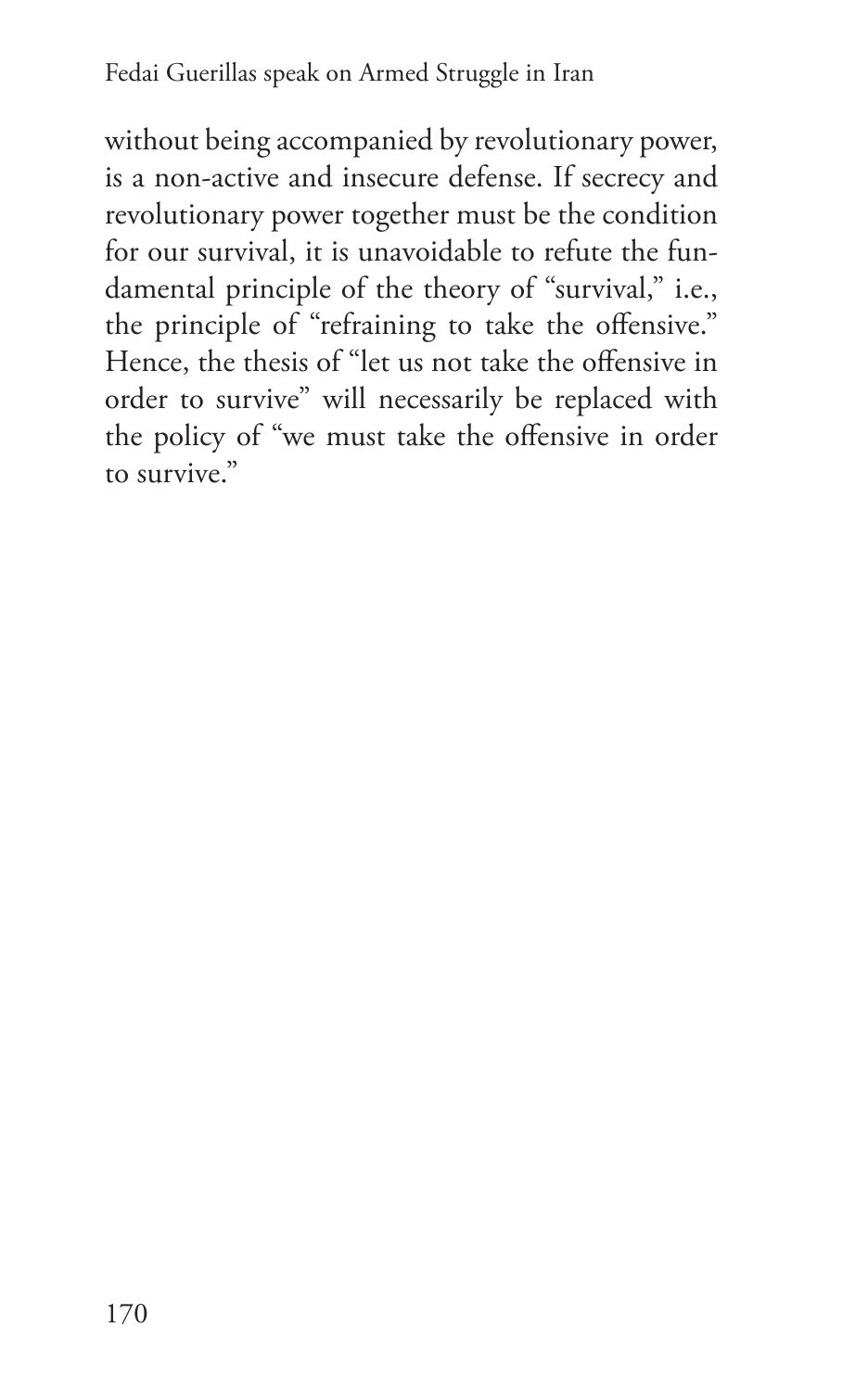without being accompanied by revolutionary power, is a non-active and insecure defense. If secrecy and revolutionary power together must be the condition for our survival, it is unavoidable to refute the fundamental principle of the theory of "survival," i.e., the principle of "refraining to take the offensive." Hence, the thesis of "let us not take the offensive in order to survive" will necessarily be replaced with the policy of "we must take the offensive in order to survive."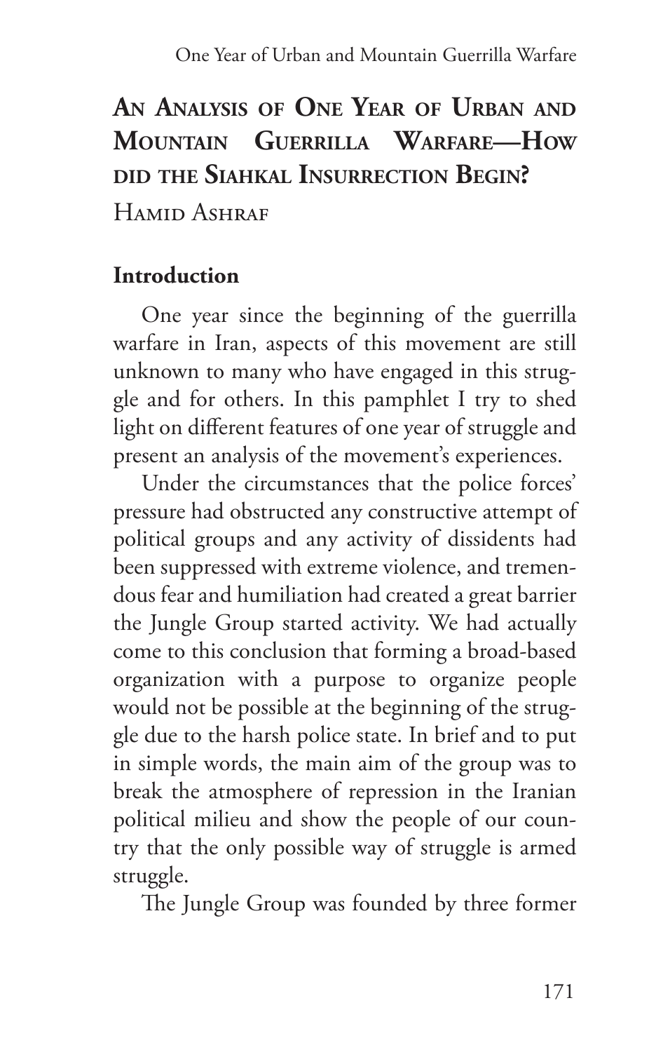# An Analysis of One Year of Urban and Mountain Guerrilla Warfare—How did the Siahkal Insurrection Begin?

Hamid Ashraf

## Introduction

One year since the beginning of the guerrilla warfare in Iran, aspects of this movement are still unknown to many who have engaged in this struggle and for others. In this pamphlet I try to shed light on different features of one year of struggle and present an analysis of the movement's experiences.

Under the circumstances that the police forces' pressure had obstructed any constructive attempt of political groups and any activity of dissidents had been suppressed with extreme violence, and tremendous fear and humiliation had created a great barrier the Jungle Group started activity. We had actually come to this conclusion that forming a broad-based organization with a purpose to organize people would not be possible at the beginning of the struggle due to the harsh police state. In brief and to put in simple words, the main aim of the group was to break the atmosphere of repression in the Iranian political milieu and show the people of our country that the only possible way of struggle is armed struggle.

The Jungle Group was founded by three former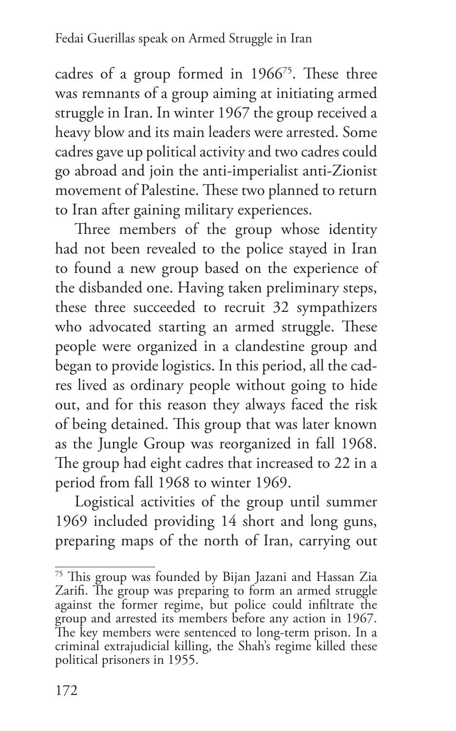cadres of a group formed in 1966[75]. These three was remnants of a group aiming at initiating armed struggle in Iran. In winter 1967 the group received a heavy blow and its main leaders were arrested. Some cadres gave up political activity and two cadres could go abroad and join the anti-imperialist anti-Zionist movement of Palestine. These two planned to return to Iran after gaining military experiences.

Three members of the group whose identity had not been revealed to the police stayed in Iran to found a new group based on the experience of the disbanded one. Having taken preliminary steps, these three succeeded to recruit 32 sympathizers who advocated starting an armed struggle. These people were organized in a clandestine group and began to provide logistics. In this period, all the cadres lived as ordinary people without going to hide out, and for this reason they always faced the risk of being detained. This group that was later known as the Jungle Group was reorganized in fall 1968. The group had eight cadres that increased to 22 in a period from fall 1968 to winter 1969.

Logistical activities of the group until summer 1969 included providing 14 short and long guns, preparing maps of the north of Iran, carrying out

---

[75] This group was founded by Bijan Jazani and Hassan Zia Zarifi. The group was preparing to form an armed struggle against the former regime, but police could infiltrate the group and arrested its members before any action in 1967. The key members were sentenced to long-term prison. In a criminal extrajudicial killing, the Shah's regime killed these political prisoners in 1955.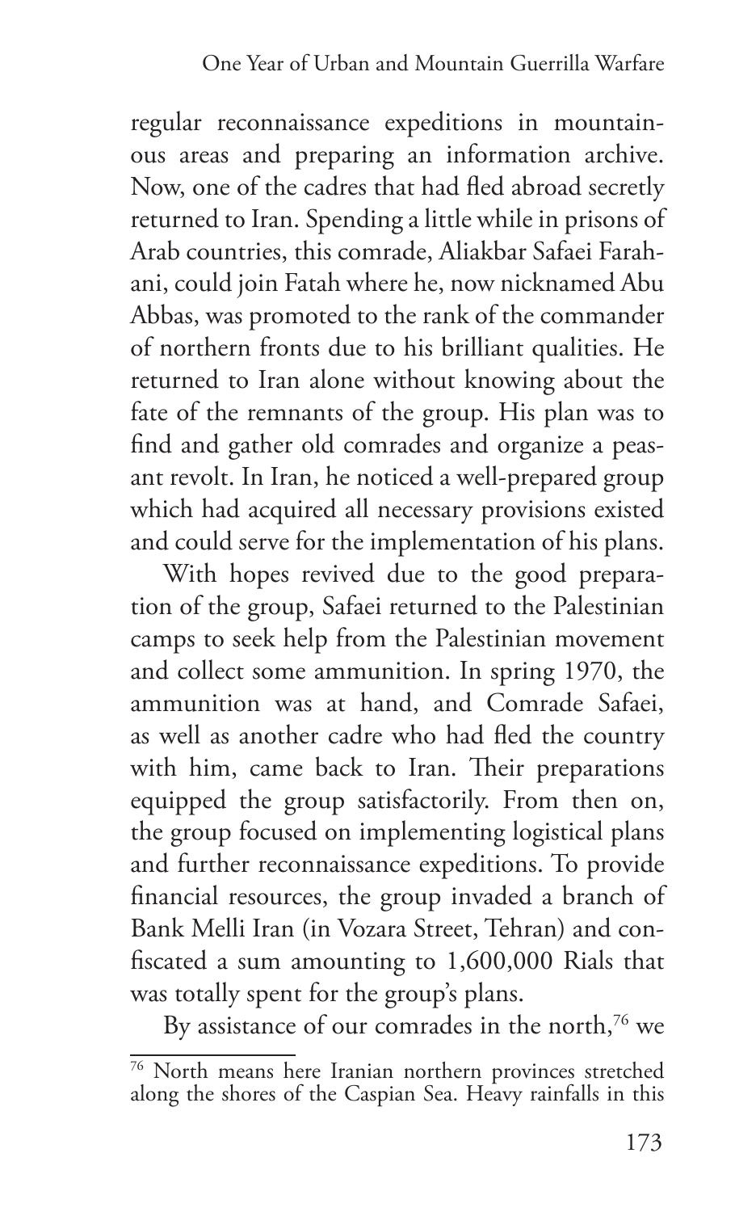regular reconnaissance expeditions in mountainous areas and preparing an information archive. Now, one of the cadres that had fled abroad secretly returned to Iran. Spending a little while in prisons of Arab countries, this comrade, Aliakbar Safaei Farahani, could join Fatah where he, now nicknamed Abu Abbas, was promoted to the rank of the commander of northern fronts due to his brilliant qualities. He returned to Iran alone without knowing about the fate of the remnants of the group. His plan was to find and gather old comrades and organize a peasant revolt. In Iran, he noticed a well-prepared group which had acquired all necessary provisions existed and could serve for the implementation of his plans.

With hopes revived due to the good preparation of the group, Safaei returned to the Palestinian camps to seek help from the Palestinian movement and collect some ammunition. In spring 1970, the ammunition was at hand, and Comrade Safaei, as well as another cadre who had fled the country with him, came back to Iran. Their preparations equipped the group satisfactorily. From then on, the group focused on implementing logistical plans and further reconnaissance expeditions. To provide financial resources, the group invaded a branch of Bank Melli Iran (in Vozara Street, Tehran) and confiscated a sum amounting to 1,600,000 Rials that was totally spent for the group's plans.

By assistance of our comrades in the north,[76] we

[76] North means here Iranian northern provinces stretched along the shores of the Caspian Sea. Heavy rainfalls in this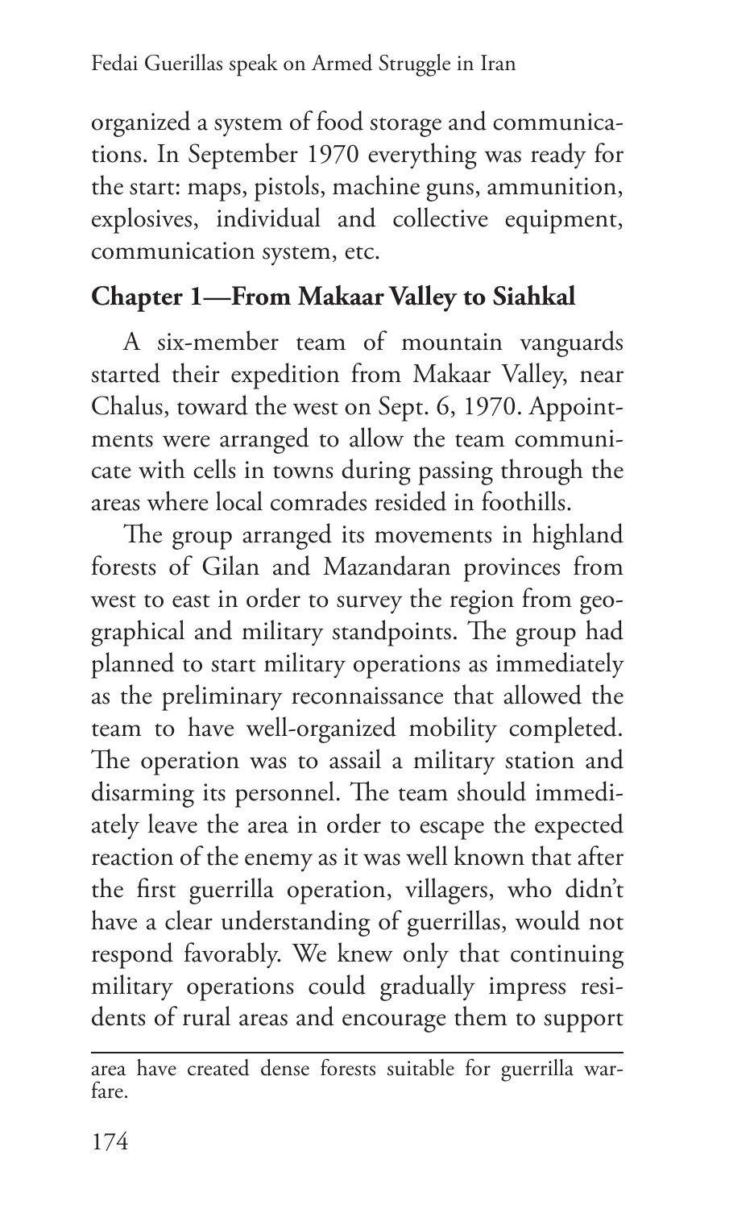organized a system of food storage and communications. In September 1970 everything was ready for the start: maps, pistols, machine guns, ammunition, explosives, individual and collective equipment, communication system, etc.

## Chapter 1—From Makaar Valley to Siahkal

A six-member team of mountain vanguards started their expedition from Makaar Valley, near Chalus, toward the west on Sept. 6, 1970. Appointments were arranged to allow the team communicate with cells in towns during passing through the areas where local comrades resided in foothills.

The group arranged its movements in highland forests of Gilan and Mazandaran provinces from west to east in order to survey the region from geographical and military standpoints. The group had planned to start military operations as immediately as the preliminary reconnaissance that allowed the team to have well-organized mobility completed. The operation was to assail a military station and disarming its personnel. The team should immediately leave the area in order to escape the expected reaction of the enemy as it was well known that after the first guerrilla operation, villagers, who didn't have a clear understanding of guerrillas, would not respond favorably. We knew only that continuing military operations could gradually impress residents of rural areas and encourage them to support

---

area have created dense forests suitable for guerrilla warfare.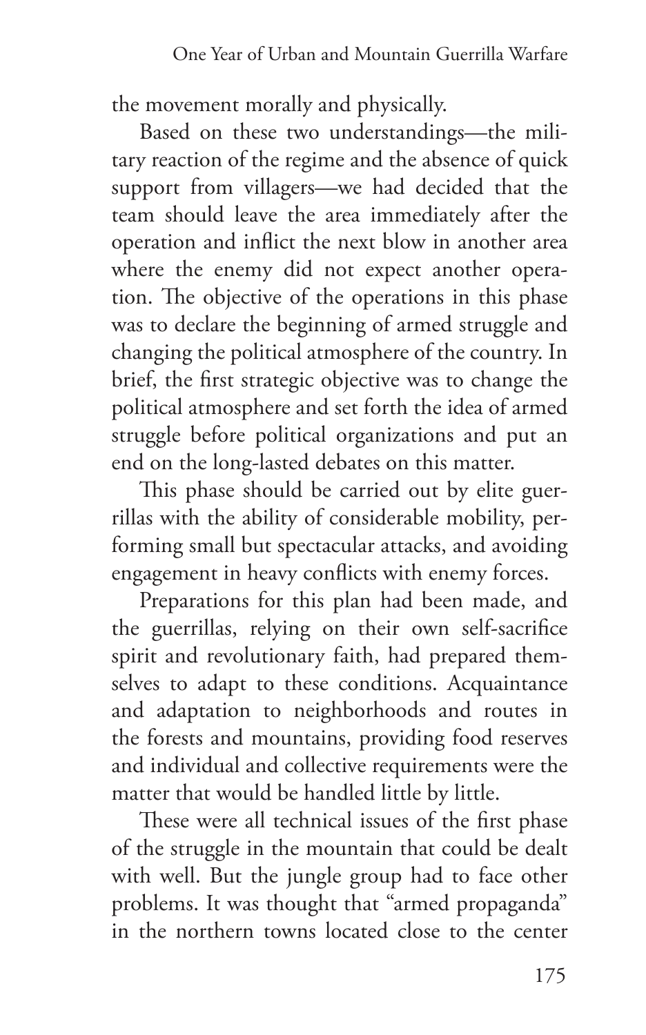the movement morally and physically.

Based on these two understandings—the military reaction of the regime and the absence of quick support from villagers—we had decided that the team should leave the area immediately after the operation and inflict the next blow in another area where the enemy did not expect another operation. The objective of the operations in this phase was to declare the beginning of armed struggle and changing the political atmosphere of the country. In brief, the first strategic objective was to change the political atmosphere and set forth the idea of armed struggle before political organizations and put an end on the long-lasted debates on this matter.

This phase should be carried out by elite guerrillas with the ability of considerable mobility, performing small but spectacular attacks, and avoiding engagement in heavy conflicts with enemy forces.

Preparations for this plan had been made, and the guerrillas, relying on their own self-sacrifice spirit and revolutionary faith, had prepared themselves to adapt to these conditions. Acquaintance and adaptation to neighborhoods and routes in the forests and mountains, providing food reserves and individual and collective requirements were the matter that would be handled little by little.

These were all technical issues of the first phase of the struggle in the mountain that could be dealt with well. But the jungle group had to face other problems. It was thought that "armed propaganda" in the northern towns located close to the center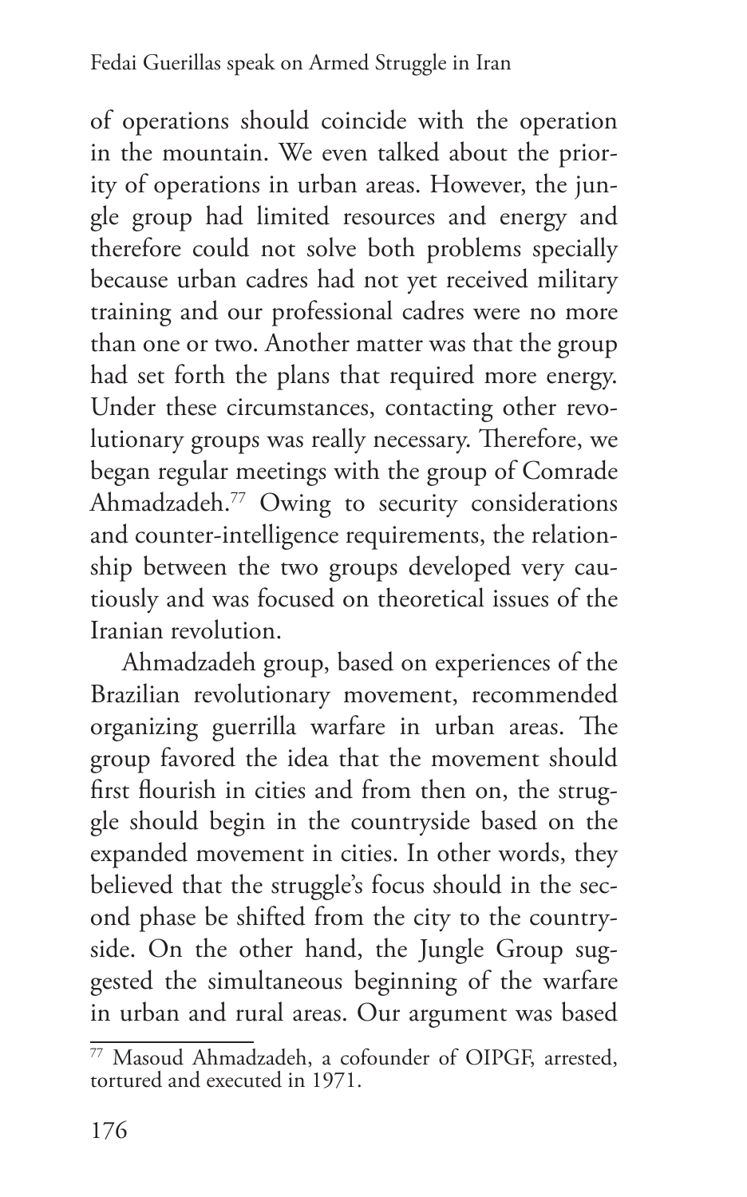of operations should coincide with the operation in the mountain. We even talked about the priority of operations in urban areas. However, the jungle group had limited resources and energy and therefore could not solve both problems specially because urban cadres had not yet received military training and our professional cadres were no more than one or two. Another matter was that the group had set forth the plans that required more energy. Under these circumstances, contacting other revolutionary groups was really necessary. Therefore, we began regular meetings with the group of Comrade Ahmadzadeh.[77] Owing to security considerations and counter-intelligence requirements, the relationship between the two groups developed very cautiously and was focused on theoretical issues of the Iranian revolution.

Ahmadzadeh group, based on experiences of the Brazilian revolutionary movement, recommended organizing guerrilla warfare in urban areas. The group favored the idea that the movement should first flourish in cities and from then on, the struggle should begin in the countryside based on the expanded movement in cities. In other words, they believed that the struggle's focus should in the second phase be shifted from the city to the countryside. On the other hand, the Jungle Group suggested the simultaneous beginning of the warfare in urban and rural areas. Our argument was based

[77] Masoud Ahmadzadeh, a cofounder of OIPGF, arrested, tortured and executed in 1971.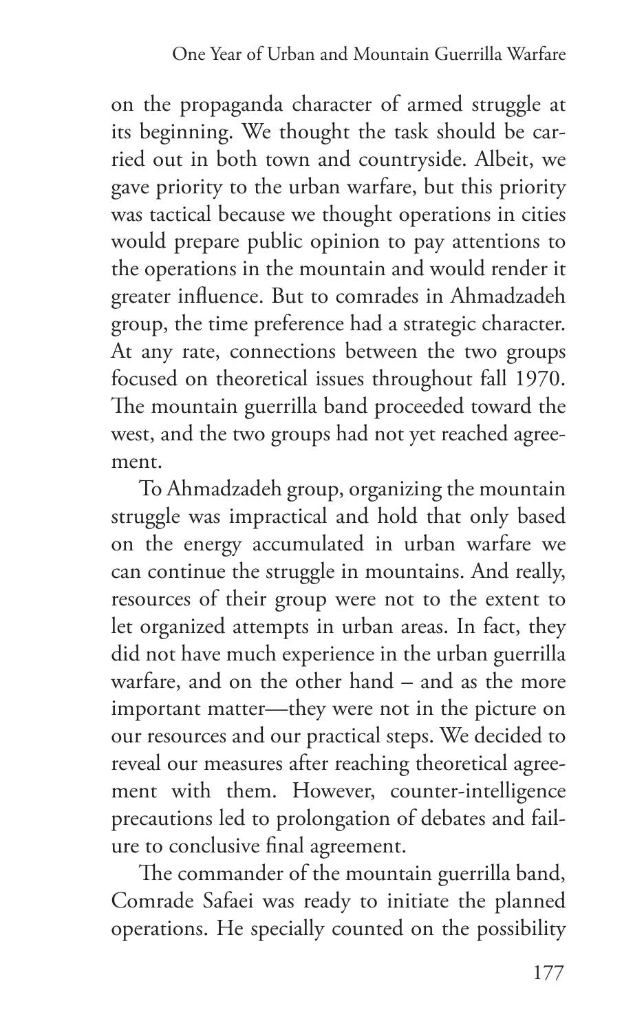on the propaganda character of armed struggle at its beginning. We thought the task should be carried out in both town and countryside. Albeit, we gave priority to the urban warfare, but this priority was tactical because we thought operations in cities would prepare public opinion to pay attentions to the operations in the mountain and would render it greater influence. But to comrades in Ahmadzadeh group, the time preference had a strategic character. At any rate, connections between the two groups focused on theoretical issues throughout fall 1970. The mountain guerrilla band proceeded toward the west, and the two groups had not yet reached agreement.

To Ahmadzadeh group, organizing the mountain struggle was impractical and hold that only based on the energy accumulated in urban warfare we can continue the struggle in mountains. And really, resources of their group were not to the extent to let organized attempts in urban areas. In fact, they did not have much experience in the urban guerrilla warfare, and on the other hand – and as the more important matter—they were not in the picture on our resources and our practical steps. We decided to reveal our measures after reaching theoretical agreement with them. However, counter-intelligence precautions led to prolongation of debates and failure to conclusive final agreement.

The commander of the mountain guerrilla band, Comrade Safaei was ready to initiate the planned operations. He specially counted on the possibility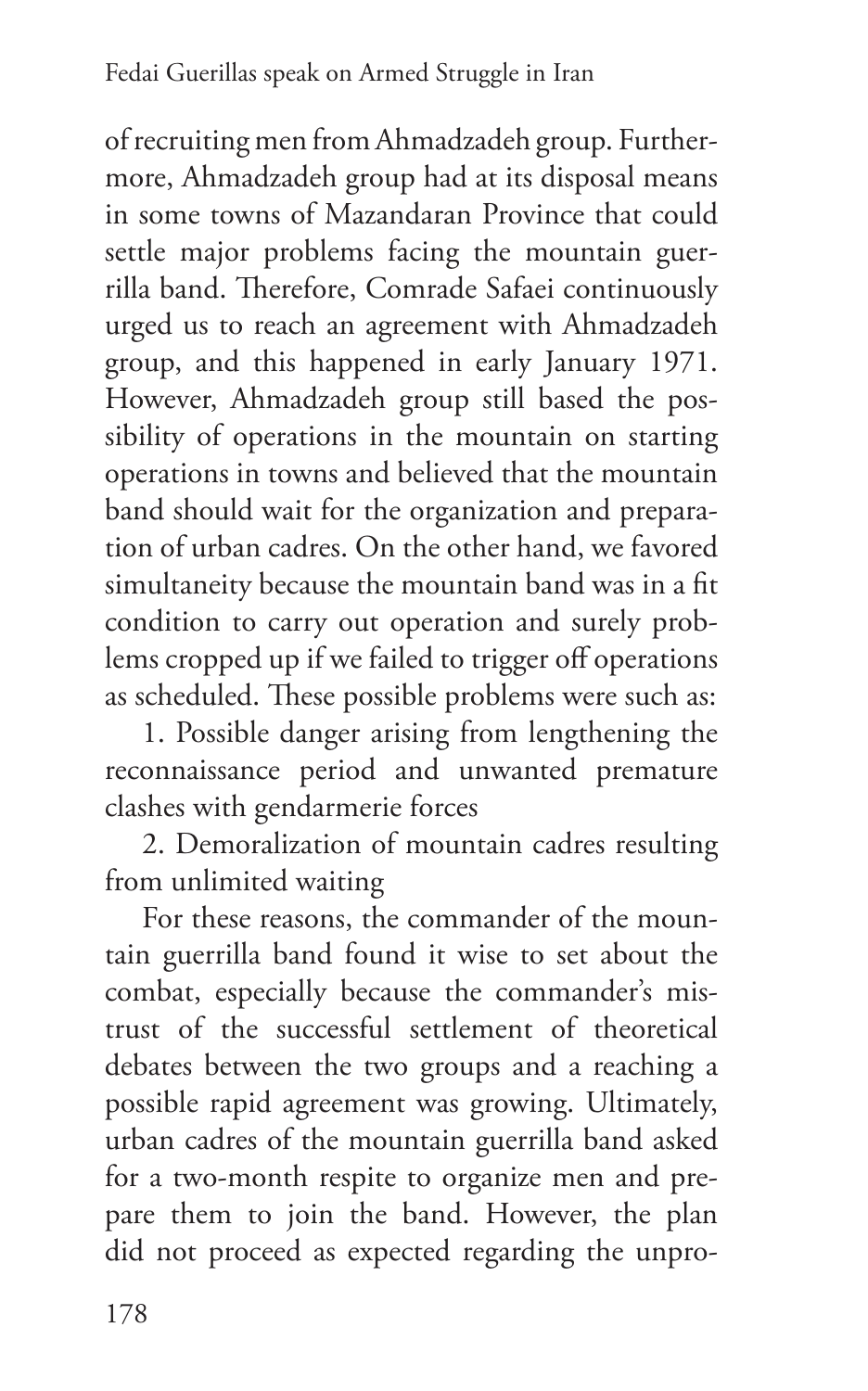of recruiting men from Ahmadzadeh group. Furthermore, Ahmadzadeh group had at its disposal means in some towns of Mazandaran Province that could settle major problems facing the mountain guerrilla band. Therefore, Comrade Safaei continuously urged us to reach an agreement with Ahmadzadeh group, and this happened in early January 1971. However, Ahmadzadeh group still based the possibility of operations in the mountain on starting operations in towns and believed that the mountain band should wait for the organization and preparation of urban cadres. On the other hand, we favored simultaneity because the mountain band was in a fit condition to carry out operation and surely problems cropped up if we failed to trigger off operations as scheduled. These possible problems were such as:

1. Possible danger arising from lengthening the reconnaissance period and unwanted premature clashes with gendarmerie forces
2. Demoralization of mountain cadres resulting from unlimited waiting

For these reasons, the commander of the mountain guerrilla band found it wise to set about the combat, especially because the commander's mistrust of the successful settlement of theoretical debates between the two groups and a reaching a possible rapid agreement was growing. Ultimately, urban cadres of the mountain guerrilla band asked for a two-month respite to organize men and prepare them to join the band. However, the plan did not proceed as expected regarding the unpro-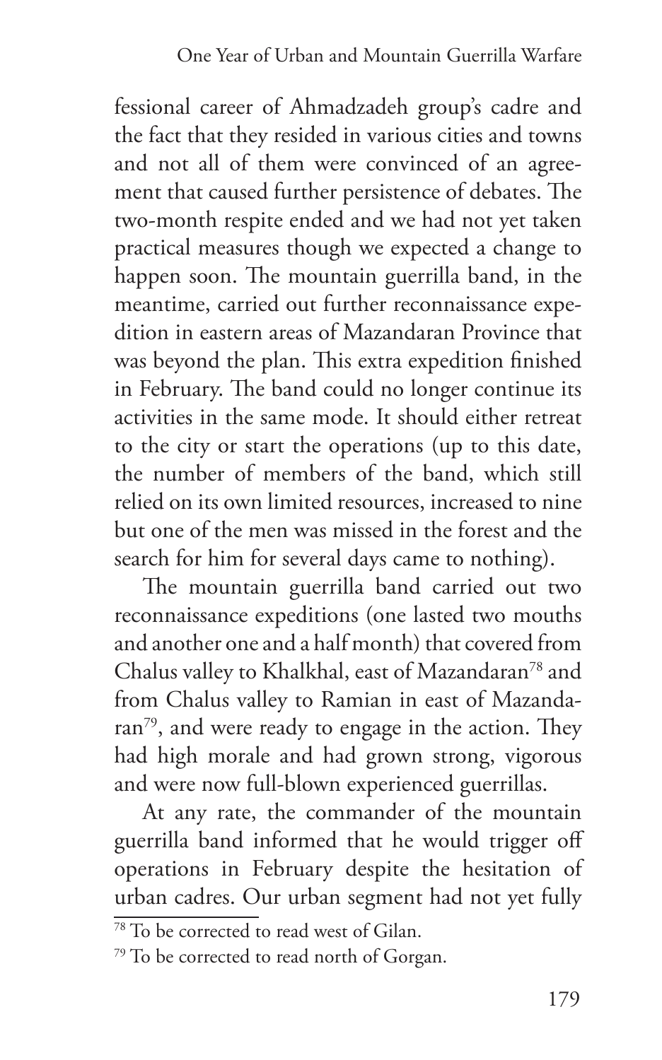fessional career of Ahmadzadeh group's cadre and the fact that they resided in various cities and towns and not all of them were convinced of an agreement that caused further persistence of debates. The two-month respite ended and we had not yet taken practical measures though we expected a change to happen soon. The mountain guerrilla band, in the meantime, carried out further reconnaissance expedition in eastern areas of Mazandaran Province that was beyond the plan. This extra expedition finished in February. The band could no longer continue its activities in the same mode. It should either retreat to the city or start the operations (up to this date, the number of members of the band, which still relied on its own limited resources, increased to nine but one of the men was missed in the forest and the search for him for several days came to nothing).

The mountain guerrilla band carried out two reconnaissance expeditions (one lasted two mouths and another one and a half month) that covered from Chalus valley to Khalkhal, east of Mazandaran[78] and from Chalus valley to Ramian in east of Mazandaran[79], and were ready to engage in the action. They had high morale and had grown strong, vigorous and were now full-blown experienced guerrillas.

At any rate, the commander of the mountain guerrilla band informed that he would trigger off operations in February despite the hesitation of urban cadres. Our urban segment had not yet fully

[78] To be corrected to read west of Gilan.

[79] To be corrected to read north of Gorgan.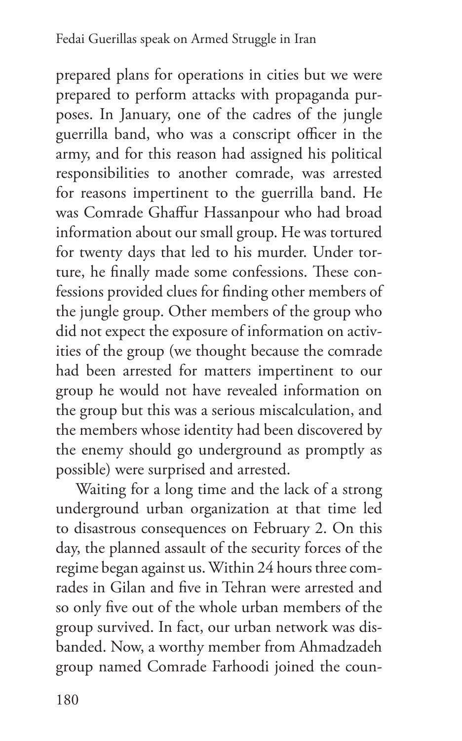prepared plans for operations in cities but we were prepared to perform attacks with propaganda purposes. In January, one of the cadres of the jungle guerrilla band, who was a conscript officer in the army, and for this reason had assigned his political responsibilities to another comrade, was arrested for reasons impertinent to the guerrilla band. He was Comrade Ghaffur Hassanpour who had broad information about our small group. He was tortured for twenty days that led to his murder. Under torture, he finally made some confessions. These confessions provided clues for finding other members of the jungle group. Other members of the group who did not expect the exposure of information on activities of the group (we thought because the comrade had been arrested for matters impertinent to our group he would not have revealed information on the group but this was a serious miscalculation, and the members whose identity had been discovered by the enemy should go underground as promptly as possible) were surprised and arrested.

Waiting for a long time and the lack of a strong underground urban organization at that time led to disastrous consequences on February 2. On this day, the planned assault of the security forces of the regime began against us. Within 24 hours three comrades in Gilan and five in Tehran were arrested and so only five out of the whole urban members of the group survived. In fact, our urban network was disbanded. Now, a worthy member from Ahmadzadeh group named Comrade Farhoodi joined the coun-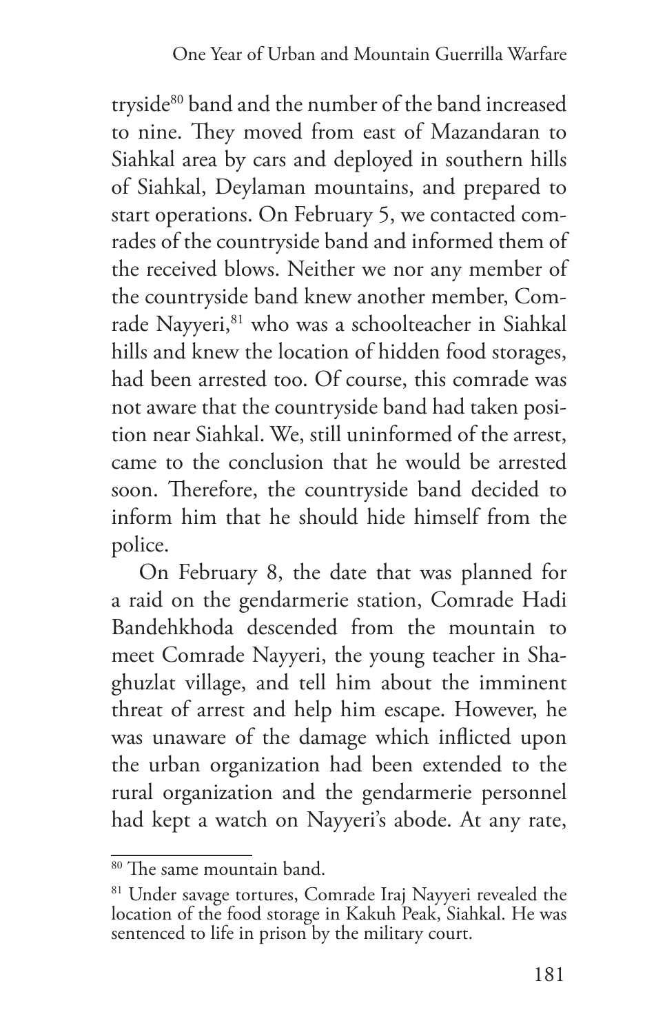tryside[80] band and the number of the band increased to nine. They moved from east of Mazandaran to Siahkal area by cars and deployed in southern hills of Siahkal, Deylaman mountains, and prepared to start operations. On February 5, we contacted comrades of the countryside band and informed them of the received blows. Neither we nor any member of the countryside band knew another member, Comrade Nayyeri,[81] who was a schoolteacher in Siahkal hills and knew the location of hidden food storages, had been arrested too. Of course, this comrade was not aware that the countryside band had taken position near Siahkal. We, still uninformed of the arrest, came to the conclusion that he would be arrested soon. Therefore, the countryside band decided to inform him that he should hide himself from the police.

On February 8, the date that was planned for a raid on the gendarmerie station, Comrade Hadi Bandehkhoda descended from the mountain to meet Comrade Nayyeri, the young teacher in Shaghuzlat village, and tell him about the imminent threat of arrest and help him escape. However, he was unaware of the damage which inflicted upon the urban organization had been extended to the rural organization and the gendarmerie personnel had kept a watch on Nayyeri's abode. At any rate,

[80] The same mountain band.

[81] Under savage tortures, Comrade Iraj Nayyeri revealed the location of the food storage in Kakuh Peak, Siahkal. He was sentenced to life in prison by the military court.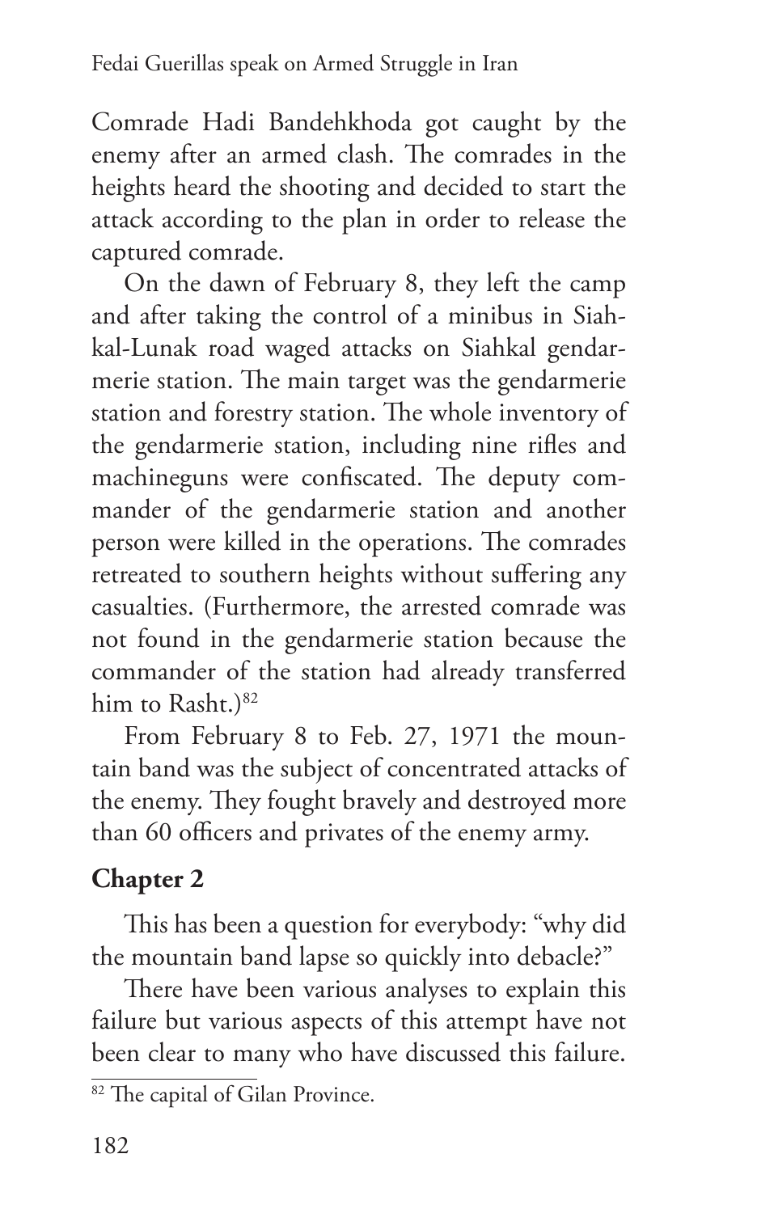Comrade Hadi Bandehkhoda got caught by the enemy after an armed clash. The comrades in the heights heard the shooting and decided to start the attack according to the plan in order to release the captured comrade.

On the dawn of February 8, they left the camp and after taking the control of a minibus in Siahkal-Lunak road waged attacks on Siahkal gendarmerie station. The main target was the gendarmerie station and forestry station. The whole inventory of the gendarmerie station, including nine rifles and machineguns were confiscated. The deputy commander of the gendarmerie station and another person were killed in the operations. The comrades retreated to southern heights without suffering any casualties. (Furthermore, the arrested comrade was not found in the gendarmerie station because the commander of the station had already transferred him to Rasht.)[82]

From February 8 to Feb. 27, 1971 the mountain band was the subject of concentrated attacks of the enemy. They fought bravely and destroyed more than 60 officers and privates of the enemy army.

## Chapter 2

This has been a question for everybody: "why did the mountain band lapse so quickly into debacle?"

There have been various analyses to explain this failure but various aspects of this attempt have not been clear to many who have discussed this failure.

[82] The capital of Gilan Province.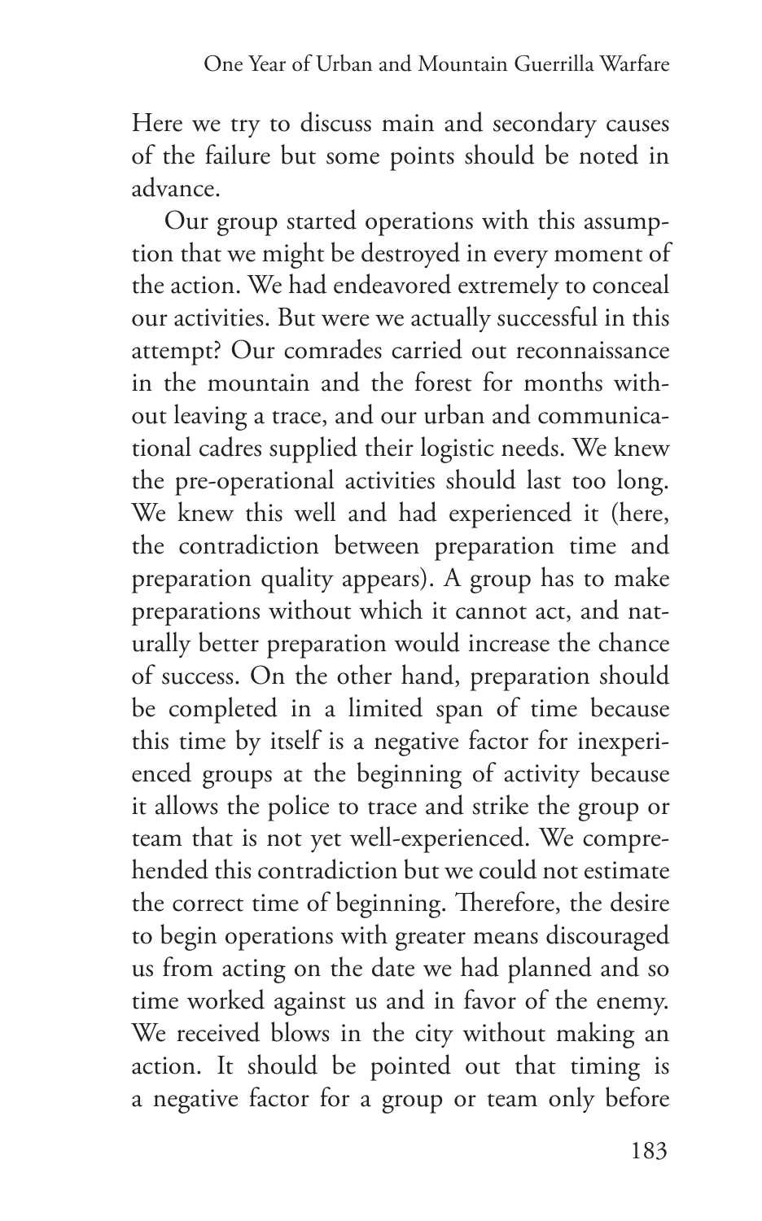Here we try to discuss main and secondary causes of the failure but some points should be noted in advance.

Our group started operations with this assumption that we might be destroyed in every moment of the action. We had endeavored extremely to conceal our activities. But were we actually successful in this attempt? Our comrades carried out reconnaissance in the mountain and the forest for months without leaving a trace, and our urban and communicational cadres supplied their logistic needs. We knew the pre-operational activities should last too long. We knew this well and had experienced it (here, the contradiction between preparation time and preparation quality appears). A group has to make preparations without which it cannot act, and naturally better preparation would increase the chance of success. On the other hand, preparation should be completed in a limited span of time because this time by itself is a negative factor for inexperienced groups at the beginning of activity because it allows the police to trace and strike the group or team that is not yet well-experienced. We comprehended this contradiction but we could not estimate the correct time of beginning. Therefore, the desire to begin operations with greater means discouraged us from acting on the date we had planned and so time worked against us and in favor of the enemy. We received blows in the city without making an action. It should be pointed out that timing is a negative factor for a group or team only before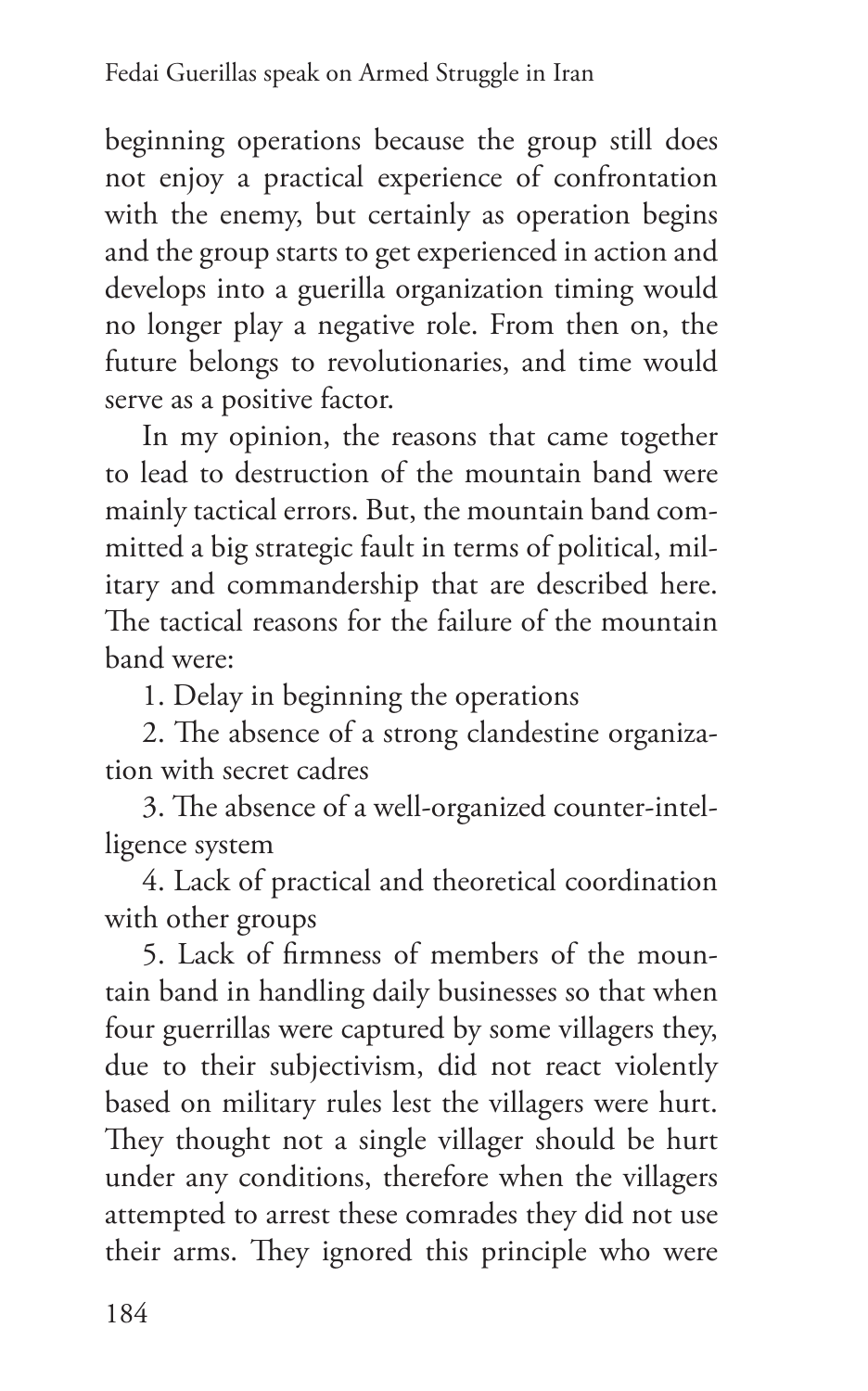beginning operations because the group still does not enjoy a practical experience of confrontation with the enemy, but certainly as operation begins and the group starts to get experienced in action and develops into a guerilla organization timing would no longer play a negative role. From then on, the future belongs to revolutionaries, and time would serve as a positive factor.

In my opinion, the reasons that came together to lead to destruction of the mountain band were mainly tactical errors. But, the mountain band committed a big strategic fault in terms of political, military and commandership that are described here. The tactical reasons for the failure of the mountain band were:

1. Delay in beginning the operations
2. The absence of a strong clandestine organization with secret cadres
3. The absence of a well-organized counter-intelligence system
4. Lack of practical and theoretical coordination with other groups
5. Lack of firmness of members of the mountain band in handling daily businesses so that when four guerrillas were captured by some villagers they, due to their subjectivism, did not react violently based on military rules lest the villagers were hurt. They thought not a single villager should be hurt under any conditions, therefore when the villagers attempted to arrest these comrades they did not use their arms. They ignored this principle who were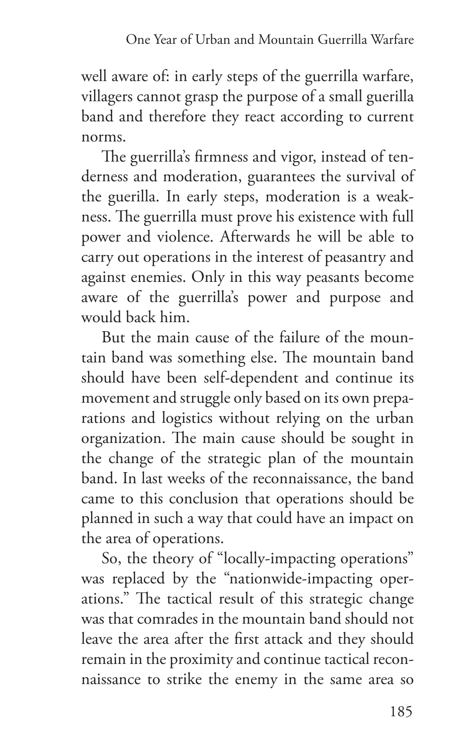well aware of: in early steps of the guerrilla warfare, villagers cannot grasp the purpose of a small guerilla band and therefore they react according to current norms.

The guerrilla's firmness and vigor, instead of tenderness and moderation, guarantees the survival of the guerilla. In early steps, moderation is a weakness. The guerrilla must prove his existence with full power and violence. Afterwards he will be able to carry out operations in the interest of peasantry and against enemies. Only in this way peasants become aware of the guerrilla's power and purpose and would back him.

But the main cause of the failure of the mountain band was something else. The mountain band should have been self-dependent and continue its movement and struggle only based on its own preparations and logistics without relying on the urban organization. The main cause should be sought in the change of the strategic plan of the mountain band. In last weeks of the reconnaissance, the band came to this conclusion that operations should be planned in such a way that could have an impact on the area of operations.

So, the theory of "locally-impacting operations" was replaced by the "nationwide-impacting operations." The tactical result of this strategic change was that comrades in the mountain band should not leave the area after the first attack and they should remain in the proximity and continue tactical reconnaissance to strike the enemy in the same area so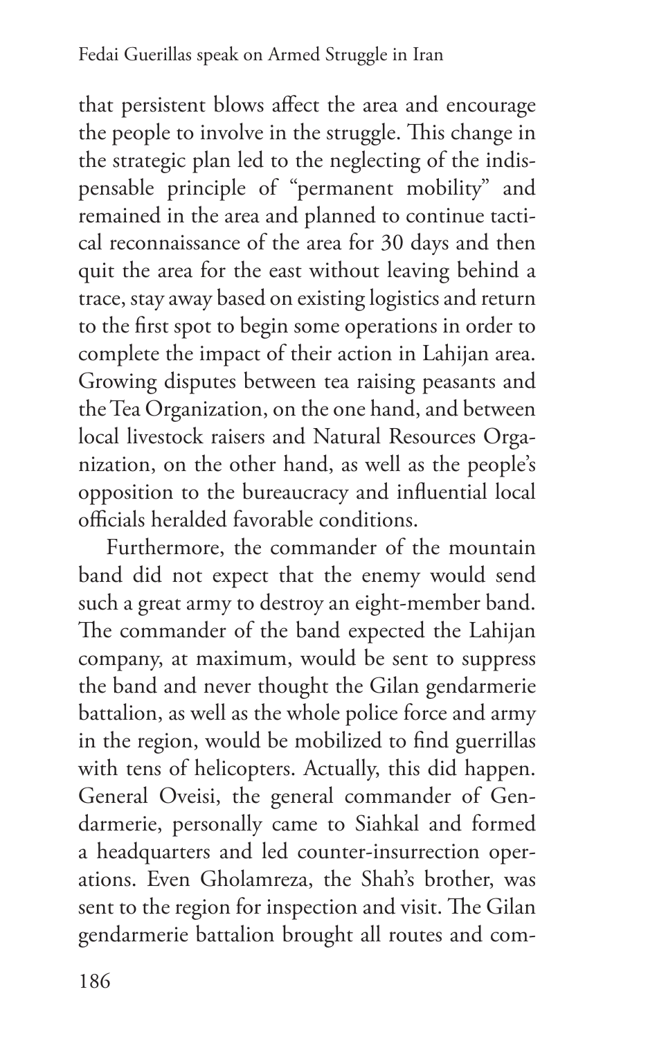that persistent blows affect the area and encourage the people to involve in the struggle. This change in the strategic plan led to the neglecting of the indispensable principle of "permanent mobility" and remained in the area and planned to continue tactical reconnaissance of the area for 30 days and then quit the area for the east without leaving behind a trace, stay away based on existing logistics and return to the first spot to begin some operations in order to complete the impact of their action in Lahijan area. Growing disputes between tea raising peasants and the Tea Organization, on the one hand, and between local livestock raisers and Natural Resources Organization, on the other hand, as well as the people's opposition to the bureaucracy and influential local officials heralded favorable conditions.

Furthermore, the commander of the mountain band did not expect that the enemy would send such a great army to destroy an eight-member band. The commander of the band expected the Lahijan company, at maximum, would be sent to suppress the band and never thought the Gilan gendarmerie battalion, as well as the whole police force and army in the region, would be mobilized to find guerrillas with tens of helicopters. Actually, this did happen. General Oveisi, the general commander of Gendarmerie, personally came to Siahkal and formed a headquarters and led counter-insurrection operations. Even Gholamreza, the Shah's brother, was sent to the region for inspection and visit. The Gilan gendarmerie battalion brought all routes and com-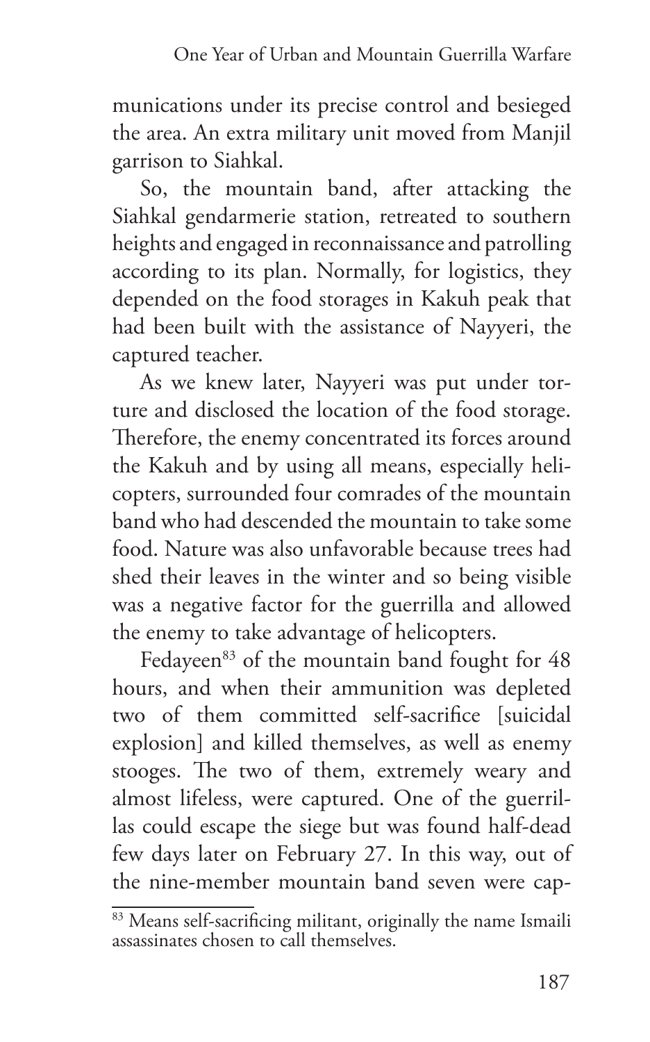munications under its precise control and besieged the area. An extra military unit moved from Manjil garrison to Siahkal.

So, the mountain band, after attacking the Siahkal gendarmerie station, retreated to southern heights and engaged in reconnaissance and patrolling according to its plan. Normally, for logistics, they depended on the food storages in Kakuh peak that had been built with the assistance of Nayyeri, the captured teacher.

As we knew later, Nayyeri was put under torture and disclosed the location of the food storage. Therefore, the enemy concentrated its forces around the Kakuh and by using all means, especially helicopters, surrounded four comrades of the mountain band who had descended the mountain to take some food. Nature was also unfavorable because trees had shed their leaves in the winter and so being visible was a negative factor for the guerrilla and allowed the enemy to take advantage of helicopters.

Fedayeen[83] of the mountain band fought for 48 hours, and when their ammunition was depleted two of them committed self-sacrifice [suicidal explosion] and killed themselves, as well as enemy stooges. The two of them, extremely weary and almost lifeless, were captured. One of the guerrillas could escape the siege but was found half-dead few days later on February 27. In this way, out of the nine-member mountain band seven were cap-

[83] Means self-sacrificing militant, originally the name Ismaili assassinates chosen to call themselves.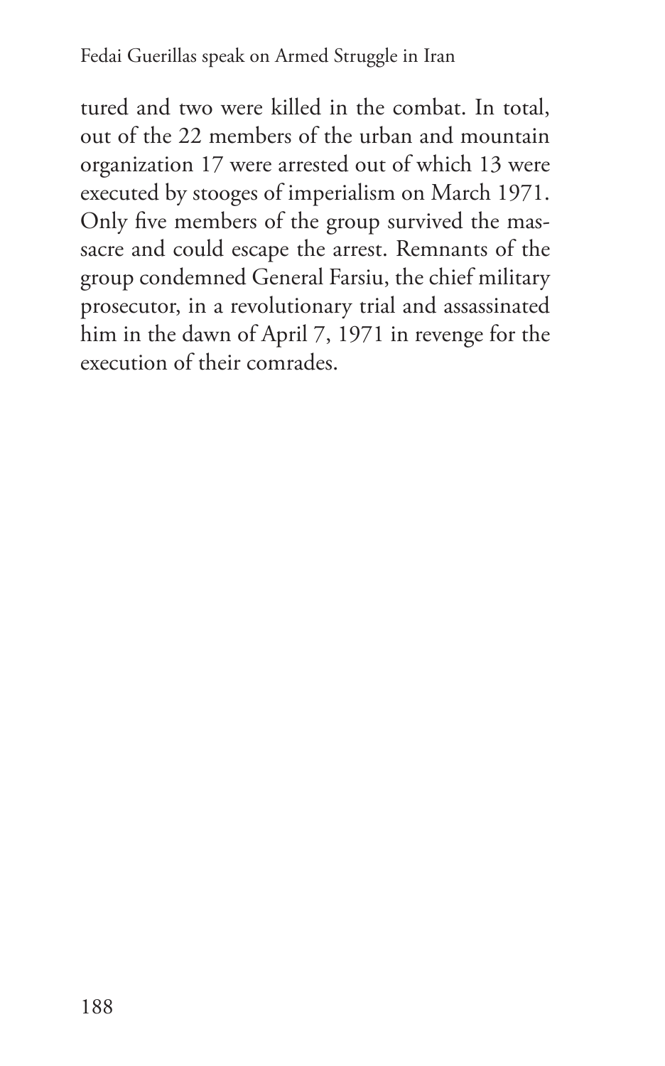tured and two were killed in the combat. In total, out of the 22 members of the urban and mountain organization 17 were arrested out of which 13 were executed by stooges of imperialism on March 1971. Only five members of the group survived the massacre and could escape the arrest. Remnants of the group condemned General Farsiu, the chief military prosecutor, in a revolutionary trial and assassinated him in the dawn of April 7, 1971 in revenge for the execution of their comrades.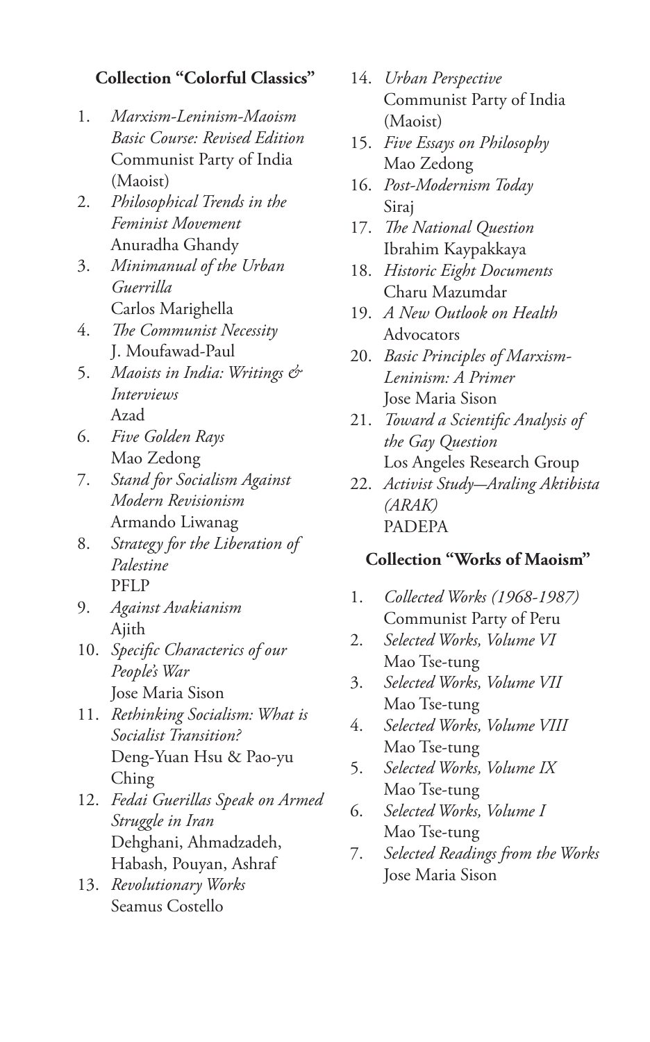### Collection "Colorful Classics"

1. *Marxism-Leninism-Maoism Basic Course: Revised Edition*
   Communist Party of India (Maoist)
2. *Philosophical Trends in the Feminist Movement*
   Anuradha Ghandy
3. *Minimanual of the Urban Guerrilla*
   Carlos Marighella
4. *The Communist Necessity*
   J. Moufawad-Paul
5. *Maoists in India: Writings & Interviews*
   Azad
6. *Five Golden Rays*
   Mao Zedong
7. *Stand for Socialism Against Modern Revisionism*
   Armando Liwanag
8. *Strategy for the Liberation of Palestine*
   PFLP
9. *Against Avakianism*
   Ajith
10. *Specific Characterics of our People's War*
    Jose Maria Sison
11. *Rethinking Socialism: What is Socialist Transition?*
    Deng-Yuan Hsu & Pao-yu Ching
12. *Fedai Guerillas Speak on Armed Struggle in Iran*
    Dehghani, Ahmadzadeh, Habash, Pouyan, Ashraf
13. *Revolutionary Works*
    Seamus Costello
14. *Urban Perspective*
    Communist Party of India (Maoist)
15. *Five Essays on Philosophy*
    Mao Zedong
16. *Post-Modernism Today*
    Siraj
17. *The National Question*
    Ibrahim Kaypakkaya
18. *Historic Eight Documents*
    Charu Mazumdar
19. *A New Outlook on Health*
    Advocators
20. *Basic Principles of Marxism-Leninism: A Primer*
    Jose Maria Sison
21. *Toward a Scientific Analysis of the Gay Question*
    Los Angeles Research Group
22. *Activist Study—Araling Aktibista (ARAK)*
    PADEPA

### Collection "Works of Maoism"

1. *Collected Works (1968-1987)*
   Communist Party of Peru
2. *Selected Works, Volume VI*
   Mao Tse-tung
3. *Selected Works, Volume VII*
   Mao Tse-tung
4. *Selected Works, Volume VIII*
   Mao Tse-tung
5. *Selected Works, Volume IX*
   Mao Tse-tung
6. *Selected Works, Volume I*
   Mao Tse-tung
7. *Selected Readings from the Works*
   Jose Maria Sison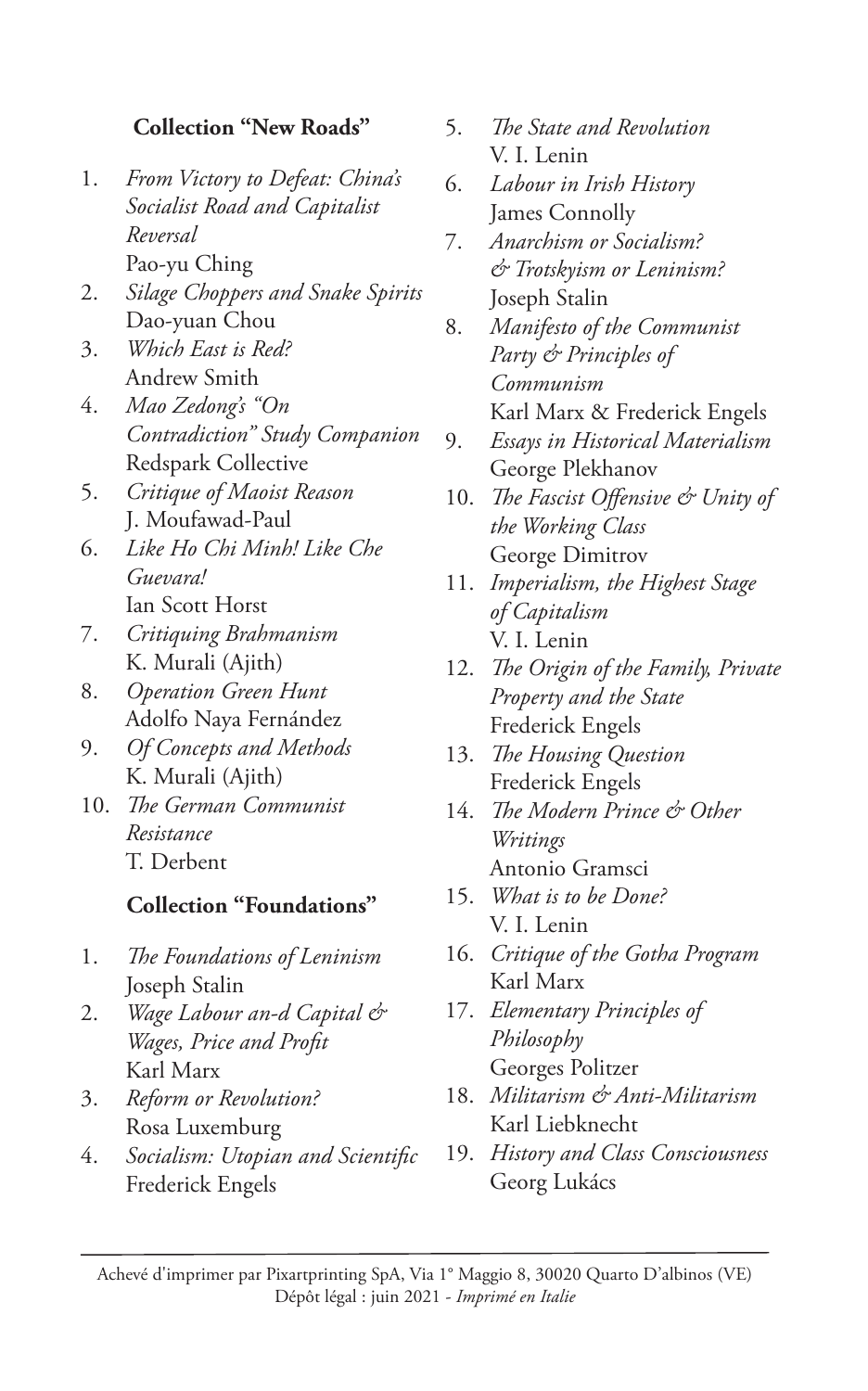### Collection "New Roads"

1. *From Victory to Defeat: China's Socialist Road and Capitalist Reversal*
   Pao-yu Ching
2. *Silage Choppers and Snake Spirits*
   Dao-yuan Chou
3. *Which East is Red?*
   Andrew Smith
4. *Mao Zedong's "On Contradiction" Study Companion*
   Redspark Collective
5. *Critique of Maoist Reason*
   J. Moufawad-Paul
6. *Like Ho Chi Minh! Like Che Guevara!*
   Ian Scott Horst
7. *Critiquing Brahmanism*
   K. Murali (Ajith)
8. *Operation Green Hunt*
   Adolfo Naya Fernández
9. *Of Concepts and Methods*
   K. Murali (Ajith)
10. *The German Communist Resistance*
    T. Derbent

### Collection "Foundations"

1. *The Foundations of Leninism*
   Joseph Stalin
2. *Wage Labour an-d Capital & Wages, Price and Profit*
   Karl Marx
3. *Reform or Revolution?*
   Rosa Luxemburg
4. *Socialism: Utopian and Scientific*
   Frederick Engels
5. *The State and Revolution*
   V. I. Lenin
6. *Labour in Irish History*
   James Connolly
7. *Anarchism or Socialism? & Trotskyism or Leninism?*
   Joseph Stalin
8. *Manifesto of the Communist Party & Principles of Communism*
   Karl Marx & Frederick Engels
9. *Essays in Historical Materialism*
   George Plekhanov
10. *The Fascist Offensive & Unity of the Working Class*
    George Dimitrov
11. *Imperialism, the Highest Stage of Capitalism*
    V. I. Lenin
12. *The Origin of the Family, Private Property and the State*
    Frederick Engels
13. *The Housing Question*
    Frederick Engels
14. *The Modern Prince & Other Writings*
    Antonio Gramsci
15. *What is to be Done?*
    V. I. Lenin
16. *Critique of the Gotha Program*
    Karl Marx
17. *Elementary Principles of Philosophy*
    Georges Politzer
18. *Militarism & Anti-Militarism*
    Karl Liebknecht
19. *History and Class Consciousness*
    Georg Lukács

---

Achevé d'imprimer par Pixartprinting SpA, Via 1° Maggio 8, 30020 Quarto D'albinos (VE)
Dépôt légal : juin 2021 - *Imprimé en Italie*